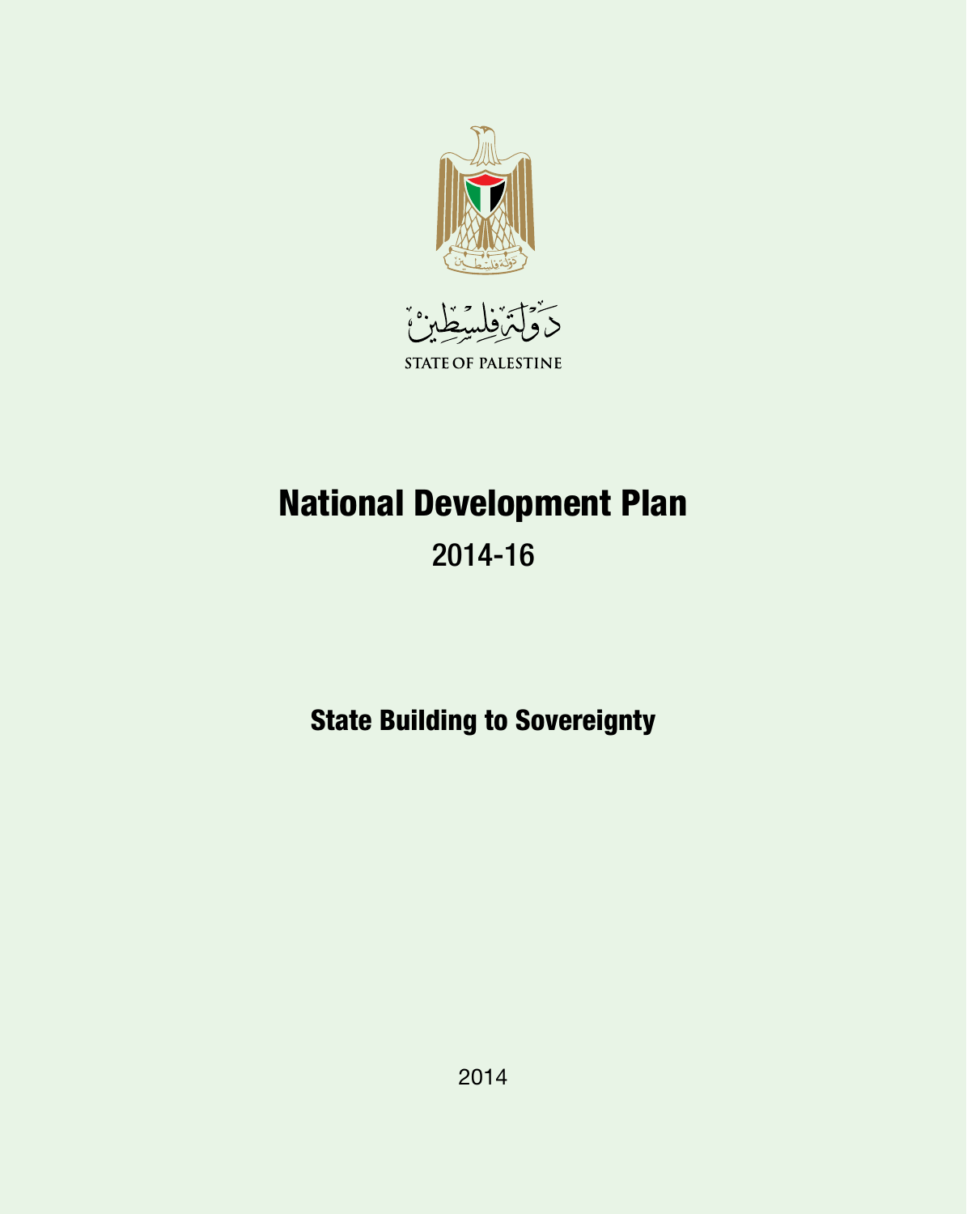دَوْلَةُ فِلِسْطِين

STATE OF PALESTINE

# National Development Plan

## 2014-16

## State Building to Sovereignty

2014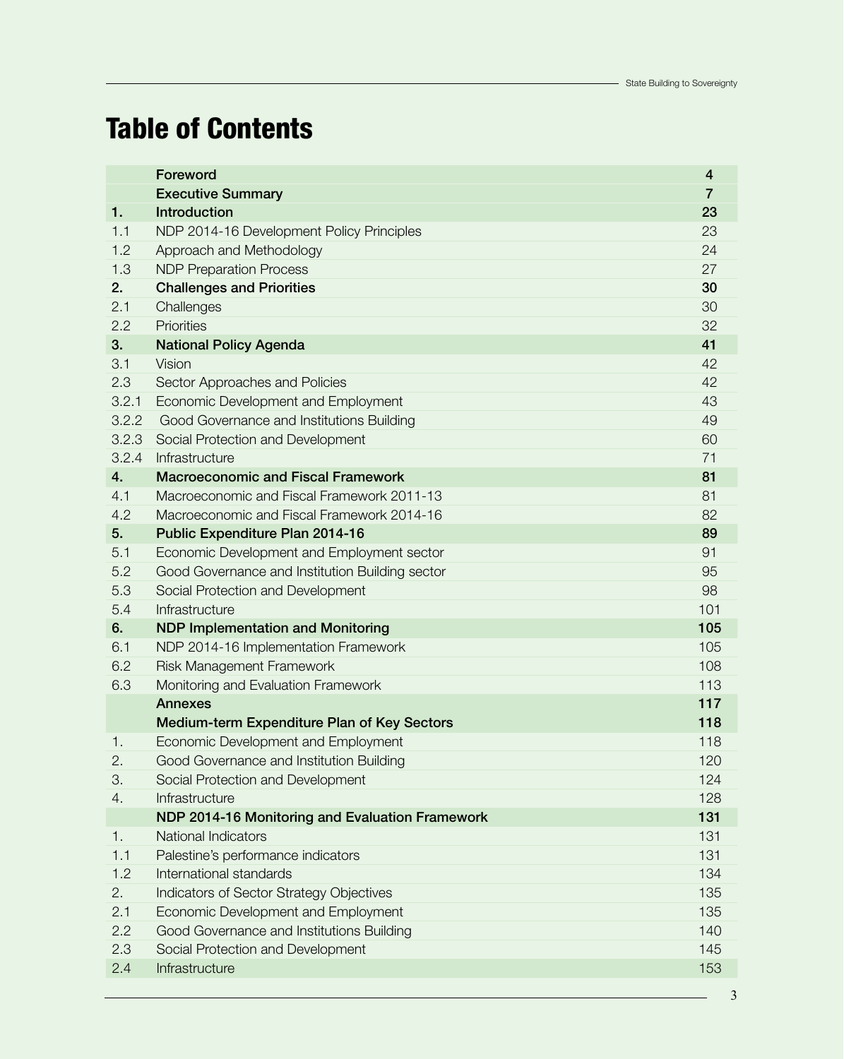# Table of Contents

| | | |
|---|---|---|
| | **Foreword** | **4** |
| | **Executive Summary** | **7** |
| **1.** | **Introduction** | **23** |
| 1.1 | NDP 2014-16 Development Policy Principles | 23 |
| 1.2 | Approach and Methodology | 24 |
| 1.3 | NDP Preparation Process | 27 |
| **2.** | **Challenges and Priorities** | **30** |
| 2.1 | Challenges | 30 |
| 2.2 | Priorities | 32 |
| **3.** | **National Policy Agenda** | **41** |
| 3.1 | Vision | 42 |
| 2.3 | Sector Approaches and Policies | 42 |
| 3.2.1 | Economic Development and Employment | 43 |
| 3.2.2 | Good Governance and Institutions Building | 49 |
| 3.2.3 | Social Protection and Development | 60 |
| 3.2.4 | Infrastructure | 71 |
| **4.** | **Macroeconomic and Fiscal Framework** | **81** |
| 4.1 | Macroeconomic and Fiscal Framework 2011-13 | 81 |
| 4.2 | Macroeconomic and Fiscal Framework 2014-16 | 82 |
| **5.** | **Public Expenditure Plan 2014-16** | **89** |
| 5.1 | Economic Development and Employment sector | 91 |
| 5.2 | Good Governance and Institution Building sector | 95 |
| 5.3 | Social Protection and Development | 98 |
| 5.4 | Infrastructure | 101 |
| **6.** | **NDP Implementation and Monitoring** | **105** |
| 6.1 | NDP 2014-16 Implementation Framework | 105 |
| 6.2 | Risk Management Framework | 108 |
| 6.3 | Monitoring and Evaluation Framework | 113 |
| | **Annexes** | **117** |
| | **Medium-term Expenditure Plan of Key Sectors** | **118** |
| 1. | Economic Development and Employment | 118 |
| 2. | Good Governance and Institution Building | 120 |
| 3. | Social Protection and Development | 124 |
| 4. | Infrastructure | 128 |
| | **NDP 2014-16 Monitoring and Evaluation Framework** | **131** |
| 1. | National Indicators | 131 |
| 1.1 | Palestine's performance indicators | 131 |
| 1.2 | International standards | 134 |
| 2. | Indicators of Sector Strategy Objectives | 135 |
| 2.1 | Economic Development and Employment | 135 |
| 2.2 | Good Governance and Institutions Building | 140 |
| 2.3 | Social Protection and Development | 145 |
| 2.4 | Infrastructure | 153 |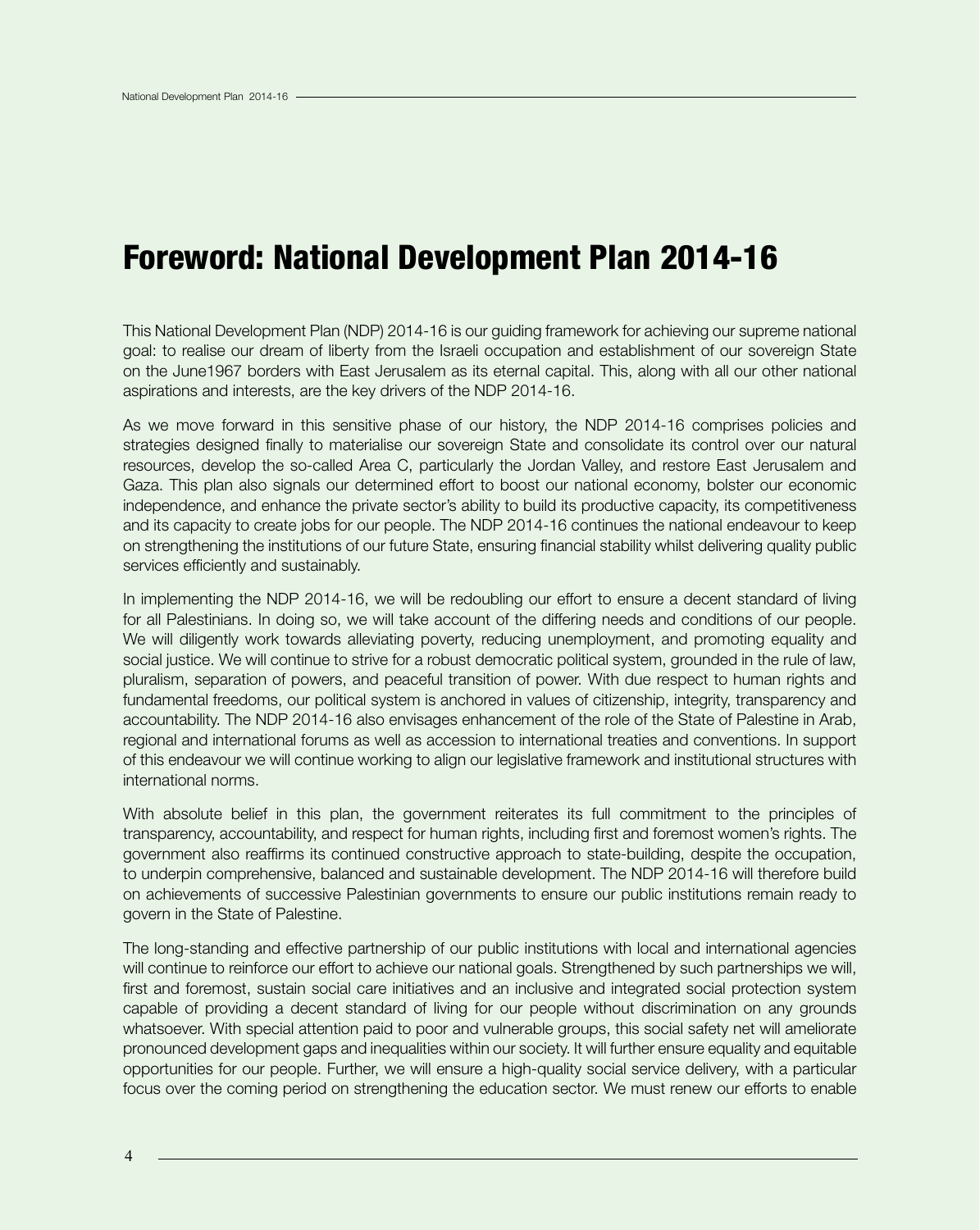# Foreword: National Development Plan 2014-16

This National Development Plan (NDP) 2014-16 is our guiding framework for achieving our supreme national goal: to realise our dream of liberty from the Israeli occupation and establishment of our sovereign State on the June1967 borders with East Jerusalem as its eternal capital. This, along with all our other national aspirations and interests, are the key drivers of the NDP 2014-16.

As we move forward in this sensitive phase of our history, the NDP 2014-16 comprises policies and strategies designed finally to materialise our sovereign State and consolidate its control over our natural resources, develop the so-called Area C, particularly the Jordan Valley, and restore East Jerusalem and Gaza. This plan also signals our determined effort to boost our national economy, bolster our economic independence, and enhance the private sector's ability to build its productive capacity, its competitiveness and its capacity to create jobs for our people. The NDP 2014-16 continues the national endeavour to keep on strengthening the institutions of our future State, ensuring financial stability whilst delivering quality public services efficiently and sustainably.

In implementing the NDP 2014-16, we will be redoubling our effort to ensure a decent standard of living for all Palestinians. In doing so, we will take account of the differing needs and conditions of our people. We will diligently work towards alleviating poverty, reducing unemployment, and promoting equality and social justice. We will continue to strive for a robust democratic political system, grounded in the rule of law, pluralism, separation of powers, and peaceful transition of power. With due respect to human rights and fundamental freedoms, our political system is anchored in values of citizenship, integrity, transparency and accountability. The NDP 2014-16 also envisages enhancement of the role of the State of Palestine in Arab, regional and international forums as well as accession to international treaties and conventions. In support of this endeavour we will continue working to align our legislative framework and institutional structures with international norms.

With absolute belief in this plan, the government reiterates its full commitment to the principles of transparency, accountability, and respect for human rights, including first and foremost women's rights. The government also reaffirms its continued constructive approach to state-building, despite the occupation, to underpin comprehensive, balanced and sustainable development. The NDP 2014-16 will therefore build on achievements of successive Palestinian governments to ensure our public institutions remain ready to govern in the State of Palestine.

The long-standing and effective partnership of our public institutions with local and international agencies will continue to reinforce our effort to achieve our national goals. Strengthened by such partnerships we will, first and foremost, sustain social care initiatives and an inclusive and integrated social protection system capable of providing a decent standard of living for our people without discrimination on any grounds whatsoever. With special attention paid to poor and vulnerable groups, this social safety net will ameliorate pronounced development gaps and inequalities within our society. It will further ensure equality and equitable opportunities for our people. Further, we will ensure a high-quality social service delivery, with a particular focus over the coming period on strengthening the education sector. We must renew our efforts to enable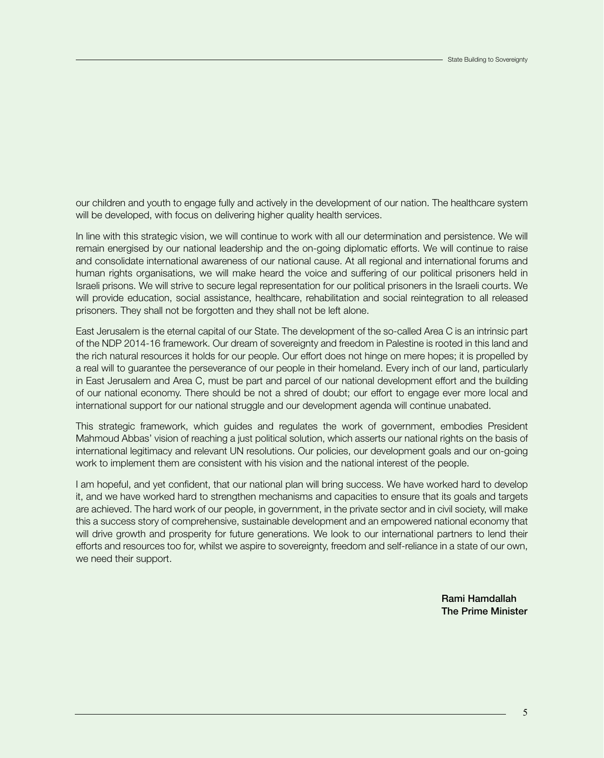our children and youth to engage fully and actively in the development of our nation. The healthcare system will be developed, with focus on delivering higher quality health services.

In line with this strategic vision, we will continue to work with all our determination and persistence. We will remain energised by our national leadership and the on-going diplomatic efforts. We will continue to raise and consolidate international awareness of our national cause. At all regional and international forums and human rights organisations, we will make heard the voice and suffering of our political prisoners held in Israeli prisons. We will strive to secure legal representation for our political prisoners in the Israeli courts. We will provide education, social assistance, healthcare, rehabilitation and social reintegration to all released prisoners. They shall not be forgotten and they shall not be left alone.

East Jerusalem is the eternal capital of our State. The development of the so-called Area C is an intrinsic part of the NDP 2014-16 framework. Our dream of sovereignty and freedom in Palestine is rooted in this land and the rich natural resources it holds for our people. Our effort does not hinge on mere hopes; it is propelled by a real will to guarantee the perseverance of our people in their homeland. Every inch of our land, particularly in East Jerusalem and Area C, must be part and parcel of our national development effort and the building of our national economy. There should be not a shred of doubt; our effort to engage ever more local and international support for our national struggle and our development agenda will continue unabated.

This strategic framework, which guides and regulates the work of government, embodies President Mahmoud Abbas' vision of reaching a just political solution, which asserts our national rights on the basis of international legitimacy and relevant UN resolutions. Our policies, our development goals and our on-going work to implement them are consistent with his vision and the national interest of the people.

I am hopeful, and yet confident, that our national plan will bring success. We have worked hard to develop it, and we have worked hard to strengthen mechanisms and capacities to ensure that its goals and targets are achieved. The hard work of our people, in government, in the private sector and in civil society, will make this a success story of comprehensive, sustainable development and an empowered national economy that will drive growth and prosperity for future generations. We look to our international partners to lend their efforts and resources too for, whilst we aspire to sovereignty, freedom and self-reliance in a state of our own, we need their support.

**Rami Hamdallah**
**The Prime Minister**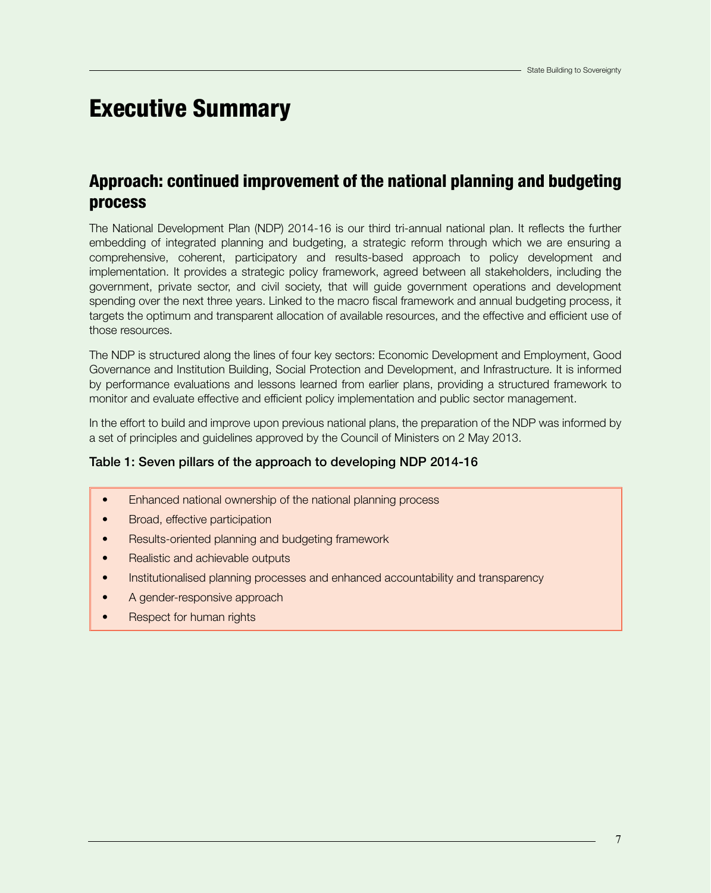# Executive Summary

## Approach: continued improvement of the national planning and budgeting process

The National Development Plan (NDP) 2014-16 is our third tri-annual national plan. It reflects the further embedding of integrated planning and budgeting, a strategic reform through which we are ensuring a comprehensive, coherent, participatory and results-based approach to policy development and implementation. It provides a strategic policy framework, agreed between all stakeholders, including the government, private sector, and civil society, that will guide government operations and development spending over the next three years. Linked to the macro fiscal framework and annual budgeting process, it targets the optimum and transparent allocation of available resources, and the effective and efficient use of those resources.

The NDP is structured along the lines of four key sectors: Economic Development and Employment, Good Governance and Institution Building, Social Protection and Development, and Infrastructure. It is informed by performance evaluations and lessons learned from earlier plans, providing a structured framework to monitor and evaluate effective and efficient policy implementation and public sector management.

In the effort to build and improve upon previous national plans, the preparation of the NDP was informed by a set of principles and guidelines approved by the Council of Ministers on 2 May 2013.

### Table 1: Seven pillars of the approach to developing NDP 2014-16

- Enhanced national ownership of the national planning process
- Broad, effective participation
- Results-oriented planning and budgeting framework
- Realistic and achievable outputs
- Institutionalised planning processes and enhanced accountability and transparency
- A gender-responsive approach
- Respect for human rights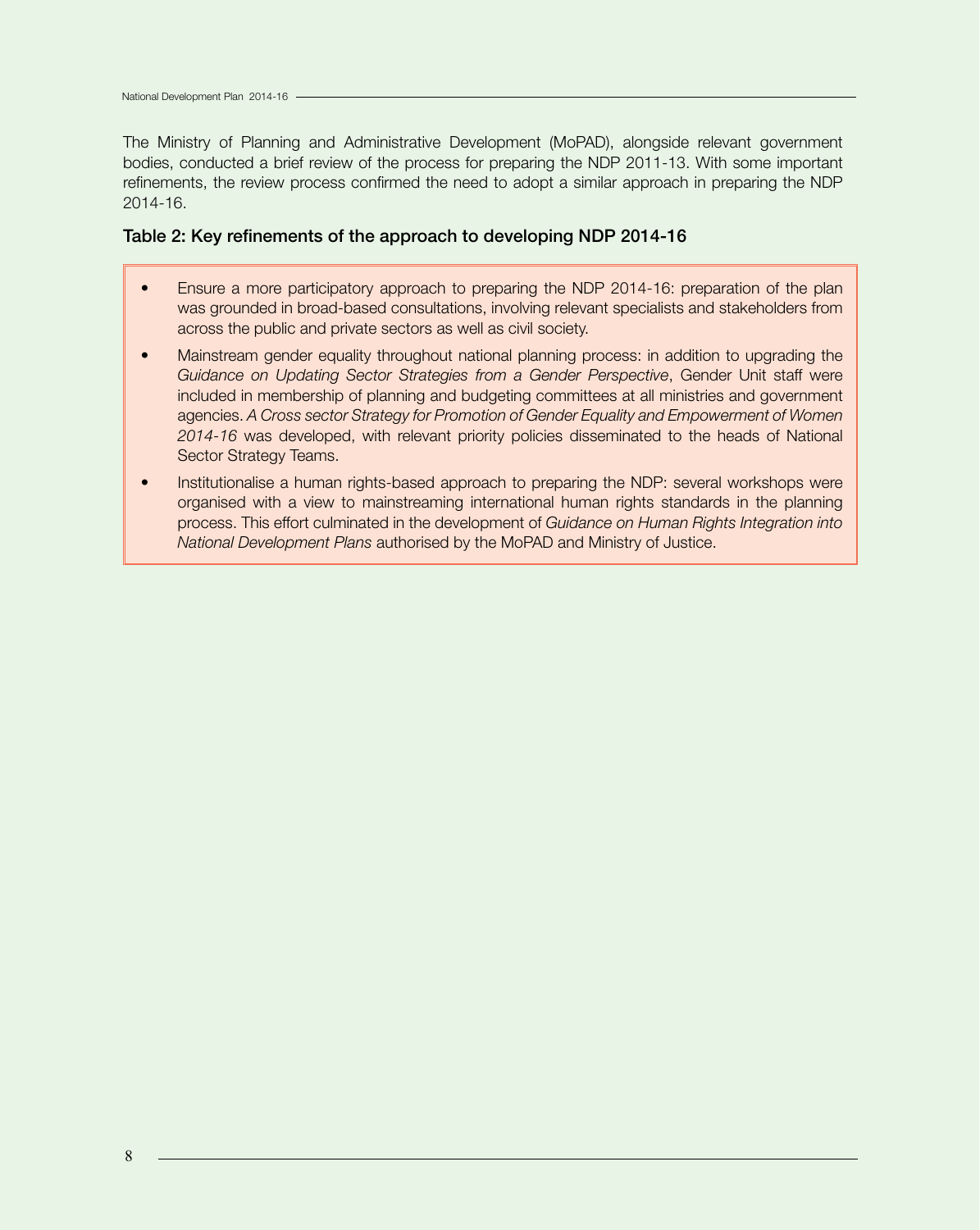The Ministry of Planning and Administrative Development (MoPAD), alongside relevant government bodies, conducted a brief review of the process for preparing the NDP 2011-13. With some important refinements, the review process confirmed the need to adopt a similar approach in preparing the NDP 2014-16.

### Table 2: Key refinements of the approach to developing NDP 2014-16

- Ensure a more participatory approach to preparing the NDP 2014-16: preparation of the plan was grounded in broad-based consultations, involving relevant specialists and stakeholders from across the public and private sectors as well as civil society.
- Mainstream gender equality throughout national planning process: in addition to upgrading the *Guidance on Updating Sector Strategies from a Gender Perspective*, Gender Unit staff were included in membership of planning and budgeting committees at all ministries and government agencies. *A Cross sector Strategy for Promotion of Gender Equality and Empowerment of Women 2014-16* was developed, with relevant priority policies disseminated to the heads of National Sector Strategy Teams.
- Institutionalise a human rights-based approach to preparing the NDP: several workshops were organised with a view to mainstreaming international human rights standards in the planning process. This effort culminated in the development of *Guidance on Human Rights Integration into National Development Plans* authorised by the MoPAD and Ministry of Justice.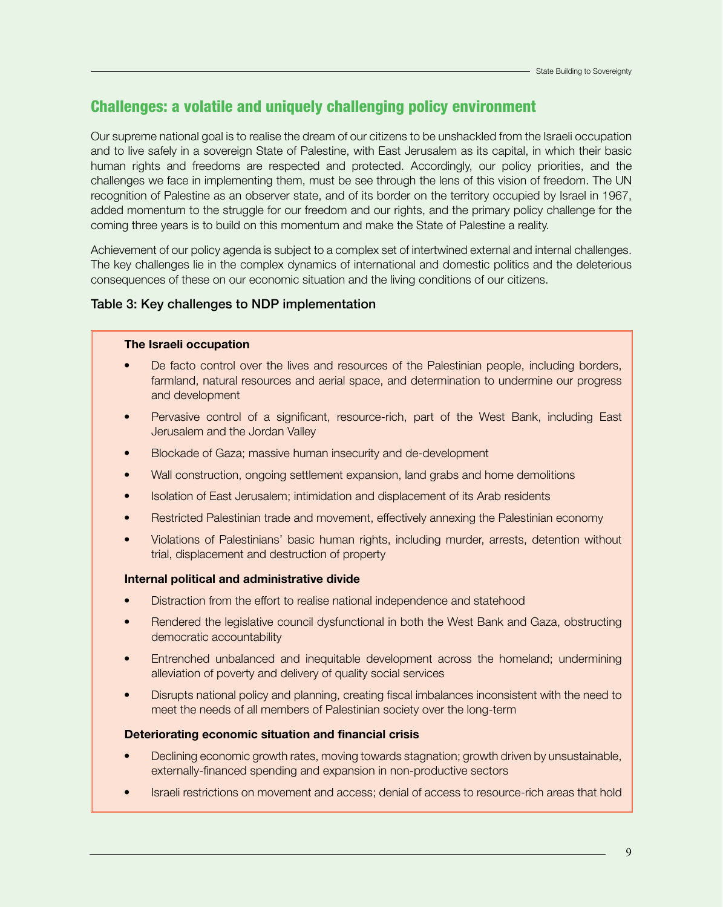## Challenges: a volatile and uniquely challenging policy environment

Our supreme national goal is to realise the dream of our citizens to be unshackled from the Israeli occupation and to live safely in a sovereign State of Palestine, with East Jerusalem as its capital, in which their basic human rights and freedoms are respected and protected. Accordingly, our policy priorities, and the challenges we face in implementing them, must be see through the lens of this vision of freedom. The UN recognition of Palestine as an observer state, and of its border on the territory occupied by Israel in 1967, added momentum to the struggle for our freedom and our rights, and the primary policy challenge for the coming three years is to build on this momentum and make the State of Palestine a reality.

Achievement of our policy agenda is subject to a complex set of intertwined external and internal challenges. The key challenges lie in the complex dynamics of international and domestic politics and the deleterious consequences of these on our economic situation and the living conditions of our citizens.

### Table 3: Key challenges to NDP implementation

**The Israeli occupation**

- De facto control over the lives and resources of the Palestinian people, including borders, farmland, natural resources and aerial space, and determination to undermine our progress and development
- Pervasive control of a significant, resource-rich, part of the West Bank, including East Jerusalem and the Jordan Valley
- Blockade of Gaza; massive human insecurity and de-development
- Wall construction, ongoing settlement expansion, land grabs and home demolitions
- Isolation of East Jerusalem; intimidation and displacement of its Arab residents
- Restricted Palestinian trade and movement, effectively annexing the Palestinian economy
- Violations of Palestinians' basic human rights, including murder, arrests, detention without trial, displacement and destruction of property

**Internal political and administrative divide**

- Distraction from the effort to realise national independence and statehood
- Rendered the legislative council dysfunctional in both the West Bank and Gaza, obstructing democratic accountability
- Entrenched unbalanced and inequitable development across the homeland; undermining alleviation of poverty and delivery of quality social services
- Disrupts national policy and planning, creating fiscal imbalances inconsistent with the need to meet the needs of all members of Palestinian society over the long-term

**Deteriorating economic situation and financial crisis**

- Declining economic growth rates, moving towards stagnation; growth driven by unsustainable, externally-financed spending and expansion in non-productive sectors
- Israeli restrictions on movement and access; denial of access to resource-rich areas that hold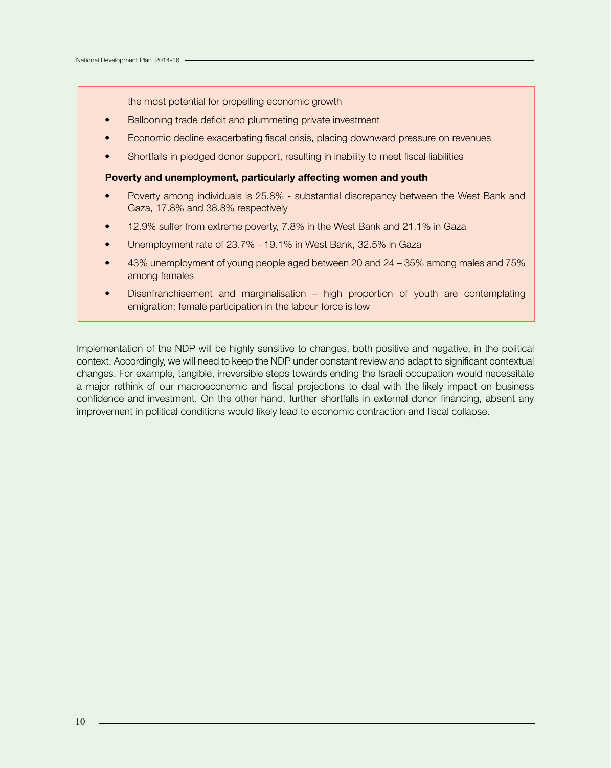the most potential for propelling economic growth

- Ballooning trade deficit and plummeting private investment
- Economic decline exacerbating fiscal crisis, placing downward pressure on revenues
- Shortfalls in pledged donor support, resulting in inability to meet fiscal liabilities

**Poverty and unemployment, particularly affecting women and youth**

- Poverty among individuals is 25.8% - substantial discrepancy between the West Bank and Gaza, 17.8% and 38.8% respectively
- 12.9% suffer from extreme poverty, 7.8% in the West Bank and 21.1% in Gaza
- Unemployment rate of 23.7% - 19.1% in West Bank, 32.5% in Gaza
- 43% unemployment of young people aged between 20 and 24 – 35% among males and 75% among females
- Disenfranchisement and marginalisation – high proportion of youth are contemplating emigration; female participation in the labour force is low

Implementation of the NDP will be highly sensitive to changes, both positive and negative, in the political context. Accordingly, we will need to keep the NDP under constant review and adapt to significant contextual changes. For example, tangible, irreversible steps towards ending the Israeli occupation would necessitate a major rethink of our macroeconomic and fiscal projections to deal with the likely impact on business confidence and investment. On the other hand, further shortfalls in external donor financing, absent any improvement in political conditions would likely lead to economic contraction and fiscal collapse.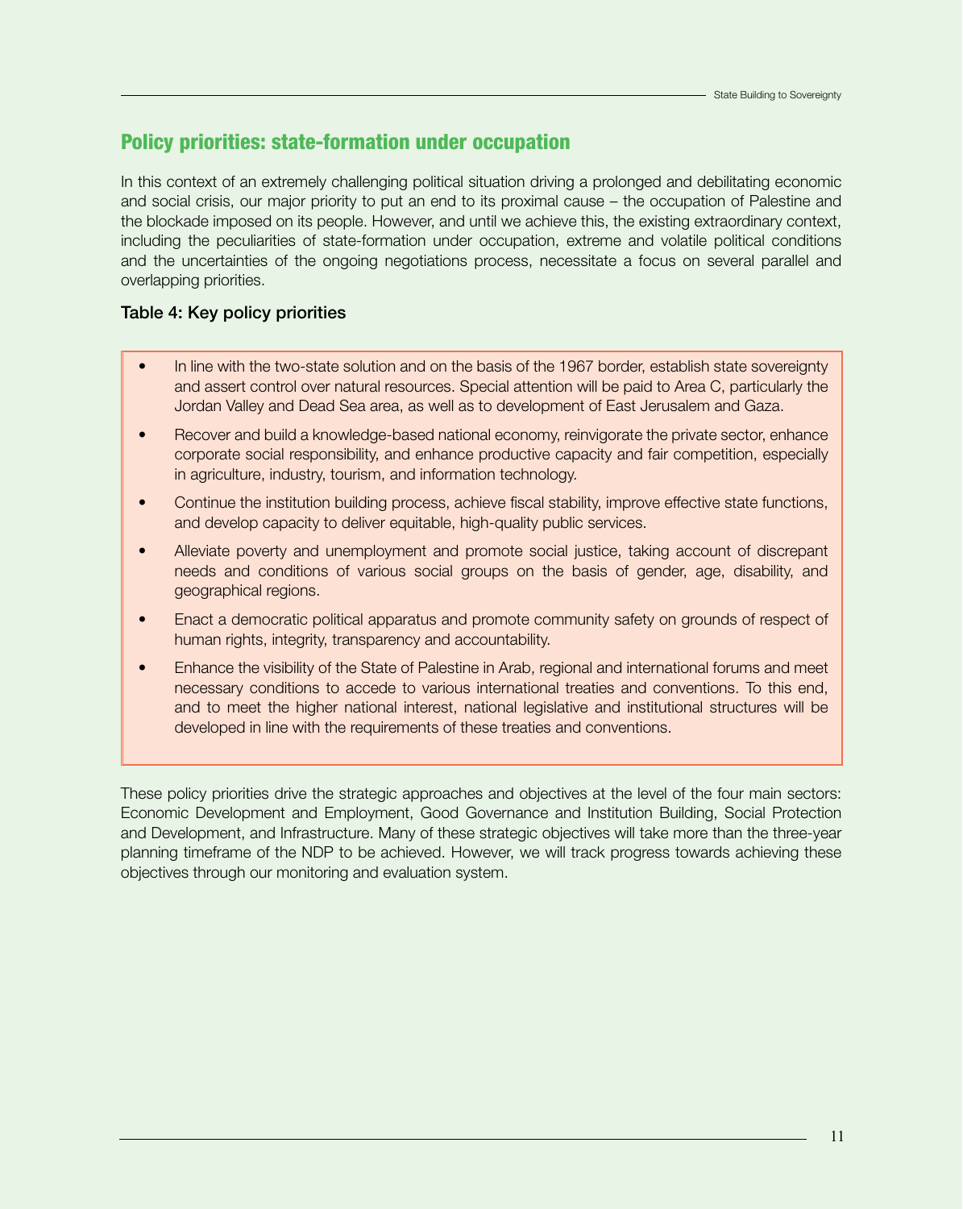## Policy priorities: state-formation under occupation

In this context of an extremely challenging political situation driving a prolonged and debilitating economic and social crisis, our major priority to put an end to its proximal cause – the occupation of Palestine and the blockade imposed on its people. However, and until we achieve this, the existing extraordinary context, including the peculiarities of state-formation under occupation, extreme and volatile political conditions and the uncertainties of the ongoing negotiations process, necessitate a focus on several parallel and overlapping priorities.

### Table 4: Key policy priorities

- In line with the two-state solution and on the basis of the 1967 border, establish state sovereignty and assert control over natural resources. Special attention will be paid to Area C, particularly the Jordan Valley and Dead Sea area, as well as to development of East Jerusalem and Gaza.
- Recover and build a knowledge-based national economy, reinvigorate the private sector, enhance corporate social responsibility, and enhance productive capacity and fair competition, especially in agriculture, industry, tourism, and information technology.
- Continue the institution building process, achieve fiscal stability, improve effective state functions, and develop capacity to deliver equitable, high-quality public services.
- Alleviate poverty and unemployment and promote social justice, taking account of discrepant needs and conditions of various social groups on the basis of gender, age, disability, and geographical regions.
- Enact a democratic political apparatus and promote community safety on grounds of respect of human rights, integrity, transparency and accountability.
- Enhance the visibility of the State of Palestine in Arab, regional and international forums and meet necessary conditions to accede to various international treaties and conventions. To this end, and to meet the higher national interest, national legislative and institutional structures will be developed in line with the requirements of these treaties and conventions.

These policy priorities drive the strategic approaches and objectives at the level of the four main sectors: Economic Development and Employment, Good Governance and Institution Building, Social Protection and Development, and Infrastructure. Many of these strategic objectives will take more than the three-year planning timeframe of the NDP to be achieved. However, we will track progress towards achieving these objectives through our monitoring and evaluation system.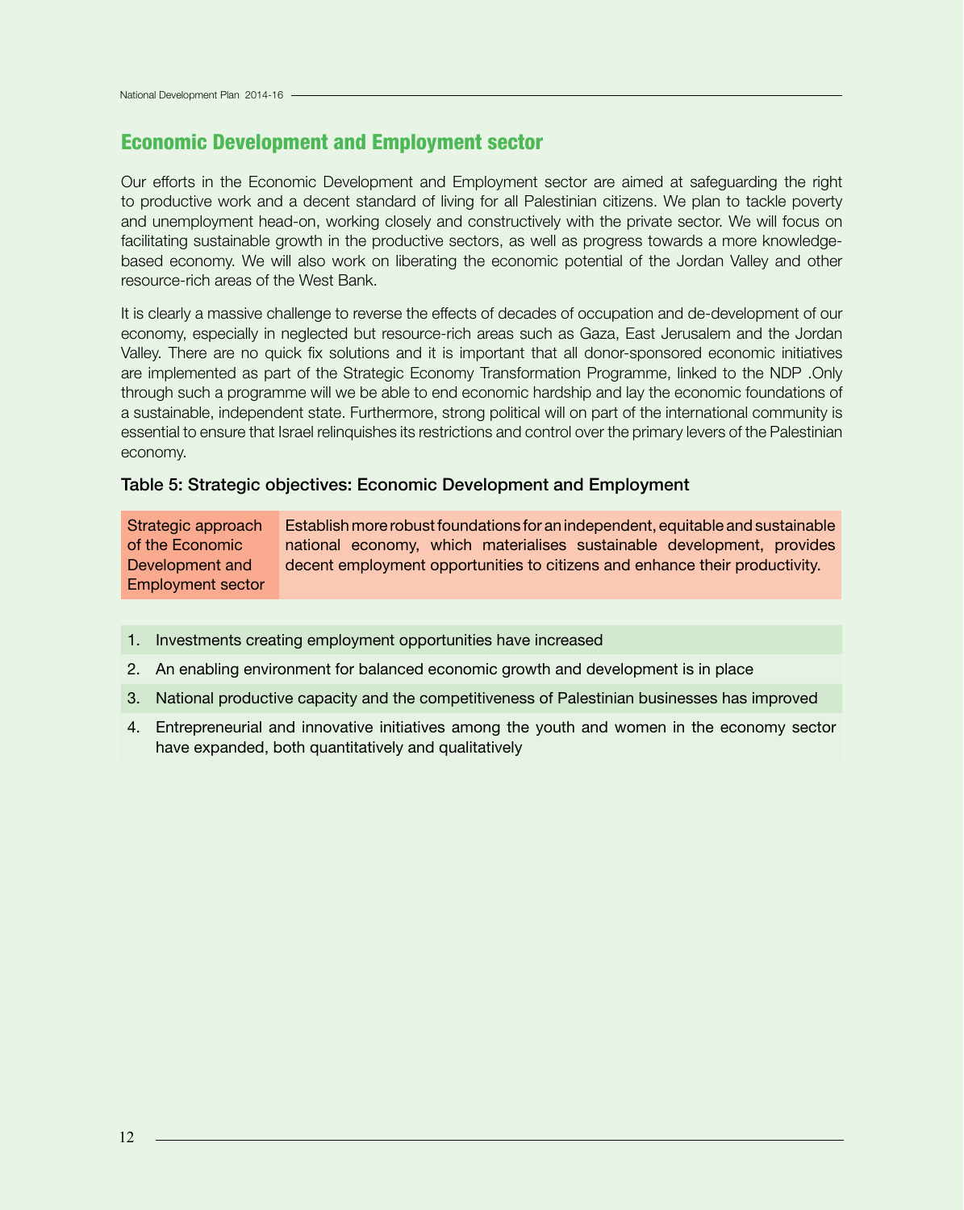## Economic Development and Employment sector

Our efforts in the Economic Development and Employment sector are aimed at safeguarding the right to productive work and a decent standard of living for all Palestinian citizens. We plan to tackle poverty and unemployment head-on, working closely and constructively with the private sector. We will focus on facilitating sustainable growth in the productive sectors, as well as progress towards a more knowledge-based economy. We will also work on liberating the economic potential of the Jordan Valley and other resource-rich areas of the West Bank.

It is clearly a massive challenge to reverse the effects of decades of occupation and de-development of our economy, especially in neglected but resource-rich areas such as Gaza, East Jerusalem and the Jordan Valley. There are no quick fix solutions and it is important that all donor-sponsored economic initiatives are implemented as part of the Strategic Economy Transformation Programme, linked to the NDP .Only through such a programme will we be able to end economic hardship and lay the economic foundations of a sustainable, independent state. Furthermore, strong political will on part of the international community is essential to ensure that Israel relinquishes its restrictions and control over the primary levers of the Palestinian economy.

### Table 5: Strategic objectives: Economic Development and Employment

| Strategic approach of the Economic Development and Employment sector | Establish more robust foundations for an independent, equitable and sustainable national economy, which materialises sustainable development, provides decent employment opportunities to citizens and enhance their productivity. |
|---|---|

1. Investments creating employment opportunities have increased
2. An enabling environment for balanced economic growth and development is in place
3. National productive capacity and the competitiveness of Palestinian businesses has improved
4. Entrepreneurial and innovative initiatives among the youth and women in the economy sector have expanded, both quantitatively and qualitatively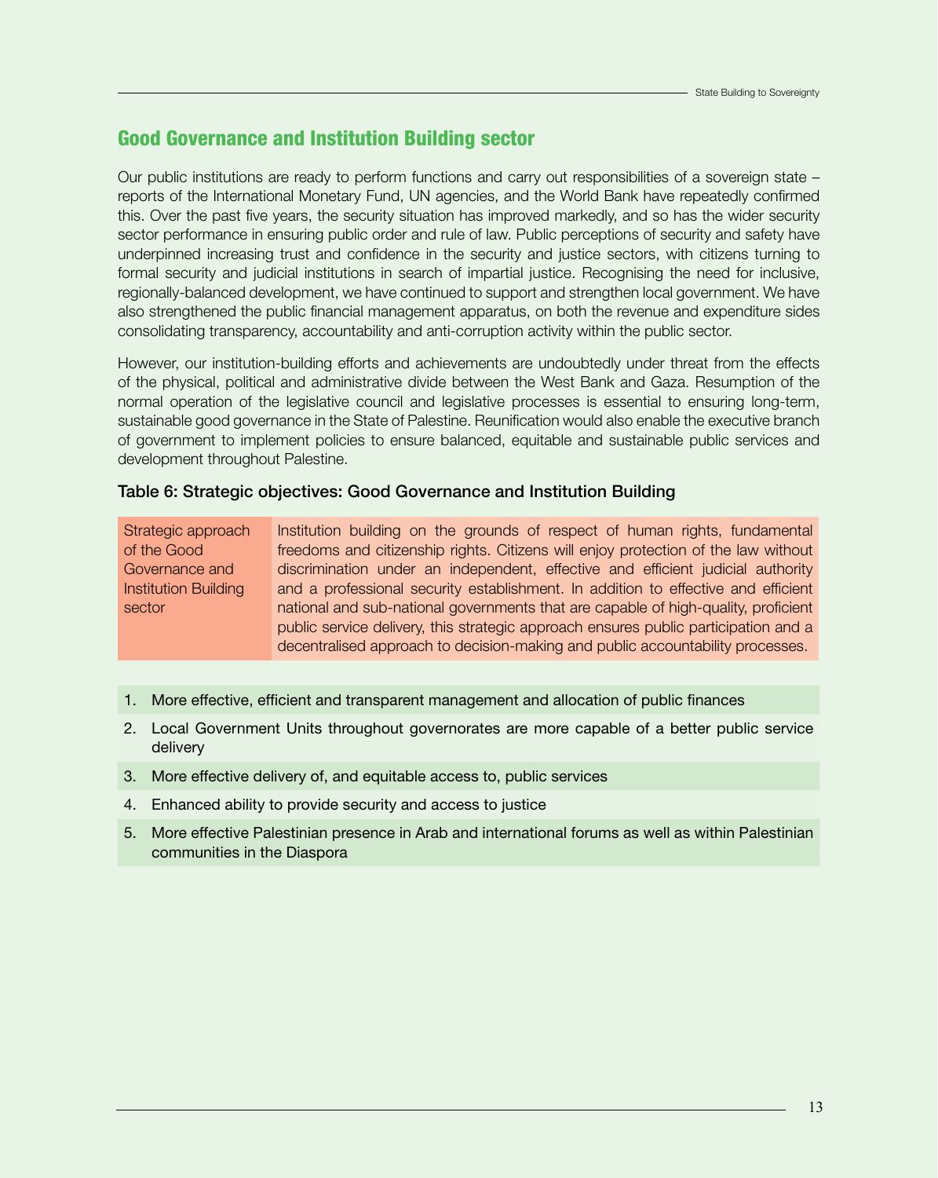## Good Governance and Institution Building sector

Our public institutions are ready to perform functions and carry out responsibilities of a sovereign state – reports of the International Monetary Fund, UN agencies, and the World Bank have repeatedly confirmed this. Over the past five years, the security situation has improved markedly, and so has the wider security sector performance in ensuring public order and rule of law. Public perceptions of security and safety have underpinned increasing trust and confidence in the security and justice sectors, with citizens turning to formal security and judicial institutions in search of impartial justice. Recognising the need for inclusive, regionally-balanced development, we have continued to support and strengthen local government. We have also strengthened the public financial management apparatus, on both the revenue and expenditure sides consolidating transparency, accountability and anti-corruption activity within the public sector.

However, our institution-building efforts and achievements are undoubtedly under threat from the effects of the physical, political and administrative divide between the West Bank and Gaza. Resumption of the normal operation of the legislative council and legislative processes is essential to ensuring long-term, sustainable good governance in the State of Palestine. Reunification would also enable the executive branch of government to implement policies to ensure balanced, equitable and sustainable public services and development throughout Palestine.

**Table 6: Strategic objectives: Good Governance and Institution Building**

| Strategic approach of the Good Governance and Institution Building sector | Institution building on the grounds of respect of human rights, fundamental freedoms and citizenship rights. Citizens will enjoy protection of the law without discrimination under an independent, effective and efficient judicial authority and a professional security establishment. In addition to effective and efficient national and sub-national governments that are capable of high-quality, proficient public service delivery, this strategic approach ensures public participation and a decentralised approach to decision-making and public accountability processes. |
|---|---|

1. More effective, efficient and transparent management and allocation of public finances
2. Local Government Units throughout governorates are more capable of a better public service delivery
3. More effective delivery of, and equitable access to, public services
4. Enhanced ability to provide security and access to justice
5. More effective Palestinian presence in Arab and international forums as well as within Palestinian communities in the Diaspora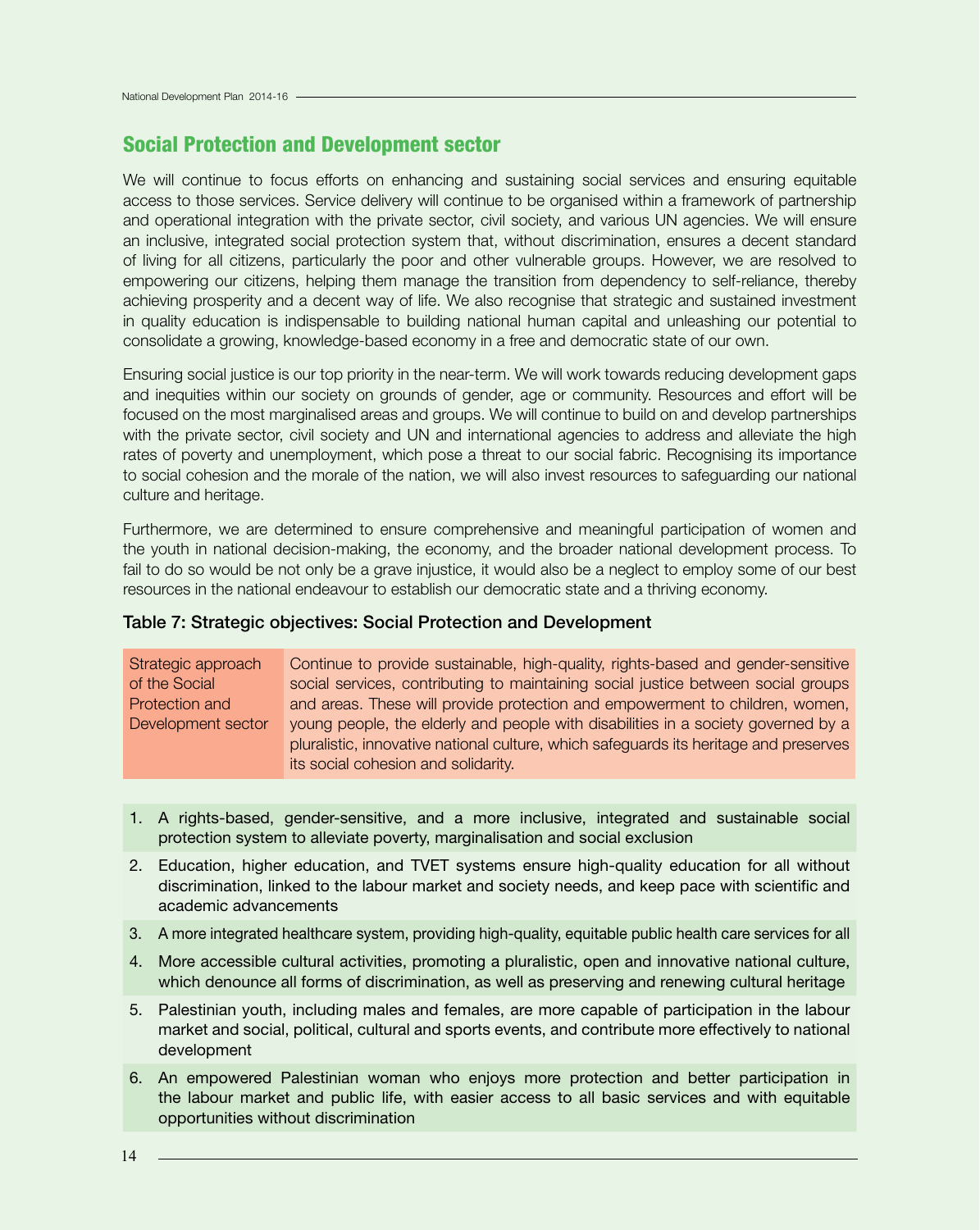## Social Protection and Development sector

We will continue to focus efforts on enhancing and sustaining social services and ensuring equitable access to those services. Service delivery will continue to be organised within a framework of partnership and operational integration with the private sector, civil society, and various UN agencies. We will ensure an inclusive, integrated social protection system that, without discrimination, ensures a decent standard of living for all citizens, particularly the poor and other vulnerable groups. However, we are resolved to empowering our citizens, helping them manage the transition from dependency to self-reliance, thereby achieving prosperity and a decent way of life. We also recognise that strategic and sustained investment in quality education is indispensable to building national human capital and unleashing our potential to consolidate a growing, knowledge-based economy in a free and democratic state of our own.

Ensuring social justice is our top priority in the near-term. We will work towards reducing development gaps and inequities within our society on grounds of gender, age or community. Resources and effort will be focused on the most marginalised areas and groups. We will continue to build on and develop partnerships with the private sector, civil society and UN and international agencies to address and alleviate the high rates of poverty and unemployment, which pose a threat to our social fabric. Recognising its importance to social cohesion and the morale of the nation, we will also invest resources to safeguarding our national culture and heritage.

Furthermore, we are determined to ensure comprehensive and meaningful participation of women and the youth in national decision-making, the economy, and the broader national development process. To fail to do so would be not only be a grave injustice, it would also be a neglect to employ some of our best resources in the national endeavour to establish our democratic state and a thriving economy.

**Table 7: Strategic objectives: Social Protection and Development**

| Strategic approach of the Social Protection and Development sector | Continue to provide sustainable, high-quality, rights-based and gender-sensitive social services, contributing to maintaining social justice between social groups and areas. These will provide protection and empowerment to children, women, young people, the elderly and people with disabilities in a society governed by a pluralistic, innovative national culture, which safeguards its heritage and preserves its social cohesion and solidarity. |
|---|---|

1. A rights-based, gender-sensitive, and a more inclusive, integrated and sustainable social protection system to alleviate poverty, marginalisation and social exclusion
2. Education, higher education, and TVET systems ensure high-quality education for all without discrimination, linked to the labour market and society needs, and keep pace with scientific and academic advancements
3. A more integrated healthcare system, providing high-quality, equitable public health care services for all
4. More accessible cultural activities, promoting a pluralistic, open and innovative national culture, which denounce all forms of discrimination, as well as preserving and renewing cultural heritage
5. Palestinian youth, including males and females, are more capable of participation in the labour market and social, political, cultural and sports events, and contribute more effectively to national development
6. An empowered Palestinian woman who enjoys more protection and better participation in the labour market and public life, with easier access to all basic services and with equitable opportunities without discrimination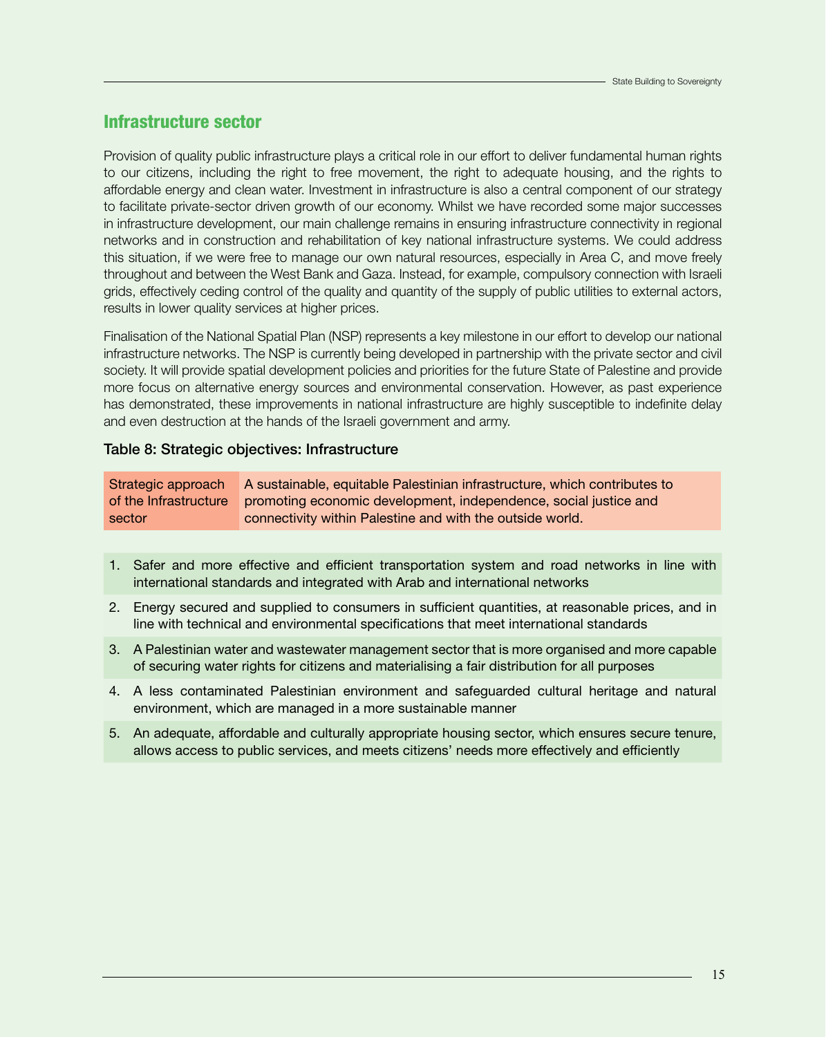## Infrastructure sector

Provision of quality public infrastructure plays a critical role in our effort to deliver fundamental human rights to our citizens, including the right to free movement, the right to adequate housing, and the rights to affordable energy and clean water. Investment in infrastructure is also a central component of our strategy to facilitate private-sector driven growth of our economy. Whilst we have recorded some major successes in infrastructure development, our main challenge remains in ensuring infrastructure connectivity in regional networks and in construction and rehabilitation of key national infrastructure systems. We could address this situation, if we were free to manage our own natural resources, especially in Area C, and move freely throughout and between the West Bank and Gaza. Instead, for example, compulsory connection with Israeli grids, effectively ceding control of the quality and quantity of the supply of public utilities to external actors, results in lower quality services at higher prices.

Finalisation of the National Spatial Plan (NSP) represents a key milestone in our effort to develop our national infrastructure networks. The NSP is currently being developed in partnership with the private sector and civil society. It will provide spatial development policies and priorities for the future State of Palestine and provide more focus on alternative energy sources and environmental conservation. However, as past experience has demonstrated, these improvements in national infrastructure are highly susceptible to indefinite delay and even destruction at the hands of the Israeli government and army.

**Table 8: Strategic objectives: Infrastructure**

| Strategic approach of the Infrastructure sector | A sustainable, equitable Palestinian infrastructure, which contributes to promoting economic development, independence, social justice and connectivity within Palestine and with the outside world. |
|---|---|

1. Safer and more effective and efficient transportation system and road networks in line with international standards and integrated with Arab and international networks
2. Energy secured and supplied to consumers in sufficient quantities, at reasonable prices, and in line with technical and environmental specifications that meet international standards
3. A Palestinian water and wastewater management sector that is more organised and more capable of securing water rights for citizens and materialising a fair distribution for all purposes
4. A less contaminated Palestinian environment and safeguarded cultural heritage and natural environment, which are managed in a more sustainable manner
5. An adequate, affordable and culturally appropriate housing sector, which ensures secure tenure, allows access to public services, and meets citizens' needs more effectively and efficiently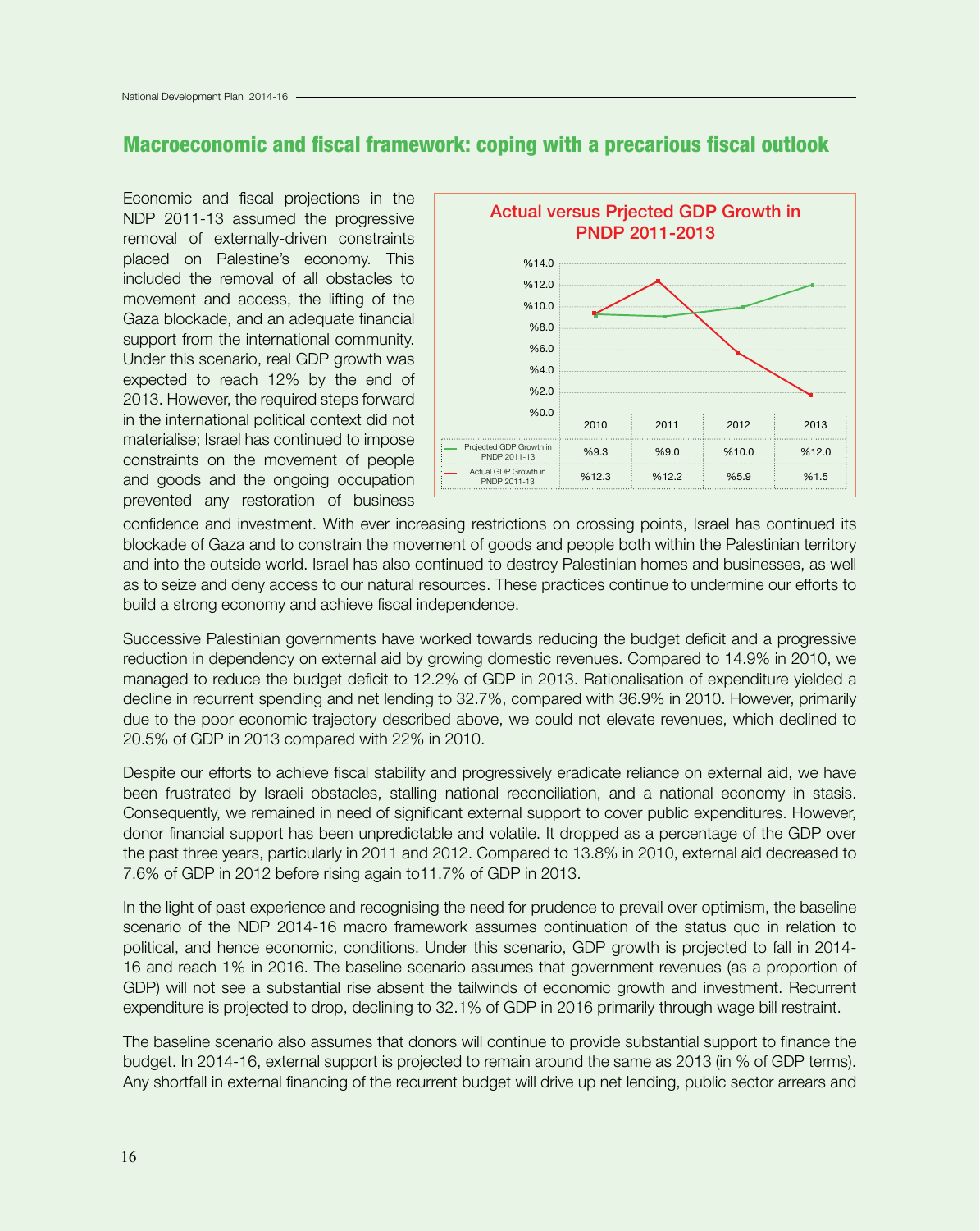## Macroeconomic and fiscal framework: coping with a precarious fiscal outlook

Economic and fiscal projections in the NDP 2011-13 assumed the progressive removal of externally-driven constraints placed on Palestine's economy. This included the removal of all obstacles to movement and access, the lifting of the Gaza blockade, and an adequate financial support from the international community. Under this scenario, real GDP growth was expected to reach 12% by the end of 2013. However, the required steps forward in the international political context did not materialise; Israel has continued to impose constraints on the movement of people and goods and the ongoing occupation prevented any restoration of business confidence and investment. With ever increasing restrictions on crossing points, Israel has continued its blockade of Gaza and to constrain the movement of goods and people both within the Palestinian territory and into the outside world. Israel has also continued to destroy Palestinian homes and businesses, as well as to seize and deny access to our natural resources. These practices continue to undermine our efforts to build a strong economy and achieve fiscal independence.

**Actual versus Prjected GDP Growth in PNDP 2011-2013**

| | 2010 | 2011 | 2012 | 2013 |
|---|---|---|---|---|
| Projected GDP Growth in PNDP 2011-13 | %9.3 | %9.0 | %10.0 | %12.0 |
| Actual GDP Growth in PNDP 2011-13 | %12.3 | %12.2 | %5.9 | %1.5 |

Successive Palestinian governments have worked towards reducing the budget deficit and a progressive reduction in dependency on external aid by growing domestic revenues. Compared to 14.9% in 2010, we managed to reduce the budget deficit to 12.2% of GDP in 2013. Rationalisation of expenditure yielded a decline in recurrent spending and net lending to 32.7%, compared with 36.9% in 2010. However, primarily due to the poor economic trajectory described above, we could not elevate revenues, which declined to 20.5% of GDP in 2013 compared with 22% in 2010.

Despite our efforts to achieve fiscal stability and progressively eradicate reliance on external aid, we have been frustrated by Israeli obstacles, stalling national reconciliation, and a national economy in stasis. Consequently, we remained in need of significant external support to cover public expenditures. However, donor financial support has been unpredictable and volatile. It dropped as a percentage of the GDP over the past three years, particularly in 2011 and 2012. Compared to 13.8% in 2010, external aid decreased to 7.6% of GDP in 2012 before rising again to11.7% of GDP in 2013.

In the light of past experience and recognising the need for prudence to prevail over optimism, the baseline scenario of the NDP 2014-16 macro framework assumes continuation of the status quo in relation to political, and hence economic, conditions. Under this scenario, GDP growth is projected to fall in 2014-16 and reach 1% in 2016. The baseline scenario assumes that government revenues (as a proportion of GDP) will not see a substantial rise absent the tailwinds of economic growth and investment. Recurrent expenditure is projected to drop, declining to 32.1% of GDP in 2016 primarily through wage bill restraint.

The baseline scenario also assumes that donors will continue to provide substantial support to finance the budget. In 2014-16, external support is projected to remain around the same as 2013 (in % of GDP terms). Any shortfall in external financing of the recurrent budget will drive up net lending, public sector arrears and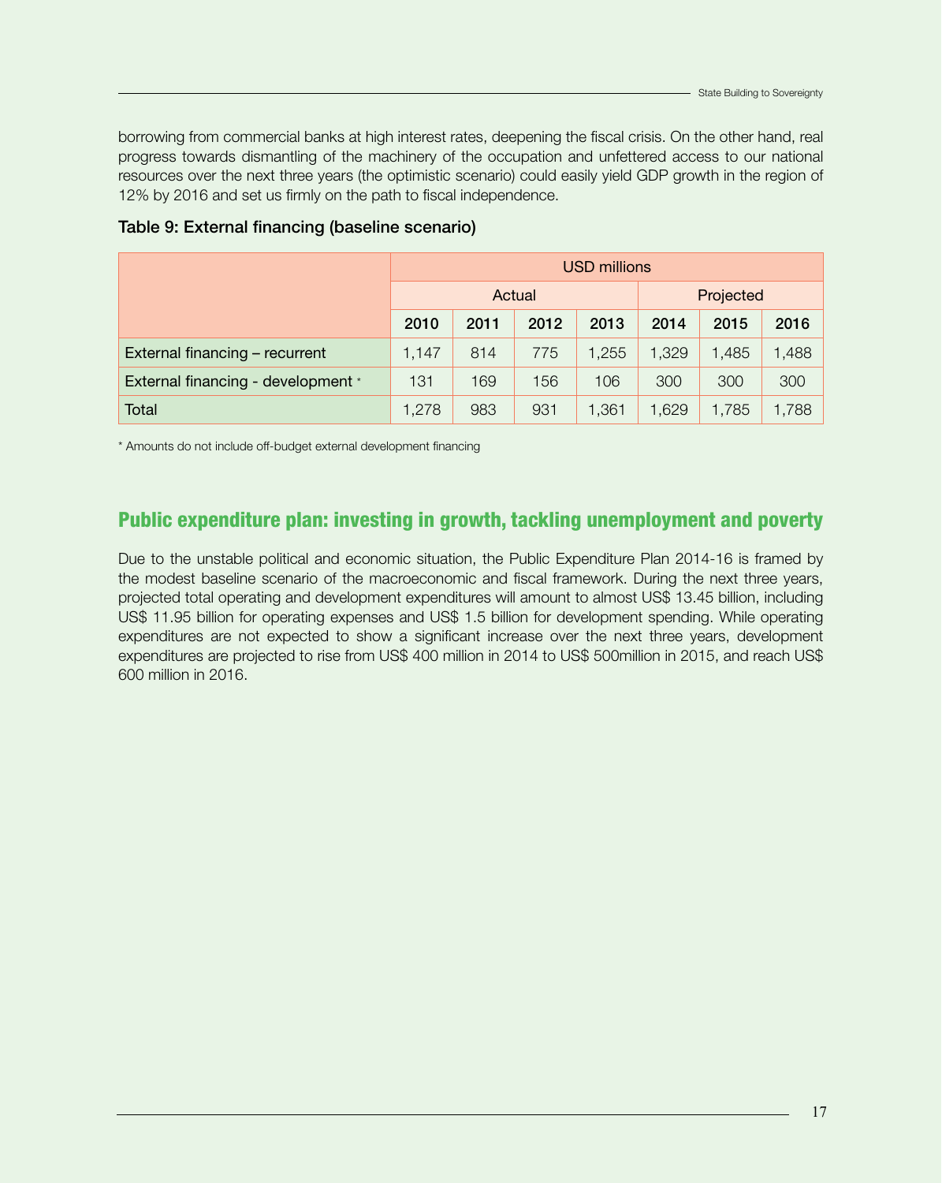borrowing from commercial banks at high interest rates, deepening the fiscal crisis. On the other hand, real progress towards dismantling of the machinery of the occupation and unfettered access to our national resources over the next three years (the optimistic scenario) could easily yield GDP growth in the region of 12% by 2016 and set us firmly on the path to fiscal independence.

**Table 9: External financing (baseline scenario)**

| | USD millions | | | | | | |
|---|---|---|---|---|---|---|---|
| | Actual | | | | Projected | | |
| | 2010 | 2011 | 2012 | 2013 | 2014 | 2015 | 2016 |
| External financing – recurrent | 1,147 | 814 | 775 | 1,255 | 1,329 | 1,485 | 1,488 |
| External financing - development * | 131 | 169 | 156 | 106 | 300 | 300 | 300 |
| Total | 1,278 | 983 | 931 | 1,361 | 1,629 | 1,785 | 1,788 |

* Amounts do not include off-budget external development financing

## Public expenditure plan: investing in growth, tackling unemployment and poverty

Due to the unstable political and economic situation, the Public Expenditure Plan 2014-16 is framed by the modest baseline scenario of the macroeconomic and fiscal framework. During the next three years, projected total operating and development expenditures will amount to almost US$ 13.45 billion, including US$ 11.95 billion for operating expenses and US$ 1.5 billion for development spending. While operating expenditures are not expected to show a significant increase over the next three years, development expenditures are projected to rise from US$ 400 million in 2014 to US$ 500million in 2015, and reach US$ 600 million in 2016.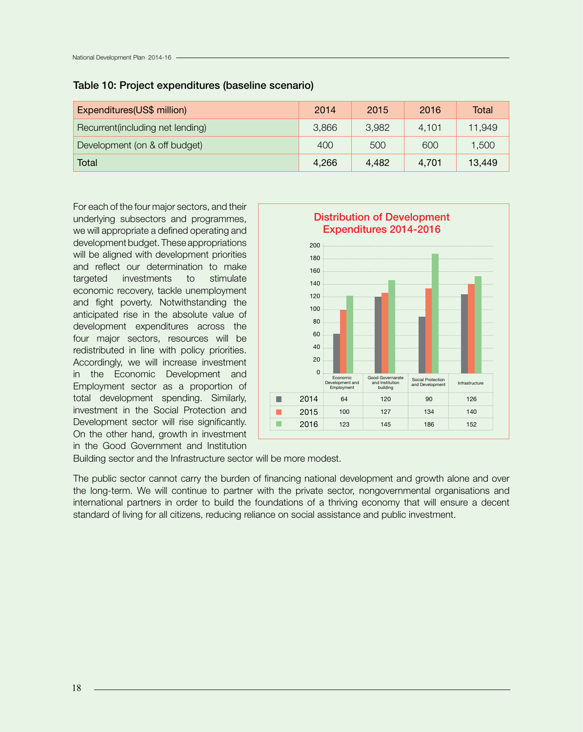**Table 10: Project expenditures (baseline scenario)**

| Expenditures(US$ million) | 2014 | 2015 | 2016 | Total |
|---|---|---|---|---|
| Recurrent(including net lending) | 3,866 | 3,982 | 4,101 | 11,949 |
| Development (on & off budget) | 400 | 500 | 600 | 1,500 |
| Total | 4,266 | 4,482 | 4,701 | 13,449 |

For each of the four major sectors, and their underlying subsectors and programmes, we will appropriate a defined operating and development budget. These appropriations will be aligned with development priorities and reflect our determination to make targeted investments to stimulate economic recovery, tackle unemployment and fight poverty. Notwithstanding the anticipated rise in the absolute value of development expenditures across the four major sectors, resources will be redistributed in line with policy priorities. Accordingly, we will increase investment in the Economic Development and Employment sector as a proportion of total development spending. Similarly, investment in the Social Protection and Development sector will rise significantly. On the other hand, growth in investment in the Good Government and Institution Building sector and the Infrastructure sector will be more modest.

**Distribution of Development Expenditures 2014-2016**

| | Economic Development and Employment | Good Governarate and Institution building | Social Protection and Development | Infrastructure |
|---|---|---|---|---|
| 2014 | 64 | 120 | 90 | 126 |
| 2015 | 100 | 127 | 134 | 140 |
| 2016 | 123 | 145 | 186 | 152 |

The public sector cannot carry the burden of financing national development and growth alone and over the long-term. We will continue to partner with the private sector, nongovernmental organisations and international partners in order to build the foundations of a thriving economy that will ensure a decent standard of living for all citizens, reducing reliance on social assistance and public investment.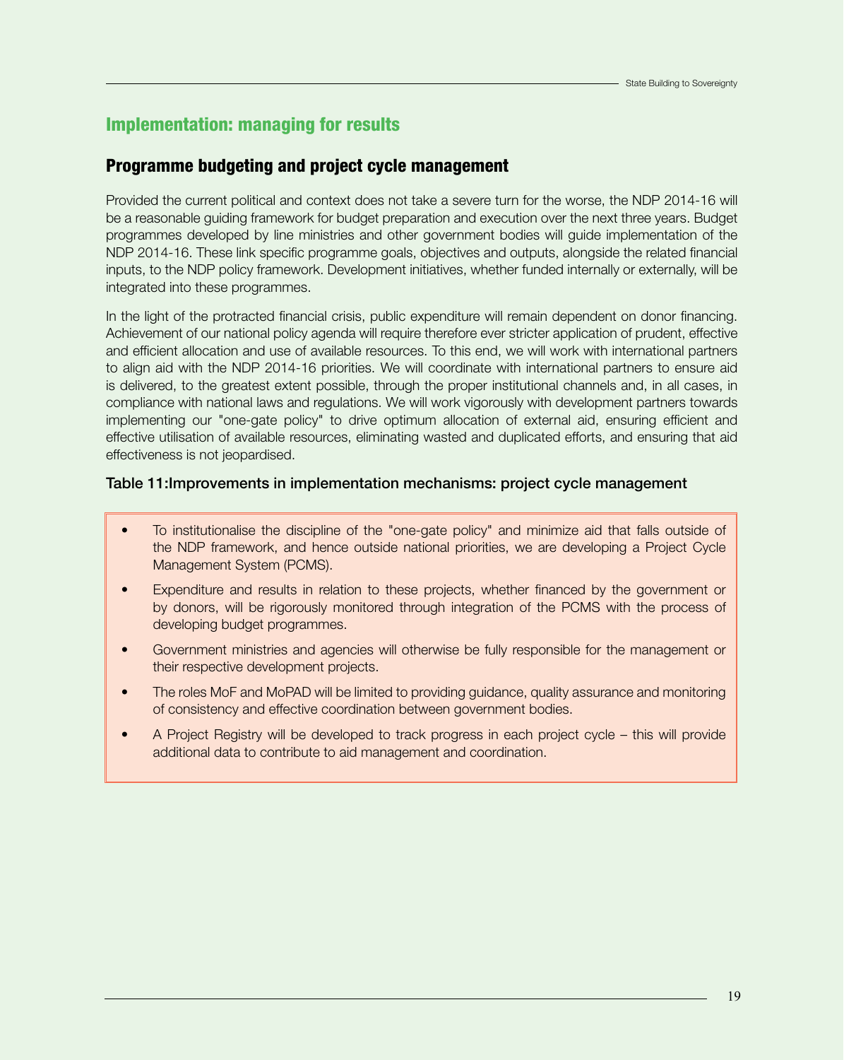## Implementation: managing for results

### Programme budgeting and project cycle management

Provided the current political and context does not take a severe turn for the worse, the NDP 2014-16 will be a reasonable guiding framework for budget preparation and execution over the next three years. Budget programmes developed by line ministries and other government bodies will guide implementation of the NDP 2014-16. These link specific programme goals, objectives and outputs, alongside the related financial inputs, to the NDP policy framework. Development initiatives, whether funded internally or externally, will be integrated into these programmes.

In the light of the protracted financial crisis, public expenditure will remain dependent on donor financing. Achievement of our national policy agenda will require therefore ever stricter application of prudent, effective and efficient allocation and use of available resources. To this end, we will work with international partners to align aid with the NDP 2014-16 priorities. We will coordinate with international partners to ensure aid is delivered, to the greatest extent possible, through the proper institutional channels and, in all cases, in compliance with national laws and regulations. We will work vigorously with development partners towards implementing our "one-gate policy" to drive optimum allocation of external aid, ensuring efficient and effective utilisation of available resources, eliminating wasted and duplicated efforts, and ensuring that aid effectiveness is not jeopardised.

#### Table 11:Improvements in implementation mechanisms: project cycle management

- To institutionalise the discipline of the "one-gate policy" and minimize aid that falls outside of the NDP framework, and hence outside national priorities, we are developing a Project Cycle Management System (PCMS).
- Expenditure and results in relation to these projects, whether financed by the government or by donors, will be rigorously monitored through integration of the PCMS with the process of developing budget programmes.
- Government ministries and agencies will otherwise be fully responsible for the management or their respective development projects.
- The roles MoF and MoPAD will be limited to providing guidance, quality assurance and monitoring of consistency and effective coordination between government bodies.
- A Project Registry will be developed to track progress in each project cycle – this will provide additional data to contribute to aid management and coordination.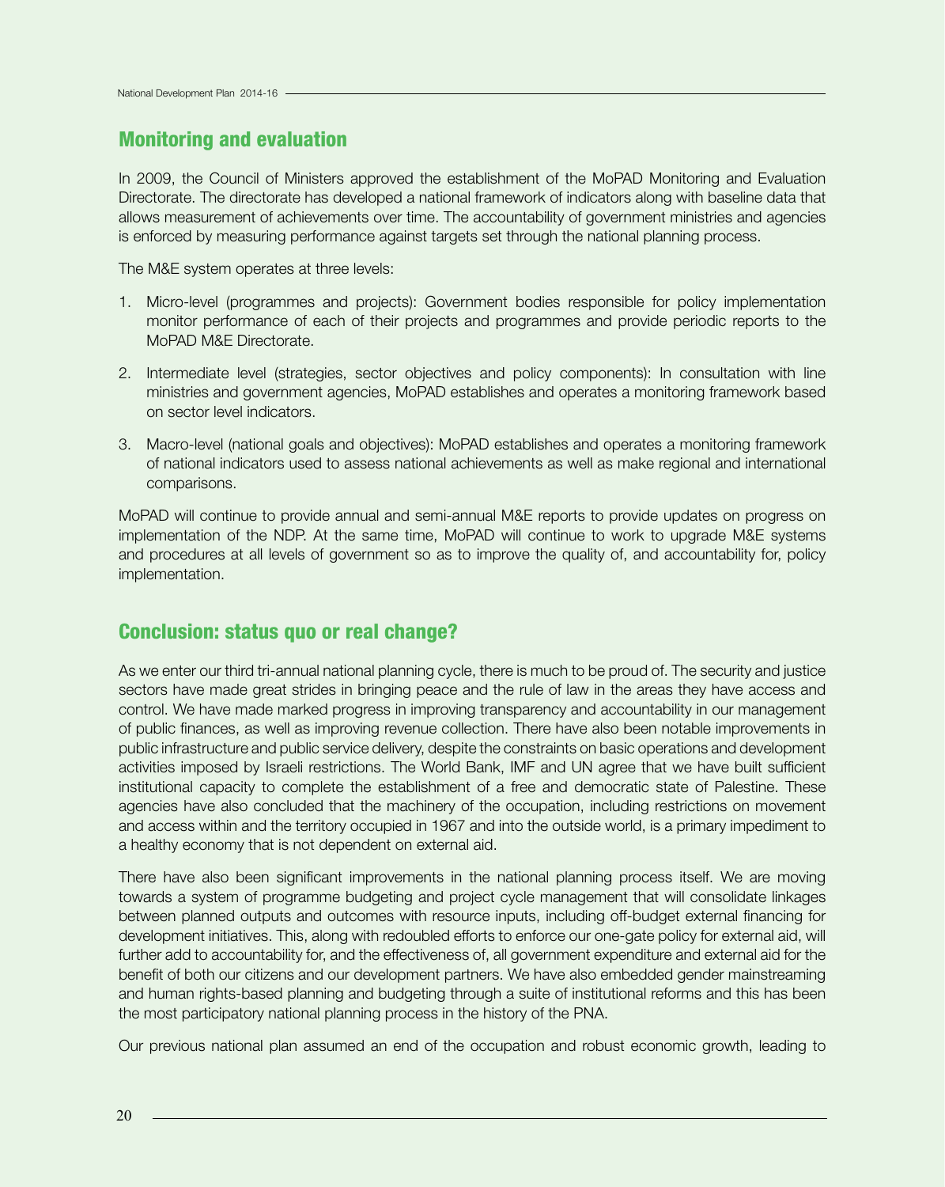## Monitoring and evaluation

In 2009, the Council of Ministers approved the establishment of the MoPAD Monitoring and Evaluation Directorate. The directorate has developed a national framework of indicators along with baseline data that allows measurement of achievements over time. The accountability of government ministries and agencies is enforced by measuring performance against targets set through the national planning process.

The M&E system operates at three levels:

1. Micro-level (programmes and projects): Government bodies responsible for policy implementation monitor performance of each of their projects and programmes and provide periodic reports to the MoPAD M&E Directorate.
2. Intermediate level (strategies, sector objectives and policy components): In consultation with line ministries and government agencies, MoPAD establishes and operates a monitoring framework based on sector level indicators.
3. Macro-level (national goals and objectives): MoPAD establishes and operates a monitoring framework of national indicators used to assess national achievements as well as make regional and international comparisons.

MoPAD will continue to provide annual and semi-annual M&E reports to provide updates on progress on implementation of the NDP. At the same time, MoPAD will continue to work to upgrade M&E systems and procedures at all levels of government so as to improve the quality of, and accountability for, policy implementation.

## Conclusion: status quo or real change?

As we enter our third tri-annual national planning cycle, there is much to be proud of. The security and justice sectors have made great strides in bringing peace and the rule of law in the areas they have access and control. We have made marked progress in improving transparency and accountability in our management of public finances, as well as improving revenue collection. There have also been notable improvements in public infrastructure and public service delivery, despite the constraints on basic operations and development activities imposed by Israeli restrictions. The World Bank, IMF and UN agree that we have built sufficient institutional capacity to complete the establishment of a free and democratic state of Palestine. These agencies have also concluded that the machinery of the occupation, including restrictions on movement and access within and the territory occupied in 1967 and into the outside world, is a primary impediment to a healthy economy that is not dependent on external aid.

There have also been significant improvements in the national planning process itself. We are moving towards a system of programme budgeting and project cycle management that will consolidate linkages between planned outputs and outcomes with resource inputs, including off-budget external financing for development initiatives. This, along with redoubled efforts to enforce our one-gate policy for external aid, will further add to accountability for, and the effectiveness of, all government expenditure and external aid for the benefit of both our citizens and our development partners. We have also embedded gender mainstreaming and human rights-based planning and budgeting through a suite of institutional reforms and this has been the most participatory national planning process in the history of the PNA.

Our previous national plan assumed an end of the occupation and robust economic growth, leading to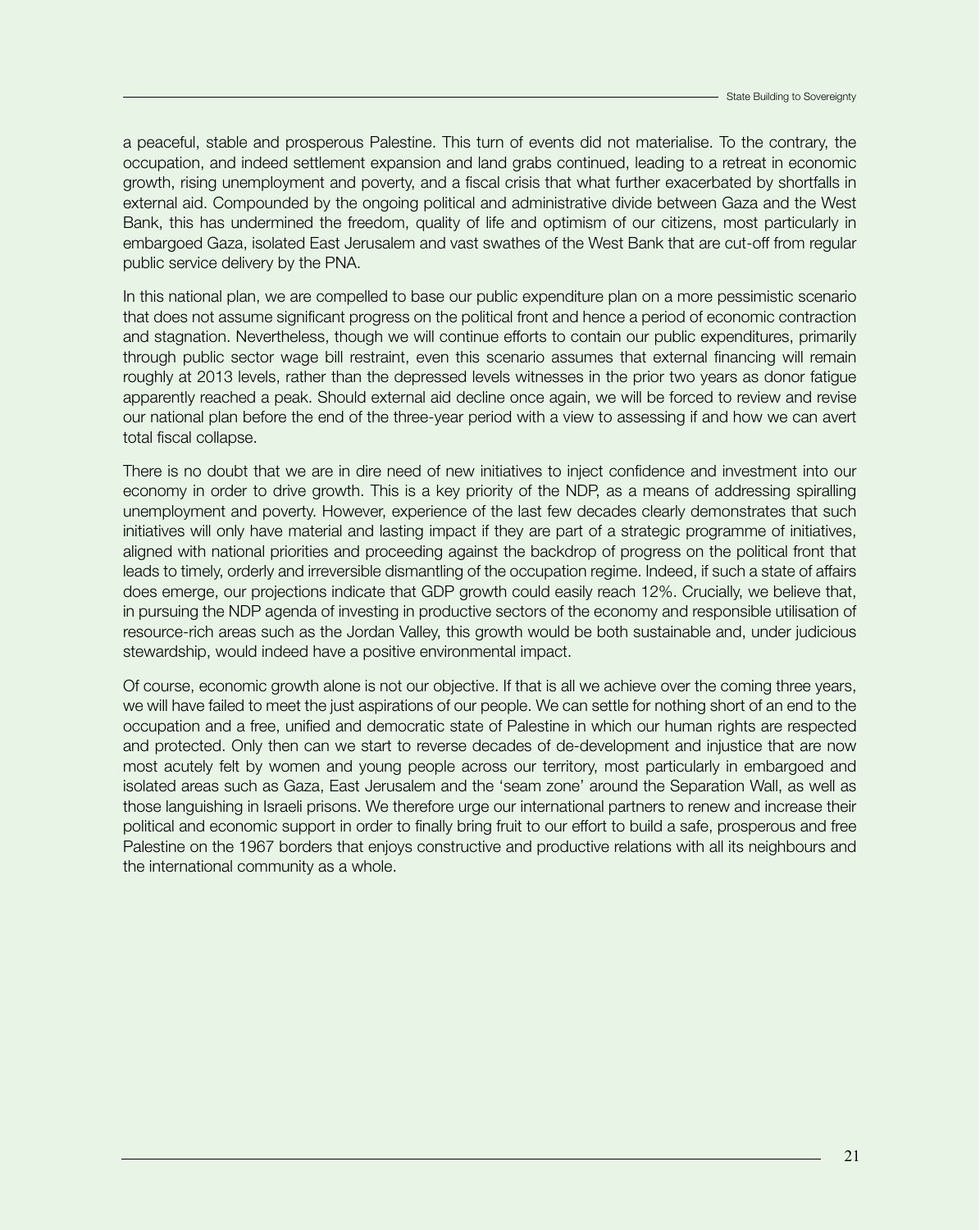a peaceful, stable and prosperous Palestine. This turn of events did not materialise. To the contrary, the occupation, and indeed settlement expansion and land grabs continued, leading to a retreat in economic growth, rising unemployment and poverty, and a fiscal crisis that what further exacerbated by shortfalls in external aid. Compounded by the ongoing political and administrative divide between Gaza and the West Bank, this has undermined the freedom, quality of life and optimism of our citizens, most particularly in embargoed Gaza, isolated East Jerusalem and vast swathes of the West Bank that are cut-off from regular public service delivery by the PNA.

In this national plan, we are compelled to base our public expenditure plan on a more pessimistic scenario that does not assume significant progress on the political front and hence a period of economic contraction and stagnation. Nevertheless, though we will continue efforts to contain our public expenditures, primarily through public sector wage bill restraint, even this scenario assumes that external financing will remain roughly at 2013 levels, rather than the depressed levels witnesses in the prior two years as donor fatigue apparently reached a peak. Should external aid decline once again, we will be forced to review and revise our national plan before the end of the three-year period with a view to assessing if and how we can avert total fiscal collapse.

There is no doubt that we are in dire need of new initiatives to inject confidence and investment into our economy in order to drive growth. This is a key priority of the NDP, as a means of addressing spiralling unemployment and poverty. However, experience of the last few decades clearly demonstrates that such initiatives will only have material and lasting impact if they are part of a strategic programme of initiatives, aligned with national priorities and proceeding against the backdrop of progress on the political front that leads to timely, orderly and irreversible dismantling of the occupation regime. Indeed, if such a state of affairs does emerge, our projections indicate that GDP growth could easily reach 12%. Crucially, we believe that, in pursuing the NDP agenda of investing in productive sectors of the economy and responsible utilisation of resource-rich areas such as the Jordan Valley, this growth would be both sustainable and, under judicious stewardship, would indeed have a positive environmental impact.

Of course, economic growth alone is not our objective. If that is all we achieve over the coming three years, we will have failed to meet the just aspirations of our people. We can settle for nothing short of an end to the occupation and a free, unified and democratic state of Palestine in which our human rights are respected and protected. Only then can we start to reverse decades of de-development and injustice that are now most acutely felt by women and young people across our territory, most particularly in embargoed and isolated areas such as Gaza, East Jerusalem and the 'seam zone' around the Separation Wall, as well as those languishing in Israeli prisons. We therefore urge our international partners to renew and increase their political and economic support in order to finally bring fruit to our effort to build a safe, prosperous and free Palestine on the 1967 borders that enjoys constructive and productive relations with all its neighbours and the international community as a whole.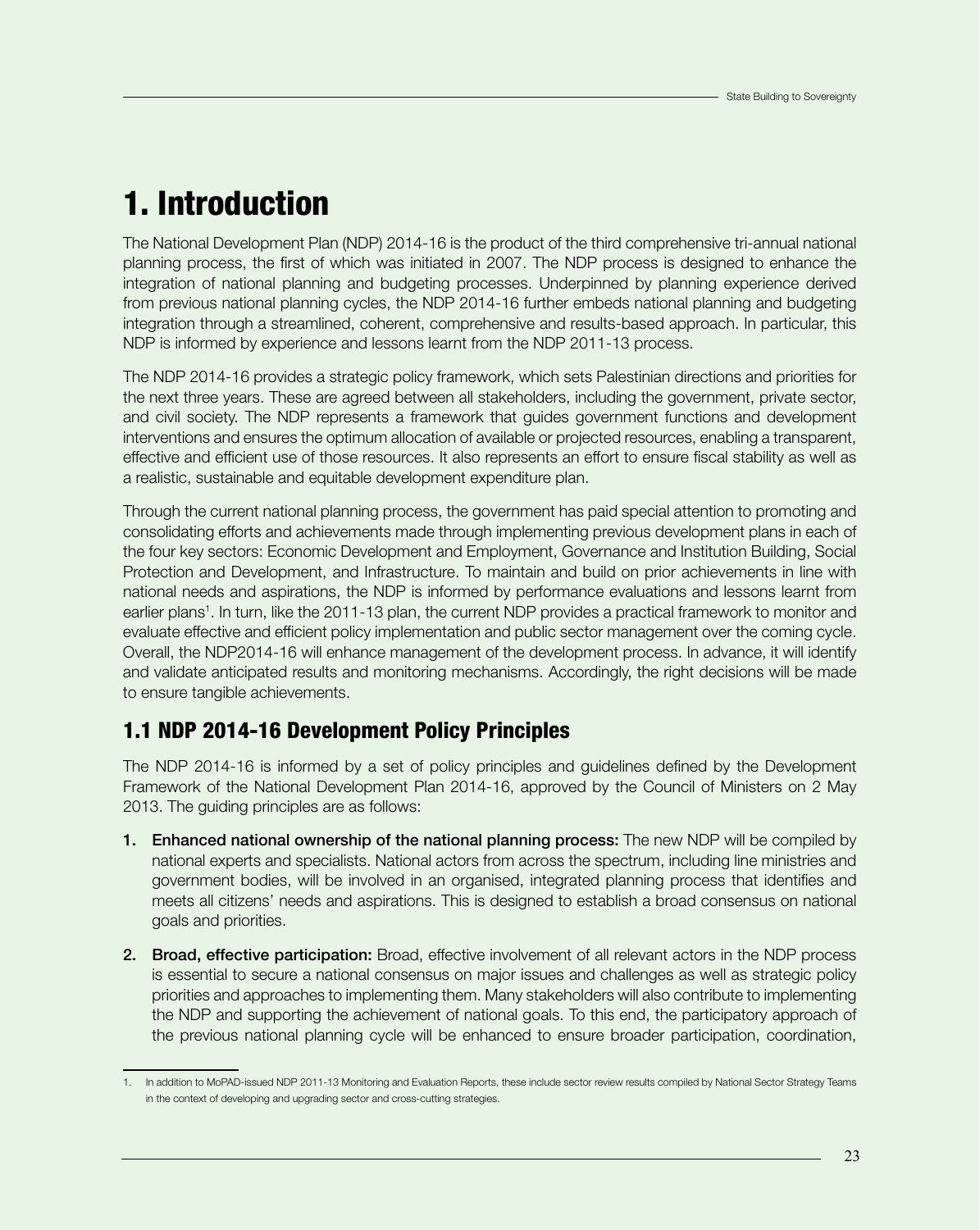# 1. Introduction

The National Development Plan (NDP) 2014-16 is the product of the third comprehensive tri-annual national planning process, the first of which was initiated in 2007. The NDP process is designed to enhance the integration of national planning and budgeting processes. Underpinned by planning experience derived from previous national planning cycles, the NDP 2014-16 further embeds national planning and budgeting integration through a streamlined, coherent, comprehensive and results-based approach. In particular, this NDP is informed by experience and lessons learnt from the NDP 2011-13 process.

The NDP 2014-16 provides a strategic policy framework, which sets Palestinian directions and priorities for the next three years. These are agreed between all stakeholders, including the government, private sector, and civil society. The NDP represents a framework that guides government functions and development interventions and ensures the optimum allocation of available or projected resources, enabling a transparent, effective and efficient use of those resources. It also represents an effort to ensure fiscal stability as well as a realistic, sustainable and equitable development expenditure plan.

Through the current national planning process, the government has paid special attention to promoting and consolidating efforts and achievements made through implementing previous development plans in each of the four key sectors: Economic Development and Employment, Governance and Institution Building, Social Protection and Development, and Infrastructure. To maintain and build on prior achievements in line with national needs and aspirations, the NDP is informed by performance evaluations and lessons learnt from earlier plans[1]. In turn, like the 2011-13 plan, the current NDP provides a practical framework to monitor and evaluate effective and efficient policy implementation and public sector management over the coming cycle. Overall, the NDP2014-16 will enhance management of the development process. In advance, it will identify and validate anticipated results and monitoring mechanisms. Accordingly, the right decisions will be made to ensure tangible achievements.

## 1.1 NDP 2014-16 Development Policy Principles

The NDP 2014-16 is informed by a set of policy principles and guidelines defined by the Development Framework of the National Development Plan 2014-16, approved by the Council of Ministers on 2 May 2013. The guiding principles are as follows:

1. **Enhanced national ownership of the national planning process:** The new NDP will be compiled by national experts and specialists. National actors from across the spectrum, including line ministries and government bodies, will be involved in an organised, integrated planning process that identifies and meets all citizens' needs and aspirations. This is designed to establish a broad consensus on national goals and priorities.

2. **Broad, effective participation:** Broad, effective involvement of all relevant actors in the NDP process is essential to secure a national consensus on major issues and challenges as well as strategic policy priorities and approaches to implementing them. Many stakeholders will also contribute to implementing the NDP and supporting the achievement of national goals. To this end, the participatory approach of the previous national planning cycle will be enhanced to ensure broader participation, coordination,

---

1. In addition to MoPAD-issued NDP 2011-13 Monitoring and Evaluation Reports, these include sector review results compiled by National Sector Strategy Teams in the context of developing and upgrading sector and cross-cutting strategies.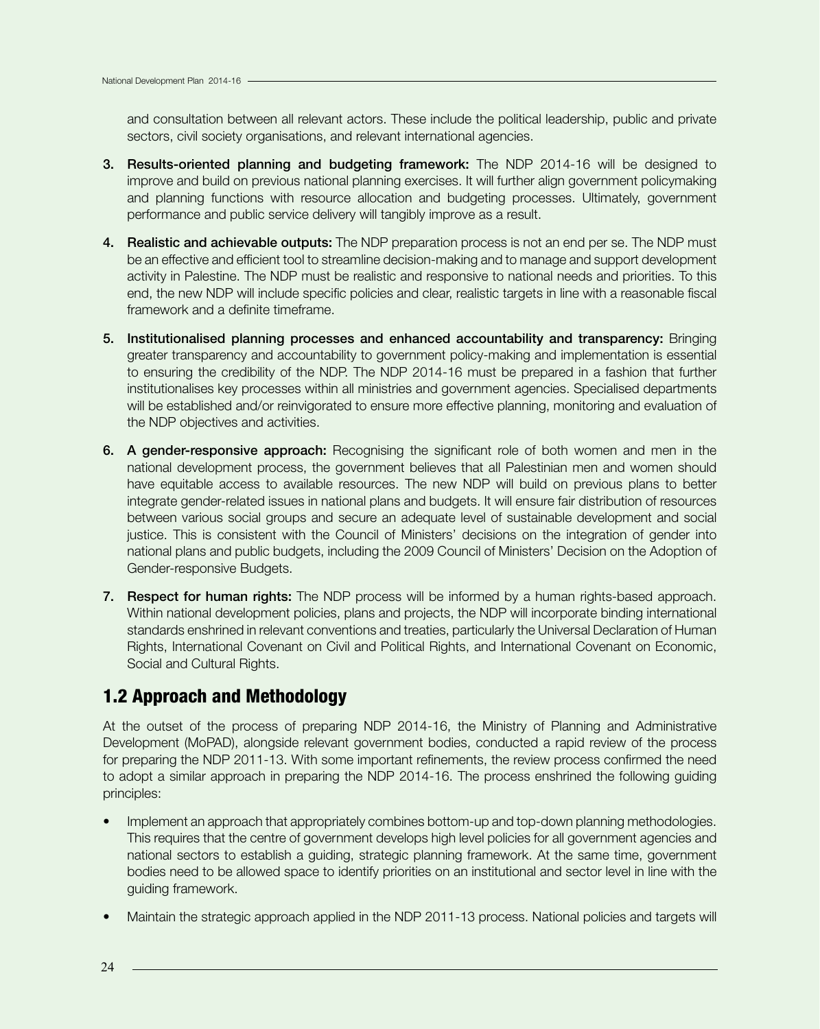and consultation between all relevant actors. These include the political leadership, public and private sectors, civil society organisations, and relevant international agencies.

3. **Results-oriented planning and budgeting framework:** The NDP 2014-16 will be designed to improve and build on previous national planning exercises. It will further align government policymaking and planning functions with resource allocation and budgeting processes. Ultimately, government performance and public service delivery will tangibly improve as a result.

4. **Realistic and achievable outputs:** The NDP preparation process is not an end per se. The NDP must be an effective and efficient tool to streamline decision-making and to manage and support development activity in Palestine. The NDP must be realistic and responsive to national needs and priorities. To this end, the new NDP will include specific policies and clear, realistic targets in line with a reasonable fiscal framework and a definite timeframe.

5. **Institutionalised planning processes and enhanced accountability and transparency:** Bringing greater transparency and accountability to government policy-making and implementation is essential to ensuring the credibility of the NDP. The NDP 2014-16 must be prepared in a fashion that further institutionalises key processes within all ministries and government agencies. Specialised departments will be established and/or reinvigorated to ensure more effective planning, monitoring and evaluation of the NDP objectives and activities.

6. **A gender-responsive approach:** Recognising the significant role of both women and men in the national development process, the government believes that all Palestinian men and women should have equitable access to available resources. The new NDP will build on previous plans to better integrate gender-related issues in national plans and budgets. It will ensure fair distribution of resources between various social groups and secure an adequate level of sustainable development and social justice. This is consistent with the Council of Ministers' decisions on the integration of gender into national plans and public budgets, including the 2009 Council of Ministers' Decision on the Adoption of Gender-responsive Budgets.

7. **Respect for human rights:** The NDP process will be informed by a human rights-based approach. Within national development policies, plans and projects, the NDP will incorporate binding international standards enshrined in relevant conventions and treaties, particularly the Universal Declaration of Human Rights, International Covenant on Civil and Political Rights, and International Covenant on Economic, Social and Cultural Rights.

## 1.2 Approach and Methodology

At the outset of the process of preparing NDP 2014-16, the Ministry of Planning and Administrative Development (MoPAD), alongside relevant government bodies, conducted a rapid review of the process for preparing the NDP 2011-13. With some important refinements, the review process confirmed the need to adopt a similar approach in preparing the NDP 2014-16. The process enshrined the following guiding principles:

- Implement an approach that appropriately combines bottom-up and top-down planning methodologies. This requires that the centre of government develops high level policies for all government agencies and national sectors to establish a guiding, strategic planning framework. At the same time, government bodies need to be allowed space to identify priorities on an institutional and sector level in line with the guiding framework.

- Maintain the strategic approach applied in the NDP 2011-13 process. National policies and targets will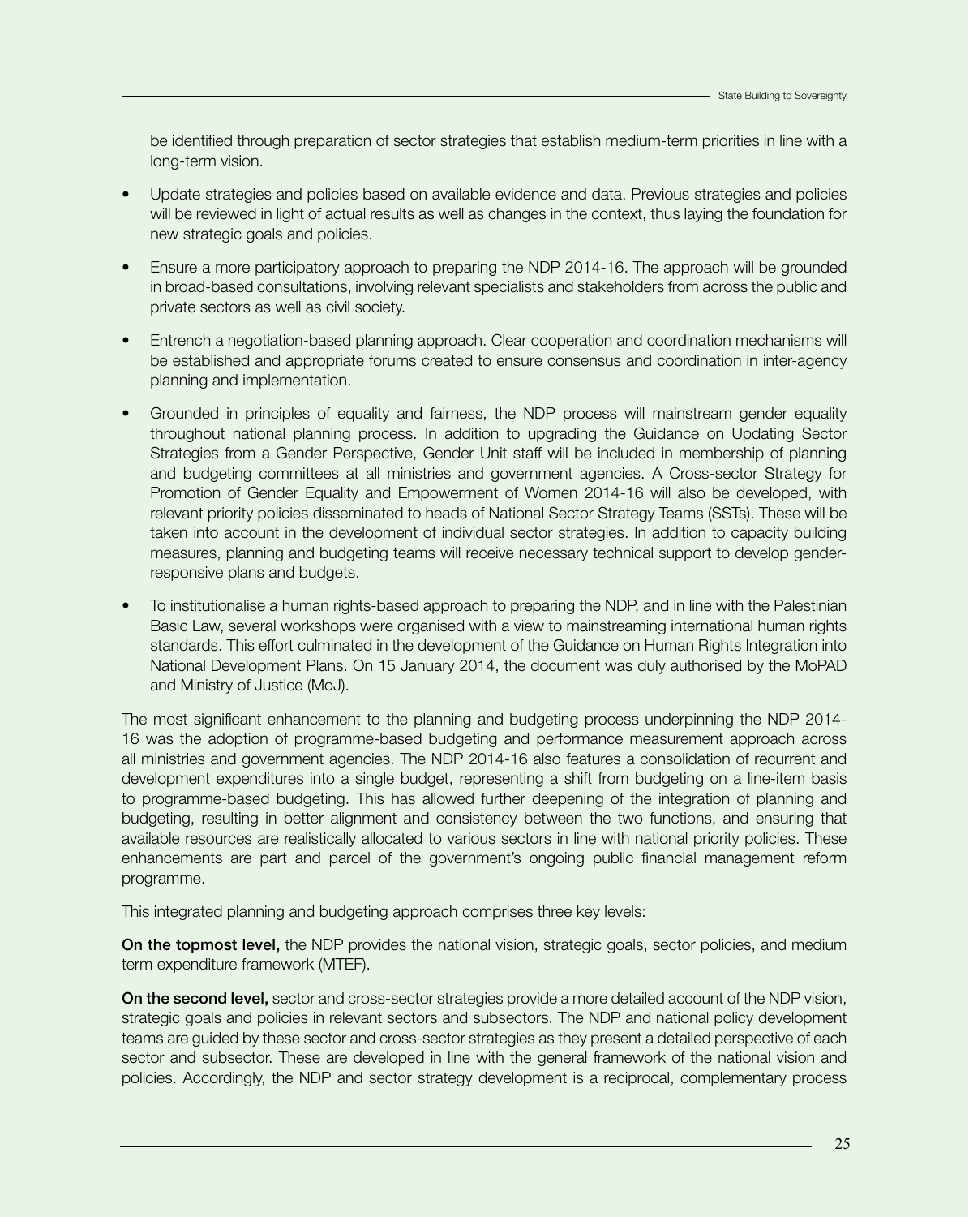be identified through preparation of sector strategies that establish medium-term priorities in line with a long-term vision.

- Update strategies and policies based on available evidence and data. Previous strategies and policies will be reviewed in light of actual results as well as changes in the context, thus laying the foundation for new strategic goals and policies.

- Ensure a more participatory approach to preparing the NDP 2014-16. The approach will be grounded in broad-based consultations, involving relevant specialists and stakeholders from across the public and private sectors as well as civil society.

- Entrench a negotiation-based planning approach. Clear cooperation and coordination mechanisms will be established and appropriate forums created to ensure consensus and coordination in inter-agency planning and implementation.

- Grounded in principles of equality and fairness, the NDP process will mainstream gender equality throughout national planning process. In addition to upgrading the Guidance on Updating Sector Strategies from a Gender Perspective, Gender Unit staff will be included in membership of planning and budgeting committees at all ministries and government agencies. A Cross-sector Strategy for Promotion of Gender Equality and Empowerment of Women 2014-16 will also be developed, with relevant priority policies disseminated to heads of National Sector Strategy Teams (SSTs). These will be taken into account in the development of individual sector strategies. In addition to capacity building measures, planning and budgeting teams will receive necessary technical support to develop gender-responsive plans and budgets.

- To institutionalise a human rights-based approach to preparing the NDP, and in line with the Palestinian Basic Law, several workshops were organised with a view to mainstreaming international human rights standards. This effort culminated in the development of the Guidance on Human Rights Integration into National Development Plans. On 15 January 2014, the document was duly authorised by the MoPAD and Ministry of Justice (MoJ).

The most significant enhancement to the planning and budgeting process underpinning the NDP 2014-16 was the adoption of programme-based budgeting and performance measurement approach across all ministries and government agencies. The NDP 2014-16 also features a consolidation of recurrent and development expenditures into a single budget, representing a shift from budgeting on a line-item basis to programme-based budgeting. This has allowed further deepening of the integration of planning and budgeting, resulting in better alignment and consistency between the two functions, and ensuring that available resources are realistically allocated to various sectors in line with national priority policies. These enhancements are part and parcel of the government's ongoing public financial management reform programme.

This integrated planning and budgeting approach comprises three key levels:

**On the topmost level,** the NDP provides the national vision, strategic goals, sector policies, and medium term expenditure framework (MTEF).

**On the second level,** sector and cross-sector strategies provide a more detailed account of the NDP vision, strategic goals and policies in relevant sectors and subsectors. The NDP and national policy development teams are guided by these sector and cross-sector strategies as they present a detailed perspective of each sector and subsector. These are developed in line with the general framework of the national vision and policies. Accordingly, the NDP and sector strategy development is a reciprocal, complementary process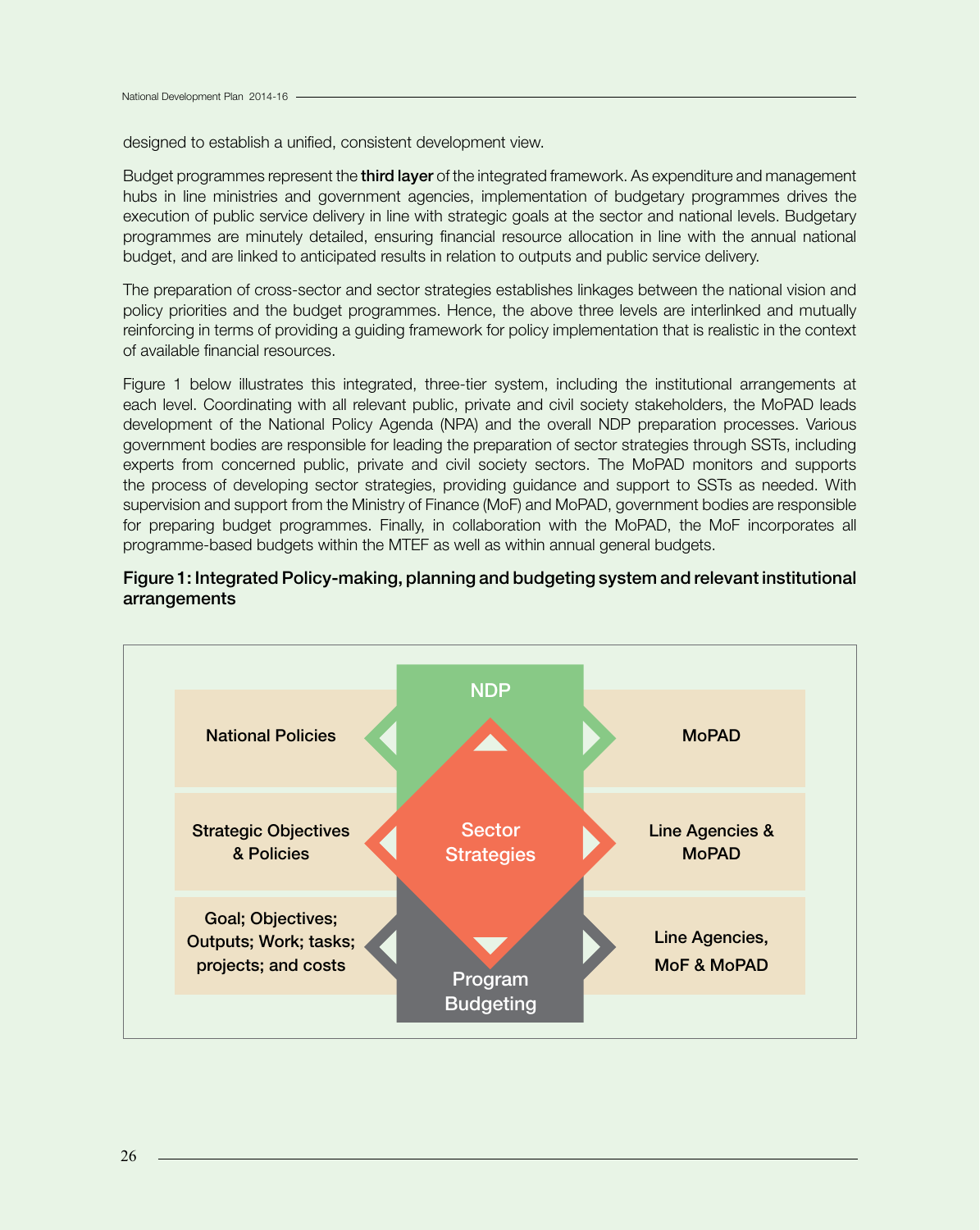designed to establish a unified, consistent development view.

Budget programmes represent the **third layer** of the integrated framework. As expenditure and management hubs in line ministries and government agencies, implementation of budgetary programmes drives the execution of public service delivery in line with strategic goals at the sector and national levels. Budgetary programmes are minutely detailed, ensuring financial resource allocation in line with the annual national budget, and are linked to anticipated results in relation to outputs and public service delivery.

The preparation of cross-sector and sector strategies establishes linkages between the national vision and policy priorities and the budget programmes. Hence, the above three levels are interlinked and mutually reinforcing in terms of providing a guiding framework for policy implementation that is realistic in the context of available financial resources.

Figure 1 below illustrates this integrated, three-tier system, including the institutional arrangements at each level. Coordinating with all relevant public, private and civil society stakeholders, the MoPAD leads development of the National Policy Agenda (NPA) and the overall NDP preparation processes. Various government bodies are responsible for leading the preparation of sector strategies through SSTs, including experts from concerned public, private and civil society sectors. The MoPAD monitors and supports the process of developing sector strategies, providing guidance and support to SSTs as needed. With supervision and support from the Ministry of Finance (MoF) and MoPAD, government bodies are responsible for preparing budget programmes. Finally, in collaboration with the MoPAD, the MoF incorporates all programme-based budgets within the MTEF as well as within annual general budgets.

**Figure 1: Integrated Policy-making, planning and budgeting system and relevant institutional arrangements**

| | | |
|---|---|---|
| National Policies | NDP | MoPAD |
| Strategic Objectives & Policies | Sector Strategies | Line Agencies & MoPAD |
| Goal; Objectives; Outputs; Work; tasks; projects; and costs | Program Budgeting | Line Agencies, MoF & MoPAD |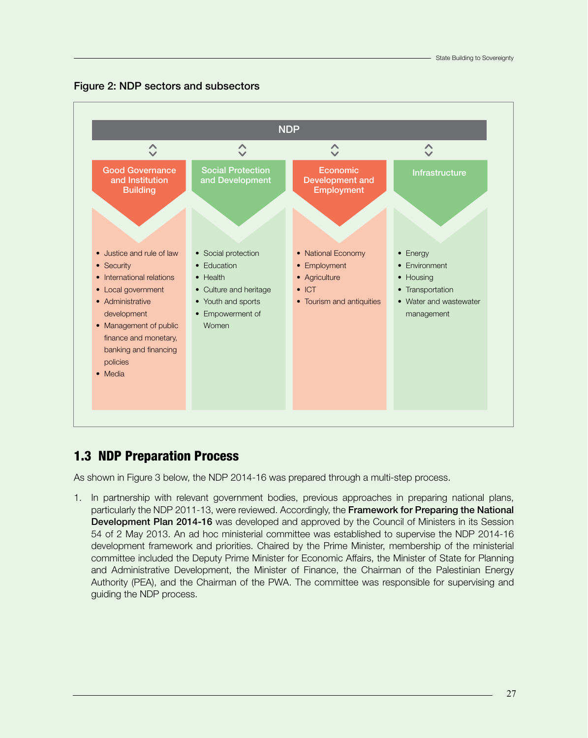**Figure 2: NDP sectors and subsectors**

**NDP**

| Good Governance and Institution Building | Social Protection and Development | Economic Development and Employment | Infrastructure |
|---|---|---|---|
| • Justice and rule of law<br>• Security<br>• International relations<br>• Local government<br>• Administrative development<br>• Management of public finance and monetary, banking and financing policies<br>• Media | • Social protection<br>• Education<br>• Health<br>• Culture and heritage<br>• Youth and sports<br>• Empowerment of Women | • National Economy<br>• Employment<br>• Agriculture<br>• ICT<br>• Tourism and antiquities | • Energy<br>• Environment<br>• Housing<br>• Transportation<br>• Water and wastewater management |

## 1.3 NDP Preparation Process

As shown in Figure 3 below, the NDP 2014-16 was prepared through a multi-step process.

1. In partnership with relevant government bodies, previous approaches in preparing national plans, particularly the NDP 2011-13, were reviewed. Accordingly, the **Framework for Preparing the National Development Plan 2014-16** was developed and approved by the Council of Ministers in its Session 54 of 2 May 2013. An ad hoc ministerial committee was established to supervise the NDP 2014-16 development framework and priorities. Chaired by the Prime Minister, membership of the ministerial committee included the Deputy Prime Minister for Economic Affairs, the Minister of State for Planning and Administrative Development, the Minister of Finance, the Chairman of the Palestinian Energy Authority (PEA), and the Chairman of the PWA. The committee was responsible for supervising and guiding the NDP process.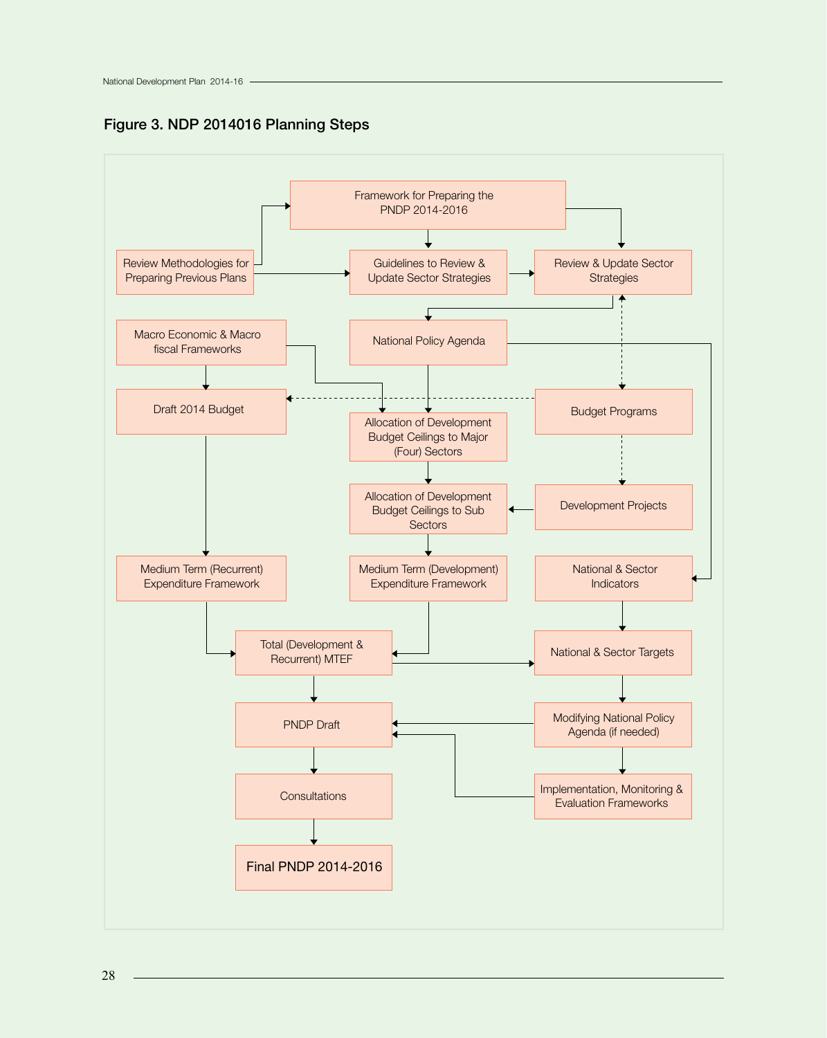### Figure 3. NDP 2014016 Planning Steps

Framework for Preparing the PNDP 2014-2016

Review Methodologies for Preparing Previous Plans

Guidelines to Review & Update Sector Strategies

Review & Update Sector Strategies

Macro Economic & Macro fiscal Frameworks

National Policy Agenda

Draft 2014 Budget

Allocation of Development Budget Ceilings to Major (Four) Sectors

Budget Programs

Allocation of Development Budget Ceilings to Sub Sectors

Development Projects

Medium Term (Recurrent) Expenditure Framework

Medium Term (Development) Expenditure Framework

National & Sector Indicators

Total (Development & Recurrent) MTEF

National & Sector Targets

PNDP Draft

Modifying National Policy Agenda (if needed)

Consultations

Implementation, Monitoring & Evaluation Frameworks

Final PNDP 2014-2016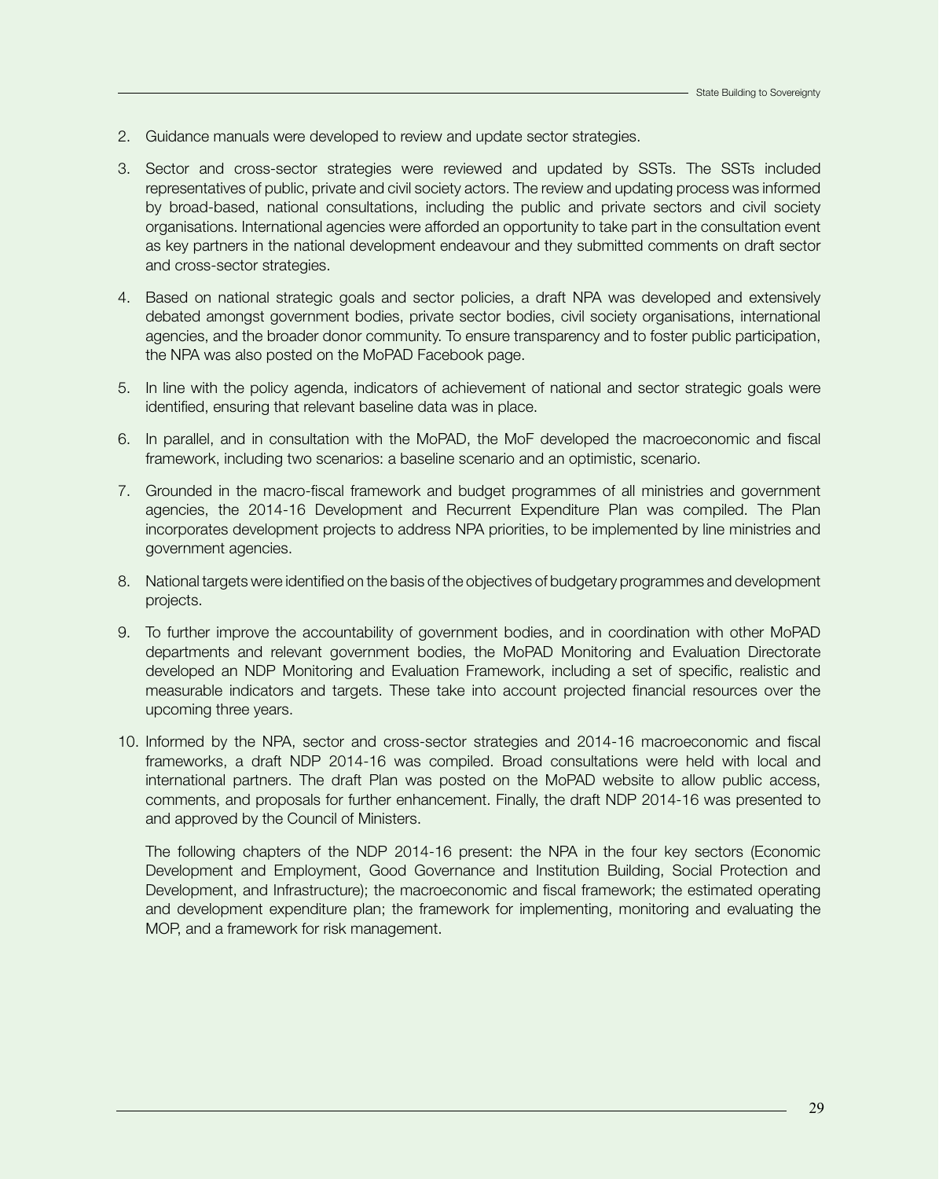2. Guidance manuals were developed to review and update sector strategies.

3. Sector and cross-sector strategies were reviewed and updated by SSTs. The SSTs included representatives of public, private and civil society actors. The review and updating process was informed by broad-based, national consultations, including the public and private sectors and civil society organisations. International agencies were afforded an opportunity to take part in the consultation event as key partners in the national development endeavour and they submitted comments on draft sector and cross-sector strategies.

4. Based on national strategic goals and sector policies, a draft NPA was developed and extensively debated amongst government bodies, private sector bodies, civil society organisations, international agencies, and the broader donor community. To ensure transparency and to foster public participation, the NPA was also posted on the MoPAD Facebook page.

5. In line with the policy agenda, indicators of achievement of national and sector strategic goals were identified, ensuring that relevant baseline data was in place.

6. In parallel, and in consultation with the MoPAD, the MoF developed the macroeconomic and fiscal framework, including two scenarios: a baseline scenario and an optimistic, scenario.

7. Grounded in the macro-fiscal framework and budget programmes of all ministries and government agencies, the 2014-16 Development and Recurrent Expenditure Plan was compiled. The Plan incorporates development projects to address NPA priorities, to be implemented by line ministries and government agencies.

8. National targets were identified on the basis of the objectives of budgetary programmes and development projects.

9. To further improve the accountability of government bodies, and in coordination with other MoPAD departments and relevant government bodies, the MoPAD Monitoring and Evaluation Directorate developed an NDP Monitoring and Evaluation Framework, including a set of specific, realistic and measurable indicators and targets. These take into account projected financial resources over the upcoming three years.

10. Informed by the NPA, sector and cross-sector strategies and 2014-16 macroeconomic and fiscal frameworks, a draft NDP 2014-16 was compiled. Broad consultations were held with local and international partners. The draft Plan was posted on the MoPAD website to allow public access, comments, and proposals for further enhancement. Finally, the draft NDP 2014-16 was presented to and approved by the Council of Ministers.

    The following chapters of the NDP 2014-16 present: the NPA in the four key sectors (Economic Development and Employment, Good Governance and Institution Building, Social Protection and Development, and Infrastructure); the macroeconomic and fiscal framework; the estimated operating and development expenditure plan; the framework for implementing, monitoring and evaluating the MOP, and a framework for risk management.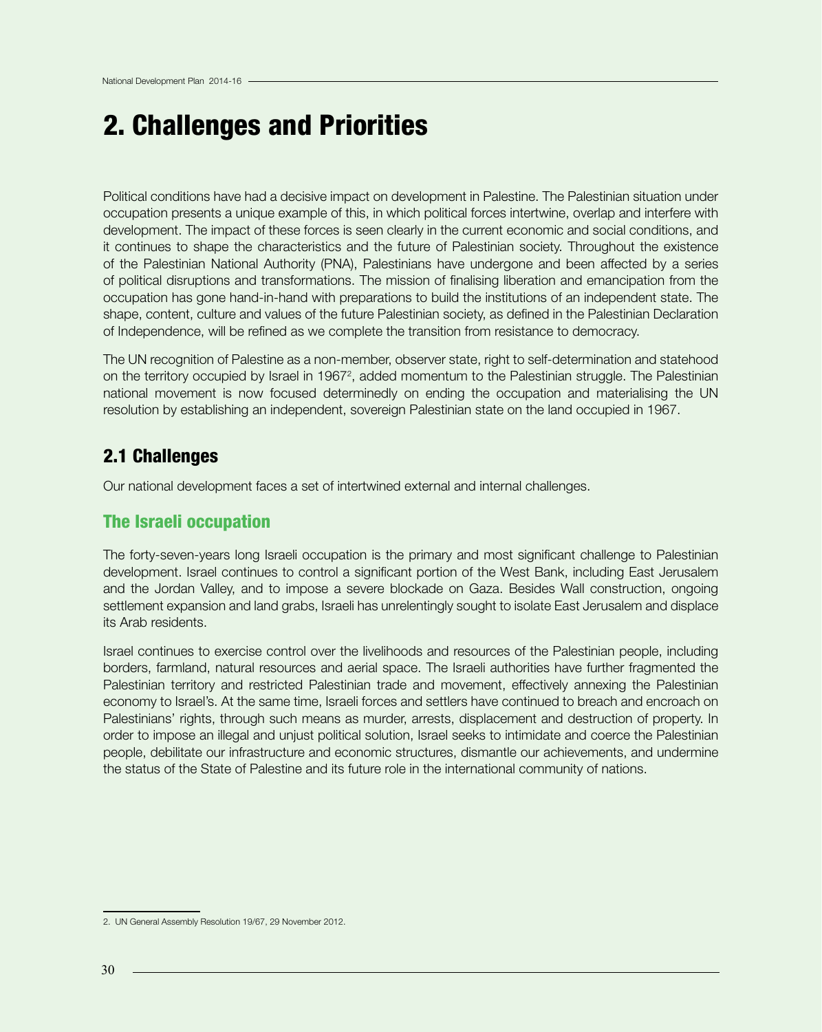# 2. Challenges and Priorities

Political conditions have had a decisive impact on development in Palestine. The Palestinian situation under occupation presents a unique example of this, in which political forces intertwine, overlap and interfere with development. The impact of these forces is seen clearly in the current economic and social conditions, and it continues to shape the characteristics and the future of Palestinian society. Throughout the existence of the Palestinian National Authority (PNA), Palestinians have undergone and been affected by a series of political disruptions and transformations. The mission of finalising liberation and emancipation from the occupation has gone hand-in-hand with preparations to build the institutions of an independent state. The shape, content, culture and values of the future Palestinian society, as defined in the Palestinian Declaration of Independence, will be refined as we complete the transition from resistance to democracy.

The UN recognition of Palestine as a non-member, observer state, right to self-determination and statehood on the territory occupied by Israel in 1967[2], added momentum to the Palestinian struggle. The Palestinian national movement is now focused determinedly on ending the occupation and materialising the UN resolution by establishing an independent, sovereign Palestinian state on the land occupied in 1967.

## 2.1 Challenges

Our national development faces a set of intertwined external and internal challenges.

### The Israeli occupation

The forty-seven-years long Israeli occupation is the primary and most significant challenge to Palestinian development. Israel continues to control a significant portion of the West Bank, including East Jerusalem and the Jordan Valley, and to impose a severe blockade on Gaza. Besides Wall construction, ongoing settlement expansion and land grabs, Israeli has unrelentingly sought to isolate East Jerusalem and displace its Arab residents.

Israel continues to exercise control over the livelihoods and resources of the Palestinian people, including borders, farmland, natural resources and aerial space. The Israeli authorities have further fragmented the Palestinian territory and restricted Palestinian trade and movement, effectively annexing the Palestinian economy to Israel's. At the same time, Israeli forces and settlers have continued to breach and encroach on Palestinians' rights, through such means as murder, arrests, displacement and destruction of property. In order to impose an illegal and unjust political solution, Israel seeks to intimidate and coerce the Palestinian people, debilitate our infrastructure and economic structures, dismantle our achievements, and undermine the status of the State of Palestine and its future role in the international community of nations.

---

2. UN General Assembly Resolution 19/67, 29 November 2012.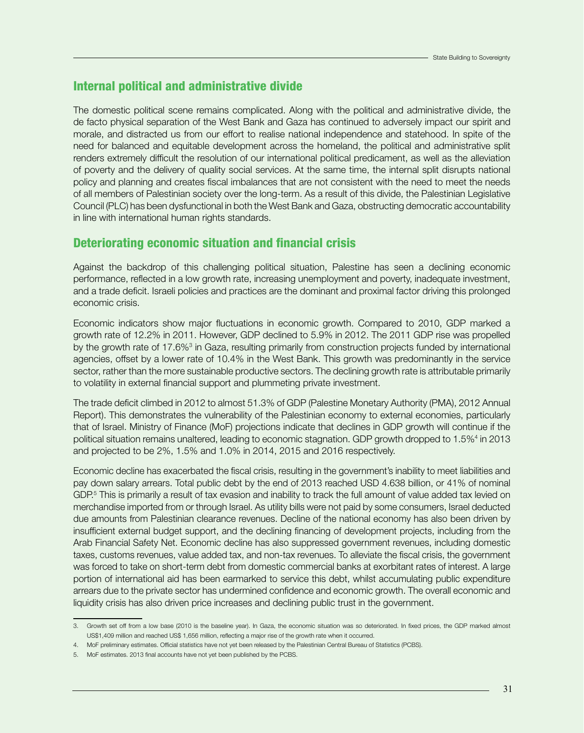## Internal political and administrative divide

The domestic political scene remains complicated. Along with the political and administrative divide, the de facto physical separation of the West Bank and Gaza has continued to adversely impact our spirit and morale, and distracted us from our effort to realise national independence and statehood. In spite of the need for balanced and equitable development across the homeland, the political and administrative split renders extremely difficult the resolution of our international political predicament, as well as the alleviation of poverty and the delivery of quality social services. At the same time, the internal split disrupts national policy and planning and creates fiscal imbalances that are not consistent with the need to meet the needs of all members of Palestinian society over the long-term. As a result of this divide, the Palestinian Legislative Council (PLC) has been dysfunctional in both the West Bank and Gaza, obstructing democratic accountability in line with international human rights standards.

## Deteriorating economic situation and financial crisis

Against the backdrop of this challenging political situation, Palestine has seen a declining economic performance, reflected in a low growth rate, increasing unemployment and poverty, inadequate investment, and a trade deficit. Israeli policies and practices are the dominant and proximal factor driving this prolonged economic crisis.

Economic indicators show major fluctuations in economic growth. Compared to 2010, GDP marked a growth rate of 12.2% in 2011. However, GDP declined to 5.9% in 2012. The 2011 GDP rise was propelled by the growth rate of 17.6%[3] in Gaza, resulting primarily from construction projects funded by international agencies, offset by a lower rate of 10.4% in the West Bank. This growth was predominantly in the service sector, rather than the more sustainable productive sectors. The declining growth rate is attributable primarily to volatility in external financial support and plummeting private investment.

The trade deficit climbed in 2012 to almost 51.3% of GDP (Palestine Monetary Authority (PMA), 2012 Annual Report). This demonstrates the vulnerability of the Palestinian economy to external economies, particularly that of Israel. Ministry of Finance (MoF) projections indicate that declines in GDP growth will continue if the political situation remains unaltered, leading to economic stagnation. GDP growth dropped to 1.5%[4] in 2013 and projected to be 2%, 1.5% and 1.0% in 2014, 2015 and 2016 respectively.

Economic decline has exacerbated the fiscal crisis, resulting in the government's inability to meet liabilities and pay down salary arrears. Total public debt by the end of 2013 reached USD 4.638 billion, or 41% of nominal GDP.[5] This is primarily a result of tax evasion and inability to track the full amount of value added tax levied on merchandise imported from or through Israel. As utility bills were not paid by some consumers, Israel deducted due amounts from Palestinian clearance revenues. Decline of the national economy has also been driven by insufficient external budget support, and the declining financing of development projects, including from the Arab Financial Safety Net. Economic decline has also suppressed government revenues, including domestic taxes, customs revenues, value added tax, and non-tax revenues. To alleviate the fiscal crisis, the government was forced to take on short-term debt from domestic commercial banks at exorbitant rates of interest. A large portion of international aid has been earmarked to service this debt, whilst accumulating public expenditure arrears due to the private sector has undermined confidence and economic growth. The overall economic and liquidity crisis has also driven price increases and declining public trust in the government.

---

3. Growth set off from a low base (2010 is the baseline year). In Gaza, the economic situation was so deteriorated. In fixed prices, the GDP marked almost US$1,409 million and reached US$ 1,656 million, reflecting a major rise of the growth rate when it occurred.
4. MoF preliminary estimates. Official statistics have not yet been released by the Palestinian Central Bureau of Statistics (PCBS).
5. MoF estimates. 2013 final accounts have not yet been published by the PCBS.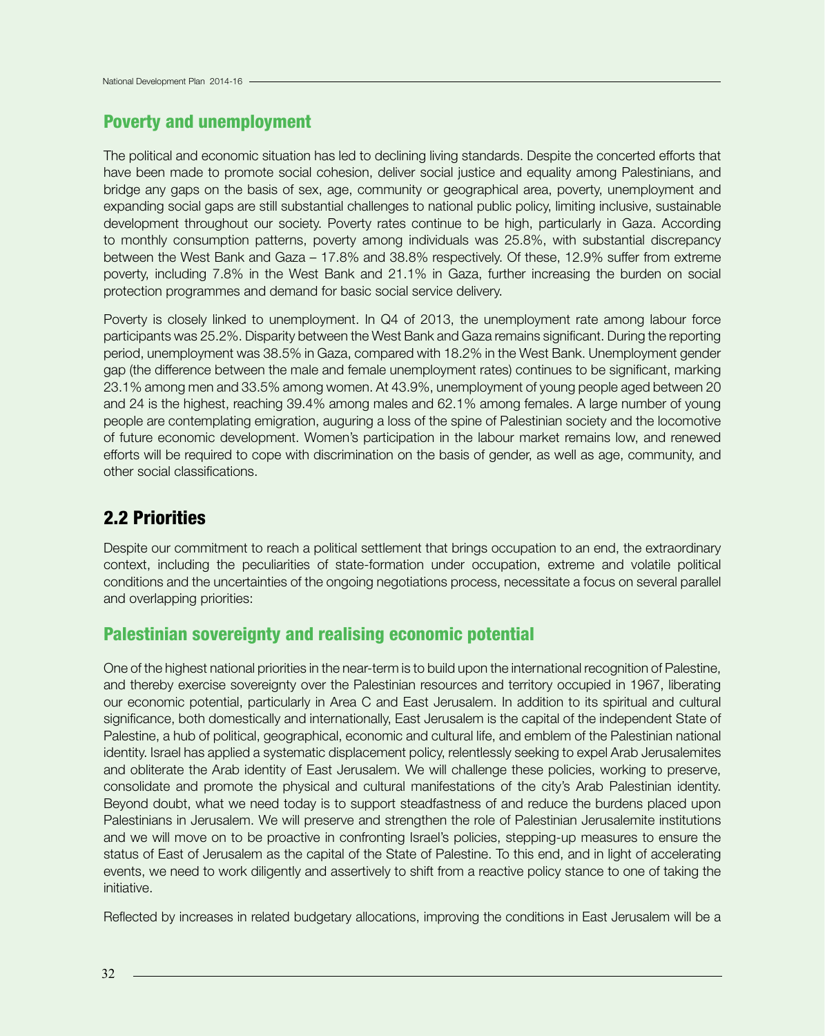## Poverty and unemployment

The political and economic situation has led to declining living standards. Despite the concerted efforts that have been made to promote social cohesion, deliver social justice and equality among Palestinians, and bridge any gaps on the basis of sex, age, community or geographical area, poverty, unemployment and expanding social gaps are still substantial challenges to national public policy, limiting inclusive, sustainable development throughout our society. Poverty rates continue to be high, particularly in Gaza. According to monthly consumption patterns, poverty among individuals was 25.8%, with substantial discrepancy between the West Bank and Gaza – 17.8% and 38.8% respectively. Of these, 12.9% suffer from extreme poverty, including 7.8% in the West Bank and 21.1% in Gaza, further increasing the burden on social protection programmes and demand for basic social service delivery.

Poverty is closely linked to unemployment. In Q4 of 2013, the unemployment rate among labour force participants was 25.2%. Disparity between the West Bank and Gaza remains significant. During the reporting period, unemployment was 38.5% in Gaza, compared with 18.2% in the West Bank. Unemployment gender gap (the difference between the male and female unemployment rates) continues to be significant, marking 23.1% among men and 33.5% among women. At 43.9%, unemployment of young people aged between 20 and 24 is the highest, reaching 39.4% among males and 62.1% among females. A large number of young people are contemplating emigration, auguring a loss of the spine of Palestinian society and the locomotive of future economic development. Women's participation in the labour market remains low, and renewed efforts will be required to cope with discrimination on the basis of gender, as well as age, community, and other social classifications.

# 2.2 Priorities

Despite our commitment to reach a political settlement that brings occupation to an end, the extraordinary context, including the peculiarities of state-formation under occupation, extreme and volatile political conditions and the uncertainties of the ongoing negotiations process, necessitate a focus on several parallel and overlapping priorities:

## Palestinian sovereignty and realising economic potential

One of the highest national priorities in the near-term is to build upon the international recognition of Palestine, and thereby exercise sovereignty over the Palestinian resources and territory occupied in 1967, liberating our economic potential, particularly in Area C and East Jerusalem. In addition to its spiritual and cultural significance, both domestically and internationally, East Jerusalem is the capital of the independent State of Palestine, a hub of political, geographical, economic and cultural life, and emblem of the Palestinian national identity. Israel has applied a systematic displacement policy, relentlessly seeking to expel Arab Jerusalemites and obliterate the Arab identity of East Jerusalem. We will challenge these policies, working to preserve, consolidate and promote the physical and cultural manifestations of the city's Arab Palestinian identity. Beyond doubt, what we need today is to support steadfastness of and reduce the burdens placed upon Palestinians in Jerusalem. We will preserve and strengthen the role of Palestinian Jerusalemite institutions and we will move on to be proactive in confronting Israel's policies, stepping-up measures to ensure the status of East of Jerusalem as the capital of the State of Palestine. To this end, and in light of accelerating events, we need to work diligently and assertively to shift from a reactive policy stance to one of taking the initiative.

Reflected by increases in related budgetary allocations, improving the conditions in East Jerusalem will be a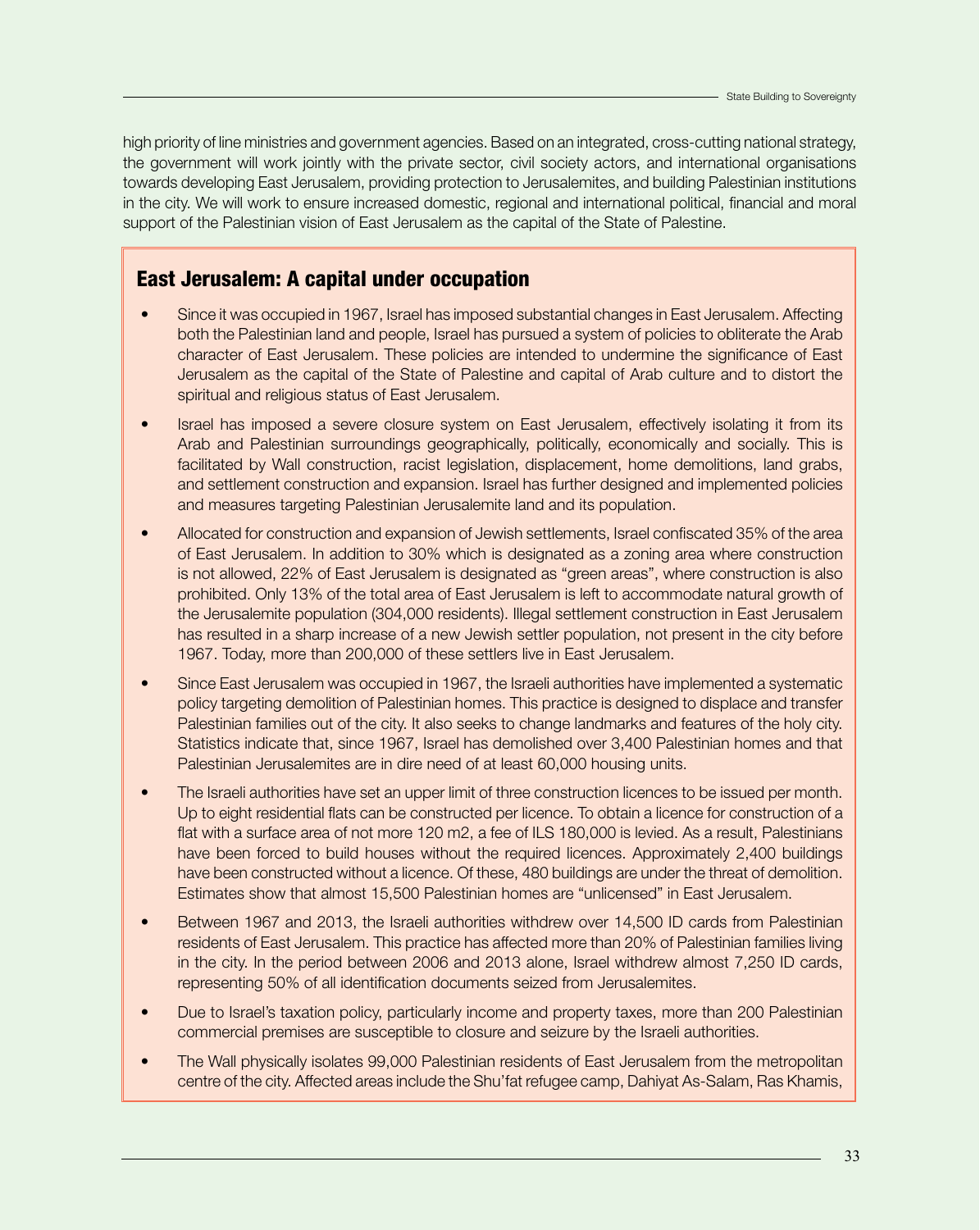high priority of line ministries and government agencies. Based on an integrated, cross-cutting national strategy, the government will work jointly with the private sector, civil society actors, and international organisations towards developing East Jerusalem, providing protection to Jerusalemites, and building Palestinian institutions in the city. We will work to ensure increased domestic, regional and international political, financial and moral support of the Palestinian vision of East Jerusalem as the capital of the State of Palestine.

## East Jerusalem: A capital under occupation

- Since it was occupied in 1967, Israel has imposed substantial changes in East Jerusalem. Affecting both the Palestinian land and people, Israel has pursued a system of policies to obliterate the Arab character of East Jerusalem. These policies are intended to undermine the significance of East Jerusalem as the capital of the State of Palestine and capital of Arab culture and to distort the spiritual and religious status of East Jerusalem.
- Israel has imposed a severe closure system on East Jerusalem, effectively isolating it from its Arab and Palestinian surroundings geographically, politically, economically and socially. This is facilitated by Wall construction, racist legislation, displacement, home demolitions, land grabs, and settlement construction and expansion. Israel has further designed and implemented policies and measures targeting Palestinian Jerusalemite land and its population.
- Allocated for construction and expansion of Jewish settlements, Israel confiscated 35% of the area of East Jerusalem. In addition to 30% which is designated as a zoning area where construction is not allowed, 22% of East Jerusalem is designated as "green areas", where construction is also prohibited. Only 13% of the total area of East Jerusalem is left to accommodate natural growth of the Jerusalemite population (304,000 residents). Illegal settlement construction in East Jerusalem has resulted in a sharp increase of a new Jewish settler population, not present in the city before 1967. Today, more than 200,000 of these settlers live in East Jerusalem.
- Since East Jerusalem was occupied in 1967, the Israeli authorities have implemented a systematic policy targeting demolition of Palestinian homes. This practice is designed to displace and transfer Palestinian families out of the city. It also seeks to change landmarks and features of the holy city. Statistics indicate that, since 1967, Israel has demolished over 3,400 Palestinian homes and that Palestinian Jerusalemites are in dire need of at least 60,000 housing units.
- The Israeli authorities have set an upper limit of three construction licences to be issued per month. Up to eight residential flats can be constructed per licence. To obtain a licence for construction of a flat with a surface area of not more 120 m2, a fee of ILS 180,000 is levied. As a result, Palestinians have been forced to build houses without the required licences. Approximately 2,400 buildings have been constructed without a licence. Of these, 480 buildings are under the threat of demolition. Estimates show that almost 15,500 Palestinian homes are "unlicensed" in East Jerusalem.
- Between 1967 and 2013, the Israeli authorities withdrew over 14,500 ID cards from Palestinian residents of East Jerusalem. This practice has affected more than 20% of Palestinian families living in the city. In the period between 2006 and 2013 alone, Israel withdrew almost 7,250 ID cards, representing 50% of all identification documents seized from Jerusalemites.
- Due to Israel's taxation policy, particularly income and property taxes, more than 200 Palestinian commercial premises are susceptible to closure and seizure by the Israeli authorities.
- The Wall physically isolates 99,000 Palestinian residents of East Jerusalem from the metropolitan centre of the city. Affected areas include the Shu'fat refugee camp, Dahiyat As-Salam, Ras Khamis,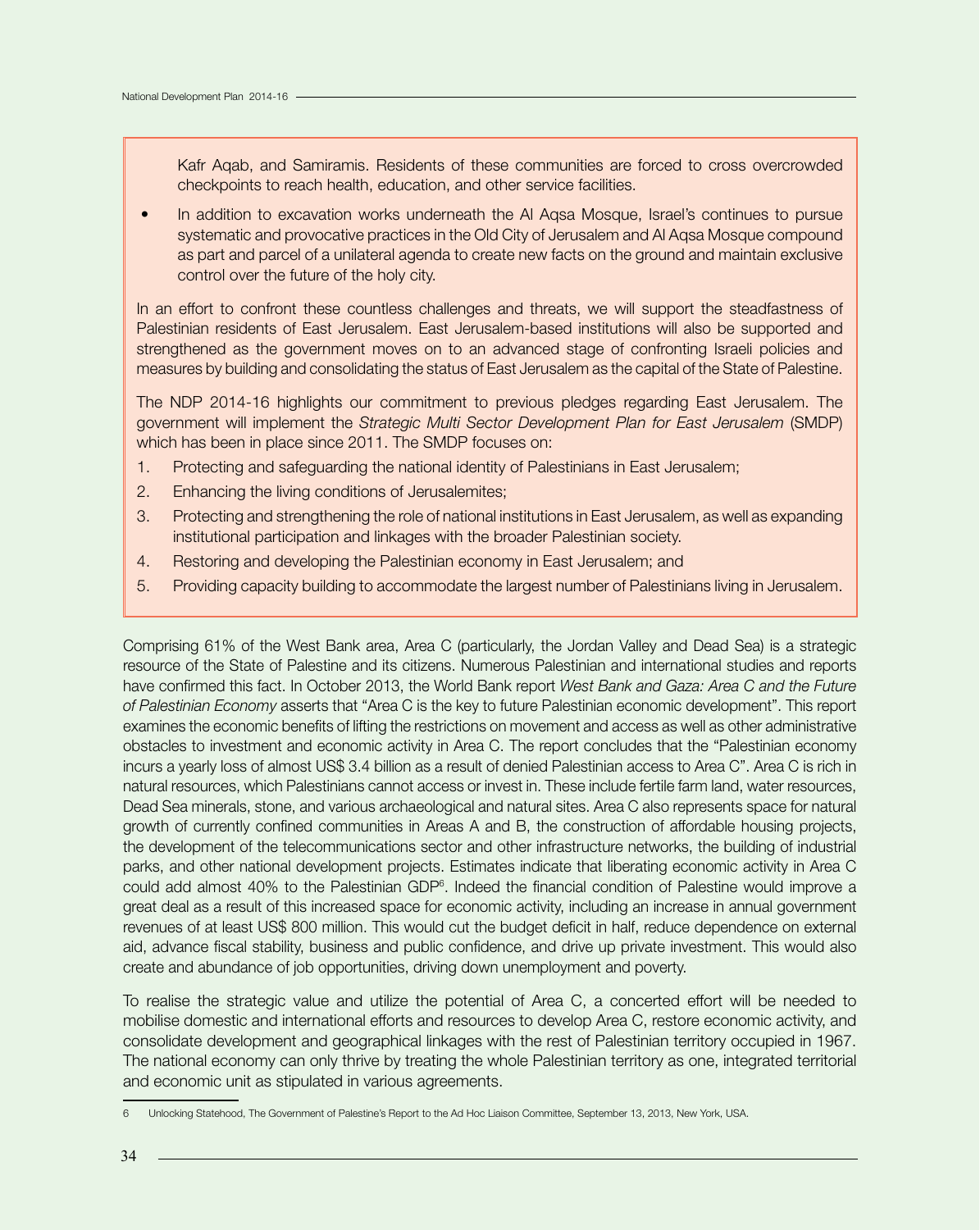Kafr Aqab, and Samiramis. Residents of these communities are forced to cross overcrowded checkpoints to reach health, education, and other service facilities.

- In addition to excavation works underneath the Al Aqsa Mosque, Israel's continues to pursue systematic and provocative practices in the Old City of Jerusalem and Al Aqsa Mosque compound as part and parcel of a unilateral agenda to create new facts on the ground and maintain exclusive control over the future of the holy city.

In an effort to confront these countless challenges and threats, we will support the steadfastness of Palestinian residents of East Jerusalem. East Jerusalem-based institutions will also be supported and strengthened as the government moves on to an advanced stage of confronting Israeli policies and measures by building and consolidating the status of East Jerusalem as the capital of the State of Palestine.

The NDP 2014-16 highlights our commitment to previous pledges regarding East Jerusalem. The government will implement the *Strategic Multi Sector Development Plan for East Jerusalem* (SMDP) which has been in place since 2011. The SMDP focuses on:

1. Protecting and safeguarding the national identity of Palestinians in East Jerusalem;
2. Enhancing the living conditions of Jerusalemites;
3. Protecting and strengthening the role of national institutions in East Jerusalem, as well as expanding institutional participation and linkages with the broader Palestinian society.
4. Restoring and developing the Palestinian economy in East Jerusalem; and
5. Providing capacity building to accommodate the largest number of Palestinians living in Jerusalem.

Comprising 61% of the West Bank area, Area C (particularly, the Jordan Valley and Dead Sea) is a strategic resource of the State of Palestine and its citizens. Numerous Palestinian and international studies and reports have confirmed this fact. In October 2013, the World Bank report *West Bank and Gaza: Area C and the Future of Palestinian Economy* asserts that "Area C is the key to future Palestinian economic development". This report examines the economic benefits of lifting the restrictions on movement and access as well as other administrative obstacles to investment and economic activity in Area C. The report concludes that the "Palestinian economy incurs a yearly loss of almost US$ 3.4 billion as a result of denied Palestinian access to Area C". Area C is rich in natural resources, which Palestinians cannot access or invest in. These include fertile farm land, water resources, Dead Sea minerals, stone, and various archaeological and natural sites. Area C also represents space for natural growth of currently confined communities in Areas A and B, the construction of affordable housing projects, the development of the telecommunications sector and other infrastructure networks, the building of industrial parks, and other national development projects. Estimates indicate that liberating economic activity in Area C could add almost 40% to the Palestinian GDP[6]. Indeed the financial condition of Palestine would improve a great deal as a result of this increased space for economic activity, including an increase in annual government revenues of at least US$ 800 million. This would cut the budget deficit in half, reduce dependence on external aid, advance fiscal stability, business and public confidence, and drive up private investment. This would also create and abundance of job opportunities, driving down unemployment and poverty.

To realise the strategic value and utilize the potential of Area C, a concerted effort will be needed to mobilise domestic and international efforts and resources to develop Area C, restore economic activity, and consolidate development and geographical linkages with the rest of Palestinian territory occupied in 1967. The national economy can only thrive by treating the whole Palestinian territory as one, integrated territorial and economic unit as stipulated in various agreements.

6 Unlocking Statehood, The Government of Palestine's Report to the Ad Hoc Liaison Committee, September 13, 2013, New York, USA.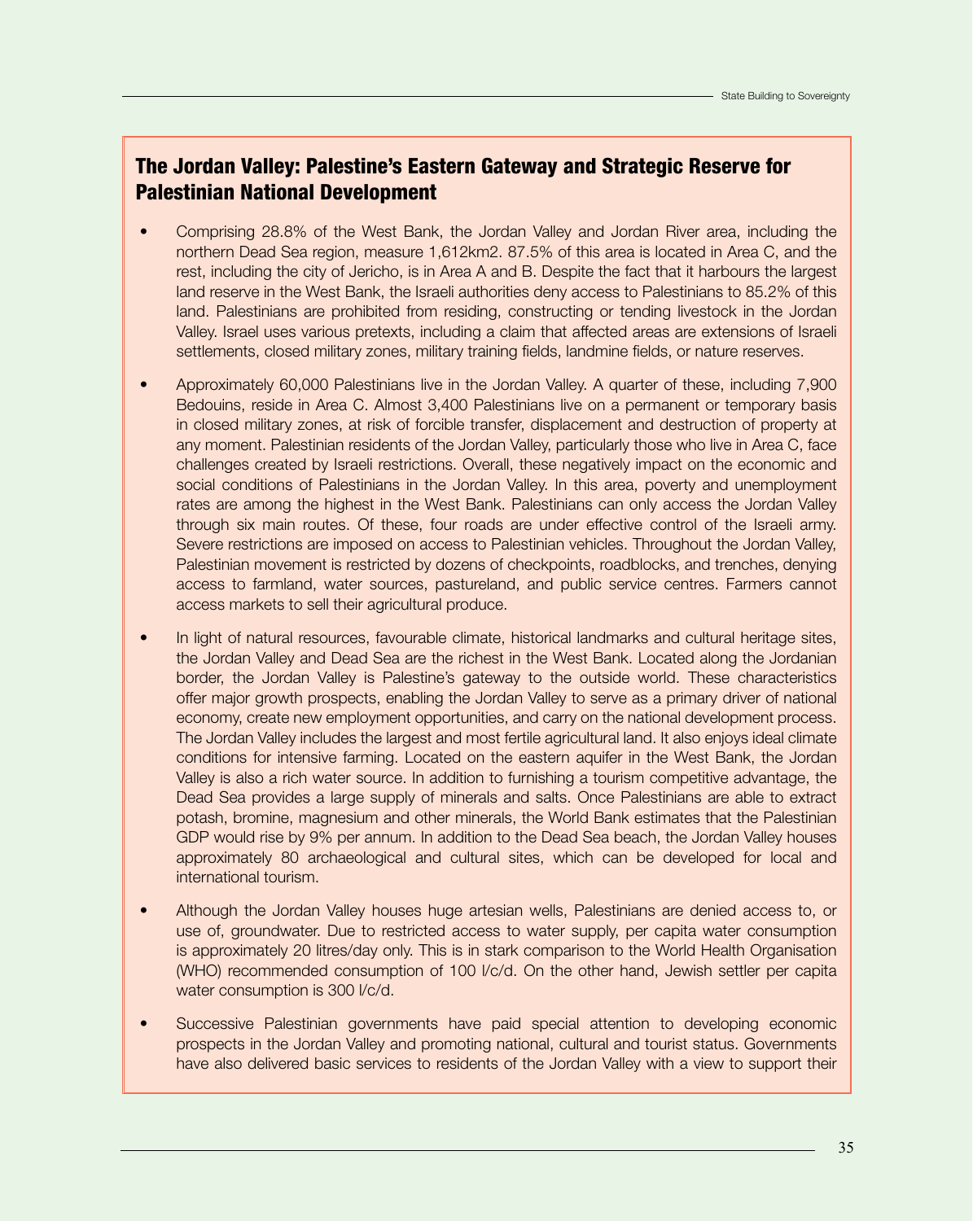## The Jordan Valley: Palestine's Eastern Gateway and Strategic Reserve for Palestinian National Development

- Comprising 28.8% of the West Bank, the Jordan Valley and Jordan River area, including the northern Dead Sea region, measure 1,612km2. 87.5% of this area is located in Area C, and the rest, including the city of Jericho, is in Area A and B. Despite the fact that it harbours the largest land reserve in the West Bank, the Israeli authorities deny access to Palestinians to 85.2% of this land. Palestinians are prohibited from residing, constructing or tending livestock in the Jordan Valley. Israel uses various pretexts, including a claim that affected areas are extensions of Israeli settlements, closed military zones, military training fields, landmine fields, or nature reserves.

- Approximately 60,000 Palestinians live in the Jordan Valley. A quarter of these, including 7,900 Bedouins, reside in Area C. Almost 3,400 Palestinians live on a permanent or temporary basis in closed military zones, at risk of forcible transfer, displacement and destruction of property at any moment. Palestinian residents of the Jordan Valley, particularly those who live in Area C, face challenges created by Israeli restrictions. Overall, these negatively impact on the economic and social conditions of Palestinians in the Jordan Valley. In this area, poverty and unemployment rates are among the highest in the West Bank. Palestinians can only access the Jordan Valley through six main routes. Of these, four roads are under effective control of the Israeli army. Severe restrictions are imposed on access to Palestinian vehicles. Throughout the Jordan Valley, Palestinian movement is restricted by dozens of checkpoints, roadblocks, and trenches, denying access to farmland, water sources, pastureland, and public service centres. Farmers cannot access markets to sell their agricultural produce.

- In light of natural resources, favourable climate, historical landmarks and cultural heritage sites, the Jordan Valley and Dead Sea are the richest in the West Bank. Located along the Jordanian border, the Jordan Valley is Palestine's gateway to the outside world. These characteristics offer major growth prospects, enabling the Jordan Valley to serve as a primary driver of national economy, create new employment opportunities, and carry on the national development process. The Jordan Valley includes the largest and most fertile agricultural land. It also enjoys ideal climate conditions for intensive farming. Located on the eastern aquifer in the West Bank, the Jordan Valley is also a rich water source. In addition to furnishing a tourism competitive advantage, the Dead Sea provides a large supply of minerals and salts. Once Palestinians are able to extract potash, bromine, magnesium and other minerals, the World Bank estimates that the Palestinian GDP would rise by 9% per annum. In addition to the Dead Sea beach, the Jordan Valley houses approximately 80 archaeological and cultural sites, which can be developed for local and international tourism.

- Although the Jordan Valley houses huge artesian wells, Palestinians are denied access to, or use of, groundwater. Due to restricted access to water supply, per capita water consumption is approximately 20 litres/day only. This is in stark comparison to the World Health Organisation (WHO) recommended consumption of 100 l/c/d. On the other hand, Jewish settler per capita water consumption is 300 l/c/d.

- Successive Palestinian governments have paid special attention to developing economic prospects in the Jordan Valley and promoting national, cultural and tourist status. Governments have also delivered basic services to residents of the Jordan Valley with a view to support their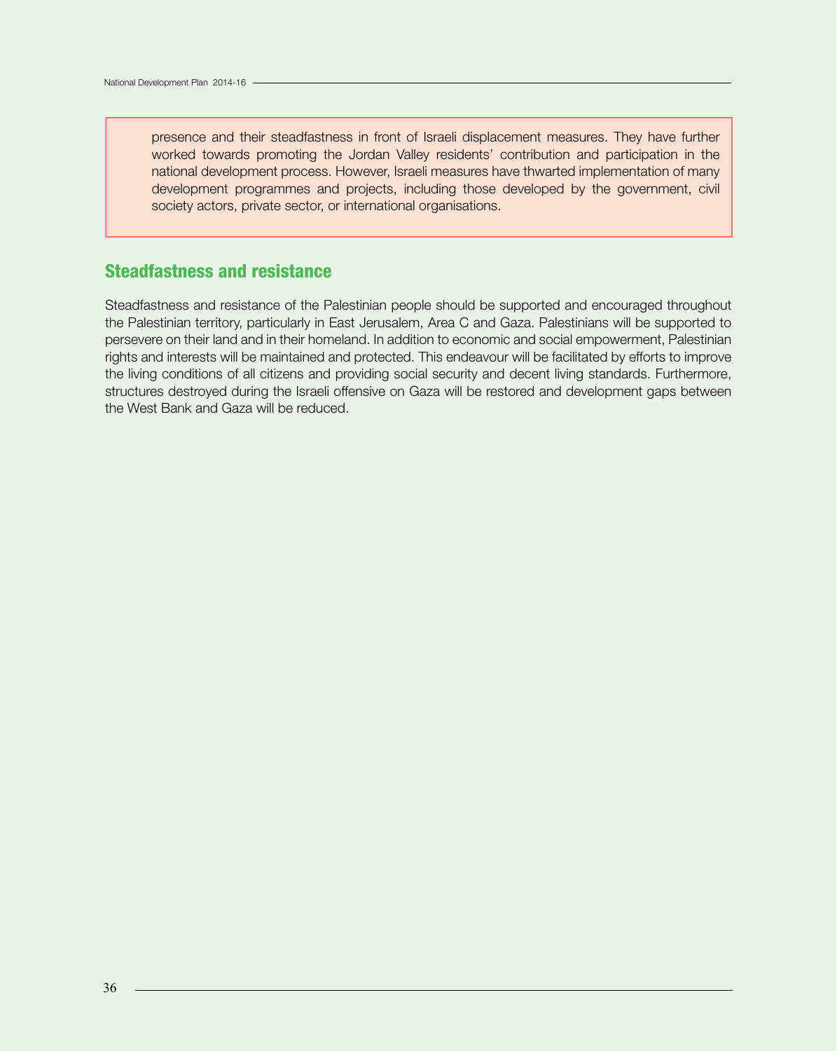presence and their steadfastness in front of Israeli displacement measures. They have further worked towards promoting the Jordan Valley residents' contribution and participation in the national development process. However, Israeli measures have thwarted implementation of many development programmes and projects, including those developed by the government, civil society actors, private sector, or international organisations.

## Steadfastness and resistance

Steadfastness and resistance of the Palestinian people should be supported and encouraged throughout the Palestinian territory, particularly in East Jerusalem, Area C and Gaza. Palestinians will be supported to persevere on their land and in their homeland. In addition to economic and social empowerment, Palestinian rights and interests will be maintained and protected. This endeavour will be facilitated by efforts to improve the living conditions of all citizens and providing social security and decent living standards. Furthermore, structures destroyed during the Israeli offensive on Gaza will be restored and development gaps between the West Bank and Gaza will be reduced.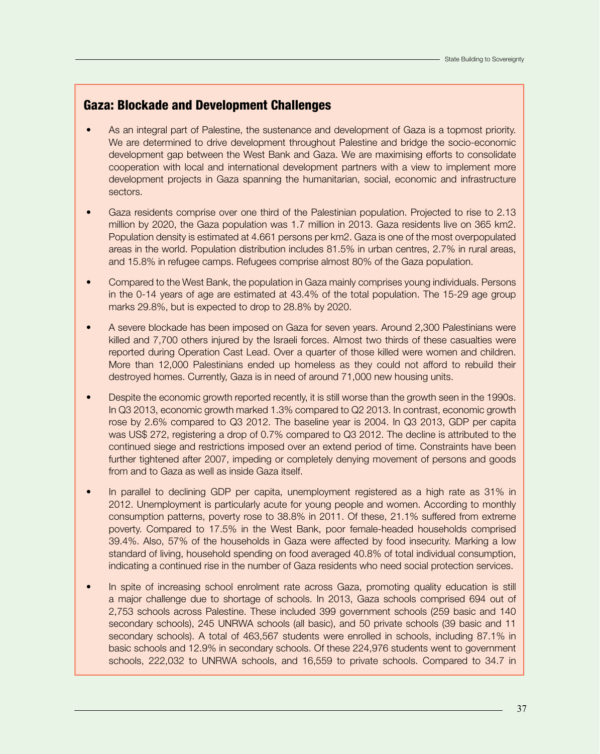## Gaza: Blockade and Development Challenges

- As an integral part of Palestine, the sustenance and development of Gaza is a topmost priority. We are determined to drive development throughout Palestine and bridge the socio-economic development gap between the West Bank and Gaza. We are maximising efforts to consolidate cooperation with local and international development partners with a view to implement more development projects in Gaza spanning the humanitarian, social, economic and infrastructure sectors.
- Gaza residents comprise over one third of the Palestinian population. Projected to rise to 2.13 million by 2020, the Gaza population was 1.7 million in 2013. Gaza residents live on 365 km2. Population density is estimated at 4.661 persons per km2. Gaza is one of the most overpopulated areas in the world. Population distribution includes 81.5% in urban centres, 2.7% in rural areas, and 15.8% in refugee camps. Refugees comprise almost 80% of the Gaza population.
- Compared to the West Bank, the population in Gaza mainly comprises young individuals. Persons in the 0-14 years of age are estimated at 43.4% of the total population. The 15-29 age group marks 29.8%, but is expected to drop to 28.8% by 2020.
- A severe blockade has been imposed on Gaza for seven years. Around 2,300 Palestinians were killed and 7,700 others injured by the Israeli forces. Almost two thirds of these casualties were reported during Operation Cast Lead. Over a quarter of those killed were women and children. More than 12,000 Palestinians ended up homeless as they could not afford to rebuild their destroyed homes. Currently, Gaza is in need of around 71,000 new housing units.
- Despite the economic growth reported recently, it is still worse than the growth seen in the 1990s. In Q3 2013, economic growth marked 1.3% compared to Q2 2013. In contrast, economic growth rose by 2.6% compared to Q3 2012. The baseline year is 2004. In Q3 2013, GDP per capita was US$ 272, registering a drop of 0.7% compared to Q3 2012. The decline is attributed to the continued siege and restrictions imposed over an extend period of time. Constraints have been further tightened after 2007, impeding or completely denying movement of persons and goods from and to Gaza as well as inside Gaza itself.
- In parallel to declining GDP per capita, unemployment registered as a high rate as 31% in 2012. Unemployment is particularly acute for young people and women. According to monthly consumption patterns, poverty rose to 38.8% in 2011. Of these, 21.1% suffered from extreme poverty. Compared to 17.5% in the West Bank, poor female-headed households comprised 39.4%. Also, 57% of the households in Gaza were affected by food insecurity. Marking a low standard of living, household spending on food averaged 40.8% of total individual consumption, indicating a continued rise in the number of Gaza residents who need social protection services.
- In spite of increasing school enrolment rate across Gaza, promoting quality education is still a major challenge due to shortage of schools. In 2013, Gaza schools comprised 694 out of 2,753 schools across Palestine. These included 399 government schools (259 basic and 140 secondary schools), 245 UNRWA schools (all basic), and 50 private schools (39 basic and 11 secondary schools). A total of 463,567 students were enrolled in schools, including 87.1% in basic schools and 12.9% in secondary schools. Of these 224,976 students went to government schools, 222,032 to UNRWA schools, and 16,559 to private schools. Compared to 34.7 in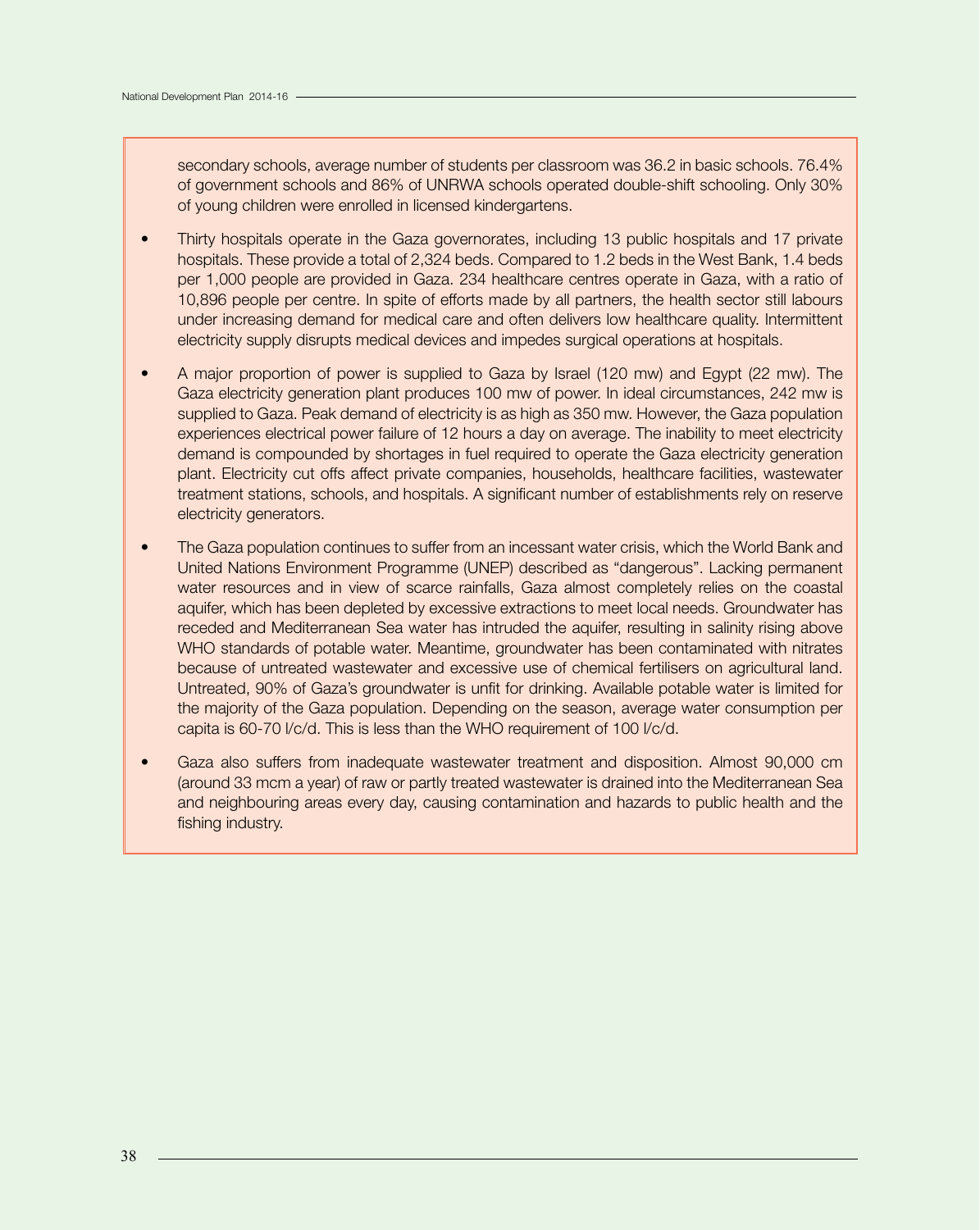secondary schools, average number of students per classroom was 36.2 in basic schools. 76.4% of government schools and 86% of UNRWA schools operated double-shift schooling. Only 30% of young children were enrolled in licensed kindergartens.

- Thirty hospitals operate in the Gaza governorates, including 13 public hospitals and 17 private hospitals. These provide a total of 2,324 beds. Compared to 1.2 beds in the West Bank, 1.4 beds per 1,000 people are provided in Gaza. 234 healthcare centres operate in Gaza, with a ratio of 10,896 people per centre. In spite of efforts made by all partners, the health sector still labours under increasing demand for medical care and often delivers low healthcare quality. Intermittent electricity supply disrupts medical devices and impedes surgical operations at hospitals.

- A major proportion of power is supplied to Gaza by Israel (120 mw) and Egypt (22 mw). The Gaza electricity generation plant produces 100 mw of power. In ideal circumstances, 242 mw is supplied to Gaza. Peak demand of electricity is as high as 350 mw. However, the Gaza population experiences electrical power failure of 12 hours a day on average. The inability to meet electricity demand is compounded by shortages in fuel required to operate the Gaza electricity generation plant. Electricity cut offs affect private companies, households, healthcare facilities, wastewater treatment stations, schools, and hospitals. A significant number of establishments rely on reserve electricity generators.

- The Gaza population continues to suffer from an incessant water crisis, which the World Bank and United Nations Environment Programme (UNEP) described as "dangerous". Lacking permanent water resources and in view of scarce rainfalls, Gaza almost completely relies on the coastal aquifer, which has been depleted by excessive extractions to meet local needs. Groundwater has receded and Mediterranean Sea water has intruded the aquifer, resulting in salinity rising above WHO standards of potable water. Meantime, groundwater has been contaminated with nitrates because of untreated wastewater and excessive use of chemical fertilisers on agricultural land. Untreated, 90% of Gaza's groundwater is unfit for drinking. Available potable water is limited for the majority of the Gaza population. Depending on the season, average water consumption per capita is 60-70 l/c/d. This is less than the WHO requirement of 100 l/c/d.

- Gaza also suffers from inadequate wastewater treatment and disposition. Almost 90,000 cm (around 33 mcm a year) of raw or partly treated wastewater is drained into the Mediterranean Sea and neighbouring areas every day, causing contamination and hazards to public health and the fishing industry.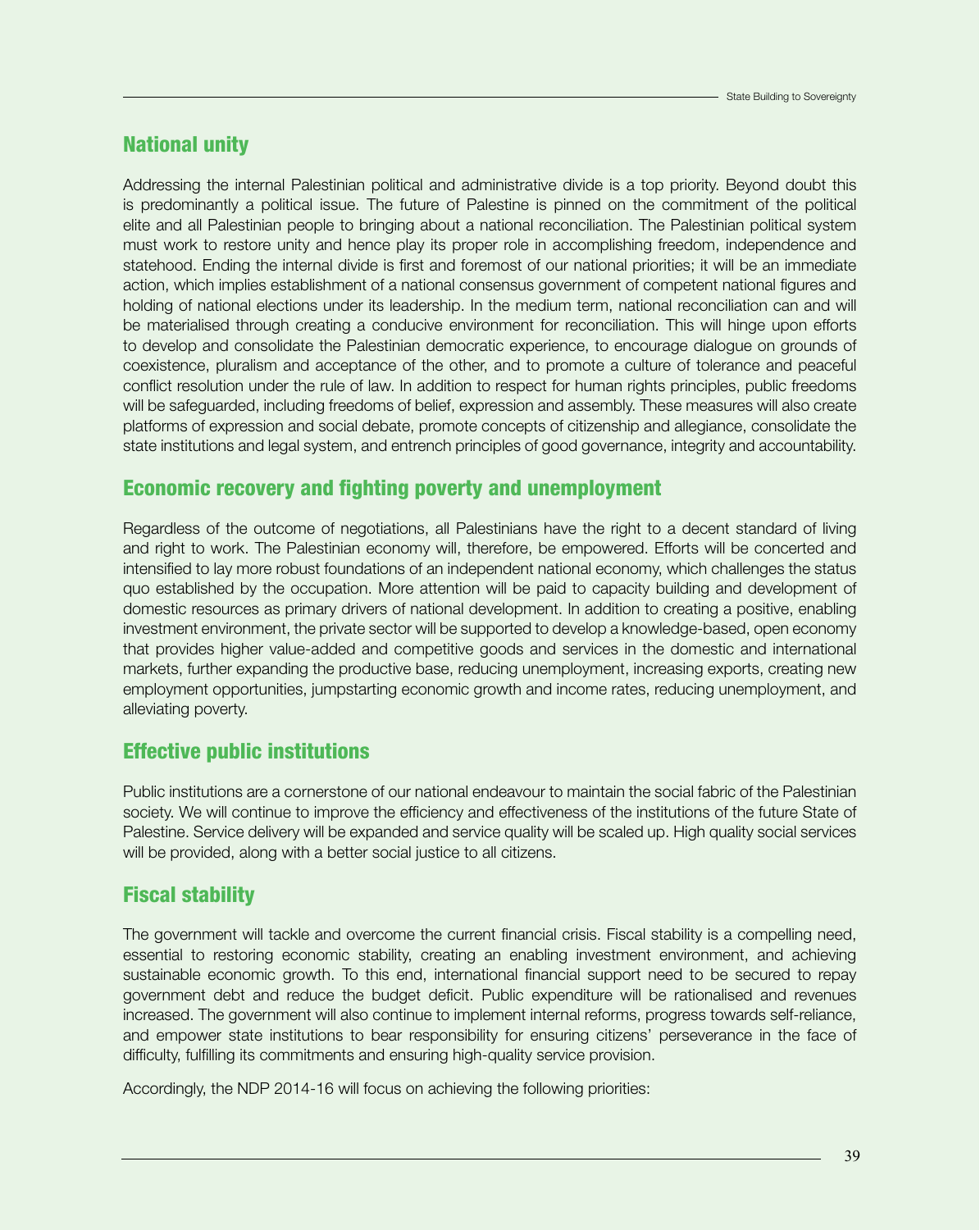## National unity

Addressing the internal Palestinian political and administrative divide is a top priority. Beyond doubt this is predominantly a political issue. The future of Palestine is pinned on the commitment of the political elite and all Palestinian people to bringing about a national reconciliation. The Palestinian political system must work to restore unity and hence play its proper role in accomplishing freedom, independence and statehood. Ending the internal divide is first and foremost of our national priorities; it will be an immediate action, which implies establishment of a national consensus government of competent national figures and holding of national elections under its leadership. In the medium term, national reconciliation can and will be materialised through creating a conducive environment for reconciliation. This will hinge upon efforts to develop and consolidate the Palestinian democratic experience, to encourage dialogue on grounds of coexistence, pluralism and acceptance of the other, and to promote a culture of tolerance and peaceful conflict resolution under the rule of law. In addition to respect for human rights principles, public freedoms will be safeguarded, including freedoms of belief, expression and assembly. These measures will also create platforms of expression and social debate, promote concepts of citizenship and allegiance, consolidate the state institutions and legal system, and entrench principles of good governance, integrity and accountability.

## Economic recovery and fighting poverty and unemployment

Regardless of the outcome of negotiations, all Palestinians have the right to a decent standard of living and right to work. The Palestinian economy will, therefore, be empowered. Efforts will be concerted and intensified to lay more robust foundations of an independent national economy, which challenges the status quo established by the occupation. More attention will be paid to capacity building and development of domestic resources as primary drivers of national development. In addition to creating a positive, enabling investment environment, the private sector will be supported to develop a knowledge-based, open economy that provides higher value-added and competitive goods and services in the domestic and international markets, further expanding the productive base, reducing unemployment, increasing exports, creating new employment opportunities, jumpstarting economic growth and income rates, reducing unemployment, and alleviating poverty.

## Effective public institutions

Public institutions are a cornerstone of our national endeavour to maintain the social fabric of the Palestinian society. We will continue to improve the efficiency and effectiveness of the institutions of the future State of Palestine. Service delivery will be expanded and service quality will be scaled up. High quality social services will be provided, along with a better social justice to all citizens.

## Fiscal stability

The government will tackle and overcome the current financial crisis. Fiscal stability is a compelling need, essential to restoring economic stability, creating an enabling investment environment, and achieving sustainable economic growth. To this end, international financial support need to be secured to repay government debt and reduce the budget deficit. Public expenditure will be rationalised and revenues increased. The government will also continue to implement internal reforms, progress towards self-reliance, and empower state institutions to bear responsibility for ensuring citizens' perseverance in the face of difficulty, fulfilling its commitments and ensuring high-quality service provision.

Accordingly, the NDP 2014-16 will focus on achieving the following priorities: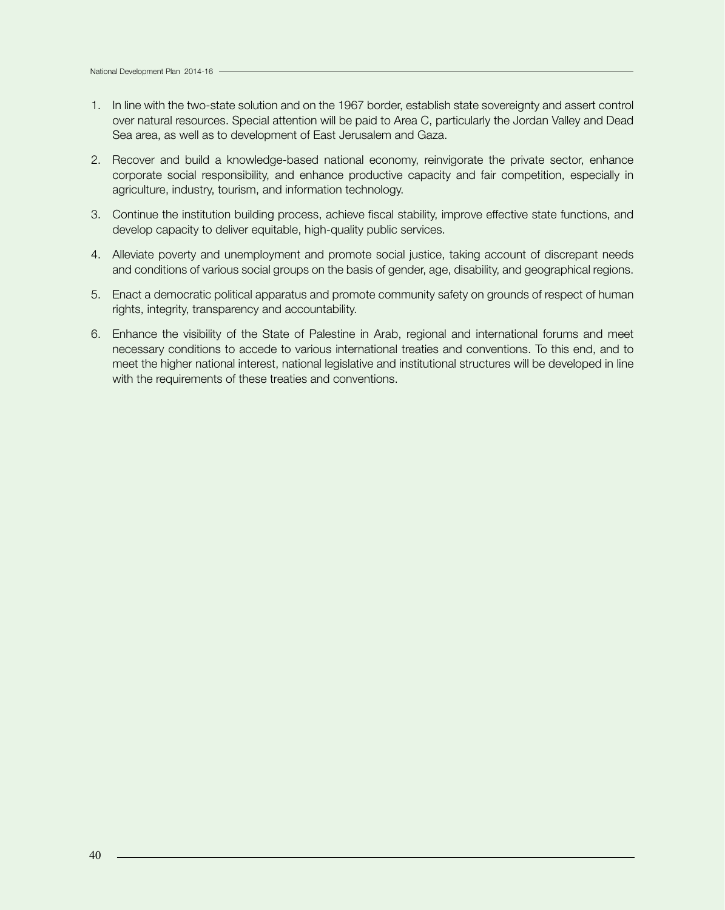1. In line with the two-state solution and on the 1967 border, establish state sovereignty and assert control over natural resources. Special attention will be paid to Area C, particularly the Jordan Valley and Dead Sea area, as well as to development of East Jerusalem and Gaza.

2. Recover and build a knowledge-based national economy, reinvigorate the private sector, enhance corporate social responsibility, and enhance productive capacity and fair competition, especially in agriculture, industry, tourism, and information technology.

3. Continue the institution building process, achieve fiscal stability, improve effective state functions, and develop capacity to deliver equitable, high-quality public services.

4. Alleviate poverty and unemployment and promote social justice, taking account of discrepant needs and conditions of various social groups on the basis of gender, age, disability, and geographical regions.

5. Enact a democratic political apparatus and promote community safety on grounds of respect of human rights, integrity, transparency and accountability.

6. Enhance the visibility of the State of Palestine in Arab, regional and international forums and meet necessary conditions to accede to various international treaties and conventions. To this end, and to meet the higher national interest, national legislative and institutional structures will be developed in line with the requirements of these treaties and conventions.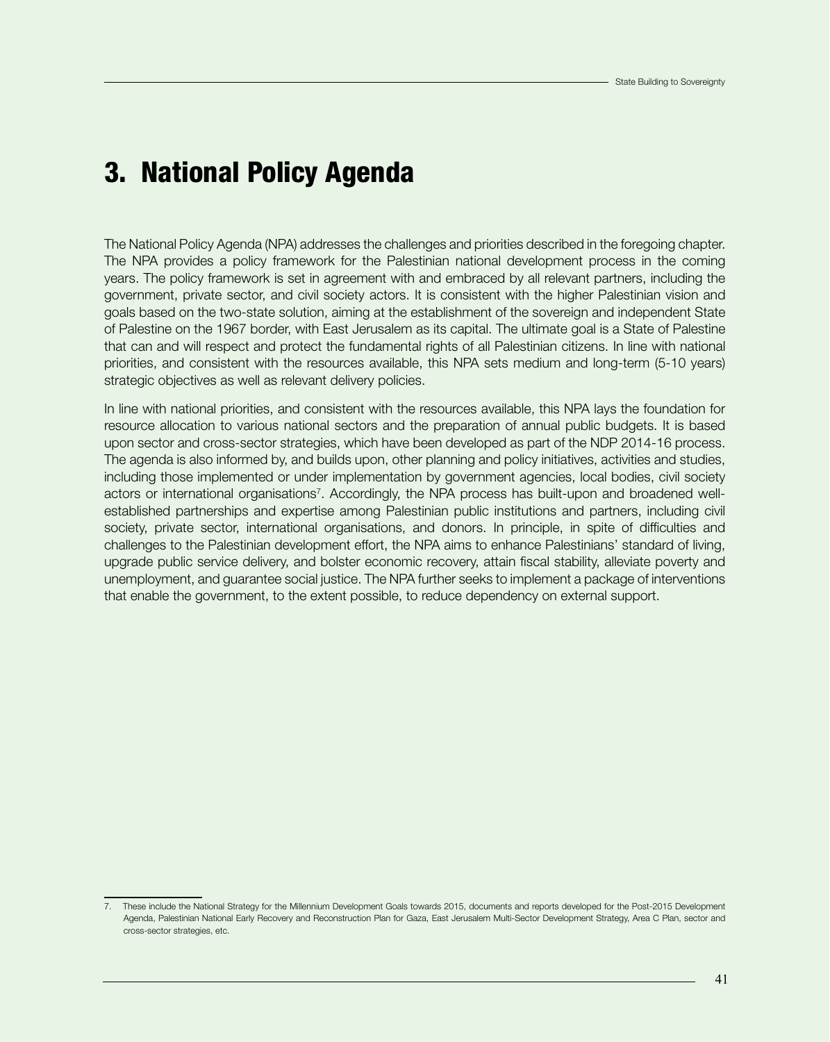# 3. National Policy Agenda

The National Policy Agenda (NPA) addresses the challenges and priorities described in the foregoing chapter. The NPA provides a policy framework for the Palestinian national development process in the coming years. The policy framework is set in agreement with and embraced by all relevant partners, including the government, private sector, and civil society actors. It is consistent with the higher Palestinian vision and goals based on the two-state solution, aiming at the establishment of the sovereign and independent State of Palestine on the 1967 border, with East Jerusalem as its capital. The ultimate goal is a State of Palestine that can and will respect and protect the fundamental rights of all Palestinian citizens. In line with national priorities, and consistent with the resources available, this NPA sets medium and long-term (5-10 years) strategic objectives as well as relevant delivery policies.

In line with national priorities, and consistent with the resources available, this NPA lays the foundation for resource allocation to various national sectors and the preparation of annual public budgets. It is based upon sector and cross-sector strategies, which have been developed as part of the NDP 2014-16 process. The agenda is also informed by, and builds upon, other planning and policy initiatives, activities and studies, including those implemented or under implementation by government agencies, local bodies, civil society actors or international organisations[7]. Accordingly, the NPA process has built-upon and broadened well-established partnerships and expertise among Palestinian public institutions and partners, including civil society, private sector, international organisations, and donors. In principle, in spite of difficulties and challenges to the Palestinian development effort, the NPA aims to enhance Palestinians' standard of living, upgrade public service delivery, and bolster economic recovery, attain fiscal stability, alleviate poverty and unemployment, and guarantee social justice. The NPA further seeks to implement a package of interventions that enable the government, to the extent possible, to reduce dependency on external support.

7. These include the National Strategy for the Millennium Development Goals towards 2015, documents and reports developed for the Post-2015 Development Agenda, Palestinian National Early Recovery and Reconstruction Plan for Gaza, East Jerusalem Multi-Sector Development Strategy, Area C Plan, sector and cross-sector strategies, etc.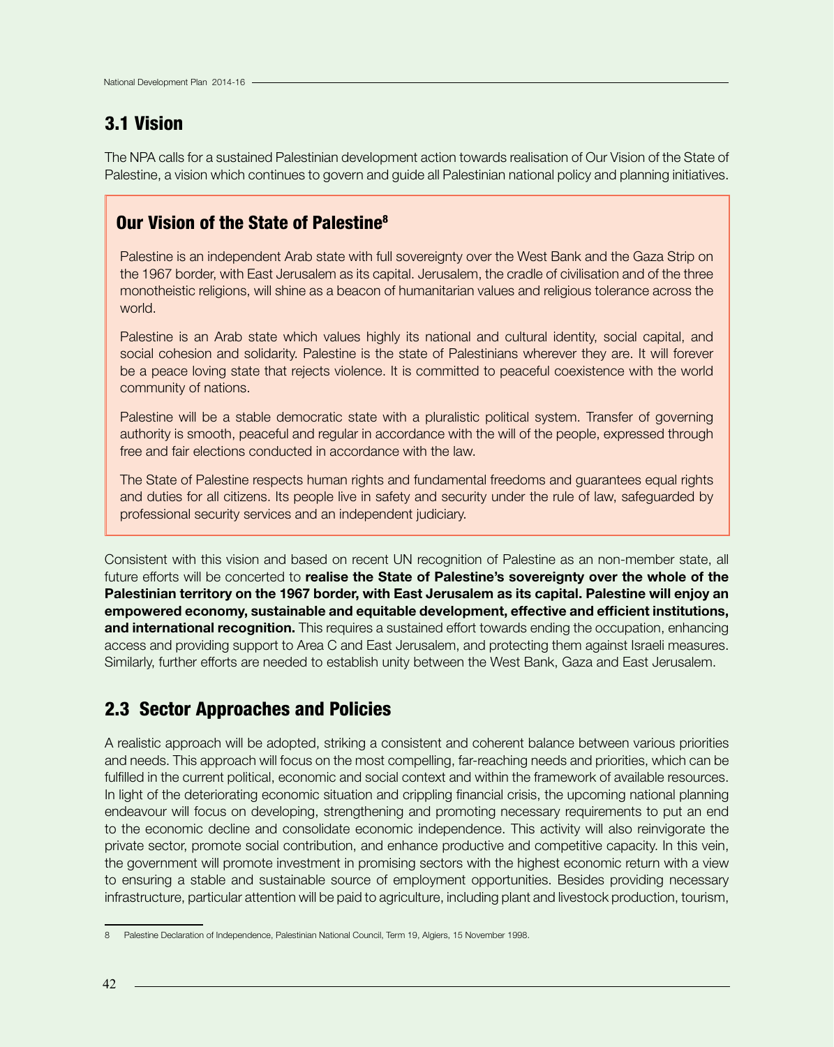## 3.1 Vision

The NPA calls for a sustained Palestinian development action towards realisation of Our Vision of the State of Palestine, a vision which continues to govern and guide all Palestinian national policy and planning initiatives.

### Our Vision of the State of Palestine[8]

Palestine is an independent Arab state with full sovereignty over the West Bank and the Gaza Strip on the 1967 border, with East Jerusalem as its capital. Jerusalem, the cradle of civilisation and of the three monotheistic religions, will shine as a beacon of humanitarian values and religious tolerance across the world.

Palestine is an Arab state which values highly its national and cultural identity, social capital, and social cohesion and solidarity. Palestine is the state of Palestinians wherever they are. It will forever be a peace loving state that rejects violence. It is committed to peaceful coexistence with the world community of nations.

Palestine will be a stable democratic state with a pluralistic political system. Transfer of governing authority is smooth, peaceful and regular in accordance with the will of the people, expressed through free and fair elections conducted in accordance with the law.

The State of Palestine respects human rights and fundamental freedoms and guarantees equal rights and duties for all citizens. Its people live in safety and security under the rule of law, safeguarded by professional security services and an independent judiciary.

Consistent with this vision and based on recent UN recognition of Palestine as an non-member state, all future efforts will be concerted to **realise the State of Palestine's sovereignty over the whole of the Palestinian territory on the 1967 border, with East Jerusalem as its capital. Palestine will enjoy an empowered economy, sustainable and equitable development, effective and efficient institutions, and international recognition.** This requires a sustained effort towards ending the occupation, enhancing access and providing support to Area C and East Jerusalem, and protecting them against Israeli measures. Similarly, further efforts are needed to establish unity between the West Bank, Gaza and East Jerusalem.

## 2.3 Sector Approaches and Policies

A realistic approach will be adopted, striking a consistent and coherent balance between various priorities and needs. This approach will focus on the most compelling, far-reaching needs and priorities, which can be fulfilled in the current political, economic and social context and within the framework of available resources. In light of the deteriorating economic situation and crippling financial crisis, the upcoming national planning endeavour will focus on developing, strengthening and promoting necessary requirements to put an end to the economic decline and consolidate economic independence. This activity will also reinvigorate the private sector, promote social contribution, and enhance productive and competitive capacity. In this vein, the government will promote investment in promising sectors with the highest economic return with a view to ensuring a stable and sustainable source of employment opportunities. Besides providing necessary infrastructure, particular attention will be paid to agriculture, including plant and livestock production, tourism,

---

8 Palestine Declaration of Independence, Palestinian National Council, Term 19, Algiers, 15 November 1998.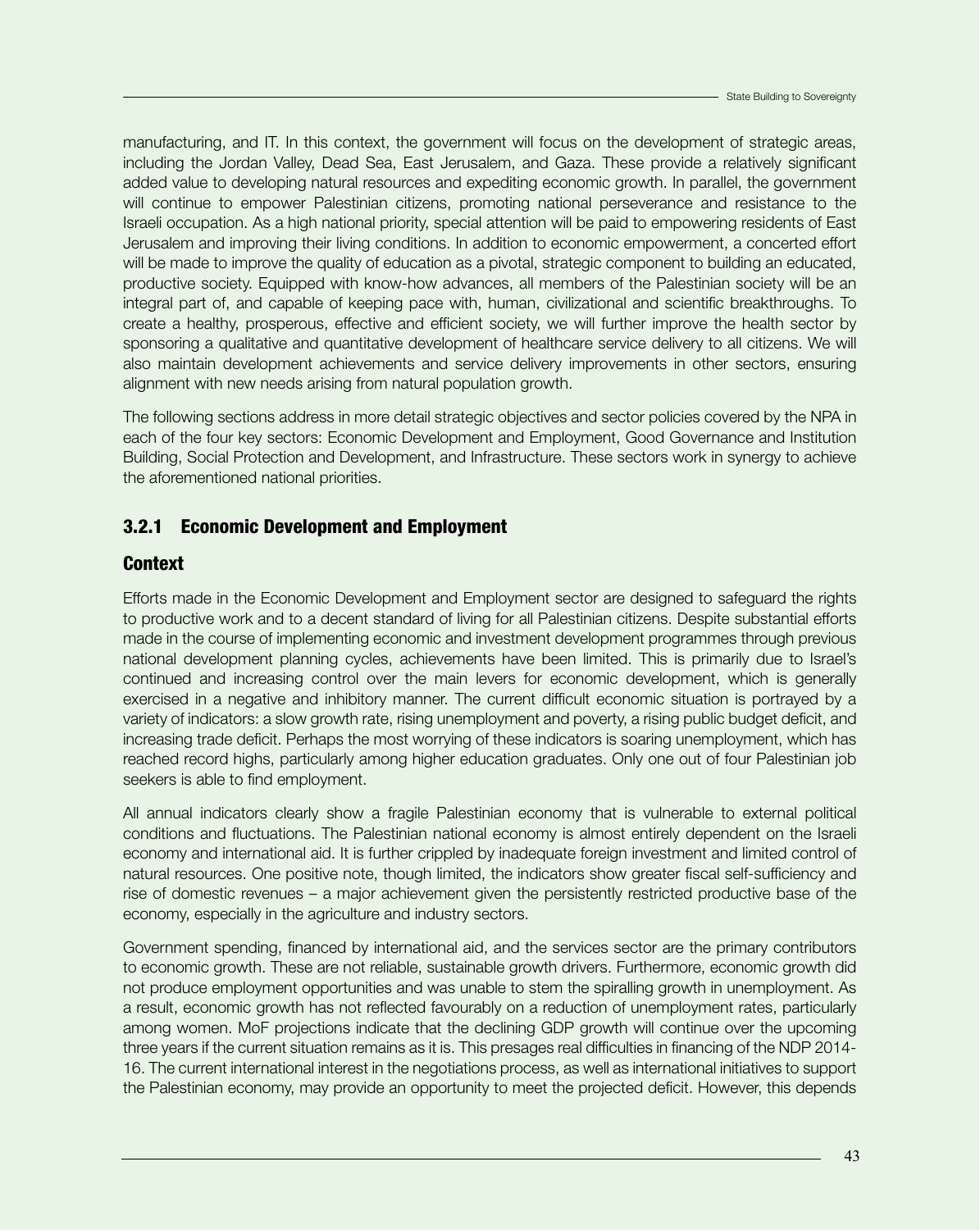manufacturing, and IT. In this context, the government will focus on the development of strategic areas, including the Jordan Valley, Dead Sea, East Jerusalem, and Gaza. These provide a relatively significant added value to developing natural resources and expediting economic growth. In parallel, the government will continue to empower Palestinian citizens, promoting national perseverance and resistance to the Israeli occupation. As a high national priority, special attention will be paid to empowering residents of East Jerusalem and improving their living conditions. In addition to economic empowerment, a concerted effort will be made to improve the quality of education as a pivotal, strategic component to building an educated, productive society. Equipped with know-how advances, all members of the Palestinian society will be an integral part of, and capable of keeping pace with, human, civilizational and scientific breakthroughs. To create a healthy, prosperous, effective and efficient society, we will further improve the health sector by sponsoring a qualitative and quantitative development of healthcare service delivery to all citizens. We will also maintain development achievements and service delivery improvements in other sectors, ensuring alignment with new needs arising from natural population growth.

The following sections address in more detail strategic objectives and sector policies covered by the NPA in each of the four key sectors: Economic Development and Employment, Good Governance and Institution Building, Social Protection and Development, and Infrastructure. These sectors work in synergy to achieve the aforementioned national priorities.

### 3.2.1 Economic Development and Employment

#### Context

Efforts made in the Economic Development and Employment sector are designed to safeguard the rights to productive work and to a decent standard of living for all Palestinian citizens. Despite substantial efforts made in the course of implementing economic and investment development programmes through previous national development planning cycles, achievements have been limited. This is primarily due to Israel's continued and increasing control over the main levers for economic development, which is generally exercised in a negative and inhibitory manner. The current difficult economic situation is portrayed by a variety of indicators: a slow growth rate, rising unemployment and poverty, a rising public budget deficit, and increasing trade deficit. Perhaps the most worrying of these indicators is soaring unemployment, which has reached record highs, particularly among higher education graduates. Only one out of four Palestinian job seekers is able to find employment.

All annual indicators clearly show a fragile Palestinian economy that is vulnerable to external political conditions and fluctuations. The Palestinian national economy is almost entirely dependent on the Israeli economy and international aid. It is further crippled by inadequate foreign investment and limited control of natural resources. One positive note, though limited, the indicators show greater fiscal self-sufficiency and rise of domestic revenues – a major achievement given the persistently restricted productive base of the economy, especially in the agriculture and industry sectors.

Government spending, financed by international aid, and the services sector are the primary contributors to economic growth. These are not reliable, sustainable growth drivers. Furthermore, economic growth did not produce employment opportunities and was unable to stem the spiralling growth in unemployment. As a result, economic growth has not reflected favourably on a reduction of unemployment rates, particularly among women. MoF projections indicate that the declining GDP growth will continue over the upcoming three years if the current situation remains as it is. This presages real difficulties in financing of the NDP 2014-16. The current international interest in the negotiations process, as well as international initiatives to support the Palestinian economy, may provide an opportunity to meet the projected deficit. However, this depends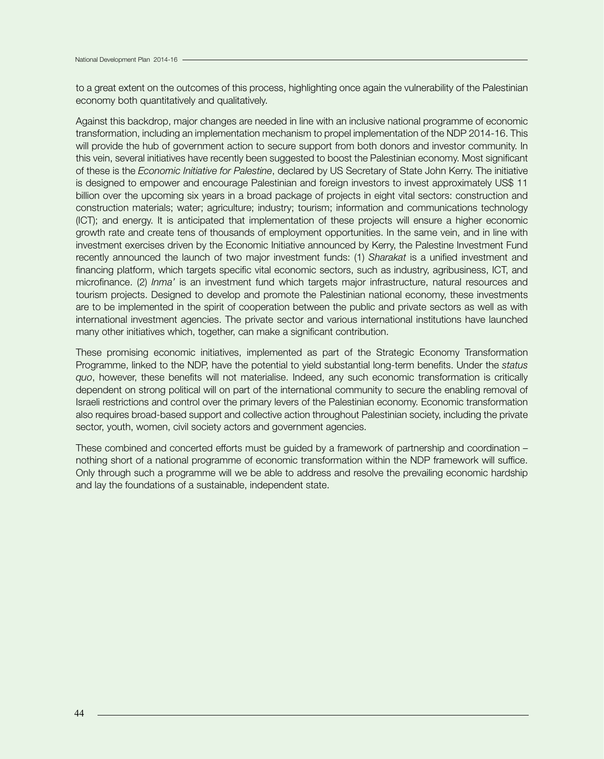to a great extent on the outcomes of this process, highlighting once again the vulnerability of the Palestinian economy both quantitatively and qualitatively.

Against this backdrop, major changes are needed in line with an inclusive national programme of economic transformation, including an implementation mechanism to propel implementation of the NDP 2014-16. This will provide the hub of government action to secure support from both donors and investor community. In this vein, several initiatives have recently been suggested to boost the Palestinian economy. Most significant of these is the *Economic Initiative for Palestine*, declared by US Secretary of State John Kerry. The initiative is designed to empower and encourage Palestinian and foreign investors to invest approximately US$ 11 billion over the upcoming six years in a broad package of projects in eight vital sectors: construction and construction materials; water; agriculture; industry; tourism; information and communications technology (ICT); and energy. It is anticipated that implementation of these projects will ensure a higher economic growth rate and create tens of thousands of employment opportunities. In the same vein, and in line with investment exercises driven by the Economic Initiative announced by Kerry, the Palestine Investment Fund recently announced the launch of two major investment funds: (1) *Sharakat* is a unified investment and financing platform, which targets specific vital economic sectors, such as industry, agribusiness, ICT, and microfinance. (2) *Inma'* is an investment fund which targets major infrastructure, natural resources and tourism projects. Designed to develop and promote the Palestinian national economy, these investments are to be implemented in the spirit of cooperation between the public and private sectors as well as with international investment agencies. The private sector and various international institutions have launched many other initiatives which, together, can make a significant contribution.

These promising economic initiatives, implemented as part of the Strategic Economy Transformation Programme, linked to the NDP, have the potential to yield substantial long-term benefits. Under the *status quo*, however, these benefits will not materialise. Indeed, any such economic transformation is critically dependent on strong political will on part of the international community to secure the enabling removal of Israeli restrictions and control over the primary levers of the Palestinian economy. Economic transformation also requires broad-based support and collective action throughout Palestinian society, including the private sector, youth, women, civil society actors and government agencies.

These combined and concerted efforts must be guided by a framework of partnership and coordination – nothing short of a national programme of economic transformation within the NDP framework will suffice. Only through such a programme will we be able to address and resolve the prevailing economic hardship and lay the foundations of a sustainable, independent state.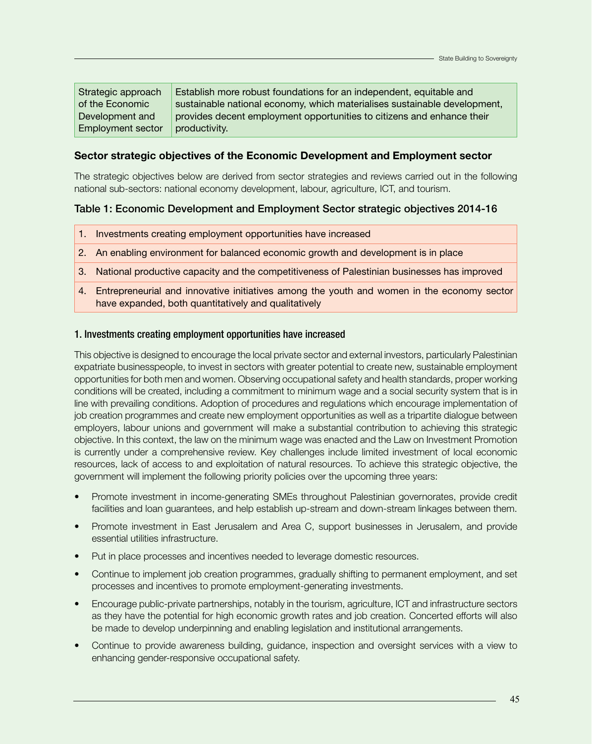| Strategic approach of the Economic Development and Employment sector | Establish more robust foundations for an independent, equitable and sustainable national economy, which materialises sustainable development, provides decent employment opportunities to citizens and enhance their productivity. |
|---|---|

### Sector strategic objectives of the Economic Development and Employment sector

The strategic objectives below are derived from sector strategies and reviews carried out in the following national sub-sectors: national economy development, labour, agriculture, ICT, and tourism.

#### Table 1: Economic Development and Employment Sector strategic objectives 2014-16

| | |
|---|---|
| 1. | Investments creating employment opportunities have increased |
| 2. | An enabling environment for balanced economic growth and development is in place |
| 3. | National productive capacity and the competitiveness of Palestinian businesses has improved |
| 4. | Entrepreneurial and innovative initiatives among the youth and women in the economy sector have expanded, both quantitatively and qualitatively |

#### 1. Investments creating employment opportunities have increased

This objective is designed to encourage the local private sector and external investors, particularly Palestinian expatriate businesspeople, to invest in sectors with greater potential to create new, sustainable employment opportunities for both men and women. Observing occupational safety and health standards, proper working conditions will be created, including a commitment to minimum wage and a social security system that is in line with prevailing conditions. Adoption of procedures and regulations which encourage implementation of job creation programmes and create new employment opportunities as well as a tripartite dialogue between employers, labour unions and government will make a substantial contribution to achieving this strategic objective. In this context, the law on the minimum wage was enacted and the Law on Investment Promotion is currently under a comprehensive review. Key challenges include limited investment of local economic resources, lack of access to and exploitation of natural resources. To achieve this strategic objective, the government will implement the following priority policies over the upcoming three years:

- Promote investment in income-generating SMEs throughout Palestinian governorates, provide credit facilities and loan guarantees, and help establish up-stream and down-stream linkages between them.
- Promote investment in East Jerusalem and Area C, support businesses in Jerusalem, and provide essential utilities infrastructure.
- Put in place processes and incentives needed to leverage domestic resources.
- Continue to implement job creation programmes, gradually shifting to permanent employment, and set processes and incentives to promote employment-generating investments.
- Encourage public-private partnerships, notably in the tourism, agriculture, ICT and infrastructure sectors as they have the potential for high economic growth rates and job creation. Concerted efforts will also be made to develop underpinning and enabling legislation and institutional arrangements.
- Continue to provide awareness building, guidance, inspection and oversight services with a view to enhancing gender-responsive occupational safety.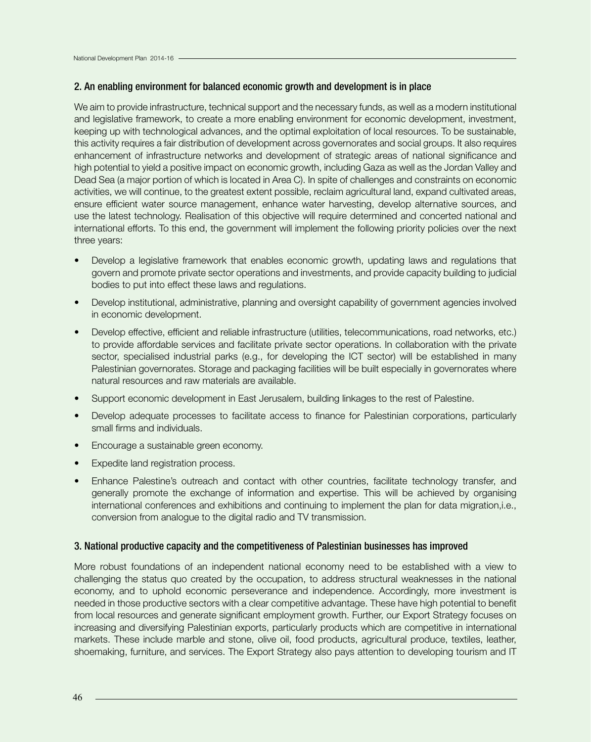## 2. An enabling environment for balanced economic growth and development is in place

We aim to provide infrastructure, technical support and the necessary funds, as well as a modern institutional and legislative framework, to create a more enabling environment for economic development, investment, keeping up with technological advances, and the optimal exploitation of local resources. To be sustainable, this activity requires a fair distribution of development across governorates and social groups. It also requires enhancement of infrastructure networks and development of strategic areas of national significance and high potential to yield a positive impact on economic growth, including Gaza as well as the Jordan Valley and Dead Sea (a major portion of which is located in Area C). In spite of challenges and constraints on economic activities, we will continue, to the greatest extent possible, reclaim agricultural land, expand cultivated areas, ensure efficient water source management, enhance water harvesting, develop alternative sources, and use the latest technology. Realisation of this objective will require determined and concerted national and international efforts. To this end, the government will implement the following priority policies over the next three years:

- Develop a legislative framework that enables economic growth, updating laws and regulations that govern and promote private sector operations and investments, and provide capacity building to judicial bodies to put into effect these laws and regulations.
- Develop institutional, administrative, planning and oversight capability of government agencies involved in economic development.
- Develop effective, efficient and reliable infrastructure (utilities, telecommunications, road networks, etc.) to provide affordable services and facilitate private sector operations. In collaboration with the private sector, specialised industrial parks (e.g., for developing the ICT sector) will be established in many Palestinian governorates. Storage and packaging facilities will be built especially in governorates where natural resources and raw materials are available.
- Support economic development in East Jerusalem, building linkages to the rest of Palestine.
- Develop adequate processes to facilitate access to finance for Palestinian corporations, particularly small firms and individuals.
- Encourage a sustainable green economy.
- Expedite land registration process.
- Enhance Palestine's outreach and contact with other countries, facilitate technology transfer, and generally promote the exchange of information and expertise. This will be achieved by organising international conferences and exhibitions and continuing to implement the plan for data migration,i.e., conversion from analogue to the digital radio and TV transmission.

## 3. National productive capacity and the competitiveness of Palestinian businesses has improved

More robust foundations of an independent national economy need to be established with a view to challenging the status quo created by the occupation, to address structural weaknesses in the national economy, and to uphold economic perseverance and independence. Accordingly, more investment is needed in those productive sectors with a clear competitive advantage. These have high potential to benefit from local resources and generate significant employment growth. Further, our Export Strategy focuses on increasing and diversifying Palestinian exports, particularly products which are competitive in international markets. These include marble and stone, olive oil, food products, agricultural produce, textiles, leather, shoemaking, furniture, and services. The Export Strategy also pays attention to developing tourism and IT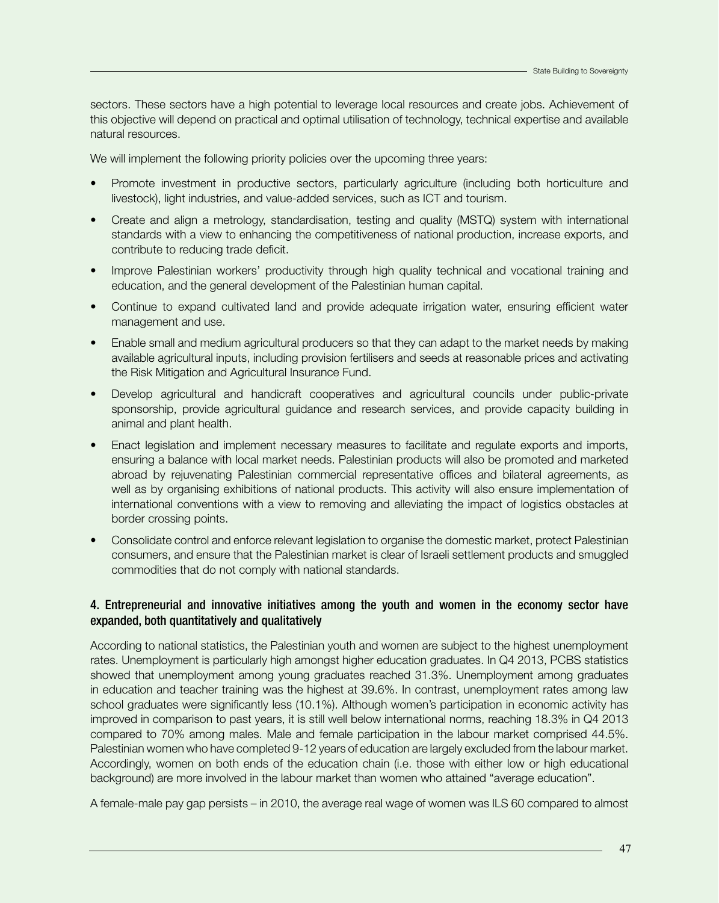sectors. These sectors have a high potential to leverage local resources and create jobs. Achievement of this objective will depend on practical and optimal utilisation of technology, technical expertise and available natural resources.

We will implement the following priority policies over the upcoming three years:

- Promote investment in productive sectors, particularly agriculture (including both horticulture and livestock), light industries, and value-added services, such as ICT and tourism.
- Create and align a metrology, standardisation, testing and quality (MSTQ) system with international standards with a view to enhancing the competitiveness of national production, increase exports, and contribute to reducing trade deficit.
- Improve Palestinian workers' productivity through high quality technical and vocational training and education, and the general development of the Palestinian human capital.
- Continue to expand cultivated land and provide adequate irrigation water, ensuring efficient water management and use.
- Enable small and medium agricultural producers so that they can adapt to the market needs by making available agricultural inputs, including provision fertilisers and seeds at reasonable prices and activating the Risk Mitigation and Agricultural Insurance Fund.
- Develop agricultural and handicraft cooperatives and agricultural councils under public-private sponsorship, provide agricultural guidance and research services, and provide capacity building in animal and plant health.
- Enact legislation and implement necessary measures to facilitate and regulate exports and imports, ensuring a balance with local market needs. Palestinian products will also be promoted and marketed abroad by rejuvenating Palestinian commercial representative offices and bilateral agreements, as well as by organising exhibitions of national products. This activity will also ensure implementation of international conventions with a view to removing and alleviating the impact of logistics obstacles at border crossing points.
- Consolidate control and enforce relevant legislation to organise the domestic market, protect Palestinian consumers, and ensure that the Palestinian market is clear of Israeli settlement products and smuggled commodities that do not comply with national standards.

### 4. Entrepreneurial and innovative initiatives among the youth and women in the economy sector have expanded, both quantitatively and qualitatively

According to national statistics, the Palestinian youth and women are subject to the highest unemployment rates. Unemployment is particularly high amongst higher education graduates. In Q4 2013, PCBS statistics showed that unemployment among young graduates reached 31.3%. Unemployment among graduates in education and teacher training was the highest at 39.6%. In contrast, unemployment rates among law school graduates were significantly less (10.1%). Although women's participation in economic activity has improved in comparison to past years, it is still well below international norms, reaching 18.3% in Q4 2013 compared to 70% among males. Male and female participation in the labour market comprised 44.5%. Palestinian women who have completed 9-12 years of education are largely excluded from the labour market. Accordingly, women on both ends of the education chain (i.e. those with either low or high educational background) are more involved in the labour market than women who attained "average education".

A female-male pay gap persists – in 2010, the average real wage of women was ILS 60 compared to almost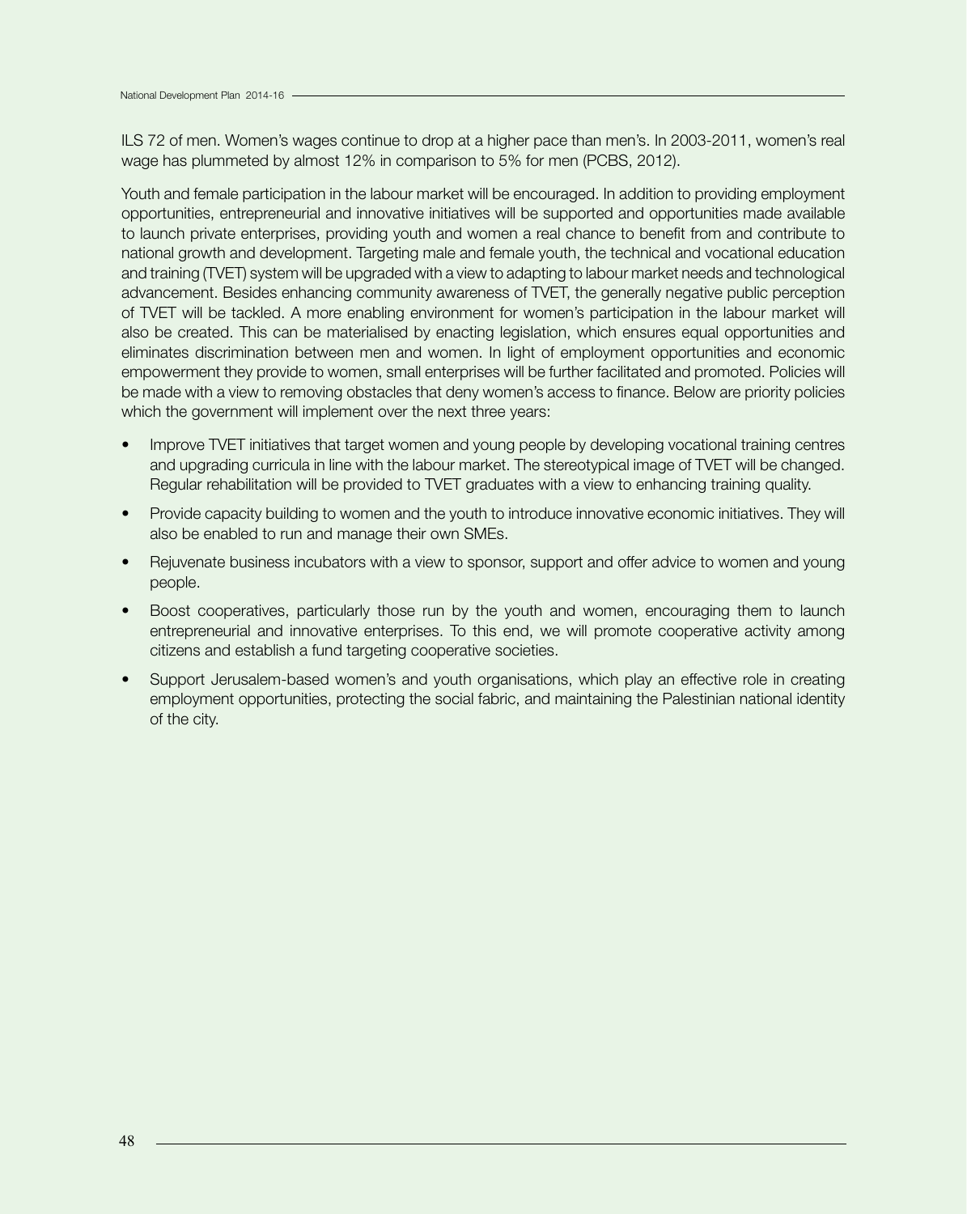ILS 72 of men. Women's wages continue to drop at a higher pace than men's. In 2003-2011, women's real wage has plummeted by almost 12% in comparison to 5% for men (PCBS, 2012).

Youth and female participation in the labour market will be encouraged. In addition to providing employment opportunities, entrepreneurial and innovative initiatives will be supported and opportunities made available to launch private enterprises, providing youth and women a real chance to benefit from and contribute to national growth and development. Targeting male and female youth, the technical and vocational education and training (TVET) system will be upgraded with a view to adapting to labour market needs and technological advancement. Besides enhancing community awareness of TVET, the generally negative public perception of TVET will be tackled. A more enabling environment for women's participation in the labour market will also be created. This can be materialised by enacting legislation, which ensures equal opportunities and eliminates discrimination between men and women. In light of employment opportunities and economic empowerment they provide to women, small enterprises will be further facilitated and promoted. Policies will be made with a view to removing obstacles that deny women's access to finance. Below are priority policies which the government will implement over the next three years:

- Improve TVET initiatives that target women and young people by developing vocational training centres and upgrading curricula in line with the labour market. The stereotypical image of TVET will be changed. Regular rehabilitation will be provided to TVET graduates with a view to enhancing training quality.
- Provide capacity building to women and the youth to introduce innovative economic initiatives. They will also be enabled to run and manage their own SMEs.
- Rejuvenate business incubators with a view to sponsor, support and offer advice to women and young people.
- Boost cooperatives, particularly those run by the youth and women, encouraging them to launch entrepreneurial and innovative enterprises. To this end, we will promote cooperative activity among citizens and establish a fund targeting cooperative societies.
- Support Jerusalem-based women's and youth organisations, which play an effective role in creating employment opportunities, protecting the social fabric, and maintaining the Palestinian national identity of the city.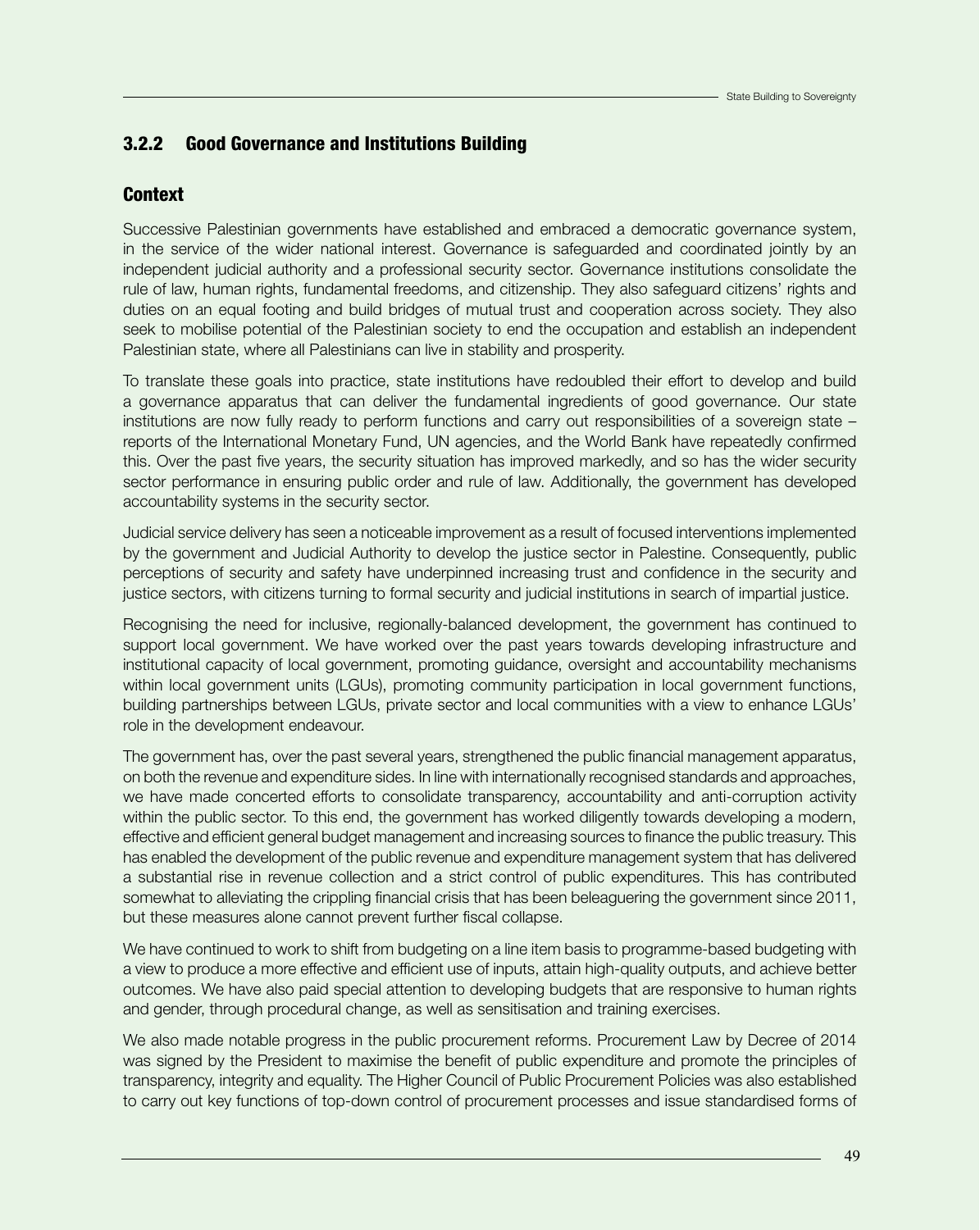### 3.2.2 Good Governance and Institutions Building

### Context

Successive Palestinian governments have established and embraced a democratic governance system, in the service of the wider national interest. Governance is safeguarded and coordinated jointly by an independent judicial authority and a professional security sector. Governance institutions consolidate the rule of law, human rights, fundamental freedoms, and citizenship. They also safeguard citizens' rights and duties on an equal footing and build bridges of mutual trust and cooperation across society. They also seek to mobilise potential of the Palestinian society to end the occupation and establish an independent Palestinian state, where all Palestinians can live in stability and prosperity.

To translate these goals into practice, state institutions have redoubled their effort to develop and build a governance apparatus that can deliver the fundamental ingredients of good governance. Our state institutions are now fully ready to perform functions and carry out responsibilities of a sovereign state – reports of the International Monetary Fund, UN agencies, and the World Bank have repeatedly confirmed this. Over the past five years, the security situation has improved markedly, and so has the wider security sector performance in ensuring public order and rule of law. Additionally, the government has developed accountability systems in the security sector.

Judicial service delivery has seen a noticeable improvement as a result of focused interventions implemented by the government and Judicial Authority to develop the justice sector in Palestine. Consequently, public perceptions of security and safety have underpinned increasing trust and confidence in the security and justice sectors, with citizens turning to formal security and judicial institutions in search of impartial justice.

Recognising the need for inclusive, regionally-balanced development, the government has continued to support local government. We have worked over the past years towards developing infrastructure and institutional capacity of local government, promoting guidance, oversight and accountability mechanisms within local government units (LGUs), promoting community participation in local government functions, building partnerships between LGUs, private sector and local communities with a view to enhance LGUs' role in the development endeavour.

The government has, over the past several years, strengthened the public financial management apparatus, on both the revenue and expenditure sides. In line with internationally recognised standards and approaches, we have made concerted efforts to consolidate transparency, accountability and anti-corruption activity within the public sector. To this end, the government has worked diligently towards developing a modern, effective and efficient general budget management and increasing sources to finance the public treasury. This has enabled the development of the public revenue and expenditure management system that has delivered a substantial rise in revenue collection and a strict control of public expenditures. This has contributed somewhat to alleviating the crippling financial crisis that has been beleaguering the government since 2011, but these measures alone cannot prevent further fiscal collapse.

We have continued to work to shift from budgeting on a line item basis to programme-based budgeting with a view to produce a more effective and efficient use of inputs, attain high-quality outputs, and achieve better outcomes. We have also paid special attention to developing budgets that are responsive to human rights and gender, through procedural change, as well as sensitisation and training exercises.

We also made notable progress in the public procurement reforms. Procurement Law by Decree of 2014 was signed by the President to maximise the benefit of public expenditure and promote the principles of transparency, integrity and equality. The Higher Council of Public Procurement Policies was also established to carry out key functions of top-down control of procurement processes and issue standardised forms of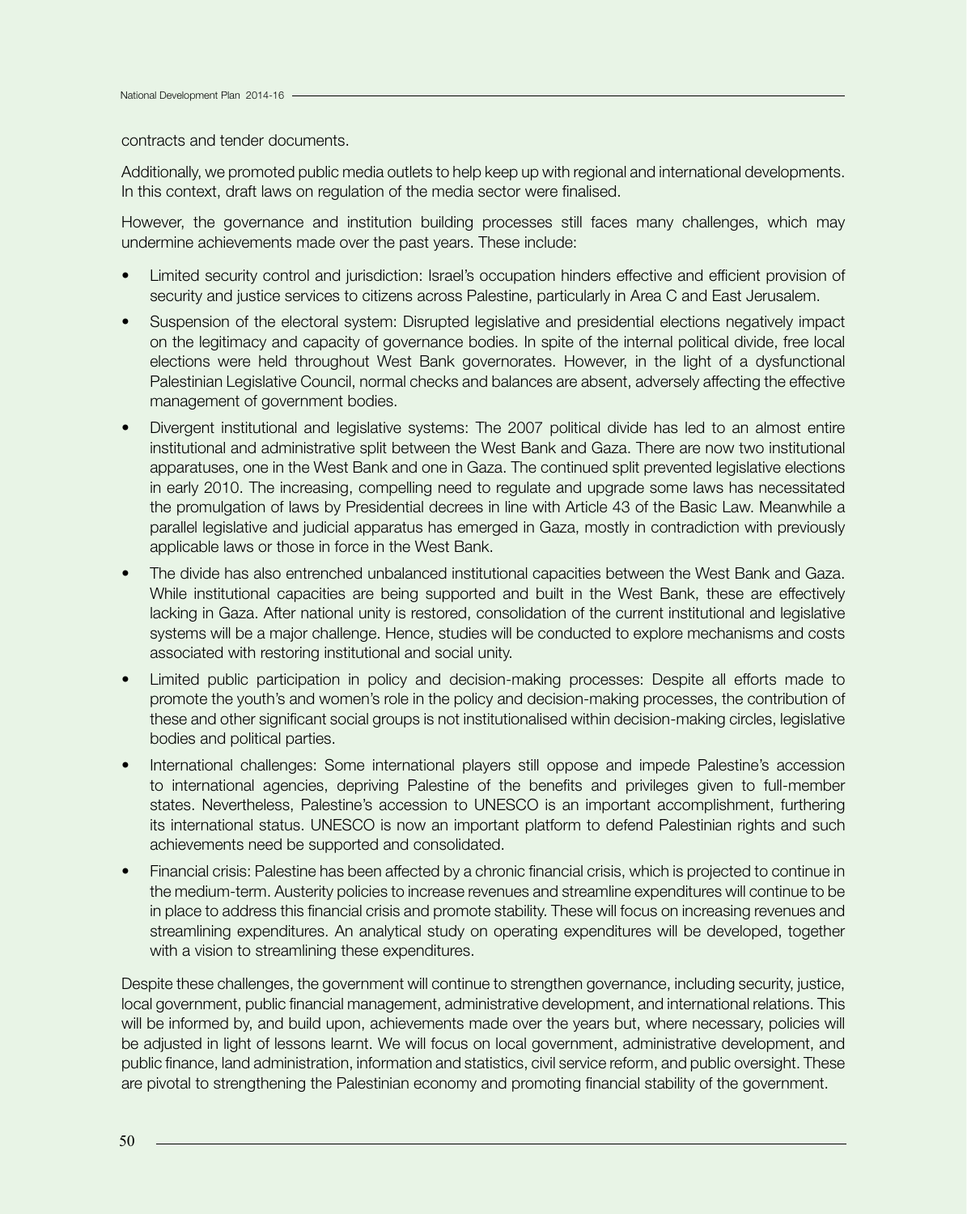contracts and tender documents.

Additionally, we promoted public media outlets to help keep up with regional and international developments. In this context, draft laws on regulation of the media sector were finalised.

However, the governance and institution building processes still faces many challenges, which may undermine achievements made over the past years. These include:

- Limited security control and jurisdiction: Israel's occupation hinders effective and efficient provision of security and justice services to citizens across Palestine, particularly in Area C and East Jerusalem.
- Suspension of the electoral system: Disrupted legislative and presidential elections negatively impact on the legitimacy and capacity of governance bodies. In spite of the internal political divide, free local elections were held throughout West Bank governorates. However, in the light of a dysfunctional Palestinian Legislative Council, normal checks and balances are absent, adversely affecting the effective management of government bodies.
- Divergent institutional and legislative systems: The 2007 political divide has led to an almost entire institutional and administrative split between the West Bank and Gaza. There are now two institutional apparatuses, one in the West Bank and one in Gaza. The continued split prevented legislative elections in early 2010. The increasing, compelling need to regulate and upgrade some laws has necessitated the promulgation of laws by Presidential decrees in line with Article 43 of the Basic Law. Meanwhile a parallel legislative and judicial apparatus has emerged in Gaza, mostly in contradiction with previously applicable laws or those in force in the West Bank.
- The divide has also entrenched unbalanced institutional capacities between the West Bank and Gaza. While institutional capacities are being supported and built in the West Bank, these are effectively lacking in Gaza. After national unity is restored, consolidation of the current institutional and legislative systems will be a major challenge. Hence, studies will be conducted to explore mechanisms and costs associated with restoring institutional and social unity.
- Limited public participation in policy and decision-making processes: Despite all efforts made to promote the youth's and women's role in the policy and decision-making processes, the contribution of these and other significant social groups is not institutionalised within decision-making circles, legislative bodies and political parties.
- International challenges: Some international players still oppose and impede Palestine's accession to international agencies, depriving Palestine of the benefits and privileges given to full-member states. Nevertheless, Palestine's accession to UNESCO is an important accomplishment, furthering its international status. UNESCO is now an important platform to defend Palestinian rights and such achievements need be supported and consolidated.
- Financial crisis: Palestine has been affected by a chronic financial crisis, which is projected to continue in the medium-term. Austerity policies to increase revenues and streamline expenditures will continue to be in place to address this financial crisis and promote stability. These will focus on increasing revenues and streamlining expenditures. An analytical study on operating expenditures will be developed, together with a vision to streamlining these expenditures.

Despite these challenges, the government will continue to strengthen governance, including security, justice, local government, public financial management, administrative development, and international relations. This will be informed by, and build upon, achievements made over the years but, where necessary, policies will be adjusted in light of lessons learnt. We will focus on local government, administrative development, and public finance, land administration, information and statistics, civil service reform, and public oversight. These are pivotal to strengthening the Palestinian economy and promoting financial stability of the government.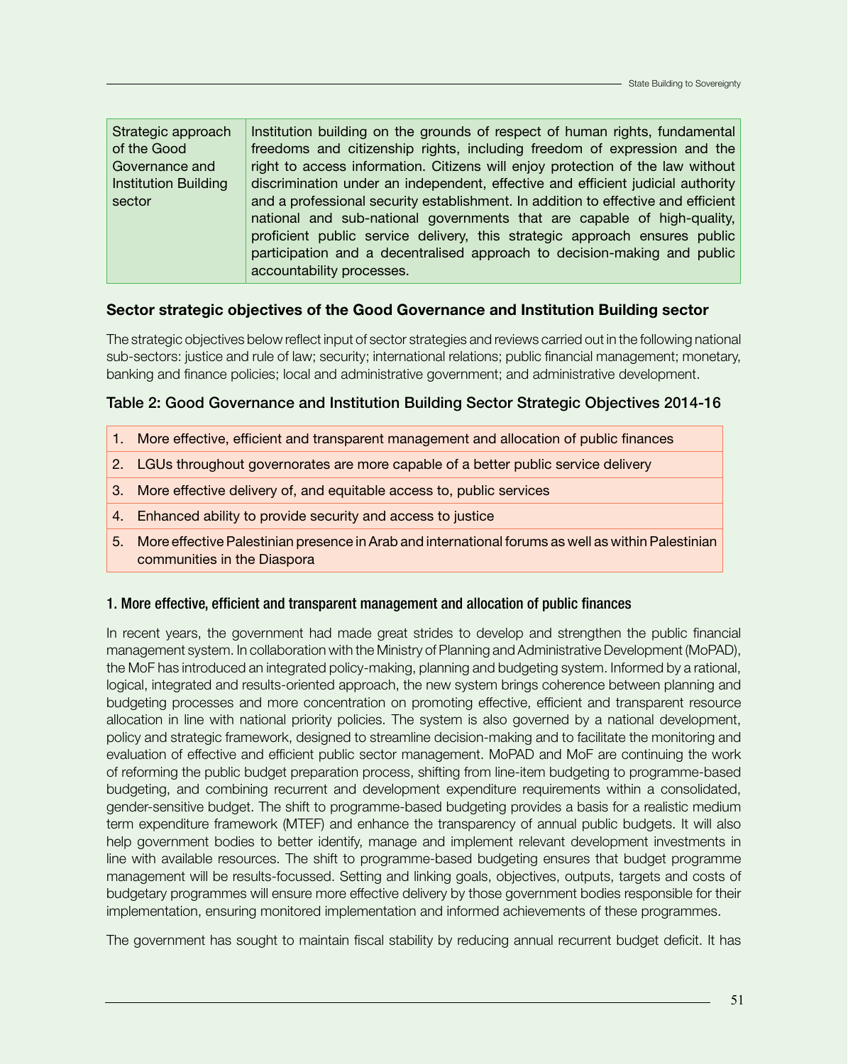| Strategic approach of the Good Governance and Institution Building sector | Institution building on the grounds of respect of human rights, fundamental freedoms and citizenship rights, including freedom of expression and the right to access information. Citizens will enjoy protection of the law without discrimination under an independent, effective and efficient judicial authority and a professional security establishment. In addition to effective and efficient national and sub-national governments that are capable of high-quality, proficient public service delivery, this strategic approach ensures public participation and a decentralised approach to decision-making and public accountability processes. |
|---|---|

## Sector strategic objectives of the Good Governance and Institution Building sector

The strategic objectives below reflect input of sector strategies and reviews carried out in the following national sub-sectors: justice and rule of law; security; international relations; public financial management; monetary, banking and finance policies; local and administrative government; and administrative development.

### Table 2: Good Governance and Institution Building Sector Strategic Objectives 2014-16

| |
|---|
| 1. More effective, efficient and transparent management and allocation of public finances |
| 2. LGUs throughout governorates are more capable of a better public service delivery |
| 3. More effective delivery of, and equitable access to, public services |
| 4. Enhanced ability to provide security and access to justice |
| 5. More effective Palestinian presence in Arab and international forums as well as within Palestinian communities in the Diaspora |

### 1. More effective, efficient and transparent management and allocation of public finances

In recent years, the government had made great strides to develop and strengthen the public financial management system. In collaboration with the Ministry of Planning and Administrative Development (MoPAD), the MoF has introduced an integrated policy-making, planning and budgeting system. Informed by a rational, logical, integrated and results-oriented approach, the new system brings coherence between planning and budgeting processes and more concentration on promoting effective, efficient and transparent resource allocation in line with national priority policies. The system is also governed by a national development, policy and strategic framework, designed to streamline decision-making and to facilitate the monitoring and evaluation of effective and efficient public sector management. MoPAD and MoF are continuing the work of reforming the public budget preparation process, shifting from line-item budgeting to programme-based budgeting, and combining recurrent and development expenditure requirements within a consolidated, gender-sensitive budget. The shift to programme-based budgeting provides a basis for a realistic medium term expenditure framework (MTEF) and enhance the transparency of annual public budgets. It will also help government bodies to better identify, manage and implement relevant development investments in line with available resources. The shift to programme-based budgeting ensures that budget programme management will be results-focussed. Setting and linking goals, objectives, outputs, targets and costs of budgetary programmes will ensure more effective delivery by those government bodies responsible for their implementation, ensuring monitored implementation and informed achievements of these programmes.

The government has sought to maintain fiscal stability by reducing annual recurrent budget deficit. It has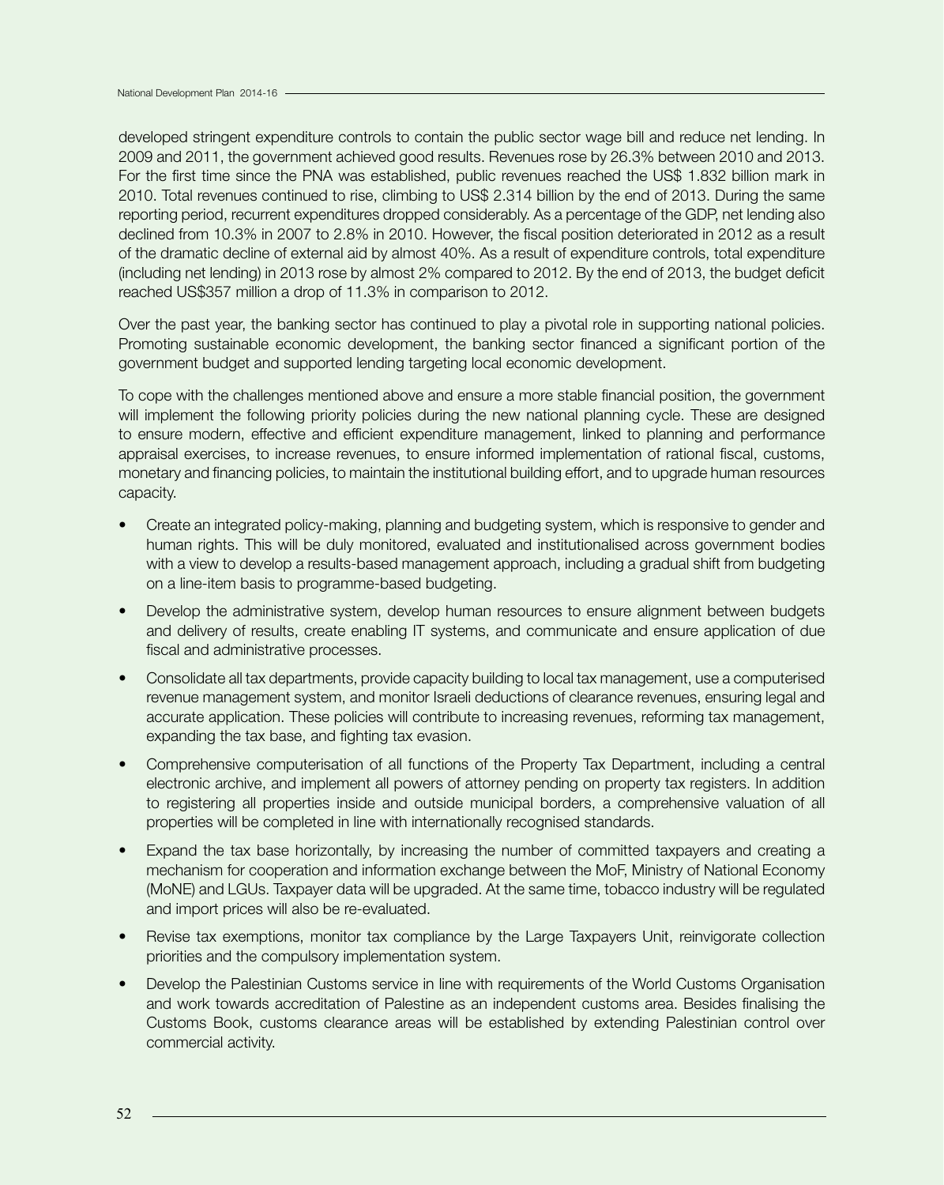developed stringent expenditure controls to contain the public sector wage bill and reduce net lending. In 2009 and 2011, the government achieved good results. Revenues rose by 26.3% between 2010 and 2013. For the first time since the PNA was established, public revenues reached the US$ 1.832 billion mark in 2010. Total revenues continued to rise, climbing to US$ 2.314 billion by the end of 2013. During the same reporting period, recurrent expenditures dropped considerably. As a percentage of the GDP, net lending also declined from 10.3% in 2007 to 2.8% in 2010. However, the fiscal position deteriorated in 2012 as a result of the dramatic decline of external aid by almost 40%. As a result of expenditure controls, total expenditure (including net lending) in 2013 rose by almost 2% compared to 2012. By the end of 2013, the budget deficit reached US$357 million a drop of 11.3% in comparison to 2012.

Over the past year, the banking sector has continued to play a pivotal role in supporting national policies. Promoting sustainable economic development, the banking sector financed a significant portion of the government budget and supported lending targeting local economic development.

To cope with the challenges mentioned above and ensure a more stable financial position, the government will implement the following priority policies during the new national planning cycle. These are designed to ensure modern, effective and efficient expenditure management, linked to planning and performance appraisal exercises, to increase revenues, to ensure informed implementation of rational fiscal, customs, monetary and financing policies, to maintain the institutional building effort, and to upgrade human resources capacity.

- Create an integrated policy-making, planning and budgeting system, which is responsive to gender and human rights. This will be duly monitored, evaluated and institutionalised across government bodies with a view to develop a results-based management approach, including a gradual shift from budgeting on a line-item basis to programme-based budgeting.
- Develop the administrative system, develop human resources to ensure alignment between budgets and delivery of results, create enabling IT systems, and communicate and ensure application of due fiscal and administrative processes.
- Consolidate all tax departments, provide capacity building to local tax management, use a computerised revenue management system, and monitor Israeli deductions of clearance revenues, ensuring legal and accurate application. These policies will contribute to increasing revenues, reforming tax management, expanding the tax base, and fighting tax evasion.
- Comprehensive computerisation of all functions of the Property Tax Department, including a central electronic archive, and implement all powers of attorney pending on property tax registers. In addition to registering all properties inside and outside municipal borders, a comprehensive valuation of all properties will be completed in line with internationally recognised standards.
- Expand the tax base horizontally, by increasing the number of committed taxpayers and creating a mechanism for cooperation and information exchange between the MoF, Ministry of National Economy (MoNE) and LGUs. Taxpayer data will be upgraded. At the same time, tobacco industry will be regulated and import prices will also be re-evaluated.
- Revise tax exemptions, monitor tax compliance by the Large Taxpayers Unit, reinvigorate collection priorities and the compulsory implementation system.
- Develop the Palestinian Customs service in line with requirements of the World Customs Organisation and work towards accreditation of Palestine as an independent customs area. Besides finalising the Customs Book, customs clearance areas will be established by extending Palestinian control over commercial activity.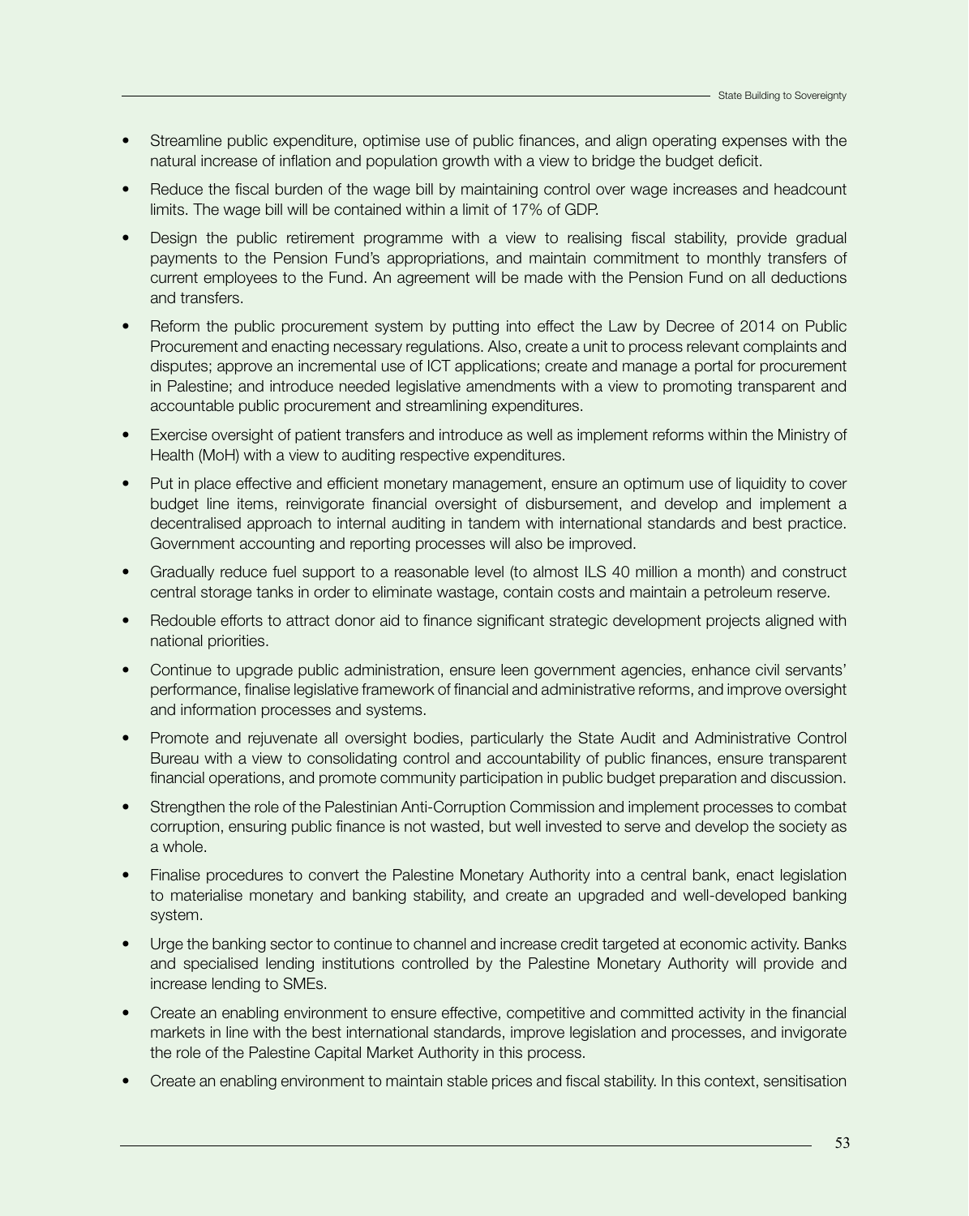- Streamline public expenditure, optimise use of public finances, and align operating expenses with the natural increase of inflation and population growth with a view to bridge the budget deficit.
- Reduce the fiscal burden of the wage bill by maintaining control over wage increases and headcount limits. The wage bill will be contained within a limit of 17% of GDP.
- Design the public retirement programme with a view to realising fiscal stability, provide gradual payments to the Pension Fund's appropriations, and maintain commitment to monthly transfers of current employees to the Fund. An agreement will be made with the Pension Fund on all deductions and transfers.
- Reform the public procurement system by putting into effect the Law by Decree of 2014 on Public Procurement and enacting necessary regulations. Also, create a unit to process relevant complaints and disputes; approve an incremental use of ICT applications; create and manage a portal for procurement in Palestine; and introduce needed legislative amendments with a view to promoting transparent and accountable public procurement and streamlining expenditures.
- Exercise oversight of patient transfers and introduce as well as implement reforms within the Ministry of Health (MoH) with a view to auditing respective expenditures.
- Put in place effective and efficient monetary management, ensure an optimum use of liquidity to cover budget line items, reinvigorate financial oversight of disbursement, and develop and implement a decentralised approach to internal auditing in tandem with international standards and best practice. Government accounting and reporting processes will also be improved.
- Gradually reduce fuel support to a reasonable level (to almost ILS 40 million a month) and construct central storage tanks in order to eliminate wastage, contain costs and maintain a petroleum reserve.
- Redouble efforts to attract donor aid to finance significant strategic development projects aligned with national priorities.
- Continue to upgrade public administration, ensure leen government agencies, enhance civil servants' performance, finalise legislative framework of financial and administrative reforms, and improve oversight and information processes and systems.
- Promote and rejuvenate all oversight bodies, particularly the State Audit and Administrative Control Bureau with a view to consolidating control and accountability of public finances, ensure transparent financial operations, and promote community participation in public budget preparation and discussion.
- Strengthen the role of the Palestinian Anti-Corruption Commission and implement processes to combat corruption, ensuring public finance is not wasted, but well invested to serve and develop the society as a whole.
- Finalise procedures to convert the Palestine Monetary Authority into a central bank, enact legislation to materialise monetary and banking stability, and create an upgraded and well-developed banking system.
- Urge the banking sector to continue to channel and increase credit targeted at economic activity. Banks and specialised lending institutions controlled by the Palestine Monetary Authority will provide and increase lending to SMEs.
- Create an enabling environment to ensure effective, competitive and committed activity in the financial markets in line with the best international standards, improve legislation and processes, and invigorate the role of the Palestine Capital Market Authority in this process.
- Create an enabling environment to maintain stable prices and fiscal stability. In this context, sensitisation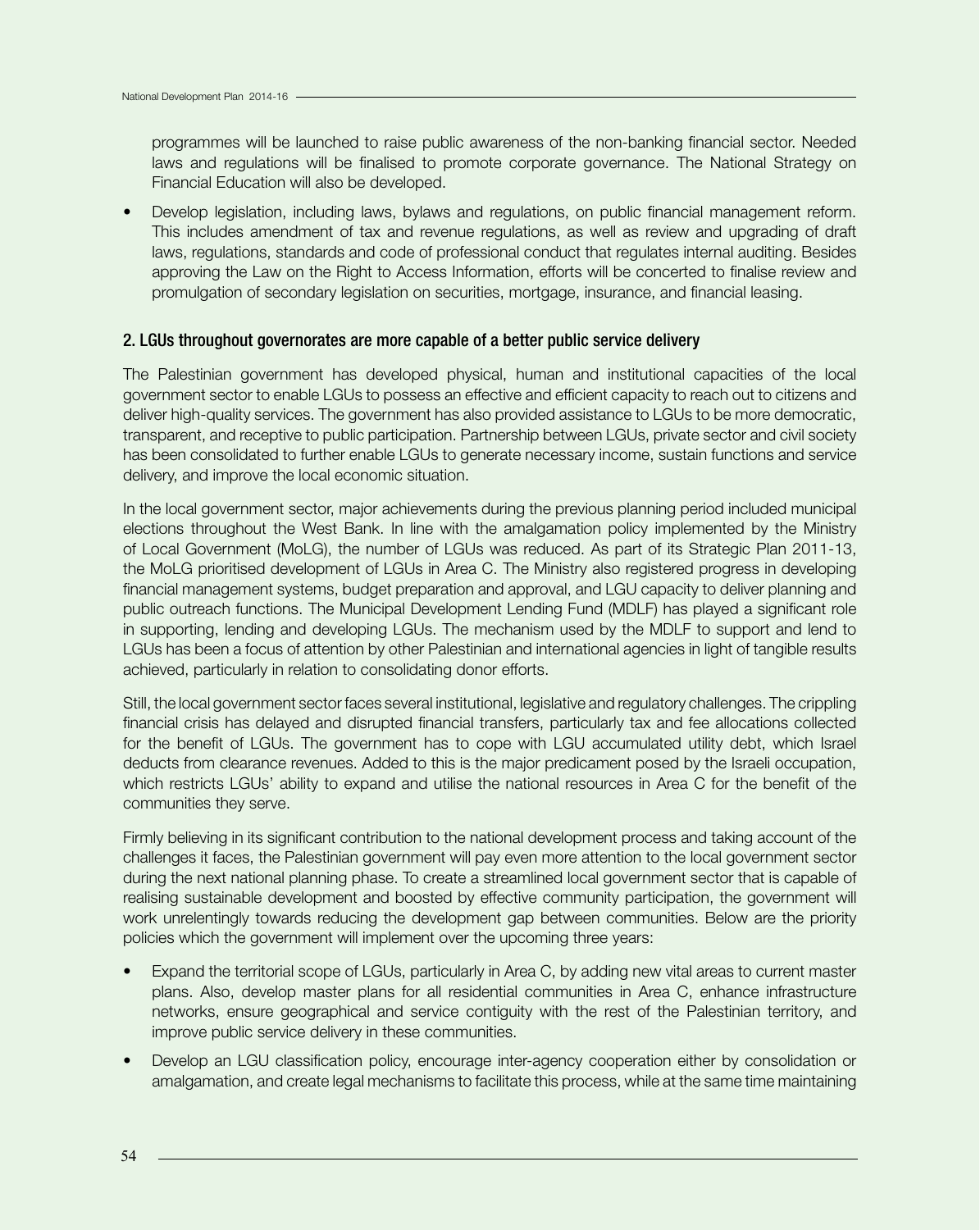programmes will be launched to raise public awareness of the non-banking financial sector. Needed laws and regulations will be finalised to promote corporate governance. The National Strategy on Financial Education will also be developed.

- Develop legislation, including laws, bylaws and regulations, on public financial management reform. This includes amendment of tax and revenue regulations, as well as review and upgrading of draft laws, regulations, standards and code of professional conduct that regulates internal auditing. Besides approving the Law on the Right to Access Information, efforts will be concerted to finalise review and promulgation of secondary legislation on securities, mortgage, insurance, and financial leasing.

### 2. LGUs throughout governorates are more capable of a better public service delivery

The Palestinian government has developed physical, human and institutional capacities of the local government sector to enable LGUs to possess an effective and efficient capacity to reach out to citizens and deliver high-quality services. The government has also provided assistance to LGUs to be more democratic, transparent, and receptive to public participation. Partnership between LGUs, private sector and civil society has been consolidated to further enable LGUs to generate necessary income, sustain functions and service delivery, and improve the local economic situation.

In the local government sector, major achievements during the previous planning period included municipal elections throughout the West Bank. In line with the amalgamation policy implemented by the Ministry of Local Government (MoLG), the number of LGUs was reduced. As part of its Strategic Plan 2011-13, the MoLG prioritised development of LGUs in Area C. The Ministry also registered progress in developing financial management systems, budget preparation and approval, and LGU capacity to deliver planning and public outreach functions. The Municipal Development Lending Fund (MDLF) has played a significant role in supporting, lending and developing LGUs. The mechanism used by the MDLF to support and lend to LGUs has been a focus of attention by other Palestinian and international agencies in light of tangible results achieved, particularly in relation to consolidating donor efforts.

Still, the local government sector faces several institutional, legislative and regulatory challenges. The crippling financial crisis has delayed and disrupted financial transfers, particularly tax and fee allocations collected for the benefit of LGUs. The government has to cope with LGU accumulated utility debt, which Israel deducts from clearance revenues. Added to this is the major predicament posed by the Israeli occupation, which restricts LGUs' ability to expand and utilise the national resources in Area C for the benefit of the communities they serve.

Firmly believing in its significant contribution to the national development process and taking account of the challenges it faces, the Palestinian government will pay even more attention to the local government sector during the next national planning phase. To create a streamlined local government sector that is capable of realising sustainable development and boosted by effective community participation, the government will work unrelentingly towards reducing the development gap between communities. Below are the priority policies which the government will implement over the upcoming three years:

- Expand the territorial scope of LGUs, particularly in Area C, by adding new vital areas to current master plans. Also, develop master plans for all residential communities in Area C, enhance infrastructure networks, ensure geographical and service contiguity with the rest of the Palestinian territory, and improve public service delivery in these communities.
- Develop an LGU classification policy, encourage inter-agency cooperation either by consolidation or amalgamation, and create legal mechanisms to facilitate this process, while at the same time maintaining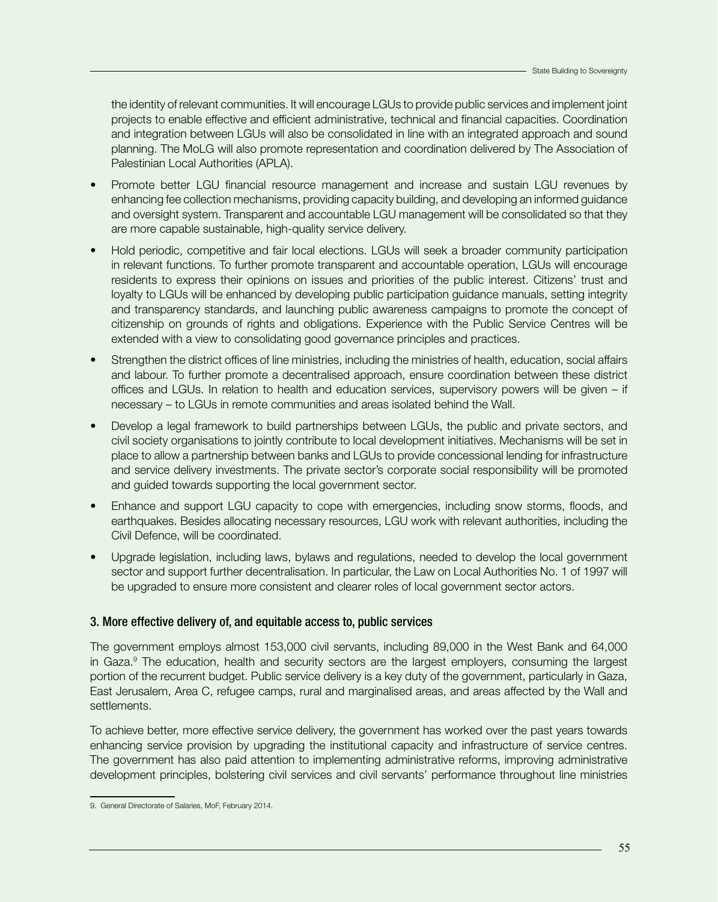the identity of relevant communities. It will encourage LGUs to provide public services and implement joint projects to enable effective and efficient administrative, technical and financial capacities. Coordination and integration between LGUs will also be consolidated in line with an integrated approach and sound planning. The MoLG will also promote representation and coordination delivered by The Association of Palestinian Local Authorities (APLA).

- Promote better LGU financial resource management and increase and sustain LGU revenues by enhancing fee collection mechanisms, providing capacity building, and developing an informed guidance and oversight system. Transparent and accountable LGU management will be consolidated so that they are more capable sustainable, high-quality service delivery.
- Hold periodic, competitive and fair local elections. LGUs will seek a broader community participation in relevant functions. To further promote transparent and accountable operation, LGUs will encourage residents to express their opinions on issues and priorities of the public interest. Citizens' trust and loyalty to LGUs will be enhanced by developing public participation guidance manuals, setting integrity and transparency standards, and launching public awareness campaigns to promote the concept of citizenship on grounds of rights and obligations. Experience with the Public Service Centres will be extended with a view to consolidating good governance principles and practices.
- Strengthen the district offices of line ministries, including the ministries of health, education, social affairs and labour. To further promote a decentralised approach, ensure coordination between these district offices and LGUs. In relation to health and education services, supervisory powers will be given – if necessary – to LGUs in remote communities and areas isolated behind the Wall.
- Develop a legal framework to build partnerships between LGUs, the public and private sectors, and civil society organisations to jointly contribute to local development initiatives. Mechanisms will be set in place to allow a partnership between banks and LGUs to provide concessional lending for infrastructure and service delivery investments. The private sector's corporate social responsibility will be promoted and guided towards supporting the local government sector.
- Enhance and support LGU capacity to cope with emergencies, including snow storms, floods, and earthquakes. Besides allocating necessary resources, LGU work with relevant authorities, including the Civil Defence, will be coordinated.
- Upgrade legislation, including laws, bylaws and regulations, needed to develop the local government sector and support further decentralisation. In particular, the Law on Local Authorities No. 1 of 1997 will be upgraded to ensure more consistent and clearer roles of local government sector actors.

### 3. More effective delivery of, and equitable access to, public services

The government employs almost 153,000 civil servants, including 89,000 in the West Bank and 64,000 in Gaza.[9] The education, health and security sectors are the largest employers, consuming the largest portion of the recurrent budget. Public service delivery is a key duty of the government, particularly in Gaza, East Jerusalem, Area C, refugee camps, rural and marginalised areas, and areas affected by the Wall and settlements.

To achieve better, more effective service delivery, the government has worked over the past years towards enhancing service provision by upgrading the institutional capacity and infrastructure of service centres. The government has also paid attention to implementing administrative reforms, improving administrative development principles, bolstering civil services and civil servants' performance throughout line ministries

9. General Directorate of Salaries, MoF, February 2014.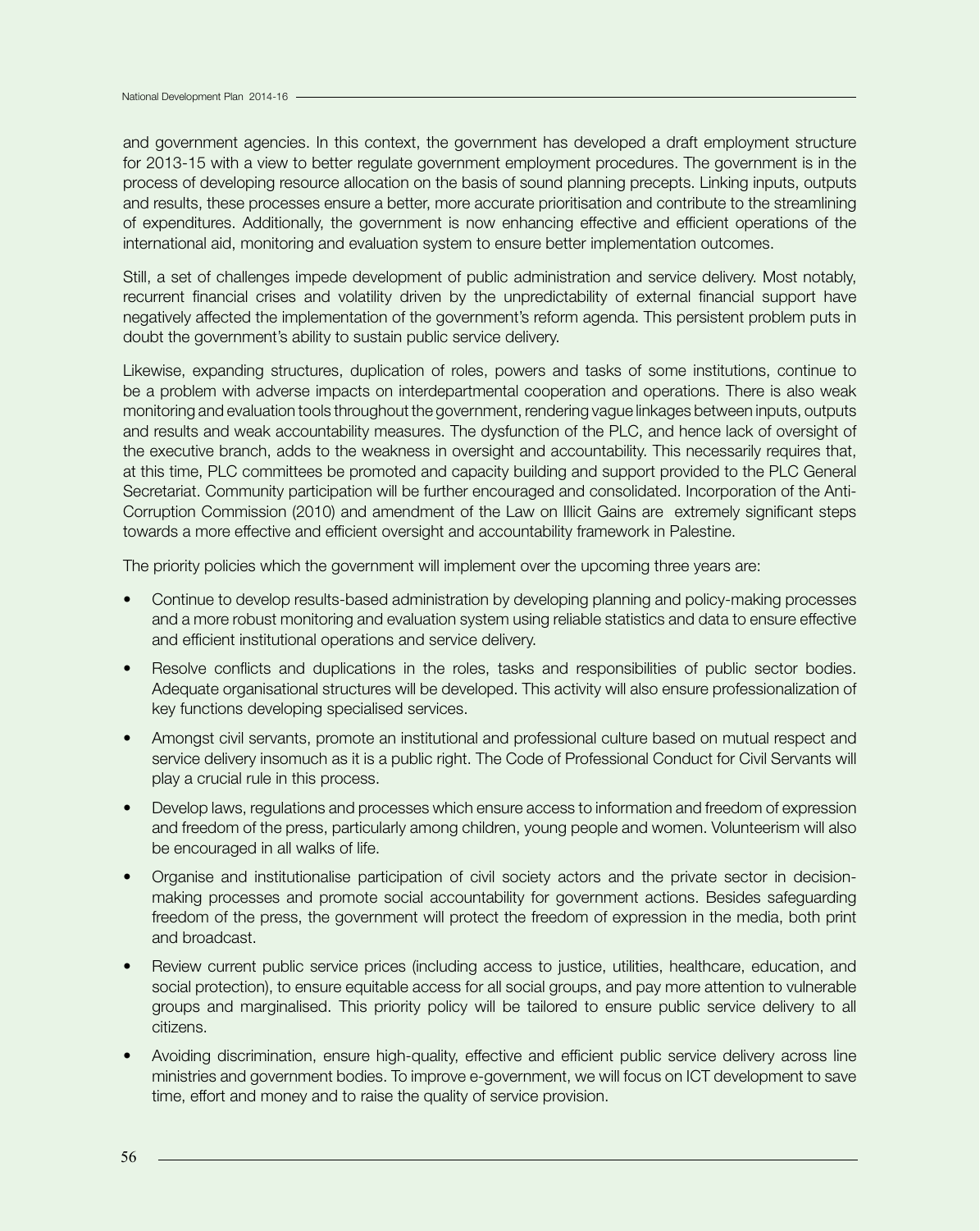and government agencies. In this context, the government has developed a draft employment structure for 2013-15 with a view to better regulate government employment procedures. The government is in the process of developing resource allocation on the basis of sound planning precepts. Linking inputs, outputs and results, these processes ensure a better, more accurate prioritisation and contribute to the streamlining of expenditures. Additionally, the government is now enhancing effective and efficient operations of the international aid, monitoring and evaluation system to ensure better implementation outcomes.

Still, a set of challenges impede development of public administration and service delivery. Most notably, recurrent financial crises and volatility driven by the unpredictability of external financial support have negatively affected the implementation of the government's reform agenda. This persistent problem puts in doubt the government's ability to sustain public service delivery.

Likewise, expanding structures, duplication of roles, powers and tasks of some institutions, continue to be a problem with adverse impacts on interdepartmental cooperation and operations. There is also weak monitoring and evaluation tools throughout the government, rendering vague linkages between inputs, outputs and results and weak accountability measures. The dysfunction of the PLC, and hence lack of oversight of the executive branch, adds to the weakness in oversight and accountability. This necessarily requires that, at this time, PLC committees be promoted and capacity building and support provided to the PLC General Secretariat. Community participation will be further encouraged and consolidated. Incorporation of the Anti-Corruption Commission (2010) and amendment of the Law on Illicit Gains are extremely significant steps towards a more effective and efficient oversight and accountability framework in Palestine.

The priority policies which the government will implement over the upcoming three years are:

- Continue to develop results-based administration by developing planning and policy-making processes and a more robust monitoring and evaluation system using reliable statistics and data to ensure effective and efficient institutional operations and service delivery.
- Resolve conflicts and duplications in the roles, tasks and responsibilities of public sector bodies. Adequate organisational structures will be developed. This activity will also ensure professionalization of key functions developing specialised services.
- Amongst civil servants, promote an institutional and professional culture based on mutual respect and service delivery insomuch as it is a public right. The Code of Professional Conduct for Civil Servants will play a crucial rule in this process.
- Develop laws, regulations and processes which ensure access to information and freedom of expression and freedom of the press, particularly among children, young people and women. Volunteerism will also be encouraged in all walks of life.
- Organise and institutionalise participation of civil society actors and the private sector in decision-making processes and promote social accountability for government actions. Besides safeguarding freedom of the press, the government will protect the freedom of expression in the media, both print and broadcast.
- Review current public service prices (including access to justice, utilities, healthcare, education, and social protection), to ensure equitable access for all social groups, and pay more attention to vulnerable groups and marginalised. This priority policy will be tailored to ensure public service delivery to all citizens.
- Avoiding discrimination, ensure high-quality, effective and efficient public service delivery across line ministries and government bodies. To improve e-government, we will focus on ICT development to save time, effort and money and to raise the quality of service provision.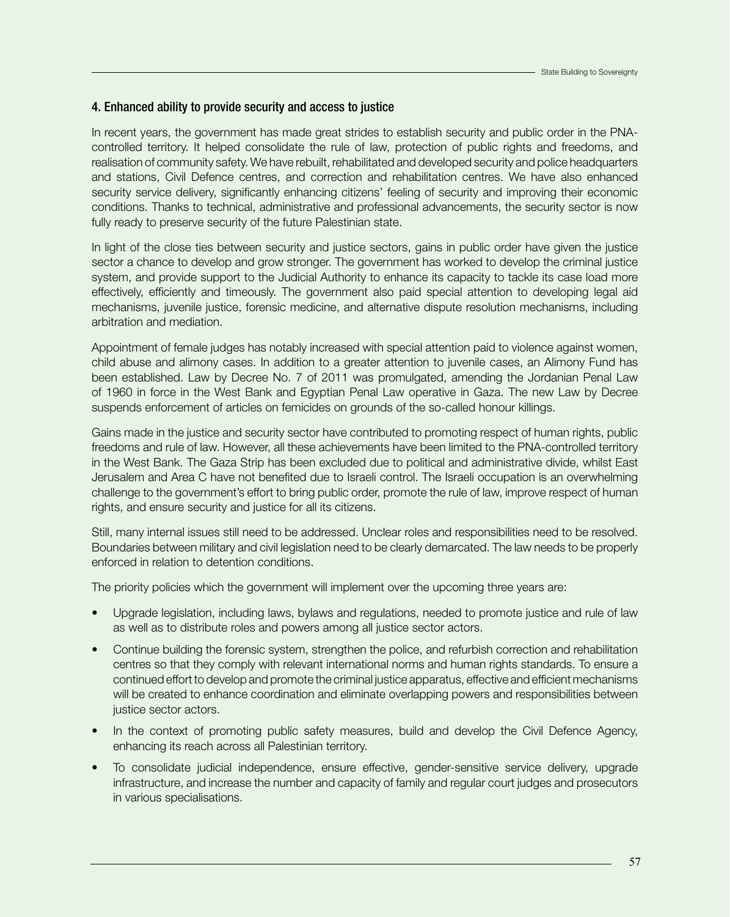### 4. Enhanced ability to provide security and access to justice

In recent years, the government has made great strides to establish security and public order in the PNA-controlled territory. It helped consolidate the rule of law, protection of public rights and freedoms, and realisation of community safety. We have rebuilt, rehabilitated and developed security and police headquarters and stations, Civil Defence centres, and correction and rehabilitation centres. We have also enhanced security service delivery, significantly enhancing citizens' feeling of security and improving their economic conditions. Thanks to technical, administrative and professional advancements, the security sector is now fully ready to preserve security of the future Palestinian state.

In light of the close ties between security and justice sectors, gains in public order have given the justice sector a chance to develop and grow stronger. The government has worked to develop the criminal justice system, and provide support to the Judicial Authority to enhance its capacity to tackle its case load more effectively, efficiently and timeously. The government also paid special attention to developing legal aid mechanisms, juvenile justice, forensic medicine, and alternative dispute resolution mechanisms, including arbitration and mediation.

Appointment of female judges has notably increased with special attention paid to violence against women, child abuse and alimony cases. In addition to a greater attention to juvenile cases, an Alimony Fund has been established. Law by Decree No. 7 of 2011 was promulgated, amending the Jordanian Penal Law of 1960 in force in the West Bank and Egyptian Penal Law operative in Gaza. The new Law by Decree suspends enforcement of articles on femicides on grounds of the so-called honour killings.

Gains made in the justice and security sector have contributed to promoting respect of human rights, public freedoms and rule of law. However, all these achievements have been limited to the PNA-controlled territory in the West Bank. The Gaza Strip has been excluded due to political and administrative divide, whilst East Jerusalem and Area C have not benefited due to Israeli control. The Israeli occupation is an overwhelming challenge to the government's effort to bring public order, promote the rule of law, improve respect of human rights, and ensure security and justice for all its citizens.

Still, many internal issues still need to be addressed. Unclear roles and responsibilities need to be resolved. Boundaries between military and civil legislation need to be clearly demarcated. The law needs to be properly enforced in relation to detention conditions.

The priority policies which the government will implement over the upcoming three years are:

- Upgrade legislation, including laws, bylaws and regulations, needed to promote justice and rule of law as well as to distribute roles and powers among all justice sector actors.
- Continue building the forensic system, strengthen the police, and refurbish correction and rehabilitation centres so that they comply with relevant international norms and human rights standards. To ensure a continued effort to develop and promote the criminal justice apparatus, effective and efficient mechanisms will be created to enhance coordination and eliminate overlapping powers and responsibilities between justice sector actors.
- In the context of promoting public safety measures, build and develop the Civil Defence Agency, enhancing its reach across all Palestinian territory.
- To consolidate judicial independence, ensure effective, gender-sensitive service delivery, upgrade infrastructure, and increase the number and capacity of family and regular court judges and prosecutors in various specialisations.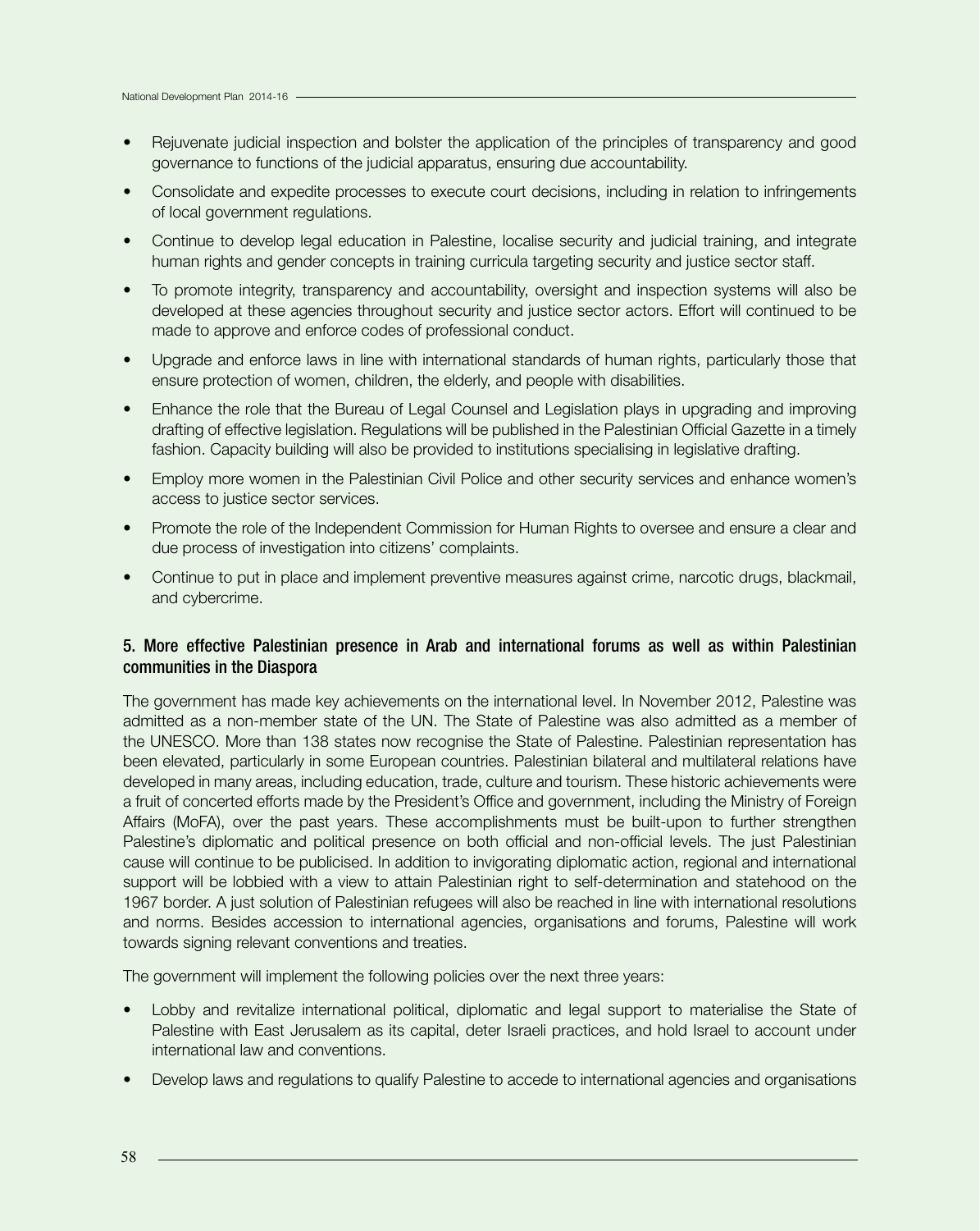- Rejuvenate judicial inspection and bolster the application of the principles of transparency and good governance to functions of the judicial apparatus, ensuring due accountability.
- Consolidate and expedite processes to execute court decisions, including in relation to infringements of local government regulations.
- Continue to develop legal education in Palestine, localise security and judicial training, and integrate human rights and gender concepts in training curricula targeting security and justice sector staff.
- To promote integrity, transparency and accountability, oversight and inspection systems will also be developed at these agencies throughout security and justice sector actors. Effort will continued to be made to approve and enforce codes of professional conduct.
- Upgrade and enforce laws in line with international standards of human rights, particularly those that ensure protection of women, children, the elderly, and people with disabilities.
- Enhance the role that the Bureau of Legal Counsel and Legislation plays in upgrading and improving drafting of effective legislation. Regulations will be published in the Palestinian Official Gazette in a timely fashion. Capacity building will also be provided to institutions specialising in legislative drafting.
- Employ more women in the Palestinian Civil Police and other security services and enhance women's access to justice sector services.
- Promote the role of the Independent Commission for Human Rights to oversee and ensure a clear and due process of investigation into citizens' complaints.
- Continue to put in place and implement preventive measures against crime, narcotic drugs, blackmail, and cybercrime.

### 5. More effective Palestinian presence in Arab and international forums as well as within Palestinian communities in the Diaspora

The government has made key achievements on the international level. In November 2012, Palestine was admitted as a non-member state of the UN. The State of Palestine was also admitted as a member of the UNESCO. More than 138 states now recognise the State of Palestine. Palestinian representation has been elevated, particularly in some European countries. Palestinian bilateral and multilateral relations have developed in many areas, including education, trade, culture and tourism. These historic achievements were a fruit of concerted efforts made by the President's Office and government, including the Ministry of Foreign Affairs (MoFA), over the past years. These accomplishments must be built-upon to further strengthen Palestine's diplomatic and political presence on both official and non-official levels. The just Palestinian cause will continue to be publicised. In addition to invigorating diplomatic action, regional and international support will be lobbied with a view to attain Palestinian right to self-determination and statehood on the 1967 border. A just solution of Palestinian refugees will also be reached in line with international resolutions and norms. Besides accession to international agencies, organisations and forums, Palestine will work towards signing relevant conventions and treaties.

The government will implement the following policies over the next three years:

- Lobby and revitalize international political, diplomatic and legal support to materialise the State of Palestine with East Jerusalem as its capital, deter Israeli practices, and hold Israel to account under international law and conventions.
- Develop laws and regulations to qualify Palestine to accede to international agencies and organisations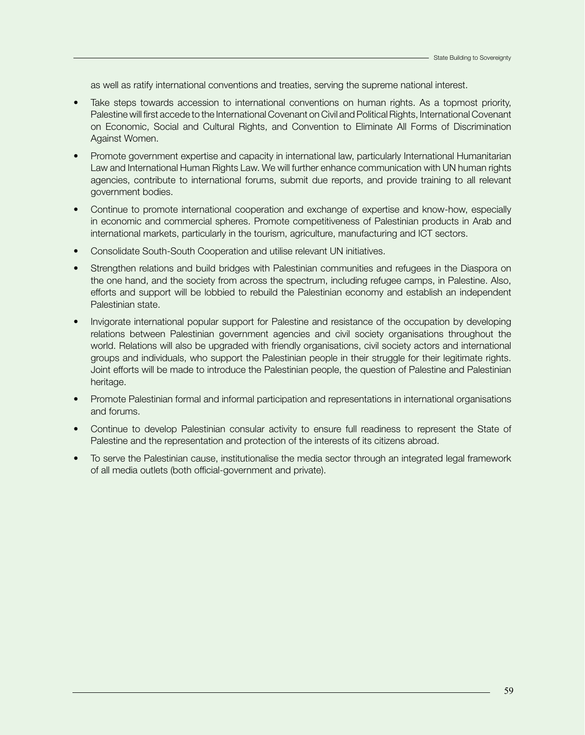as well as ratify international conventions and treaties, serving the supreme national interest.

- Take steps towards accession to international conventions on human rights. As a topmost priority, Palestine will first accede to the International Covenant on Civil and Political Rights, International Covenant on Economic, Social and Cultural Rights, and Convention to Eliminate All Forms of Discrimination Against Women.
- Promote government expertise and capacity in international law, particularly International Humanitarian Law and International Human Rights Law. We will further enhance communication with UN human rights agencies, contribute to international forums, submit due reports, and provide training to all relevant government bodies.
- Continue to promote international cooperation and exchange of expertise and know-how, especially in economic and commercial spheres. Promote competitiveness of Palestinian products in Arab and international markets, particularly in the tourism, agriculture, manufacturing and ICT sectors.
- Consolidate South-South Cooperation and utilise relevant UN initiatives.
- Strengthen relations and build bridges with Palestinian communities and refugees in the Diaspora on the one hand, and the society from across the spectrum, including refugee camps, in Palestine. Also, efforts and support will be lobbied to rebuild the Palestinian economy and establish an independent Palestinian state.
- Invigorate international popular support for Palestine and resistance of the occupation by developing relations between Palestinian government agencies and civil society organisations throughout the world. Relations will also be upgraded with friendly organisations, civil society actors and international groups and individuals, who support the Palestinian people in their struggle for their legitimate rights. Joint efforts will be made to introduce the Palestinian people, the question of Palestine and Palestinian heritage.
- Promote Palestinian formal and informal participation and representations in international organisations and forums.
- Continue to develop Palestinian consular activity to ensure full readiness to represent the State of Palestine and the representation and protection of the interests of its citizens abroad.
- To serve the Palestinian cause, institutionalise the media sector through an integrated legal framework of all media outlets (both official-government and private).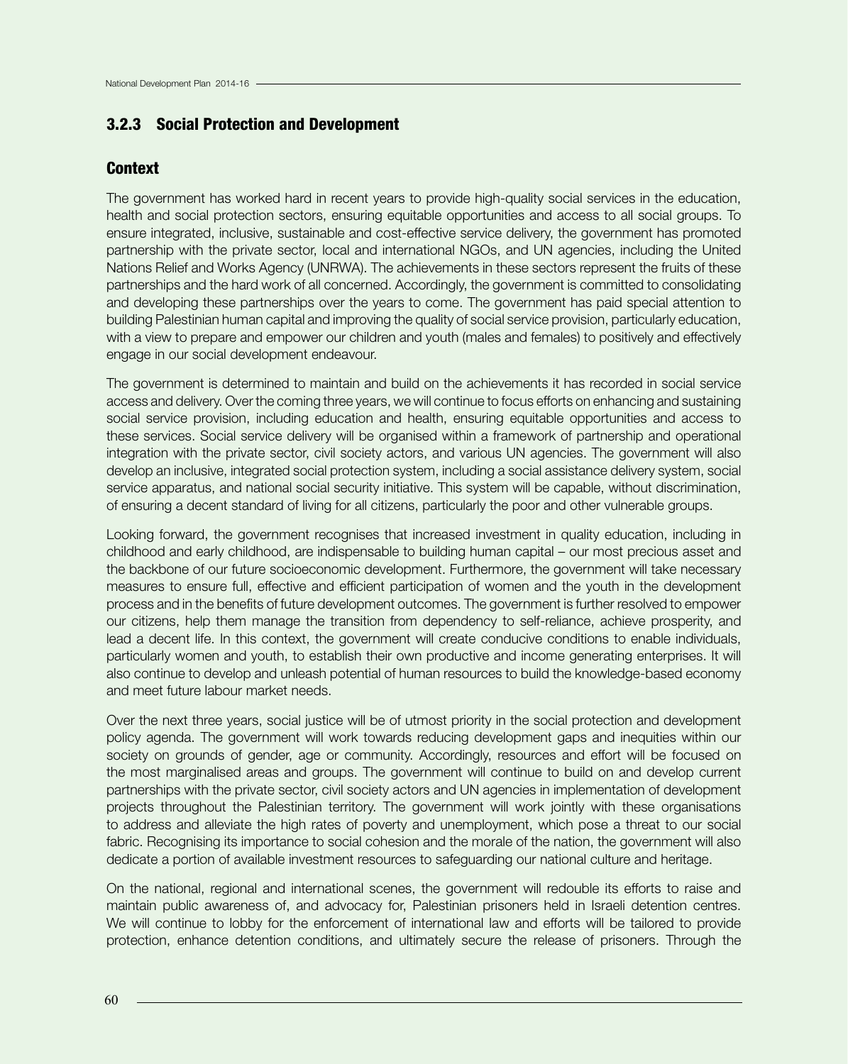### 3.2.3 Social Protection and Development

#### Context

The government has worked hard in recent years to provide high-quality social services in the education, health and social protection sectors, ensuring equitable opportunities and access to all social groups. To ensure integrated, inclusive, sustainable and cost-effective service delivery, the government has promoted partnership with the private sector, local and international NGOs, and UN agencies, including the United Nations Relief and Works Agency (UNRWA). The achievements in these sectors represent the fruits of these partnerships and the hard work of all concerned. Accordingly, the government is committed to consolidating and developing these partnerships over the years to come. The government has paid special attention to building Palestinian human capital and improving the quality of social service provision, particularly education, with a view to prepare and empower our children and youth (males and females) to positively and effectively engage in our social development endeavour.

The government is determined to maintain and build on the achievements it has recorded in social service access and delivery. Over the coming three years, we will continue to focus efforts on enhancing and sustaining social service provision, including education and health, ensuring equitable opportunities and access to these services. Social service delivery will be organised within a framework of partnership and operational integration with the private sector, civil society actors, and various UN agencies. The government will also develop an inclusive, integrated social protection system, including a social assistance delivery system, social service apparatus, and national social security initiative. This system will be capable, without discrimination, of ensuring a decent standard of living for all citizens, particularly the poor and other vulnerable groups.

Looking forward, the government recognises that increased investment in quality education, including in childhood and early childhood, are indispensable to building human capital – our most precious asset and the backbone of our future socioeconomic development. Furthermore, the government will take necessary measures to ensure full, effective and efficient participation of women and the youth in the development process and in the benefits of future development outcomes. The government is further resolved to empower our citizens, help them manage the transition from dependency to self-reliance, achieve prosperity, and lead a decent life. In this context, the government will create conducive conditions to enable individuals, particularly women and youth, to establish their own productive and income generating enterprises. It will also continue to develop and unleash potential of human resources to build the knowledge-based economy and meet future labour market needs.

Over the next three years, social justice will be of utmost priority in the social protection and development policy agenda. The government will work towards reducing development gaps and inequities within our society on grounds of gender, age or community. Accordingly, resources and effort will be focused on the most marginalised areas and groups. The government will continue to build on and develop current partnerships with the private sector, civil society actors and UN agencies in implementation of development projects throughout the Palestinian territory. The government will work jointly with these organisations to address and alleviate the high rates of poverty and unemployment, which pose a threat to our social fabric. Recognising its importance to social cohesion and the morale of the nation, the government will also dedicate a portion of available investment resources to safeguarding our national culture and heritage.

On the national, regional and international scenes, the government will redouble its efforts to raise and maintain public awareness of, and advocacy for, Palestinian prisoners held in Israeli detention centres. We will continue to lobby for the enforcement of international law and efforts will be tailored to provide protection, enhance detention conditions, and ultimately secure the release of prisoners. Through the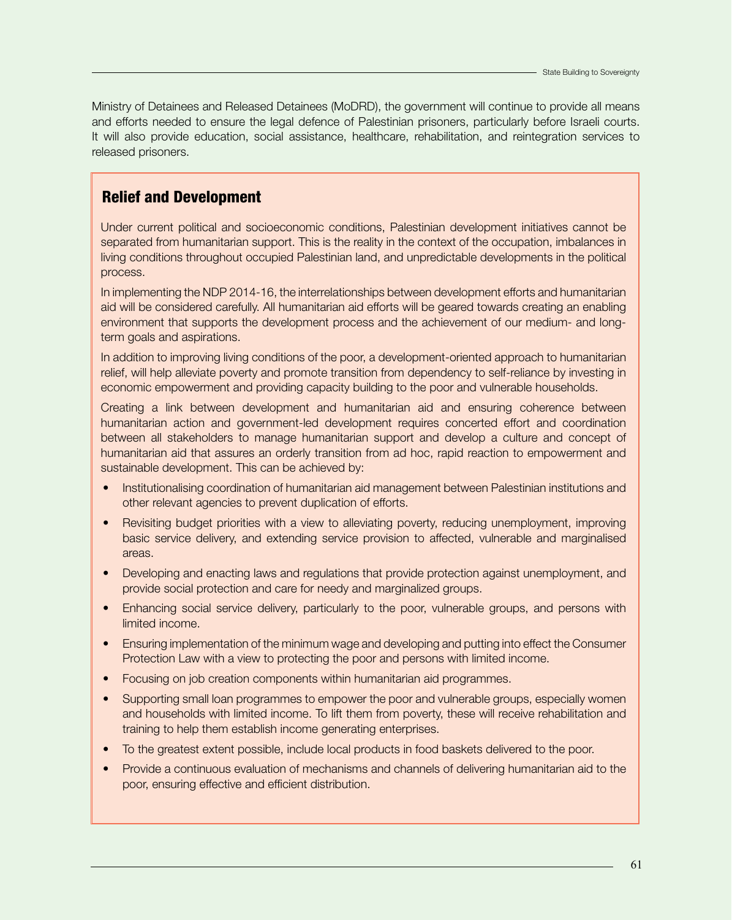Ministry of Detainees and Released Detainees (MoDRD), the government will continue to provide all means and efforts needed to ensure the legal defence of Palestinian prisoners, particularly before Israeli courts. It will also provide education, social assistance, healthcare, rehabilitation, and reintegration services to released prisoners.

## Relief and Development

Under current political and socioeconomic conditions, Palestinian development initiatives cannot be separated from humanitarian support. This is the reality in the context of the occupation, imbalances in living conditions throughout occupied Palestinian land, and unpredictable developments in the political process.

In implementing the NDP 2014-16, the interrelationships between development efforts and humanitarian aid will be considered carefully. All humanitarian aid efforts will be geared towards creating an enabling environment that supports the development process and the achievement of our medium- and long-term goals and aspirations.

In addition to improving living conditions of the poor, a development-oriented approach to humanitarian relief, will help alleviate poverty and promote transition from dependency to self-reliance by investing in economic empowerment and providing capacity building to the poor and vulnerable households.

Creating a link between development and humanitarian aid and ensuring coherence between humanitarian action and government-led development requires concerted effort and coordination between all stakeholders to manage humanitarian support and develop a culture and concept of humanitarian aid that assures an orderly transition from ad hoc, rapid reaction to empowerment and sustainable development. This can be achieved by:

- Institutionalising coordination of humanitarian aid management between Palestinian institutions and other relevant agencies to prevent duplication of efforts.
- Revisiting budget priorities with a view to alleviating poverty, reducing unemployment, improving basic service delivery, and extending service provision to affected, vulnerable and marginalised areas.
- Developing and enacting laws and regulations that provide protection against unemployment, and provide social protection and care for needy and marginalized groups.
- Enhancing social service delivery, particularly to the poor, vulnerable groups, and persons with limited income.
- Ensuring implementation of the minimum wage and developing and putting into effect the Consumer Protection Law with a view to protecting the poor and persons with limited income.
- Focusing on job creation components within humanitarian aid programmes.
- Supporting small loan programmes to empower the poor and vulnerable groups, especially women and households with limited income. To lift them from poverty, these will receive rehabilitation and training to help them establish income generating enterprises.
- To the greatest extent possible, include local products in food baskets delivered to the poor.
- Provide a continuous evaluation of mechanisms and channels of delivering humanitarian aid to the poor, ensuring effective and efficient distribution.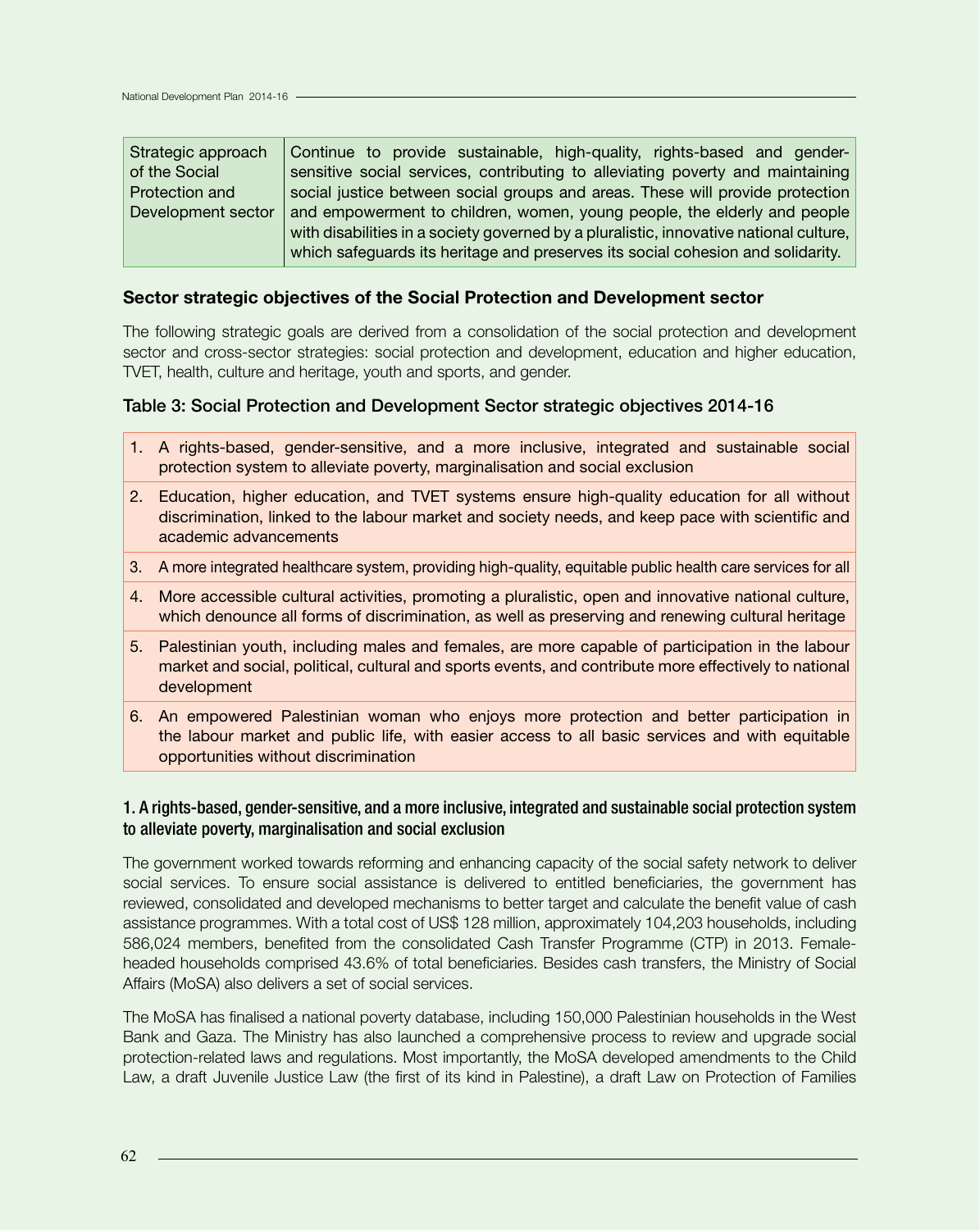| Strategic approach of the Social Protection and Development sector | Continue to provide sustainable, high-quality, rights-based and gender-sensitive social services, contributing to alleviating poverty and maintaining social justice between social groups and areas. These will provide protection and empowerment to children, women, young people, the elderly and people with disabilities in a society governed by a pluralistic, innovative national culture, which safeguards its heritage and preserves its social cohesion and solidarity. |
|---|---|

### Sector strategic objectives of the Social Protection and Development sector

The following strategic goals are derived from a consolidation of the social protection and development sector and cross-sector strategies: social protection and development, education and higher education, TVET, health, culture and heritage, youth and sports, and gender.

### Table 3: Social Protection and Development Sector strategic objectives 2014-16

1. A rights-based, gender-sensitive, and a more inclusive, integrated and sustainable social protection system to alleviate poverty, marginalisation and social exclusion
2. Education, higher education, and TVET systems ensure high-quality education for all without discrimination, linked to the labour market and society needs, and keep pace with scientific and academic advancements
3. A more integrated healthcare system, providing high-quality, equitable public health care services for all
4. More accessible cultural activities, promoting a pluralistic, open and innovative national culture, which denounce all forms of discrimination, as well as preserving and renewing cultural heritage
5. Palestinian youth, including males and females, are more capable of participation in the labour market and social, political, cultural and sports events, and contribute more effectively to national development
6. An empowered Palestinian woman who enjoys more protection and better participation in the labour market and public life, with easier access to all basic services and with equitable opportunities without discrimination

#### 1. A rights-based, gender-sensitive, and a more inclusive, integrated and sustainable social protection system to alleviate poverty, marginalisation and social exclusion

The government worked towards reforming and enhancing capacity of the social safety network to deliver social services. To ensure social assistance is delivered to entitled beneficiaries, the government has reviewed, consolidated and developed mechanisms to better target and calculate the benefit value of cash assistance programmes. With a total cost of US$ 128 million, approximately 104,203 households, including 586,024 members, benefited from the consolidated Cash Transfer Programme (CTP) in 2013. Female-headed households comprised 43.6% of total beneficiaries. Besides cash transfers, the Ministry of Social Affairs (MoSA) also delivers a set of social services.

The MoSA has finalised a national poverty database, including 150,000 Palestinian households in the West Bank and Gaza. The Ministry has also launched a comprehensive process to review and upgrade social protection-related laws and regulations. Most importantly, the MoSA developed amendments to the Child Law, a draft Juvenile Justice Law (the first of its kind in Palestine), a draft Law on Protection of Families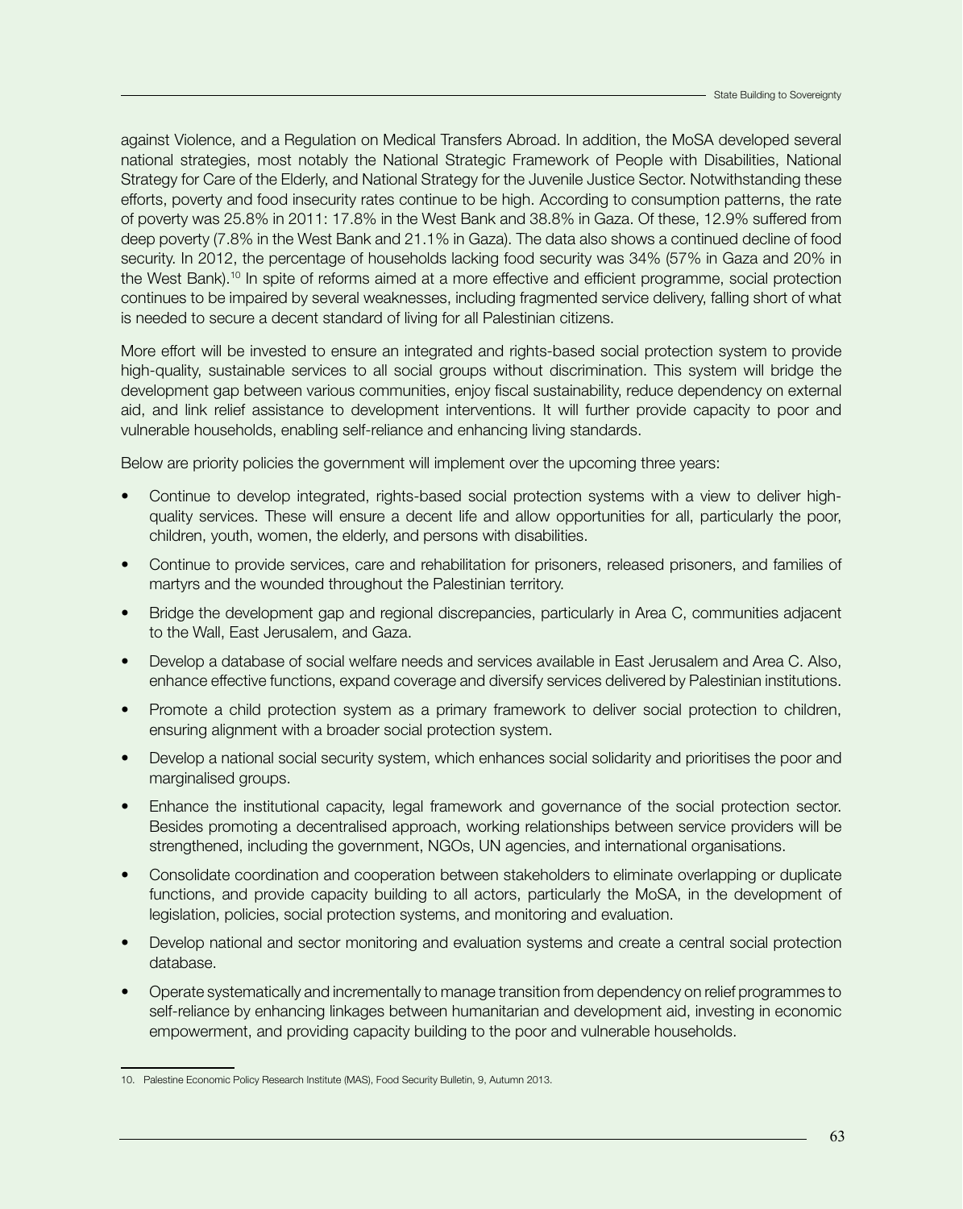against Violence, and a Regulation on Medical Transfers Abroad. In addition, the MoSA developed several national strategies, most notably the National Strategic Framework of People with Disabilities, National Strategy for Care of the Elderly, and National Strategy for the Juvenile Justice Sector. Notwithstanding these efforts, poverty and food insecurity rates continue to be high. According to consumption patterns, the rate of poverty was 25.8% in 2011: 17.8% in the West Bank and 38.8% in Gaza. Of these, 12.9% suffered from deep poverty (7.8% in the West Bank and 21.1% in Gaza). The data also shows a continued decline of food security. In 2012, the percentage of households lacking food security was 34% (57% in Gaza and 20% in the West Bank).[10] In spite of reforms aimed at a more effective and efficient programme, social protection continues to be impaired by several weaknesses, including fragmented service delivery, falling short of what is needed to secure a decent standard of living for all Palestinian citizens.

More effort will be invested to ensure an integrated and rights-based social protection system to provide high-quality, sustainable services to all social groups without discrimination. This system will bridge the development gap between various communities, enjoy fiscal sustainability, reduce dependency on external aid, and link relief assistance to development interventions. It will further provide capacity to poor and vulnerable households, enabling self-reliance and enhancing living standards.

Below are priority policies the government will implement over the upcoming three years:

- Continue to develop integrated, rights-based social protection systems with a view to deliver high-quality services. These will ensure a decent life and allow opportunities for all, particularly the poor, children, youth, women, the elderly, and persons with disabilities.
- Continue to provide services, care and rehabilitation for prisoners, released prisoners, and families of martyrs and the wounded throughout the Palestinian territory.
- Bridge the development gap and regional discrepancies, particularly in Area C, communities adjacent to the Wall, East Jerusalem, and Gaza.
- Develop a database of social welfare needs and services available in East Jerusalem and Area C. Also, enhance effective functions, expand coverage and diversify services delivered by Palestinian institutions.
- Promote a child protection system as a primary framework to deliver social protection to children, ensuring alignment with a broader social protection system.
- Develop a national social security system, which enhances social solidarity and prioritises the poor and marginalised groups.
- Enhance the institutional capacity, legal framework and governance of the social protection sector. Besides promoting a decentralised approach, working relationships between service providers will be strengthened, including the government, NGOs, UN agencies, and international organisations.
- Consolidate coordination and cooperation between stakeholders to eliminate overlapping or duplicate functions, and provide capacity building to all actors, particularly the MoSA, in the development of legislation, policies, social protection systems, and monitoring and evaluation.
- Develop national and sector monitoring and evaluation systems and create a central social protection database.
- Operate systematically and incrementally to manage transition from dependency on relief programmes to self-reliance by enhancing linkages between humanitarian and development aid, investing in economic empowerment, and providing capacity building to the poor and vulnerable households.

---

10. Palestine Economic Policy Research Institute (MAS), Food Security Bulletin, 9, Autumn 2013.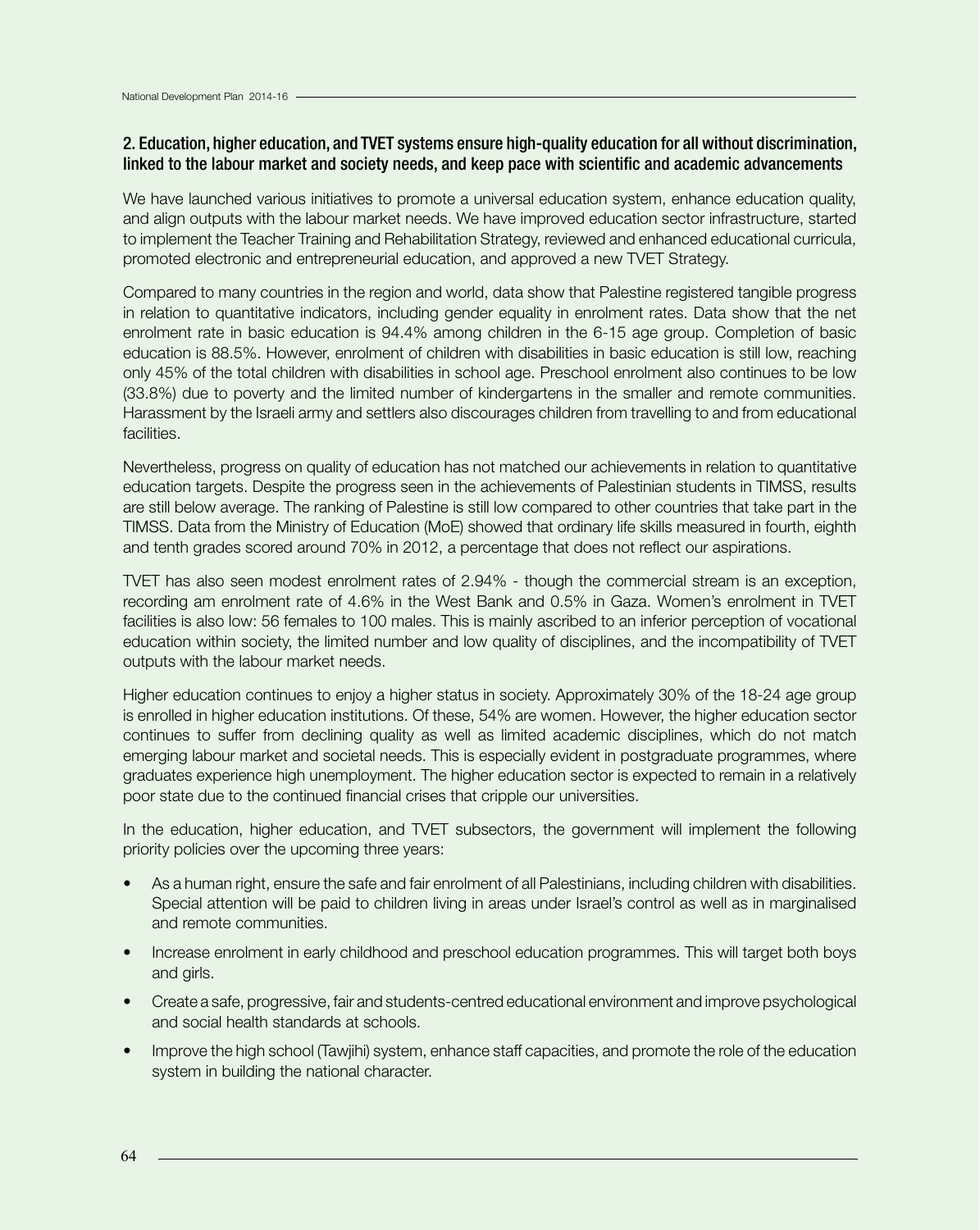## 2. Education, higher education, and TVET systems ensure high-quality education for all without discrimination, linked to the labour market and society needs, and keep pace with scientific and academic advancements

We have launched various initiatives to promote a universal education system, enhance education quality, and align outputs with the labour market needs. We have improved education sector infrastructure, started to implement the Teacher Training and Rehabilitation Strategy, reviewed and enhanced educational curricula, promoted electronic and entrepreneurial education, and approved a new TVET Strategy.

Compared to many countries in the region and world, data show that Palestine registered tangible progress in relation to quantitative indicators, including gender equality in enrolment rates. Data show that the net enrolment rate in basic education is 94.4% among children in the 6-15 age group. Completion of basic education is 88.5%. However, enrolment of children with disabilities in basic education is still low, reaching only 45% of the total children with disabilities in school age. Preschool enrolment also continues to be low (33.8%) due to poverty and the limited number of kindergartens in the smaller and remote communities. Harassment by the Israeli army and settlers also discourages children from travelling to and from educational facilities.

Nevertheless, progress on quality of education has not matched our achievements in relation to quantitative education targets. Despite the progress seen in the achievements of Palestinian students in TIMSS, results are still below average. The ranking of Palestine is still low compared to other countries that take part in the TIMSS. Data from the Ministry of Education (MoE) showed that ordinary life skills measured in fourth, eighth and tenth grades scored around 70% in 2012, a percentage that does not reflect our aspirations.

TVET has also seen modest enrolment rates of 2.94% - though the commercial stream is an exception, recording am enrolment rate of 4.6% in the West Bank and 0.5% in Gaza. Women's enrolment in TVET facilities is also low: 56 females to 100 males. This is mainly ascribed to an inferior perception of vocational education within society, the limited number and low quality of disciplines, and the incompatibility of TVET outputs with the labour market needs.

Higher education continues to enjoy a higher status in society. Approximately 30% of the 18-24 age group is enrolled in higher education institutions. Of these, 54% are women. However, the higher education sector continues to suffer from declining quality as well as limited academic disciplines, which do not match emerging labour market and societal needs. This is especially evident in postgraduate programmes, where graduates experience high unemployment. The higher education sector is expected to remain in a relatively poor state due to the continued financial crises that cripple our universities.

In the education, higher education, and TVET subsectors, the government will implement the following priority policies over the upcoming three years:

- As a human right, ensure the safe and fair enrolment of all Palestinians, including children with disabilities. Special attention will be paid to children living in areas under Israel's control as well as in marginalised and remote communities.
- Increase enrolment in early childhood and preschool education programmes. This will target both boys and girls.
- Create a safe, progressive, fair and students-centred educational environment and improve psychological and social health standards at schools.
- Improve the high school (Tawjihi) system, enhance staff capacities, and promote the role of the education system in building the national character.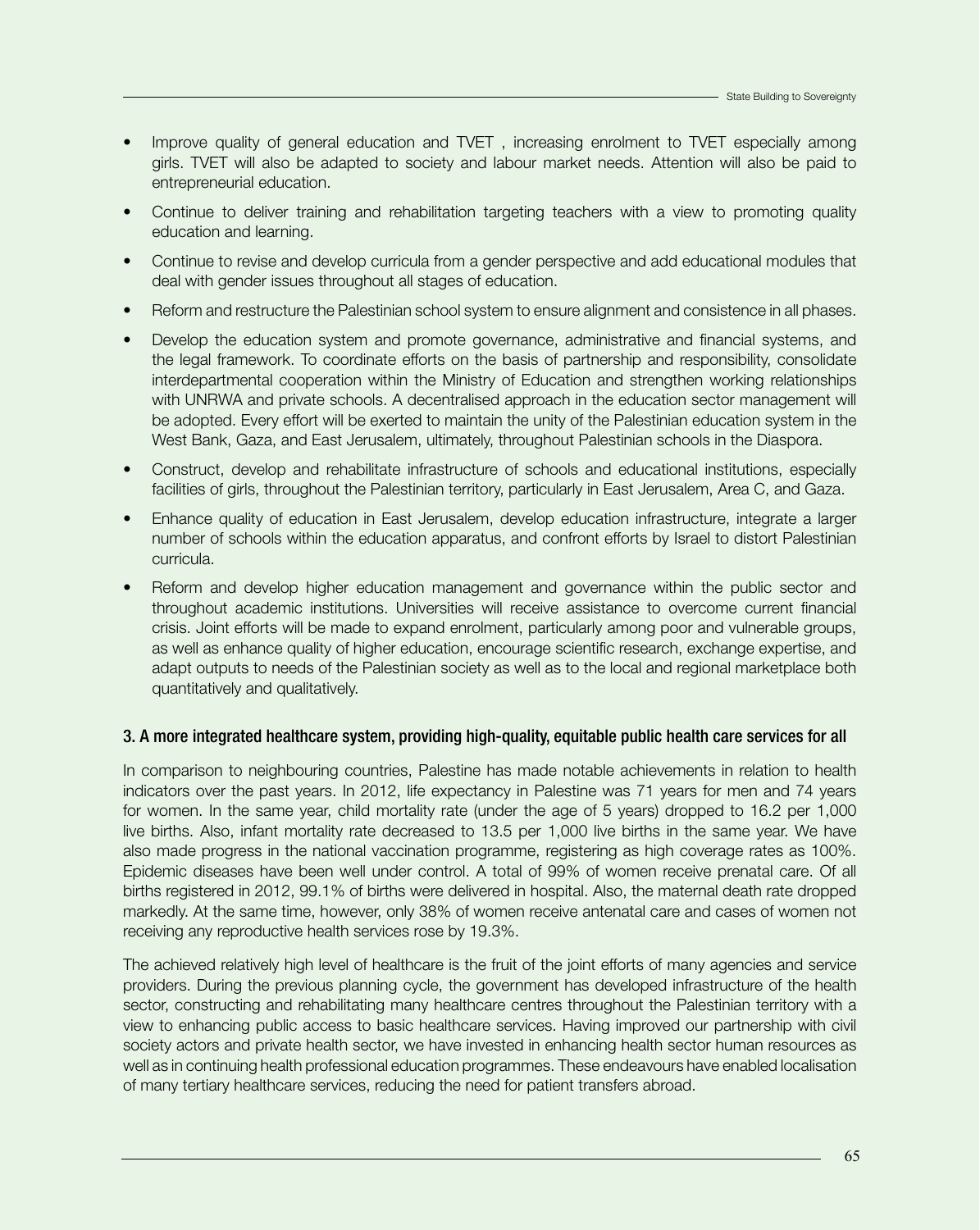- Improve quality of general education and TVET , increasing enrolment to TVET especially among girls. TVET will also be adapted to society and labour market needs. Attention will also be paid to entrepreneurial education.
- Continue to deliver training and rehabilitation targeting teachers with a view to promoting quality education and learning.
- Continue to revise and develop curricula from a gender perspective and add educational modules that deal with gender issues throughout all stages of education.
- Reform and restructure the Palestinian school system to ensure alignment and consistence in all phases.
- Develop the education system and promote governance, administrative and financial systems, and the legal framework. To coordinate efforts on the basis of partnership and responsibility, consolidate interdepartmental cooperation within the Ministry of Education and strengthen working relationships with UNRWA and private schools. A decentralised approach in the education sector management will be adopted. Every effort will be exerted to maintain the unity of the Palestinian education system in the West Bank, Gaza, and East Jerusalem, ultimately, throughout Palestinian schools in the Diaspora.
- Construct, develop and rehabilitate infrastructure of schools and educational institutions, especially facilities of girls, throughout the Palestinian territory, particularly in East Jerusalem, Area C, and Gaza.
- Enhance quality of education in East Jerusalem, develop education infrastructure, integrate a larger number of schools within the education apparatus, and confront efforts by Israel to distort Palestinian curricula.
- Reform and develop higher education management and governance within the public sector and throughout academic institutions. Universities will receive assistance to overcome current financial crisis. Joint efforts will be made to expand enrolment, particularly among poor and vulnerable groups, as well as enhance quality of higher education, encourage scientific research, exchange expertise, and adapt outputs to needs of the Palestinian society as well as to the local and regional marketplace both quantitatively and qualitatively.

### 3. A more integrated healthcare system, providing high-quality, equitable public health care services for all

In comparison to neighbouring countries, Palestine has made notable achievements in relation to health indicators over the past years. In 2012, life expectancy in Palestine was 71 years for men and 74 years for women. In the same year, child mortality rate (under the age of 5 years) dropped to 16.2 per 1,000 live births. Also, infant mortality rate decreased to 13.5 per 1,000 live births in the same year. We have also made progress in the national vaccination programme, registering as high coverage rates as 100%. Epidemic diseases have been well under control. A total of 99% of women receive prenatal care. Of all births registered in 2012, 99.1% of births were delivered in hospital. Also, the maternal death rate dropped markedly. At the same time, however, only 38% of women receive antenatal care and cases of women not receiving any reproductive health services rose by 19.3%.

The achieved relatively high level of healthcare is the fruit of the joint efforts of many agencies and service providers. During the previous planning cycle, the government has developed infrastructure of the health sector, constructing and rehabilitating many healthcare centres throughout the Palestinian territory with a view to enhancing public access to basic healthcare services. Having improved our partnership with civil society actors and private health sector, we have invested in enhancing health sector human resources as well as in continuing health professional education programmes. These endeavours have enabled localisation of many tertiary healthcare services, reducing the need for patient transfers abroad.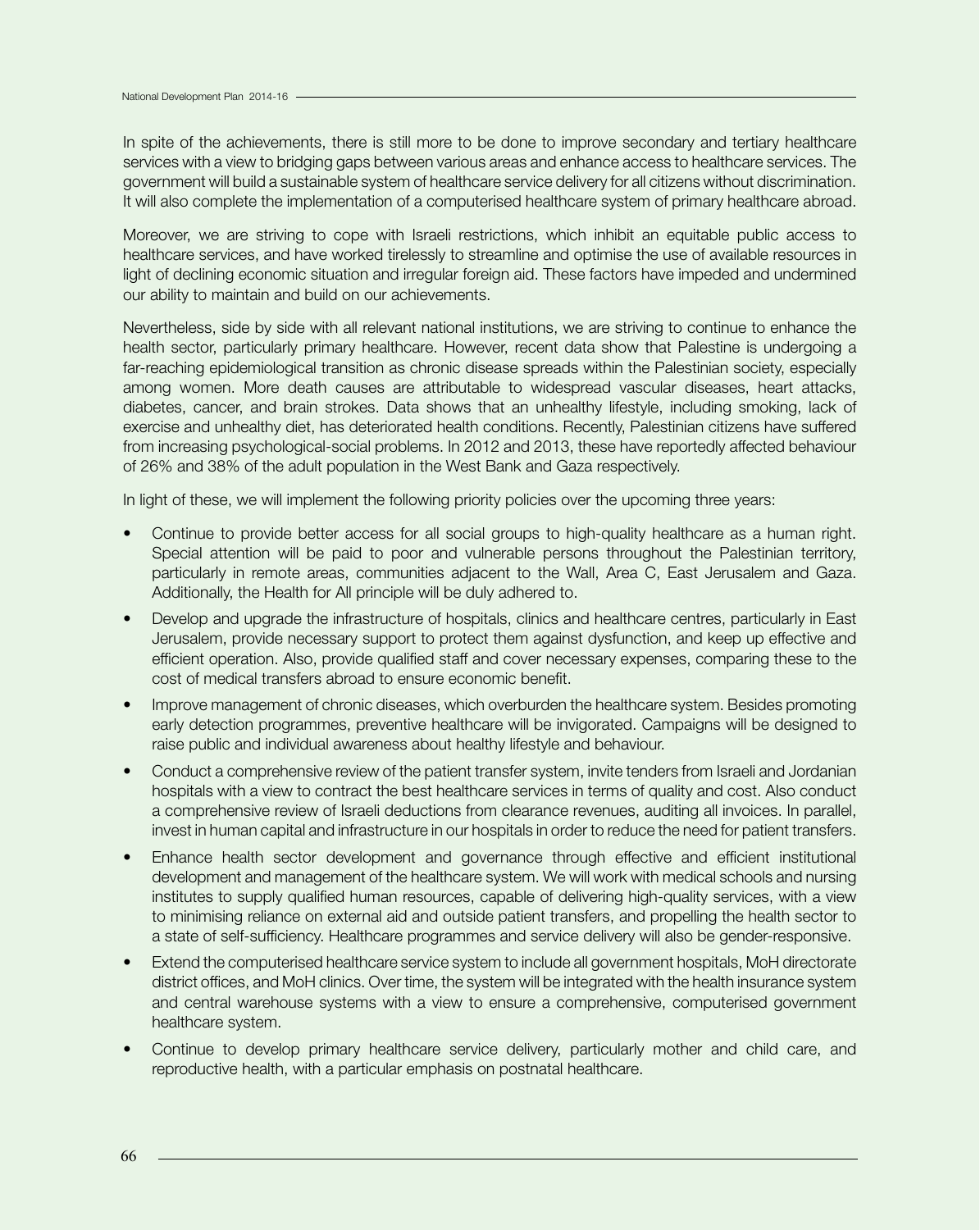In spite of the achievements, there is still more to be done to improve secondary and tertiary healthcare services with a view to bridging gaps between various areas and enhance access to healthcare services. The government will build a sustainable system of healthcare service delivery for all citizens without discrimination. It will also complete the implementation of a computerised healthcare system of primary healthcare abroad.

Moreover, we are striving to cope with Israeli restrictions, which inhibit an equitable public access to healthcare services, and have worked tirelessly to streamline and optimise the use of available resources in light of declining economic situation and irregular foreign aid. These factors have impeded and undermined our ability to maintain and build on our achievements.

Nevertheless, side by side with all relevant national institutions, we are striving to continue to enhance the health sector, particularly primary healthcare. However, recent data show that Palestine is undergoing a far-reaching epidemiological transition as chronic disease spreads within the Palestinian society, especially among women. More death causes are attributable to widespread vascular diseases, heart attacks, diabetes, cancer, and brain strokes. Data shows that an unhealthy lifestyle, including smoking, lack of exercise and unhealthy diet, has deteriorated health conditions. Recently, Palestinian citizens have suffered from increasing psychological-social problems. In 2012 and 2013, these have reportedly affected behaviour of 26% and 38% of the adult population in the West Bank and Gaza respectively.

In light of these, we will implement the following priority policies over the upcoming three years:

- Continue to provide better access for all social groups to high-quality healthcare as a human right. Special attention will be paid to poor and vulnerable persons throughout the Palestinian territory, particularly in remote areas, communities adjacent to the Wall, Area C, East Jerusalem and Gaza. Additionally, the Health for All principle will be duly adhered to.
- Develop and upgrade the infrastructure of hospitals, clinics and healthcare centres, particularly in East Jerusalem, provide necessary support to protect them against dysfunction, and keep up effective and efficient operation. Also, provide qualified staff and cover necessary expenses, comparing these to the cost of medical transfers abroad to ensure economic benefit.
- Improve management of chronic diseases, which overburden the healthcare system. Besides promoting early detection programmes, preventive healthcare will be invigorated. Campaigns will be designed to raise public and individual awareness about healthy lifestyle and behaviour.
- Conduct a comprehensive review of the patient transfer system, invite tenders from Israeli and Jordanian hospitals with a view to contract the best healthcare services in terms of quality and cost. Also conduct a comprehensive review of Israeli deductions from clearance revenues, auditing all invoices. In parallel, invest in human capital and infrastructure in our hospitals in order to reduce the need for patient transfers.
- Enhance health sector development and governance through effective and efficient institutional development and management of the healthcare system. We will work with medical schools and nursing institutes to supply qualified human resources, capable of delivering high-quality services, with a view to minimising reliance on external aid and outside patient transfers, and propelling the health sector to a state of self-sufficiency. Healthcare programmes and service delivery will also be gender-responsive.
- Extend the computerised healthcare service system to include all government hospitals, MoH directorate district offices, and MoH clinics. Over time, the system will be integrated with the health insurance system and central warehouse systems with a view to ensure a comprehensive, computerised government healthcare system.
- Continue to develop primary healthcare service delivery, particularly mother and child care, and reproductive health, with a particular emphasis on postnatal healthcare.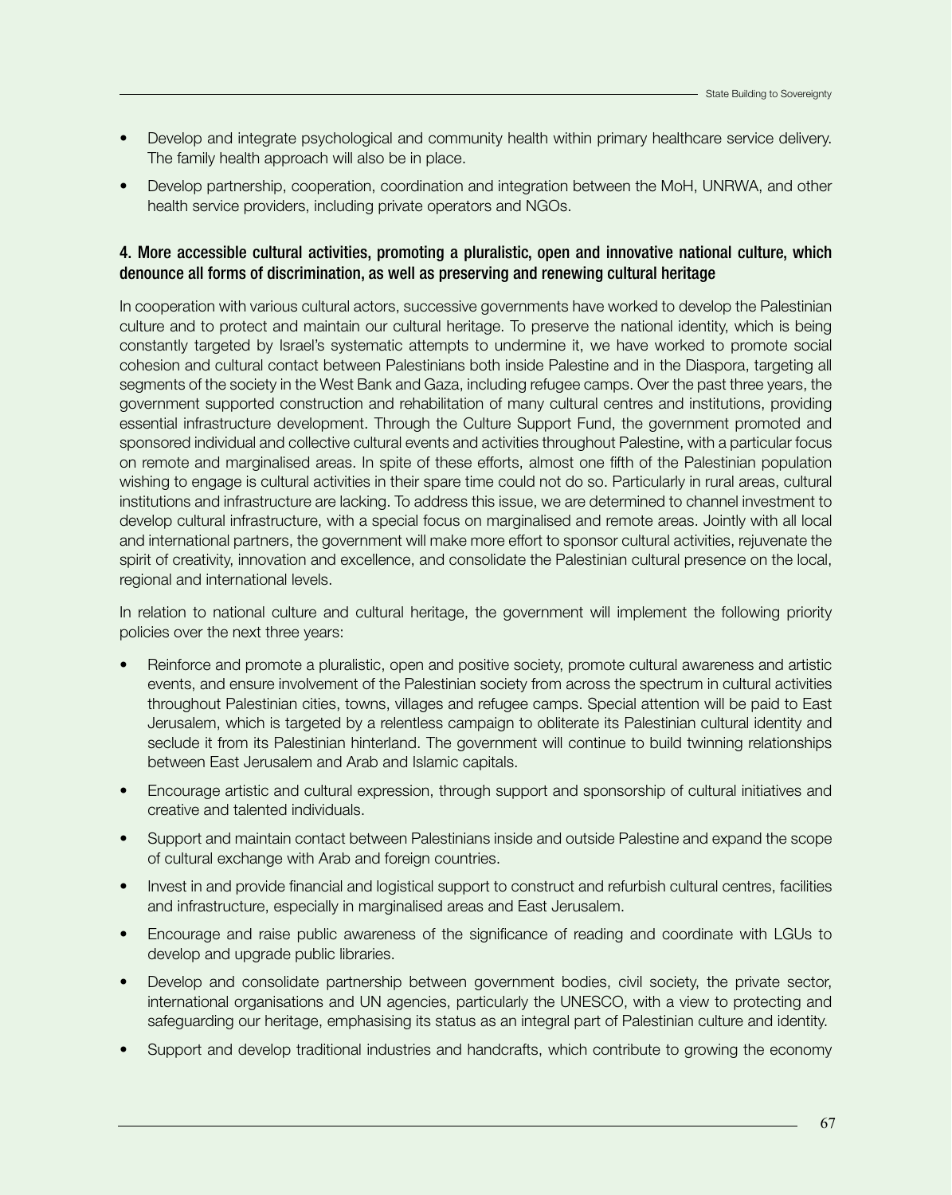- Develop and integrate psychological and community health within primary healthcare service delivery. The family health approach will also be in place.
- Develop partnership, cooperation, coordination and integration between the MoH, UNRWA, and other health service providers, including private operators and NGOs.

### 4. More accessible cultural activities, promoting a pluralistic, open and innovative national culture, which denounce all forms of discrimination, as well as preserving and renewing cultural heritage

In cooperation with various cultural actors, successive governments have worked to develop the Palestinian culture and to protect and maintain our cultural heritage. To preserve the national identity, which is being constantly targeted by Israel's systematic attempts to undermine it, we have worked to promote social cohesion and cultural contact between Palestinians both inside Palestine and in the Diaspora, targeting all segments of the society in the West Bank and Gaza, including refugee camps. Over the past three years, the government supported construction and rehabilitation of many cultural centres and institutions, providing essential infrastructure development. Through the Culture Support Fund, the government promoted and sponsored individual and collective cultural events and activities throughout Palestine, with a particular focus on remote and marginalised areas. In spite of these efforts, almost one fifth of the Palestinian population wishing to engage is cultural activities in their spare time could not do so. Particularly in rural areas, cultural institutions and infrastructure are lacking. To address this issue, we are determined to channel investment to develop cultural infrastructure, with a special focus on marginalised and remote areas. Jointly with all local and international partners, the government will make more effort to sponsor cultural activities, rejuvenate the spirit of creativity, innovation and excellence, and consolidate the Palestinian cultural presence on the local, regional and international levels.

In relation to national culture and cultural heritage, the government will implement the following priority policies over the next three years:

- Reinforce and promote a pluralistic, open and positive society, promote cultural awareness and artistic events, and ensure involvement of the Palestinian society from across the spectrum in cultural activities throughout Palestinian cities, towns, villages and refugee camps. Special attention will be paid to East Jerusalem, which is targeted by a relentless campaign to obliterate its Palestinian cultural identity and seclude it from its Palestinian hinterland. The government will continue to build twinning relationships between East Jerusalem and Arab and Islamic capitals.
- Encourage artistic and cultural expression, through support and sponsorship of cultural initiatives and creative and talented individuals.
- Support and maintain contact between Palestinians inside and outside Palestine and expand the scope of cultural exchange with Arab and foreign countries.
- Invest in and provide financial and logistical support to construct and refurbish cultural centres, facilities and infrastructure, especially in marginalised areas and East Jerusalem.
- Encourage and raise public awareness of the significance of reading and coordinate with LGUs to develop and upgrade public libraries.
- Develop and consolidate partnership between government bodies, civil society, the private sector, international organisations and UN agencies, particularly the UNESCO, with a view to protecting and safeguarding our heritage, emphasising its status as an integral part of Palestinian culture and identity.
- Support and develop traditional industries and handcrafts, which contribute to growing the economy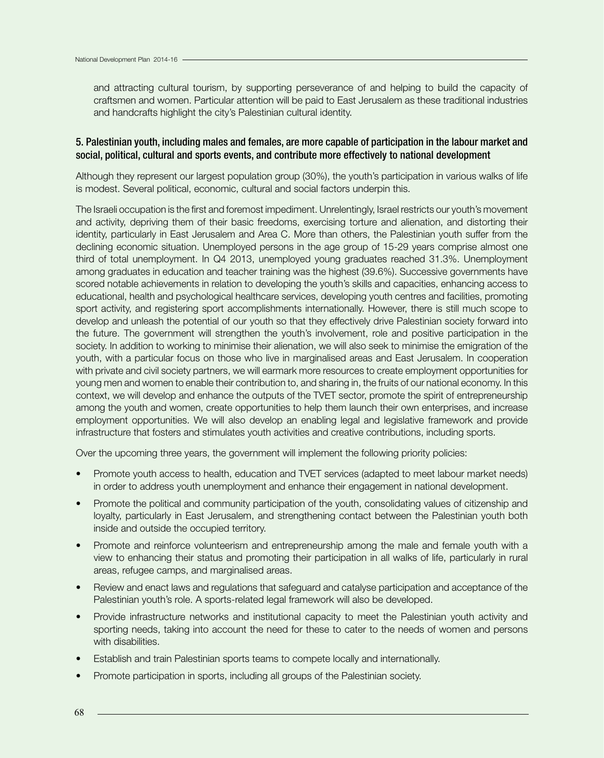and attracting cultural tourism, by supporting perseverance of and helping to build the capacity of craftsmen and women. Particular attention will be paid to East Jerusalem as these traditional industries and handcrafts highlight the city's Palestinian cultural identity.

### 5. Palestinian youth, including males and females, are more capable of participation in the labour market and social, political, cultural and sports events, and contribute more effectively to national development

Although they represent our largest population group (30%), the youth's participation in various walks of life is modest. Several political, economic, cultural and social factors underpin this.

The Israeli occupation is the first and foremost impediment. Unrelentingly, Israel restricts our youth's movement and activity, depriving them of their basic freedoms, exercising torture and alienation, and distorting their identity, particularly in East Jerusalem and Area C. More than others, the Palestinian youth suffer from the declining economic situation. Unemployed persons in the age group of 15-29 years comprise almost one third of total unemployment. In Q4 2013, unemployed young graduates reached 31.3%. Unemployment among graduates in education and teacher training was the highest (39.6%). Successive governments have scored notable achievements in relation to developing the youth's skills and capacities, enhancing access to educational, health and psychological healthcare services, developing youth centres and facilities, promoting sport activity, and registering sport accomplishments internationally. However, there is still much scope to develop and unleash the potential of our youth so that they effectively drive Palestinian society forward into the future. The government will strengthen the youth's involvement, role and positive participation in the society. In addition to working to minimise their alienation, we will also seek to minimise the emigration of the youth, with a particular focus on those who live in marginalised areas and East Jerusalem. In cooperation with private and civil society partners, we will earmark more resources to create employment opportunities for young men and women to enable their contribution to, and sharing in, the fruits of our national economy. In this context, we will develop and enhance the outputs of the TVET sector, promote the spirit of entrepreneurship among the youth and women, create opportunities to help them launch their own enterprises, and increase employment opportunities. We will also develop an enabling legal and legislative framework and provide infrastructure that fosters and stimulates youth activities and creative contributions, including sports.

Over the upcoming three years, the government will implement the following priority policies:

- Promote youth access to health, education and TVET services (adapted to meet labour market needs) in order to address youth unemployment and enhance their engagement in national development.
- Promote the political and community participation of the youth, consolidating values of citizenship and loyalty, particularly in East Jerusalem, and strengthening contact between the Palestinian youth both inside and outside the occupied territory.
- Promote and reinforce volunteerism and entrepreneurship among the male and female youth with a view to enhancing their status and promoting their participation in all walks of life, particularly in rural areas, refugee camps, and marginalised areas.
- Review and enact laws and regulations that safeguard and catalyse participation and acceptance of the Palestinian youth's role. A sports-related legal framework will also be developed.
- Provide infrastructure networks and institutional capacity to meet the Palestinian youth activity and sporting needs, taking into account the need for these to cater to the needs of women and persons with disabilities.
- Establish and train Palestinian sports teams to compete locally and internationally.
- Promote participation in sports, including all groups of the Palestinian society.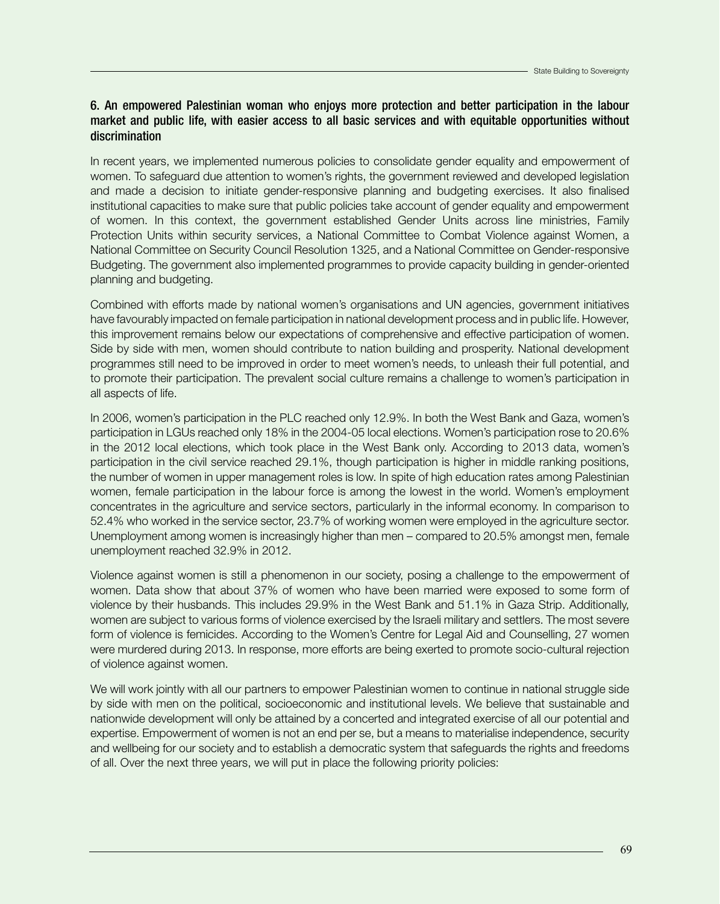### 6. An empowered Palestinian woman who enjoys more protection and better participation in the labour market and public life, with easier access to all basic services and with equitable opportunities without discrimination

In recent years, we implemented numerous policies to consolidate gender equality and empowerment of women. To safeguard due attention to women's rights, the government reviewed and developed legislation and made a decision to initiate gender-responsive planning and budgeting exercises. It also finalised institutional capacities to make sure that public policies take account of gender equality and empowerment of women. In this context, the government established Gender Units across line ministries, Family Protection Units within security services, a National Committee to Combat Violence against Women, a National Committee on Security Council Resolution 1325, and a National Committee on Gender-responsive Budgeting. The government also implemented programmes to provide capacity building in gender-oriented planning and budgeting.

Combined with efforts made by national women's organisations and UN agencies, government initiatives have favourably impacted on female participation in national development process and in public life. However, this improvement remains below our expectations of comprehensive and effective participation of women. Side by side with men, women should contribute to nation building and prosperity. National development programmes still need to be improved in order to meet women's needs, to unleash their full potential, and to promote their participation. The prevalent social culture remains a challenge to women's participation in all aspects of life.

In 2006, women's participation in the PLC reached only 12.9%. In both the West Bank and Gaza, women's participation in LGUs reached only 18% in the 2004-05 local elections. Women's participation rose to 20.6% in the 2012 local elections, which took place in the West Bank only. According to 2013 data, women's participation in the civil service reached 29.1%, though participation is higher in middle ranking positions, the number of women in upper management roles is low. In spite of high education rates among Palestinian women, female participation in the labour force is among the lowest in the world. Women's employment concentrates in the agriculture and service sectors, particularly in the informal economy. In comparison to 52.4% who worked in the service sector, 23.7% of working women were employed in the agriculture sector. Unemployment among women is increasingly higher than men – compared to 20.5% amongst men, female unemployment reached 32.9% in 2012.

Violence against women is still a phenomenon in our society, posing a challenge to the empowerment of women. Data show that about 37% of women who have been married were exposed to some form of violence by their husbands. This includes 29.9% in the West Bank and 51.1% in Gaza Strip. Additionally, women are subject to various forms of violence exercised by the Israeli military and settlers. The most severe form of violence is femicides. According to the Women's Centre for Legal Aid and Counselling, 27 women were murdered during 2013. In response, more efforts are being exerted to promote socio-cultural rejection of violence against women.

We will work jointly with all our partners to empower Palestinian women to continue in national struggle side by side with men on the political, socioeconomic and institutional levels. We believe that sustainable and nationwide development will only be attained by a concerted and integrated exercise of all our potential and expertise. Empowerment of women is not an end per se, but a means to materialise independence, security and wellbeing for our society and to establish a democratic system that safeguards the rights and freedoms of all. Over the next three years, we will put in place the following priority policies: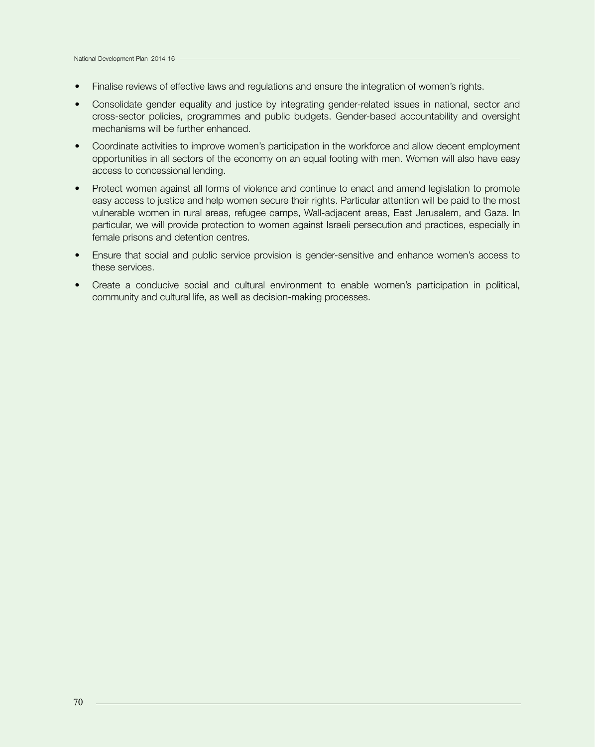- Finalise reviews of effective laws and regulations and ensure the integration of women's rights.
- Consolidate gender equality and justice by integrating gender-related issues in national, sector and cross-sector policies, programmes and public budgets. Gender-based accountability and oversight mechanisms will be further enhanced.
- Coordinate activities to improve women's participation in the workforce and allow decent employment opportunities in all sectors of the economy on an equal footing with men. Women will also have easy access to concessional lending.
- Protect women against all forms of violence and continue to enact and amend legislation to promote easy access to justice and help women secure their rights. Particular attention will be paid to the most vulnerable women in rural areas, refugee camps, Wall-adjacent areas, East Jerusalem, and Gaza. In particular, we will provide protection to women against Israeli persecution and practices, especially in female prisons and detention centres.
- Ensure that social and public service provision is gender-sensitive and enhance women's access to these services.
- Create a conducive social and cultural environment to enable women's participation in political, community and cultural life, as well as decision-making processes.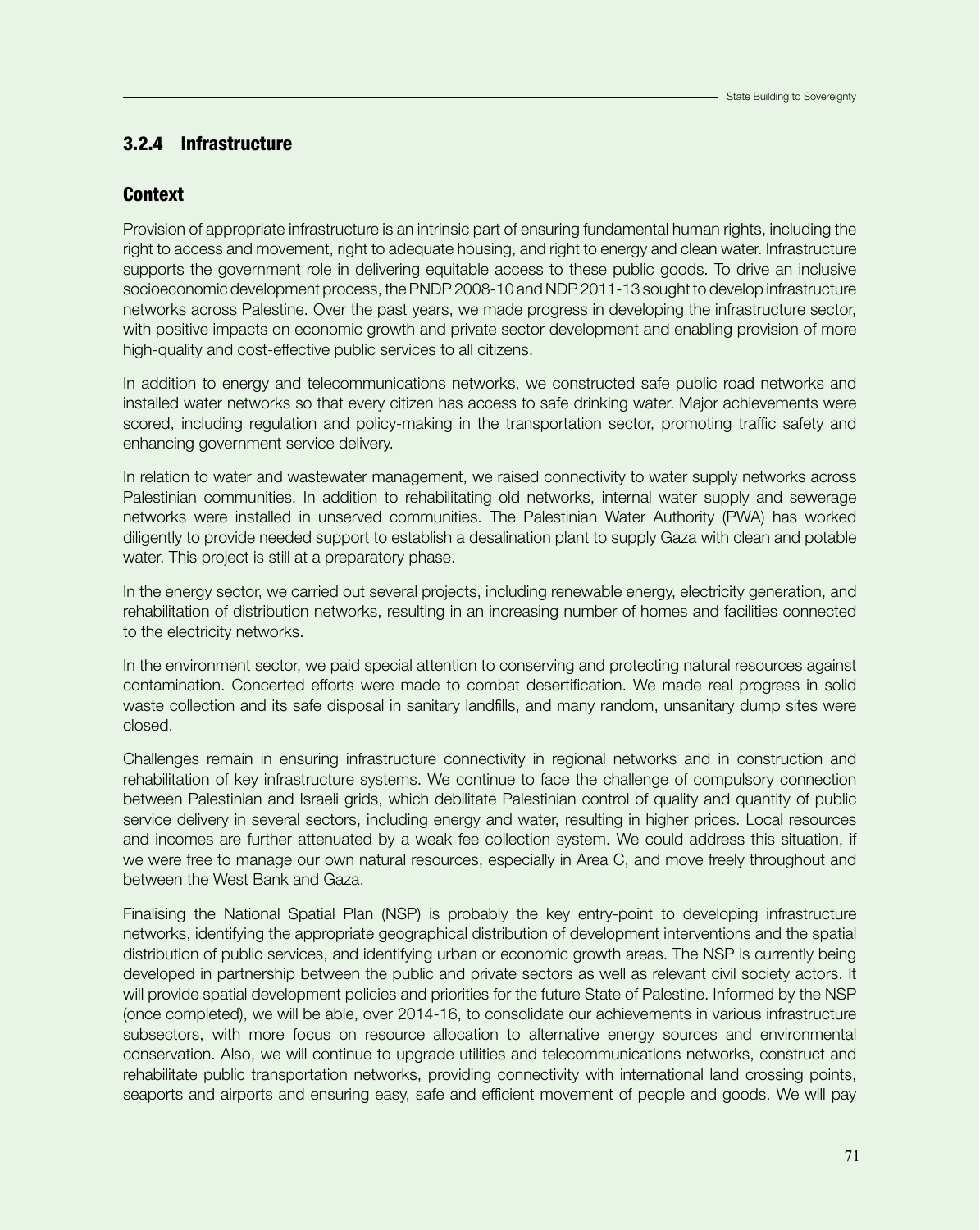### 3.2.4 Infrastructure

#### Context

Provision of appropriate infrastructure is an intrinsic part of ensuring fundamental human rights, including the right to access and movement, right to adequate housing, and right to energy and clean water. Infrastructure supports the government role in delivering equitable access to these public goods. To drive an inclusive socioeconomic development process, the PNDP 2008-10 and NDP 2011-13 sought to develop infrastructure networks across Palestine. Over the past years, we made progress in developing the infrastructure sector, with positive impacts on economic growth and private sector development and enabling provision of more high-quality and cost-effective public services to all citizens.

In addition to energy and telecommunications networks, we constructed safe public road networks and installed water networks so that every citizen has access to safe drinking water. Major achievements were scored, including regulation and policy-making in the transportation sector, promoting traffic safety and enhancing government service delivery.

In relation to water and wastewater management, we raised connectivity to water supply networks across Palestinian communities. In addition to rehabilitating old networks, internal water supply and sewerage networks were installed in unserved communities. The Palestinian Water Authority (PWA) has worked diligently to provide needed support to establish a desalination plant to supply Gaza with clean and potable water. This project is still at a preparatory phase.

In the energy sector, we carried out several projects, including renewable energy, electricity generation, and rehabilitation of distribution networks, resulting in an increasing number of homes and facilities connected to the electricity networks.

In the environment sector, we paid special attention to conserving and protecting natural resources against contamination. Concerted efforts were made to combat desertification. We made real progress in solid waste collection and its safe disposal in sanitary landfills, and many random, unsanitary dump sites were closed.

Challenges remain in ensuring infrastructure connectivity in regional networks and in construction and rehabilitation of key infrastructure systems. We continue to face the challenge of compulsory connection between Palestinian and Israeli grids, which debilitate Palestinian control of quality and quantity of public service delivery in several sectors, including energy and water, resulting in higher prices. Local resources and incomes are further attenuated by a weak fee collection system. We could address this situation, if we were free to manage our own natural resources, especially in Area C, and move freely throughout and between the West Bank and Gaza.

Finalising the National Spatial Plan (NSP) is probably the key entry-point to developing infrastructure networks, identifying the appropriate geographical distribution of development interventions and the spatial distribution of public services, and identifying urban or economic growth areas. The NSP is currently being developed in partnership between the public and private sectors as well as relevant civil society actors. It will provide spatial development policies and priorities for the future State of Palestine. Informed by the NSP (once completed), we will be able, over 2014-16, to consolidate our achievements in various infrastructure subsectors, with more focus on resource allocation to alternative energy sources and environmental conservation. Also, we will continue to upgrade utilities and telecommunications networks, construct and rehabilitate public transportation networks, providing connectivity with international land crossing points, seaports and airports and ensuring easy, safe and efficient movement of people and goods. We will pay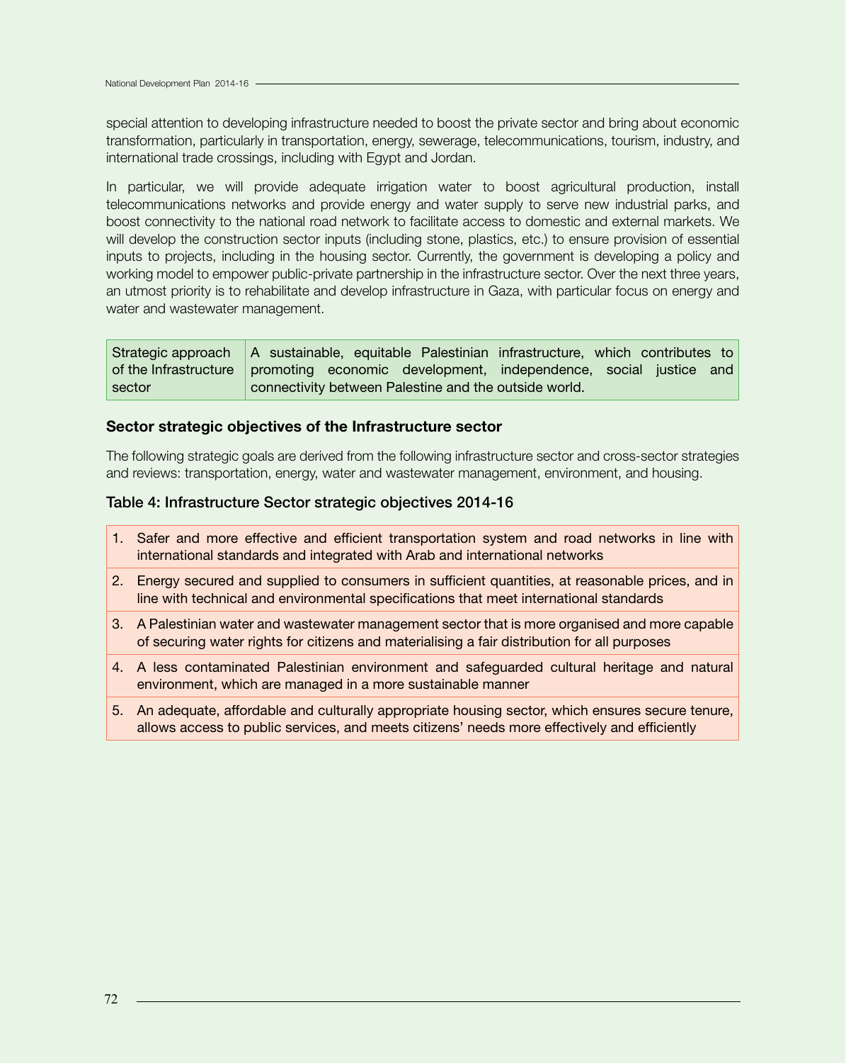special attention to developing infrastructure needed to boost the private sector and bring about economic transformation, particularly in transportation, energy, sewerage, telecommunications, tourism, industry, and international trade crossings, including with Egypt and Jordan.

In particular, we will provide adequate irrigation water to boost agricultural production, install telecommunications networks and provide energy and water supply to serve new industrial parks, and boost connectivity to the national road network to facilitate access to domestic and external markets. We will develop the construction sector inputs (including stone, plastics, etc.) to ensure provision of essential inputs to projects, including in the housing sector. Currently, the government is developing a policy and working model to empower public-private partnership in the infrastructure sector. Over the next three years, an utmost priority is to rehabilitate and develop infrastructure in Gaza, with particular focus on energy and water and wastewater management.

| Strategic approach of the Infrastructure sector | A sustainable, equitable Palestinian infrastructure, which contributes to promoting economic development, independence, social justice and connectivity between Palestine and the outside world. |
|---|---|

### Sector strategic objectives of the Infrastructure sector

The following strategic goals are derived from the following infrastructure sector and cross-sector strategies and reviews: transportation, energy, water and wastewater management, environment, and housing.

### Table 4: Infrastructure Sector strategic objectives 2014-16

| | |
|---|---|
| 1. | Safer and more effective and efficient transportation system and road networks in line with international standards and integrated with Arab and international networks |
| 2. | Energy secured and supplied to consumers in sufficient quantities, at reasonable prices, and in line with technical and environmental specifications that meet international standards |
| 3. | A Palestinian water and wastewater management sector that is more organised and more capable of securing water rights for citizens and materialising a fair distribution for all purposes |
| 4. | A less contaminated Palestinian environment and safeguarded cultural heritage and natural environment, which are managed in a more sustainable manner |
| 5. | An adequate, affordable and culturally appropriate housing sector, which ensures secure tenure, allows access to public services, and meets citizens' needs more effectively and efficiently |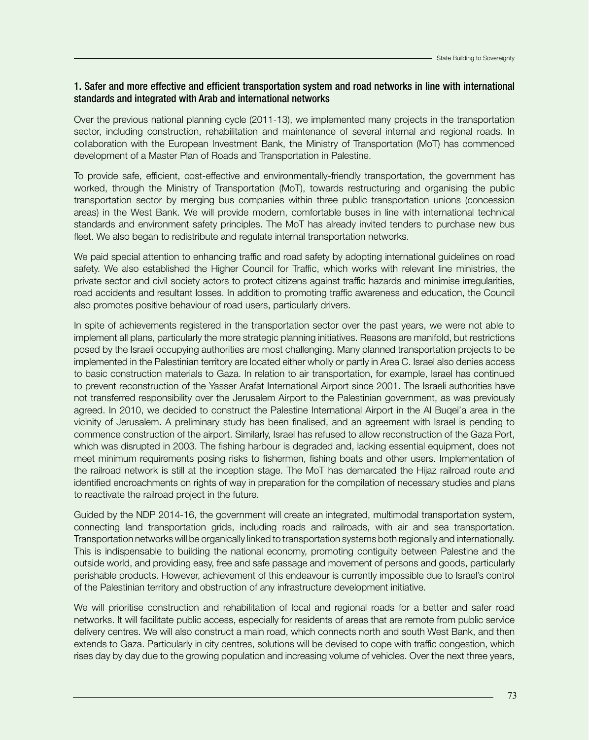### 1. Safer and more effective and efficient transportation system and road networks in line with international standards and integrated with Arab and international networks

Over the previous national planning cycle (2011-13), we implemented many projects in the transportation sector, including construction, rehabilitation and maintenance of several internal and regional roads. In collaboration with the European Investment Bank, the Ministry of Transportation (MoT) has commenced development of a Master Plan of Roads and Transportation in Palestine.

To provide safe, efficient, cost-effective and environmentally-friendly transportation, the government has worked, through the Ministry of Transportation (MoT), towards restructuring and organising the public transportation sector by merging bus companies within three public transportation unions (concession areas) in the West Bank. We will provide modern, comfortable buses in line with international technical standards and environment safety principles. The MoT has already invited tenders to purchase new bus fleet. We also began to redistribute and regulate internal transportation networks.

We paid special attention to enhancing traffic and road safety by adopting international guidelines on road safety. We also established the Higher Council for Traffic, which works with relevant line ministries, the private sector and civil society actors to protect citizens against traffic hazards and minimise irregularities, road accidents and resultant losses. In addition to promoting traffic awareness and education, the Council also promotes positive behaviour of road users, particularly drivers.

In spite of achievements registered in the transportation sector over the past years, we were not able to implement all plans, particularly the more strategic planning initiatives. Reasons are manifold, but restrictions posed by the Israeli occupying authorities are most challenging. Many planned transportation projects to be implemented in the Palestinian territory are located either wholly or partly in Area C. Israel also denies access to basic construction materials to Gaza. In relation to air transportation, for example, Israel has continued to prevent reconstruction of the Yasser Arafat International Airport since 2001. The Israeli authorities have not transferred responsibility over the Jerusalem Airport to the Palestinian government, as was previously agreed. In 2010, we decided to construct the Palestine International Airport in the Al Buqei'a area in the vicinity of Jerusalem. A preliminary study has been finalised, and an agreement with Israel is pending to commence construction of the airport. Similarly, Israel has refused to allow reconstruction of the Gaza Port, which was disrupted in 2003. The fishing harbour is degraded and, lacking essential equipment, does not meet minimum requirements posing risks to fishermen, fishing boats and other users. Implementation of the railroad network is still at the inception stage. The MoT has demarcated the Hijaz railroad route and identified encroachments on rights of way in preparation for the compilation of necessary studies and plans to reactivate the railroad project in the future.

Guided by the NDP 2014-16, the government will create an integrated, multimodal transportation system, connecting land transportation grids, including roads and railroads, with air and sea transportation. Transportation networks will be organically linked to transportation systems both regionally and internationally. This is indispensable to building the national economy, promoting contiguity between Palestine and the outside world, and providing easy, free and safe passage and movement of persons and goods, particularly perishable products. However, achievement of this endeavour is currently impossible due to Israel's control of the Palestinian territory and obstruction of any infrastructure development initiative.

We will prioritise construction and rehabilitation of local and regional roads for a better and safer road networks. It will facilitate public access, especially for residents of areas that are remote from public service delivery centres. We will also construct a main road, which connects north and south West Bank, and then extends to Gaza. Particularly in city centres, solutions will be devised to cope with traffic congestion, which rises day by day due to the growing population and increasing volume of vehicles. Over the next three years,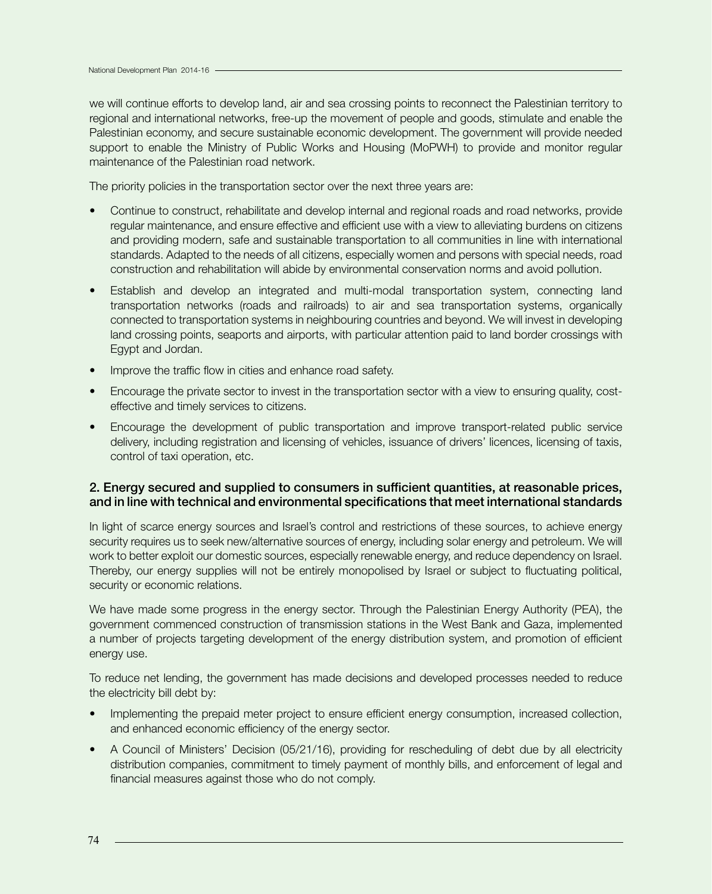we will continue efforts to develop land, air and sea crossing points to reconnect the Palestinian territory to regional and international networks, free-up the movement of people and goods, stimulate and enable the Palestinian economy, and secure sustainable economic development. The government will provide needed support to enable the Ministry of Public Works and Housing (MoPWH) to provide and monitor regular maintenance of the Palestinian road network.

The priority policies in the transportation sector over the next three years are:

- Continue to construct, rehabilitate and develop internal and regional roads and road networks, provide regular maintenance, and ensure effective and efficient use with a view to alleviating burdens on citizens and providing modern, safe and sustainable transportation to all communities in line with international standards. Adapted to the needs of all citizens, especially women and persons with special needs, road construction and rehabilitation will abide by environmental conservation norms and avoid pollution.
- Establish and develop an integrated and multi-modal transportation system, connecting land transportation networks (roads and railroads) to air and sea transportation systems, organically connected to transportation systems in neighbouring countries and beyond. We will invest in developing land crossing points, seaports and airports, with particular attention paid to land border crossings with Egypt and Jordan.
- Improve the traffic flow in cities and enhance road safety.
- Encourage the private sector to invest in the transportation sector with a view to ensuring quality, cost-effective and timely services to citizens.
- Encourage the development of public transportation and improve transport-related public service delivery, including registration and licensing of vehicles, issuance of drivers' licences, licensing of taxis, control of taxi operation, etc.

### 2. Energy secured and supplied to consumers in sufficient quantities, at reasonable prices, and in line with technical and environmental specifications that meet international standards

In light of scarce energy sources and Israel's control and restrictions of these sources, to achieve energy security requires us to seek new/alternative sources of energy, including solar energy and petroleum. We will work to better exploit our domestic sources, especially renewable energy, and reduce dependency on Israel. Thereby, our energy supplies will not be entirely monopolised by Israel or subject to fluctuating political, security or economic relations.

We have made some progress in the energy sector. Through the Palestinian Energy Authority (PEA), the government commenced construction of transmission stations in the West Bank and Gaza, implemented a number of projects targeting development of the energy distribution system, and promotion of efficient energy use.

To reduce net lending, the government has made decisions and developed processes needed to reduce the electricity bill debt by:

- Implementing the prepaid meter project to ensure efficient energy consumption, increased collection, and enhanced economic efficiency of the energy sector.
- A Council of Ministers' Decision (05/21/16), providing for rescheduling of debt due by all electricity distribution companies, commitment to timely payment of monthly bills, and enforcement of legal and financial measures against those who do not comply.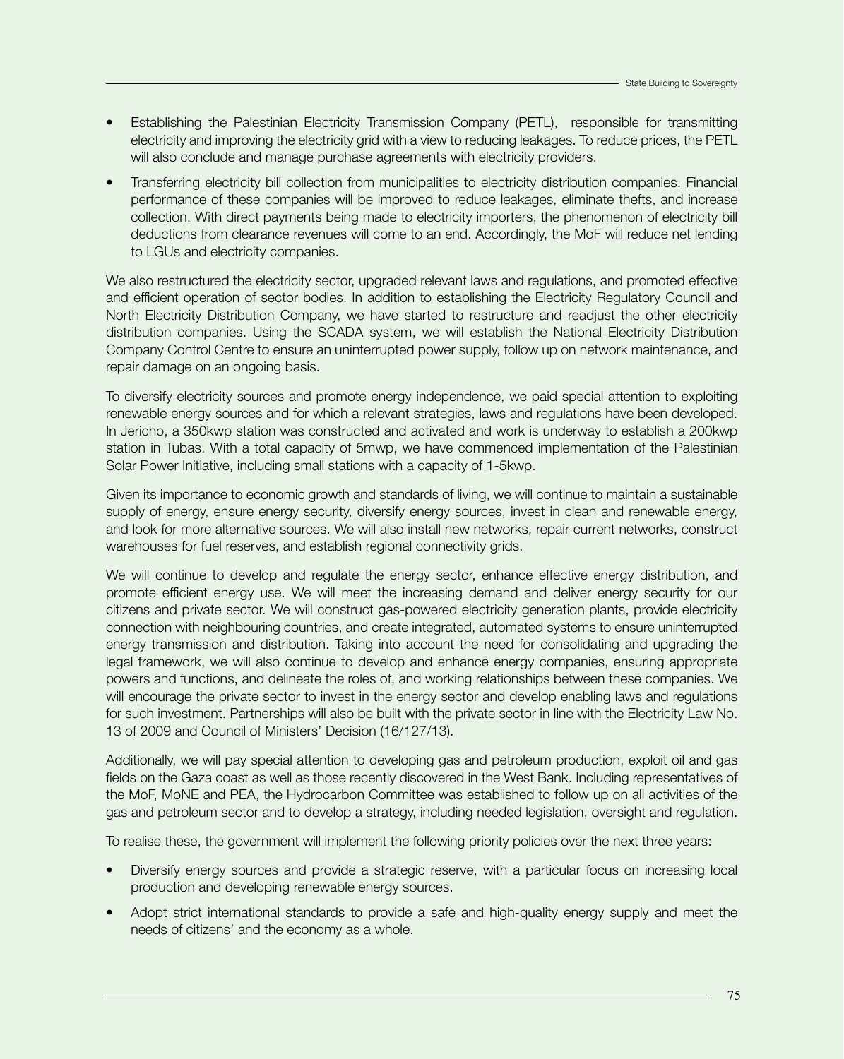- Establishing the Palestinian Electricity Transmission Company (PETL), responsible for transmitting electricity and improving the electricity grid with a view to reducing leakages. To reduce prices, the PETL will also conclude and manage purchase agreements with electricity providers.
- Transferring electricity bill collection from municipalities to electricity distribution companies. Financial performance of these companies will be improved to reduce leakages, eliminate thefts, and increase collection. With direct payments being made to electricity importers, the phenomenon of electricity bill deductions from clearance revenues will come to an end. Accordingly, the MoF will reduce net lending to LGUs and electricity companies.

We also restructured the electricity sector, upgraded relevant laws and regulations, and promoted effective and efficient operation of sector bodies. In addition to establishing the Electricity Regulatory Council and North Electricity Distribution Company, we have started to restructure and readjust the other electricity distribution companies. Using the SCADA system, we will establish the National Electricity Distribution Company Control Centre to ensure an uninterrupted power supply, follow up on network maintenance, and repair damage on an ongoing basis.

To diversify electricity sources and promote energy independence, we paid special attention to exploiting renewable energy sources and for which a relevant strategies, laws and regulations have been developed. In Jericho, a 350kwp station was constructed and activated and work is underway to establish a 200kwp station in Tubas. With a total capacity of 5mwp, we have commenced implementation of the Palestinian Solar Power Initiative, including small stations with a capacity of 1-5kwp.

Given its importance to economic growth and standards of living, we will continue to maintain a sustainable supply of energy, ensure energy security, diversify energy sources, invest in clean and renewable energy, and look for more alternative sources. We will also install new networks, repair current networks, construct warehouses for fuel reserves, and establish regional connectivity grids.

We will continue to develop and regulate the energy sector, enhance effective energy distribution, and promote efficient energy use. We will meet the increasing demand and deliver energy security for our citizens and private sector. We will construct gas-powered electricity generation plants, provide electricity connection with neighbouring countries, and create integrated, automated systems to ensure uninterrupted energy transmission and distribution. Taking into account the need for consolidating and upgrading the legal framework, we will also continue to develop and enhance energy companies, ensuring appropriate powers and functions, and delineate the roles of, and working relationships between these companies. We will encourage the private sector to invest in the energy sector and develop enabling laws and regulations for such investment. Partnerships will also be built with the private sector in line with the Electricity Law No. 13 of 2009 and Council of Ministers' Decision (16/127/13).

Additionally, we will pay special attention to developing gas and petroleum production, exploit oil and gas fields on the Gaza coast as well as those recently discovered in the West Bank. Including representatives of the MoF, MoNE and PEA, the Hydrocarbon Committee was established to follow up on all activities of the gas and petroleum sector and to develop a strategy, including needed legislation, oversight and regulation.

To realise these, the government will implement the following priority policies over the next three years:

- Diversify energy sources and provide a strategic reserve, with a particular focus on increasing local production and developing renewable energy sources.
- Adopt strict international standards to provide a safe and high-quality energy supply and meet the needs of citizens' and the economy as a whole.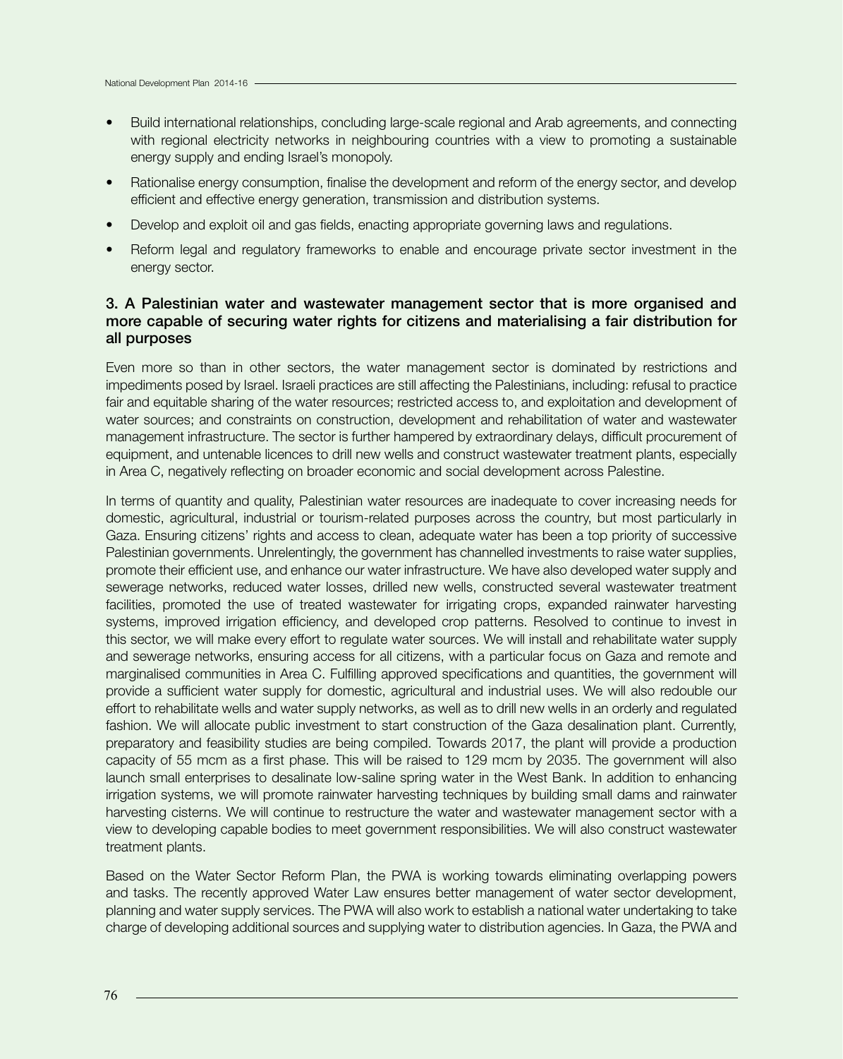- Build international relationships, concluding large-scale regional and Arab agreements, and connecting with regional electricity networks in neighbouring countries with a view to promoting a sustainable energy supply and ending Israel's monopoly.
- Rationalise energy consumption, finalise the development and reform of the energy sector, and develop efficient and effective energy generation, transmission and distribution systems.
- Develop and exploit oil and gas fields, enacting appropriate governing laws and regulations.
- Reform legal and regulatory frameworks to enable and encourage private sector investment in the energy sector.

### 3. A Palestinian water and wastewater management sector that is more organised and more capable of securing water rights for citizens and materialising a fair distribution for all purposes

Even more so than in other sectors, the water management sector is dominated by restrictions and impediments posed by Israel. Israeli practices are still affecting the Palestinians, including: refusal to practice fair and equitable sharing of the water resources; restricted access to, and exploitation and development of water sources; and constraints on construction, development and rehabilitation of water and wastewater management infrastructure. The sector is further hampered by extraordinary delays, difficult procurement of equipment, and untenable licences to drill new wells and construct wastewater treatment plants, especially in Area C, negatively reflecting on broader economic and social development across Palestine.

In terms of quantity and quality, Palestinian water resources are inadequate to cover increasing needs for domestic, agricultural, industrial or tourism-related purposes across the country, but most particularly in Gaza. Ensuring citizens' rights and access to clean, adequate water has been a top priority of successive Palestinian governments. Unrelentingly, the government has channelled investments to raise water supplies, promote their efficient use, and enhance our water infrastructure. We have also developed water supply and sewerage networks, reduced water losses, drilled new wells, constructed several wastewater treatment facilities, promoted the use of treated wastewater for irrigating crops, expanded rainwater harvesting systems, improved irrigation efficiency, and developed crop patterns. Resolved to continue to invest in this sector, we will make every effort to regulate water sources. We will install and rehabilitate water supply and sewerage networks, ensuring access for all citizens, with a particular focus on Gaza and remote and marginalised communities in Area C. Fulfilling approved specifications and quantities, the government will provide a sufficient water supply for domestic, agricultural and industrial uses. We will also redouble our effort to rehabilitate wells and water supply networks, as well as to drill new wells in an orderly and regulated fashion. We will allocate public investment to start construction of the Gaza desalination plant. Currently, preparatory and feasibility studies are being compiled. Towards 2017, the plant will provide a production capacity of 55 mcm as a first phase. This will be raised to 129 mcm by 2035. The government will also launch small enterprises to desalinate low-saline spring water in the West Bank. In addition to enhancing irrigation systems, we will promote rainwater harvesting techniques by building small dams and rainwater harvesting cisterns. We will continue to restructure the water and wastewater management sector with a view to developing capable bodies to meet government responsibilities. We will also construct wastewater treatment plants.

Based on the Water Sector Reform Plan, the PWA is working towards eliminating overlapping powers and tasks. The recently approved Water Law ensures better management of water sector development, planning and water supply services. The PWA will also work to establish a national water undertaking to take charge of developing additional sources and supplying water to distribution agencies. In Gaza, the PWA and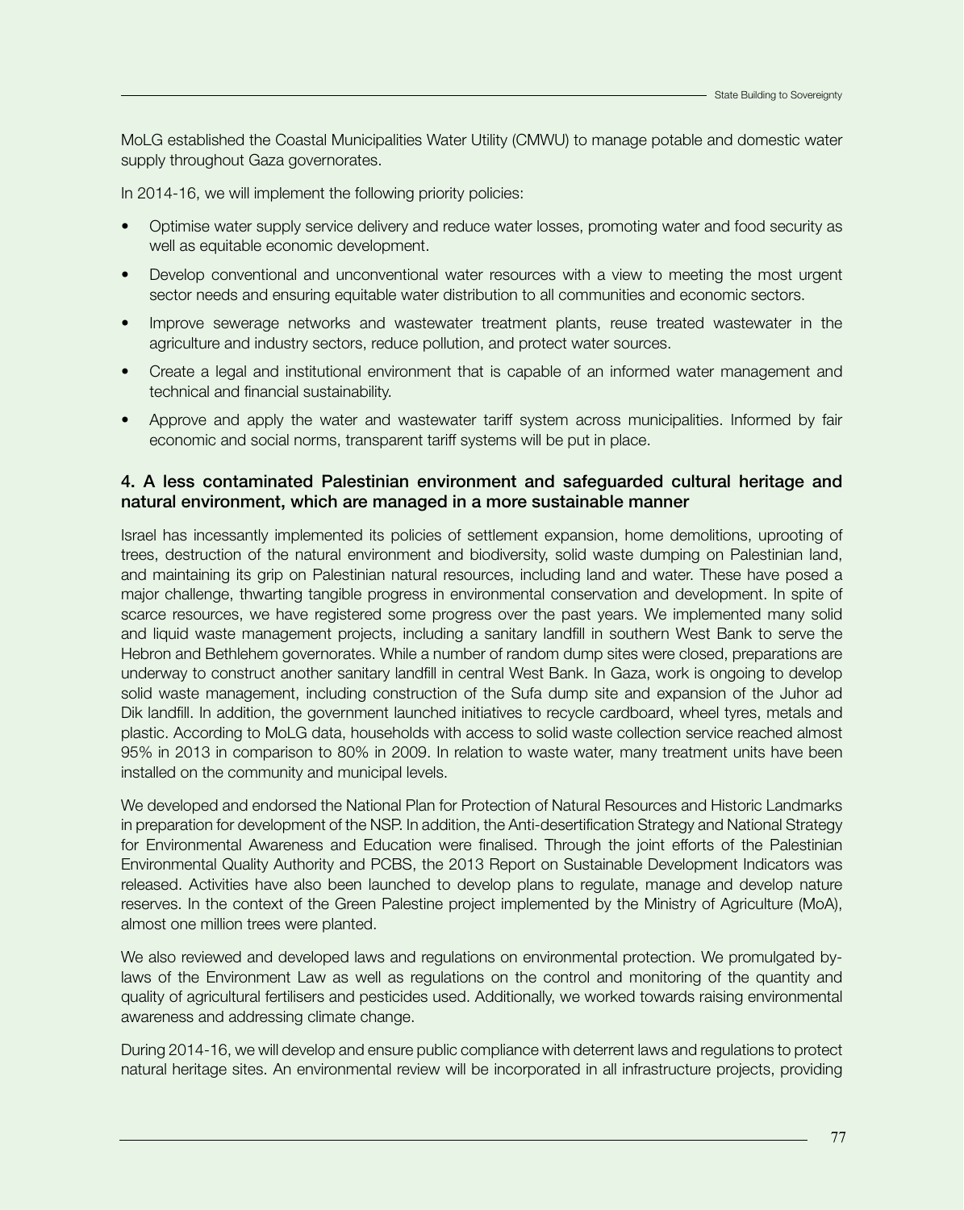MoLG established the Coastal Municipalities Water Utility (CMWU) to manage potable and domestic water supply throughout Gaza governorates.

In 2014-16, we will implement the following priority policies:

- Optimise water supply service delivery and reduce water losses, promoting water and food security as well as equitable economic development.
- Develop conventional and unconventional water resources with a view to meeting the most urgent sector needs and ensuring equitable water distribution to all communities and economic sectors.
- Improve sewerage networks and wastewater treatment plants, reuse treated wastewater in the agriculture and industry sectors, reduce pollution, and protect water sources.
- Create a legal and institutional environment that is capable of an informed water management and technical and financial sustainability.
- Approve and apply the water and wastewater tariff system across municipalities. Informed by fair economic and social norms, transparent tariff systems will be put in place.

### 4. A less contaminated Palestinian environment and safeguarded cultural heritage and natural environment, which are managed in a more sustainable manner

Israel has incessantly implemented its policies of settlement expansion, home demolitions, uprooting of trees, destruction of the natural environment and biodiversity, solid waste dumping on Palestinian land, and maintaining its grip on Palestinian natural resources, including land and water. These have posed a major challenge, thwarting tangible progress in environmental conservation and development. In spite of scarce resources, we have registered some progress over the past years. We implemented many solid and liquid waste management projects, including a sanitary landfill in southern West Bank to serve the Hebron and Bethlehem governorates. While a number of random dump sites were closed, preparations are underway to construct another sanitary landfill in central West Bank. In Gaza, work is ongoing to develop solid waste management, including construction of the Sufa dump site and expansion of the Juhor ad Dik landfill. In addition, the government launched initiatives to recycle cardboard, wheel tyres, metals and plastic. According to MoLG data, households with access to solid waste collection service reached almost 95% in 2013 in comparison to 80% in 2009. In relation to waste water, many treatment units have been installed on the community and municipal levels.

We developed and endorsed the National Plan for Protection of Natural Resources and Historic Landmarks in preparation for development of the NSP. In addition, the Anti-desertification Strategy and National Strategy for Environmental Awareness and Education were finalised. Through the joint efforts of the Palestinian Environmental Quality Authority and PCBS, the 2013 Report on Sustainable Development Indicators was released. Activities have also been launched to develop plans to regulate, manage and develop nature reserves. In the context of the Green Palestine project implemented by the Ministry of Agriculture (MoA), almost one million trees were planted.

We also reviewed and developed laws and regulations on environmental protection. We promulgated by-laws of the Environment Law as well as regulations on the control and monitoring of the quantity and quality of agricultural fertilisers and pesticides used. Additionally, we worked towards raising environmental awareness and addressing climate change.

During 2014-16, we will develop and ensure public compliance with deterrent laws and regulations to protect natural heritage sites. An environmental review will be incorporated in all infrastructure projects, providing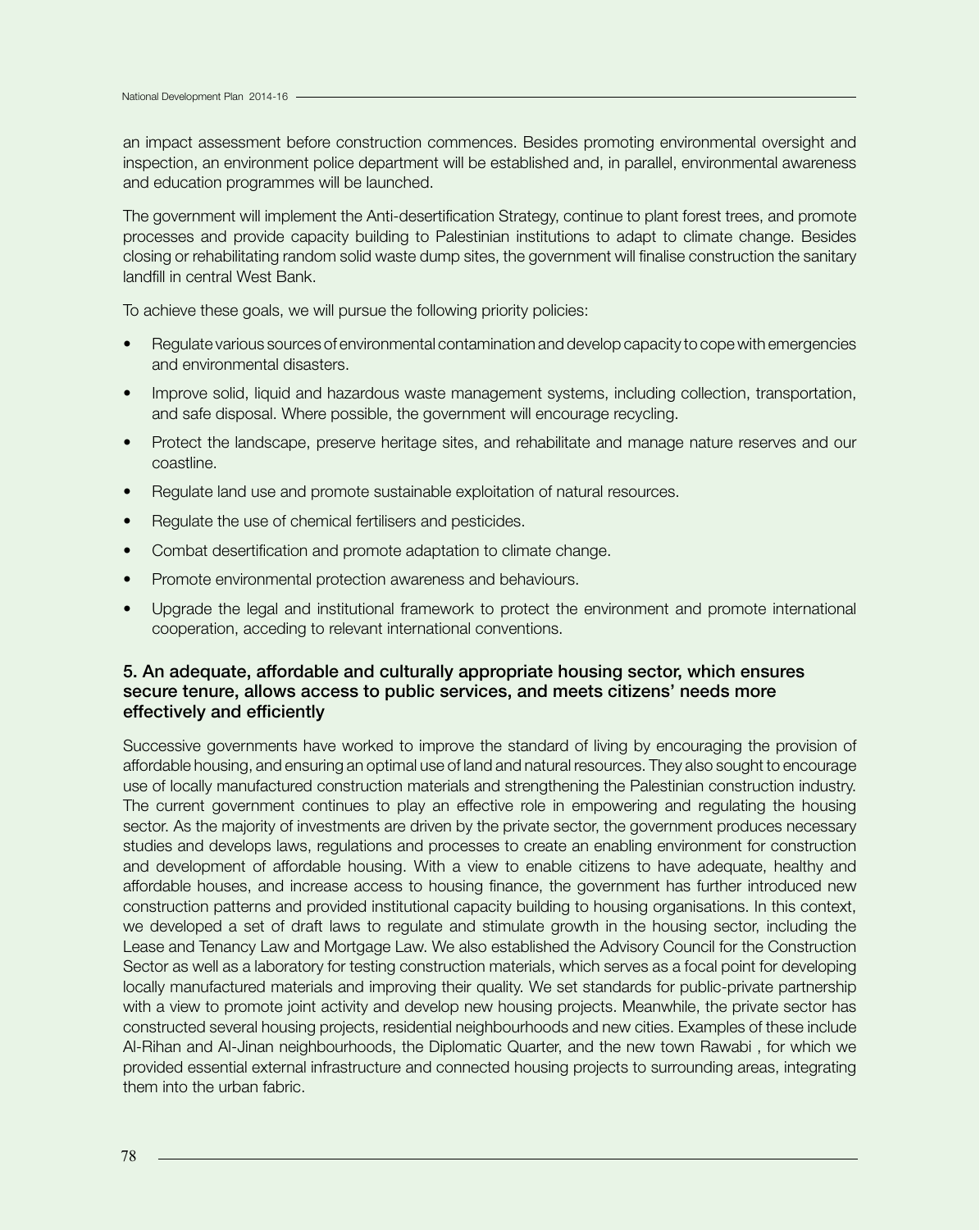an impact assessment before construction commences. Besides promoting environmental oversight and inspection, an environment police department will be established and, in parallel, environmental awareness and education programmes will be launched.

The government will implement the Anti-desertification Strategy, continue to plant forest trees, and promote processes and provide capacity building to Palestinian institutions to adapt to climate change. Besides closing or rehabilitating random solid waste dump sites, the government will finalise construction the sanitary landfill in central West Bank.

To achieve these goals, we will pursue the following priority policies:

- Regulate various sources of environmental contamination and develop capacity to cope with emergencies and environmental disasters.
- Improve solid, liquid and hazardous waste management systems, including collection, transportation, and safe disposal. Where possible, the government will encourage recycling.
- Protect the landscape, preserve heritage sites, and rehabilitate and manage nature reserves and our coastline.
- Regulate land use and promote sustainable exploitation of natural resources.
- Regulate the use of chemical fertilisers and pesticides.
- Combat desertification and promote adaptation to climate change.
- Promote environmental protection awareness and behaviours.
- Upgrade the legal and institutional framework to protect the environment and promote international cooperation, acceding to relevant international conventions.

### 5. An adequate, affordable and culturally appropriate housing sector, which ensures secure tenure, allows access to public services, and meets citizens' needs more effectively and efficiently

Successive governments have worked to improve the standard of living by encouraging the provision of affordable housing, and ensuring an optimal use of land and natural resources. They also sought to encourage use of locally manufactured construction materials and strengthening the Palestinian construction industry. The current government continues to play an effective role in empowering and regulating the housing sector. As the majority of investments are driven by the private sector, the government produces necessary studies and develops laws, regulations and processes to create an enabling environment for construction and development of affordable housing. With a view to enable citizens to have adequate, healthy and affordable houses, and increase access to housing finance, the government has further introduced new construction patterns and provided institutional capacity building to housing organisations. In this context, we developed a set of draft laws to regulate and stimulate growth in the housing sector, including the Lease and Tenancy Law and Mortgage Law. We also established the Advisory Council for the Construction Sector as well as a laboratory for testing construction materials, which serves as a focal point for developing locally manufactured materials and improving their quality. We set standards for public-private partnership with a view to promote joint activity and develop new housing projects. Meanwhile, the private sector has constructed several housing projects, residential neighbourhoods and new cities. Examples of these include Al-Rihan and Al-Jinan neighbourhoods, the Diplomatic Quarter, and the new town Rawabi , for which we provided essential external infrastructure and connected housing projects to surrounding areas, integrating them into the urban fabric.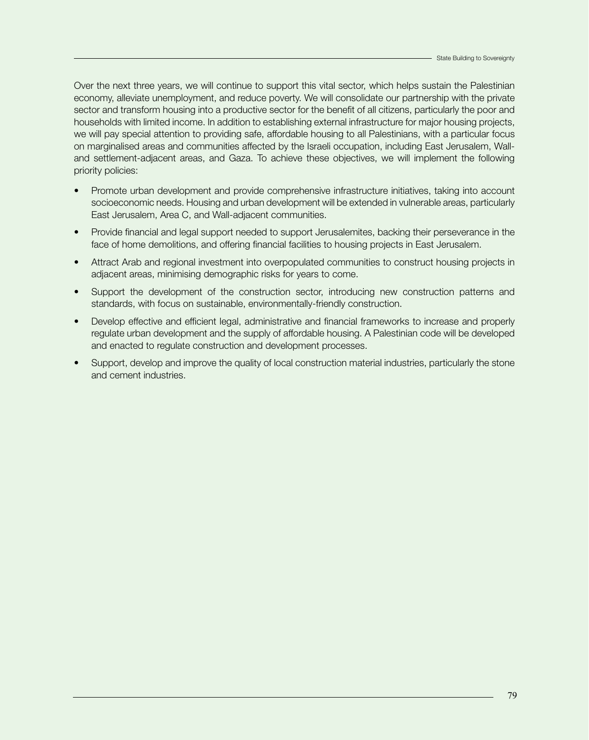Over the next three years, we will continue to support this vital sector, which helps sustain the Palestinian economy, alleviate unemployment, and reduce poverty. We will consolidate our partnership with the private sector and transform housing into a productive sector for the benefit of all citizens, particularly the poor and households with limited income. In addition to establishing external infrastructure for major housing projects, we will pay special attention to providing safe, affordable housing to all Palestinians, with a particular focus on marginalised areas and communities affected by the Israeli occupation, including East Jerusalem, Wall- and settlement-adjacent areas, and Gaza. To achieve these objectives, we will implement the following priority policies:

- Promote urban development and provide comprehensive infrastructure initiatives, taking into account socioeconomic needs. Housing and urban development will be extended in vulnerable areas, particularly East Jerusalem, Area C, and Wall-adjacent communities.
- Provide financial and legal support needed to support Jerusalemites, backing their perseverance in the face of home demolitions, and offering financial facilities to housing projects in East Jerusalem.
- Attract Arab and regional investment into overpopulated communities to construct housing projects in adjacent areas, minimising demographic risks for years to come.
- Support the development of the construction sector, introducing new construction patterns and standards, with focus on sustainable, environmentally-friendly construction.
- Develop effective and efficient legal, administrative and financial frameworks to increase and properly regulate urban development and the supply of affordable housing. A Palestinian code will be developed and enacted to regulate construction and development processes.
- Support, develop and improve the quality of local construction material industries, particularly the stone and cement industries.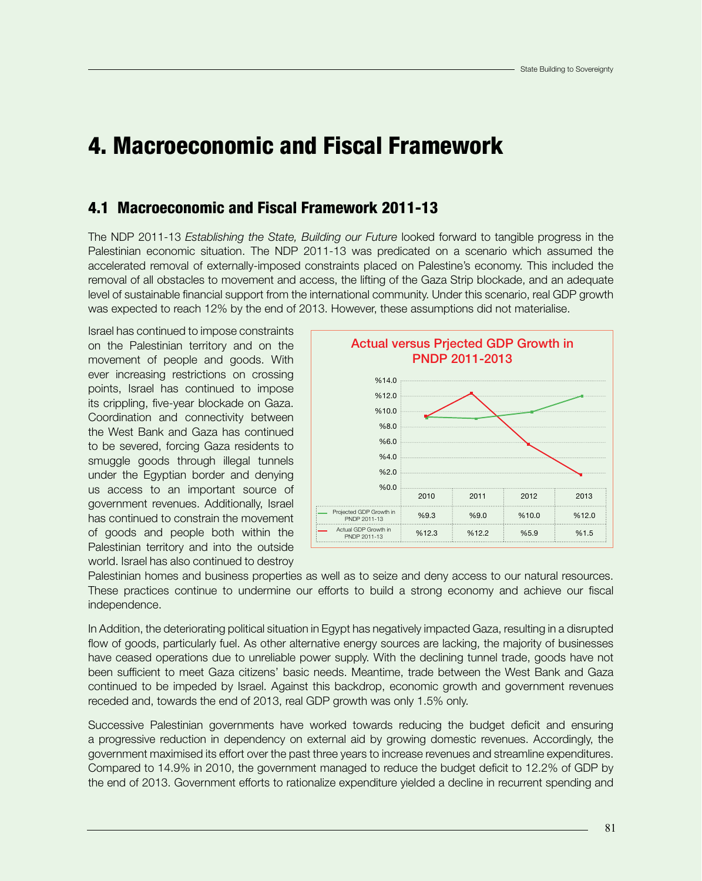# 4. Macroeconomic and Fiscal Framework

## 4.1 Macroeconomic and Fiscal Framework 2011-13

The NDP 2011-13 *Establishing the State, Building our Future* looked forward to tangible progress in the Palestinian economic situation. The NDP 2011-13 was predicated on a scenario which assumed the accelerated removal of externally-imposed constraints placed on Palestine's economy. This included the removal of all obstacles to movement and access, the lifting of the Gaza Strip blockade, and an adequate level of sustainable financial support from the international community. Under this scenario, real GDP growth was expected to reach 12% by the end of 2013. However, these assumptions did not materialise.

Israel has continued to impose constraints on the Palestinian territory and on the movement of people and goods. With ever increasing restrictions on crossing points, Israel has continued to impose its crippling, five-year blockade on Gaza. Coordination and connectivity between the West Bank and Gaza has continued to be severed, forcing Gaza residents to smuggle goods through illegal tunnels under the Egyptian border and denying us access to an important source of government revenues. Additionally, Israel has continued to constrain the movement of goods and people both within the Palestinian territory and into the outside world. Israel has also continued to destroy Palestinian homes and business properties as well as to seize and deny access to our natural resources. These practices continue to undermine our efforts to build a strong economy and achieve our fiscal independence.

**Actual versus Prjected GDP Growth in PNDP 2011-2013**

| | 2010 | 2011 | 2012 | 2013 |
|---|---|---|---|---|
| Projected GDP Growth in PNDP 2011-13 | %9.3 | %9.0 | %10.0 | %12.0 |
| Actual GDP Growth in PNDP 2011-13 | %12.3 | %12.2 | %5.9 | %1.5 |

In Addition, the deteriorating political situation in Egypt has negatively impacted Gaza, resulting in a disrupted flow of goods, particularly fuel. As other alternative energy sources are lacking, the majority of businesses have ceased operations due to unreliable power supply. With the declining tunnel trade, goods have not been sufficient to meet Gaza citizens' basic needs. Meantime, trade between the West Bank and Gaza continued to be impeded by Israel. Against this backdrop, economic growth and government revenues receded and, towards the end of 2013, real GDP growth was only 1.5% only.

Successive Palestinian governments have worked towards reducing the budget deficit and ensuring a progressive reduction in dependency on external aid by growing domestic revenues. Accordingly, the government maximised its effort over the past three years to increase revenues and streamline expenditures. Compared to 14.9% in 2010, the government managed to reduce the budget deficit to 12.2% of GDP by the end of 2013. Government efforts to rationalize expenditure yielded a decline in recurrent spending and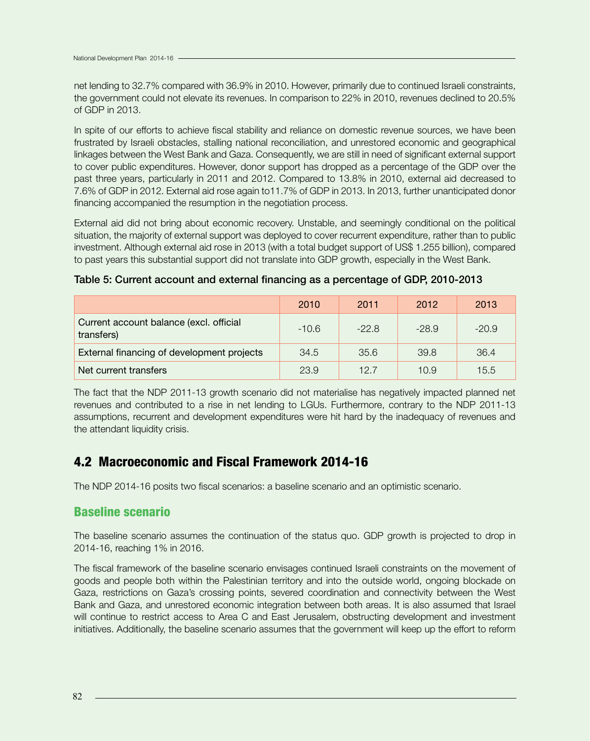net lending to 32.7% compared with 36.9% in 2010. However, primarily due to continued Israeli constraints, the government could not elevate its revenues. In comparison to 22% in 2010, revenues declined to 20.5% of GDP in 2013.

In spite of our efforts to achieve fiscal stability and reliance on domestic revenue sources, we have been frustrated by Israeli obstacles, stalling national reconciliation, and unrestored economic and geographical linkages between the West Bank and Gaza. Consequently, we are still in need of significant external support to cover public expenditures. However, donor support has dropped as a percentage of the GDP over the past three years, particularly in 2011 and 2012. Compared to 13.8% in 2010, external aid decreased to 7.6% of GDP in 2012. External aid rose again to11.7% of GDP in 2013. In 2013, further unanticipated donor financing accompanied the resumption in the negotiation process.

External aid did not bring about economic recovery. Unstable, and seemingly conditional on the political situation, the majority of external support was deployed to cover recurrent expenditure, rather than to public investment. Although external aid rose in 2013 (with a total budget support of US$ 1.255 billion), compared to past years this substantial support did not translate into GDP growth, especially in the West Bank.

**Table 5: Current account and external financing as a percentage of GDP, 2010-2013**

| | 2010 | 2011 | 2012 | 2013 |
|---|---|---|---|---|
| Current account balance (excl. official transfers) | -10.6 | -22.8 | -28.9 | -20.9 |
| External financing of development projects | 34.5 | 35.6 | 39.8 | 36.4 |
| Net current transfers | 23.9 | 12.7 | 10.9 | 15.5 |

The fact that the NDP 2011-13 growth scenario did not materialise has negatively impacted planned net revenues and contributed to a rise in net lending to LGUs. Furthermore, contrary to the NDP 2011-13 assumptions, recurrent and development expenditures were hit hard by the inadequacy of revenues and the attendant liquidity crisis.

## 4.2 Macroeconomic and Fiscal Framework 2014-16

The NDP 2014-16 posits two fiscal scenarios: a baseline scenario and an optimistic scenario.

### Baseline scenario

The baseline scenario assumes the continuation of the status quo. GDP growth is projected to drop in 2014-16, reaching 1% in 2016.

The fiscal framework of the baseline scenario envisages continued Israeli constraints on the movement of goods and people both within the Palestinian territory and into the outside world, ongoing blockade on Gaza, restrictions on Gaza's crossing points, severed coordination and connectivity between the West Bank and Gaza, and unrestored economic integration between both areas. It is also assumed that Israel will continue to restrict access to Area C and East Jerusalem, obstructing development and investment initiatives. Additionally, the baseline scenario assumes that the government will keep up the effort to reform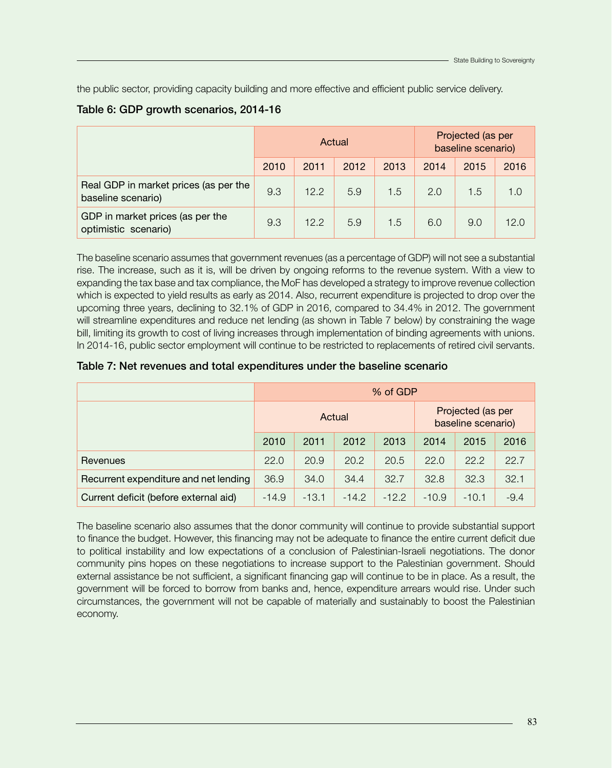the public sector, providing capacity building and more effective and efficient public service delivery.

### Table 6: GDP growth scenarios, 2014-16

| | Actual | | | | Projected (as per baseline scenario) | | |
|---|---|---|---|---|---|---|---|
| | 2010 | 2011 | 2012 | 2013 | 2014 | 2015 | 2016 |
| Real GDP in market prices (as per the baseline scenario) | 9.3 | 12.2 | 5.9 | 1.5 | 2.0 | 1.5 | 1.0 |
| GDP in market prices (as per the optimistic scenario) | 9.3 | 12.2 | 5.9 | 1.5 | 6.0 | 9.0 | 12.0 |

The baseline scenario assumes that government revenues (as a percentage of GDP) will not see a substantial rise. The increase, such as it is, will be driven by ongoing reforms to the revenue system. With a view to expanding the tax base and tax compliance, the MoF has developed a strategy to improve revenue collection which is expected to yield results as early as 2014. Also, recurrent expenditure is projected to drop over the upcoming three years, declining to 32.1% of GDP in 2016, compared to 34.4% in 2012. The government will streamline expenditures and reduce net lending (as shown in Table 7 below) by constraining the wage bill, limiting its growth to cost of living increases through implementation of binding agreements with unions. In 2014-16, public sector employment will continue to be restricted to replacements of retired civil servants.

### Table 7: Net revenues and total expenditures under the baseline scenario

| | % of GDP | | | | | | |
|---|---|---|---|---|---|---|---|
| | Actual | | | | Projected (as per baseline scenario) | | |
| | 2010 | 2011 | 2012 | 2013 | 2014 | 2015 | 2016 |
| Revenues | 22.0 | 20.9 | 20.2 | 20.5 | 22.0 | 22.2 | 22.7 |
| Recurrent expenditure and net lending | 36.9 | 34.0 | 34.4 | 32.7 | 32.8 | 32.3 | 32.1 |
| Current deficit (before external aid) | -14.9 | -13.1 | -14.2 | -12.2 | -10.9 | -10.1 | -9.4 |

The baseline scenario also assumes that the donor community will continue to provide substantial support to finance the budget. However, this financing may not be adequate to finance the entire current deficit due to political instability and low expectations of a conclusion of Palestinian-Israeli negotiations. The donor community pins hopes on these negotiations to increase support to the Palestinian government. Should external assistance be not sufficient, a significant financing gap will continue to be in place. As a result, the government will be forced to borrow from banks and, hence, expenditure arrears would rise. Under such circumstances, the government will not be capable of materially and sustainably to boost the Palestinian economy.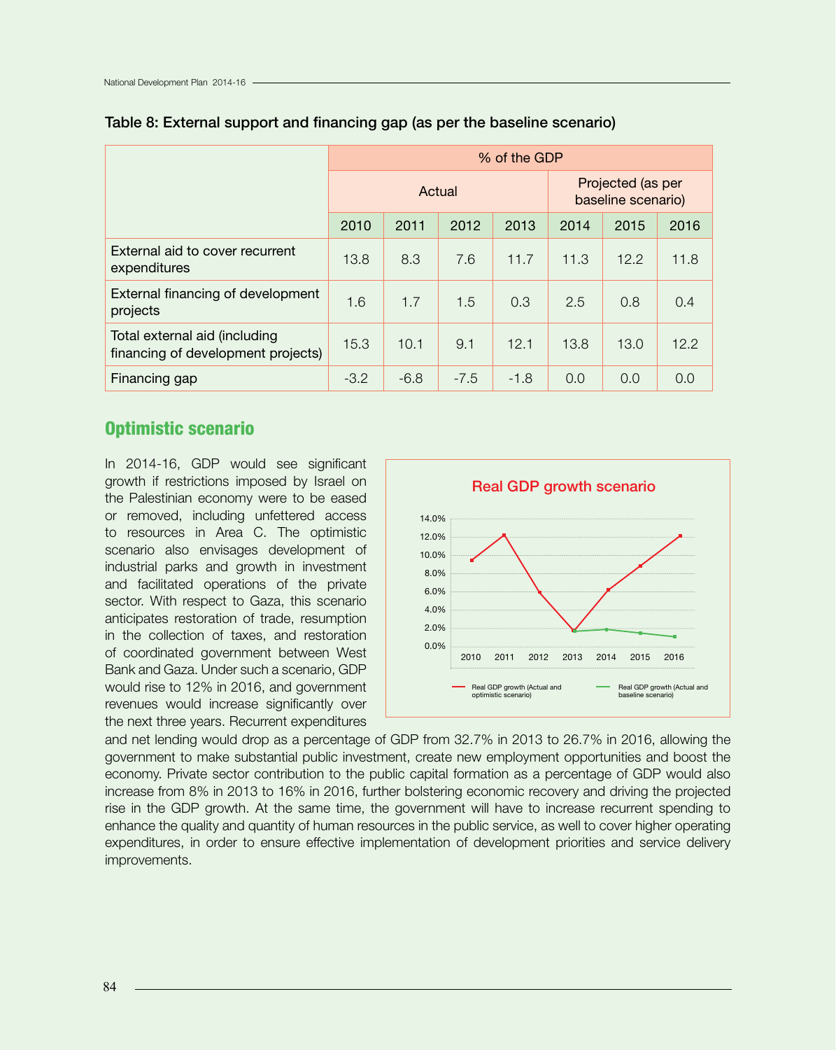**Table 8: External support and financing gap (as per the baseline scenario)**

| | % of the GDP | | | | | | |
|---|---|---|---|---|---|---|---|
| | Actual | | | | Projected (as per baseline scenario) | | |
| | 2010 | 2011 | 2012 | 2013 | 2014 | 2015 | 2016 |
| External aid to cover recurrent expenditures | 13.8 | 8.3 | 7.6 | 11.7 | 11.3 | 12.2 | 11.8 |
| External financing of development projects | 1.6 | 1.7 | 1.5 | 0.3 | 2.5 | 0.8 | 0.4 |
| Total external aid (including financing of development projects) | 15.3 | 10.1 | 9.1 | 12.1 | 13.8 | 13.0 | 12.2 |
| Financing gap | -3.2 | -6.8 | -7.5 | -1.8 | 0.0 | 0.0 | 0.0 |

## Optimistic scenario

In 2014-16, GDP would see significant growth if restrictions imposed by Israel on the Palestinian economy were to be eased or removed, including unfettered access to resources in Area C. The optimistic scenario also envisages development of industrial parks and growth in investment and facilitated operations of the private sector. With respect to Gaza, this scenario anticipates restoration of trade, resumption in the collection of taxes, and restoration of coordinated government between West Bank and Gaza. Under such a scenario, GDP would rise to 12% in 2016, and government revenues would increase significantly over the next three years. Recurrent expenditures and net lending would drop as a percentage of GDP from 32.7% in 2013 to 26.7% in 2016, allowing the government to make substantial public investment, create new employment opportunities and boost the economy. Private sector contribution to the public capital formation as a percentage of GDP would also increase from 8% in 2013 to 16% in 2016, further bolstering economic recovery and driving the projected rise in the GDP growth. At the same time, the government will have to increase recurrent spending to enhance the quality and quantity of human resources in the public service, as well to cover higher operating expenditures, in order to ensure effective implementation of development priorities and service delivery improvements.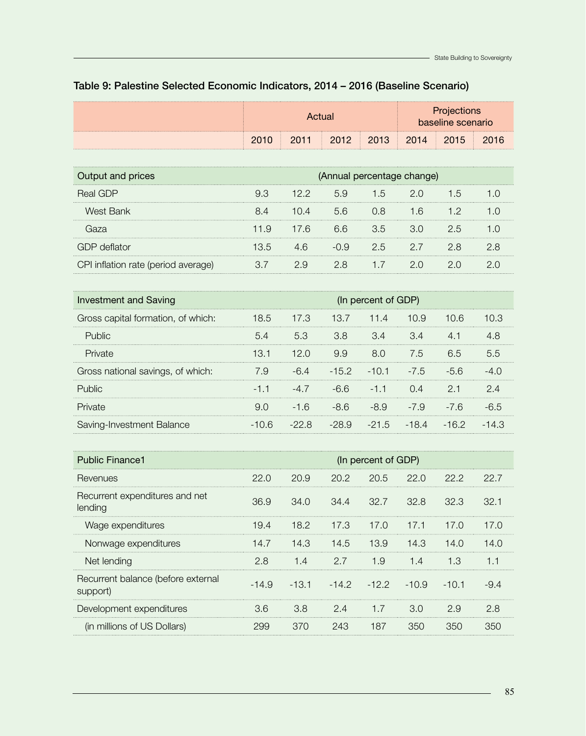## Table 9: Palestine Selected Economic Indicators, 2014 – 2016 (Baseline Scenario)

| | Actual | | | | Projections baseline scenario | | |
|---|---|---|---|---|---|---|---|
| | 2010 | 2011 | 2012 | 2013 | 2014 | 2015 | 2016 |
| **Output and prices** | (Annual percentage change) | | | | | | |
| Real GDP | 9.3 | 12.2 | 5.9 | 1.5 | 2.0 | 1.5 | 1.0 |
| West Bank | 8.4 | 10.4 | 5.6 | 0.8 | 1.6 | 1.2 | 1.0 |
| Gaza | 11.9 | 17.6 | 6.6 | 3.5 | 3.0 | 2.5 | 1.0 |
| GDP deflator | 13.5 | 4.6 | -0.9 | 2.5 | 2.7 | 2.8 | 2.8 |
| CPI inflation rate (period average) | 3.7 | 2.9 | 2.8 | 1.7 | 2.0 | 2.0 | 2.0 |
| **Investment and Saving** | (In percent of GDP) | | | | | | |
| Gross capital formation, of which: | 18.5 | 17.3 | 13.7 | 11.4 | 10.9 | 10.6 | 10.3 |
| Public | 5.4 | 5.3 | 3.8 | 3.4 | 3.4 | 4.1 | 4.8 |
| Private | 13.1 | 12.0 | 9.9 | 8.0 | 7.5 | 6.5 | 5.5 |
| Gross national savings, of which: | 7.9 | -6.4 | -15.2 | -10.1 | -7.5 | -5.6 | -4.0 |
| Public | -1.1 | -4.7 | -6.6 | -1.1 | 0.4 | 2.1 | 2.4 |
| Private | 9.0 | -1.6 | -8.6 | -8.9 | -7.9 | -7.6 | -6.5 |
| Saving-Investment Balance | -10.6 | -22.8 | -28.9 | -21.5 | -18.4 | -16.2 | -14.3 |
| **Public Finance1** | (In percent of GDP) | | | | | | |
| Revenues | 22.0 | 20.9 | 20.2 | 20.5 | 22.0 | 22.2 | 22.7 |
| Recurrent expenditures and net lending | 36.9 | 34.0 | 34.4 | 32.7 | 32.8 | 32.3 | 32.1 |
| Wage expenditures | 19.4 | 18.2 | 17.3 | 17.0 | 17.1 | 17.0 | 17.0 |
| Nonwage expenditures | 14.7 | 14.3 | 14.5 | 13.9 | 14.3 | 14.0 | 14.0 |
| Net lending | 2.8 | 1.4 | 2.7 | 1.9 | 1.4 | 1.3 | 1.1 |
| Recurrent balance (before external support) | -14.9 | -13.1 | -14.2 | -12.2 | -10.9 | -10.1 | -9.4 |
| Development expenditures | 3.6 | 3.8 | 2.4 | 1.7 | 3.0 | 2.9 | 2.8 |
| (in millions of US Dollars) | 299 | 370 | 243 | 187 | 350 | 350 | 350 |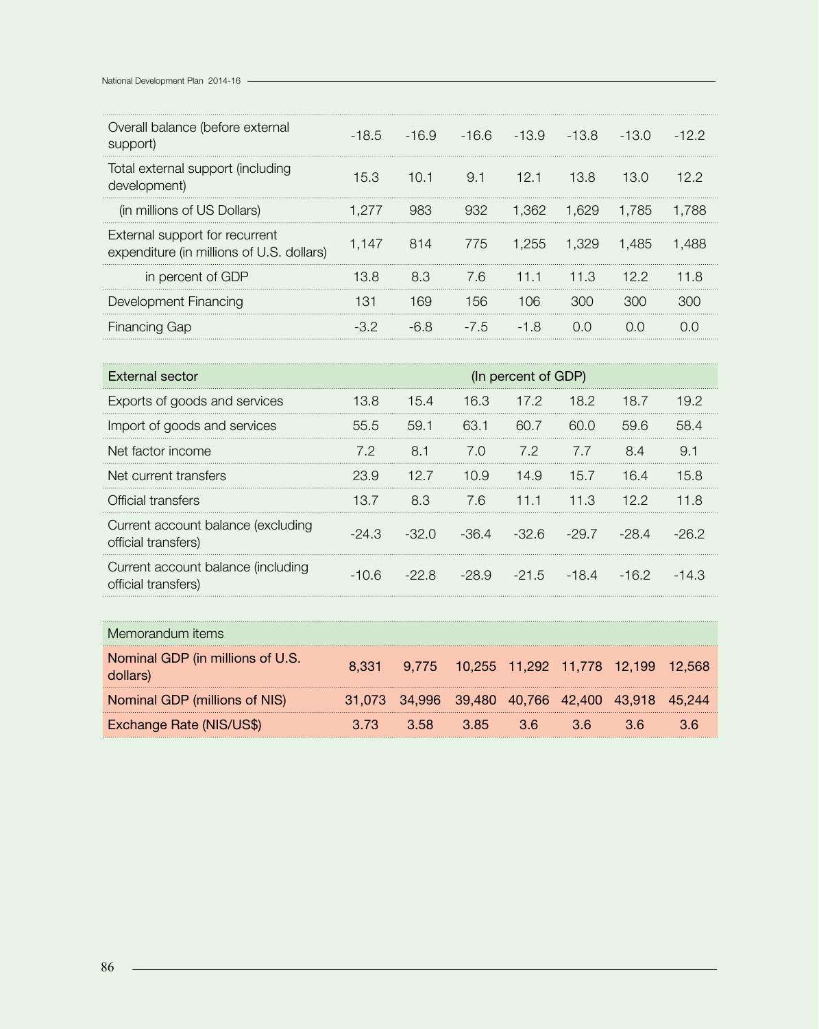| | | | | | | | |
|---|---|---|---|---|---|---|---|
| Overall balance (before external support) | -18.5 | -16.9 | -16.6 | -13.9 | -13.8 | -13.0 | -12.2 |
| Total external support (including development) | 15.3 | 10.1 | 9.1 | 12.1 | 13.8 | 13.0 | 12.2 |
| (in millions of US Dollars) | 1,277 | 983 | 932 | 1,362 | 1,629 | 1,785 | 1,788 |
| External support for recurrent expenditure (in millions of U.S. dollars) | 1,147 | 814 | 775 | 1,255 | 1,329 | 1,485 | 1,488 |
| in percent of GDP | 13.8 | 8.3 | 7.6 | 11.1 | 11.3 | 12.2 | 11.8 |
| Development Financing | 131 | 169 | 156 | 106 | 300 | 300 | 300 |
| Financing Gap | -3.2 | -6.8 | -7.5 | -1.8 | 0.0 | 0.0 | 0.0 |
| **External sector** | (In percent of GDP) | | | | | | |
| Exports of goods and services | 13.8 | 15.4 | 16.3 | 17.2 | 18.2 | 18.7 | 19.2 |
| Import of goods and services | 55.5 | 59.1 | 63.1 | 60.7 | 60.0 | 59.6 | 58.4 |
| Net factor income | 7.2 | 8.1 | 7.0 | 7.2 | 7.7 | 8.4 | 9.1 |
| Net current transfers | 23.9 | 12.7 | 10.9 | 14.9 | 15.7 | 16.4 | 15.8 |
| Official transfers | 13.7 | 8.3 | 7.6 | 11.1 | 11.3 | 12.2 | 11.8 |
| Current account balance (excluding official transfers) | -24.3 | -32.0 | -36.4 | -32.6 | -29.7 | -28.4 | -26.2 |
| Current account balance (including official transfers) | -10.6 | -22.8 | -28.9 | -21.5 | -18.4 | -16.2 | -14.3 |
| **Memorandum items** | | | | | | | |
| Nominal GDP (in millions of U.S. dollars) | 8,331 | 9,775 | 10,255 | 11,292 | 11,778 | 12,199 | 12,568 |
| Nominal GDP (millions of NIS) | 31,073 | 34,996 | 39,480 | 40,766 | 42,400 | 43,918 | 45,244 |
| Exchange Rate (NIS/US$) | 3.73 | 3.58 | 3.85 | 3.6 | 3.6 | 3.6 | 3.6 |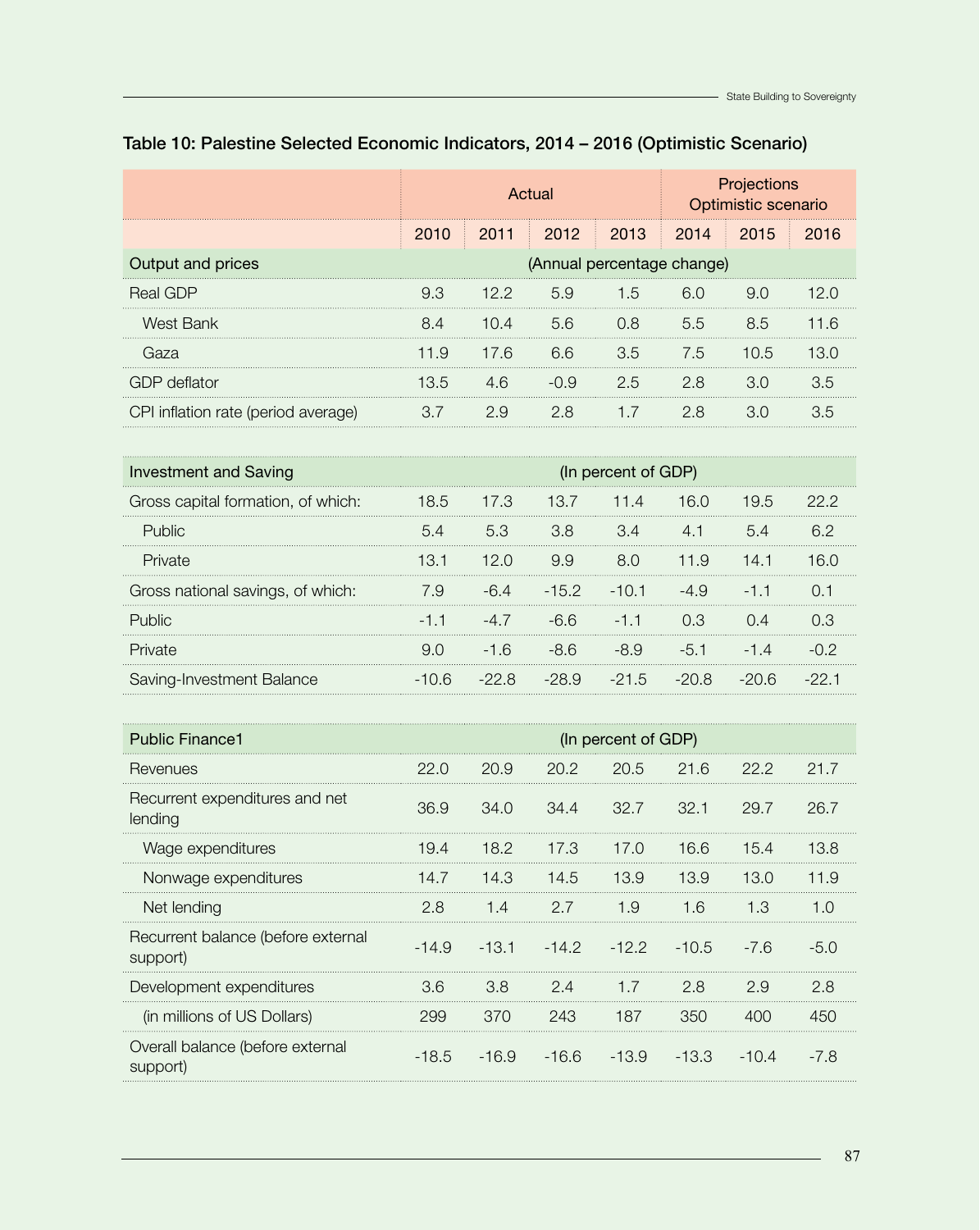## Table 10: Palestine Selected Economic Indicators, 2014 – 2016 (Optimistic Scenario)

| | Actual | | | | Projections Optimistic scenario | | |
|---|---|---|---|---|---|---|---|
| | 2010 | 2011 | 2012 | 2013 | 2014 | 2015 | 2016 |
| **Output and prices** | (Annual percentage change) | | | | | | |
| Real GDP | 9.3 | 12.2 | 5.9 | 1.5 | 6.0 | 9.0 | 12.0 |
| West Bank | 8.4 | 10.4 | 5.6 | 0.8 | 5.5 | 8.5 | 11.6 |
| Gaza | 11.9 | 17.6 | 6.6 | 3.5 | 7.5 | 10.5 | 13.0 |
| GDP deflator | 13.5 | 4.6 | -0.9 | 2.5 | 2.8 | 3.0 | 3.5 |
| CPI inflation rate (period average) | 3.7 | 2.9 | 2.8 | 1.7 | 2.8 | 3.0 | 3.5 |
| **Investment and Saving** | (In percent of GDP) | | | | | | |
| Gross capital formation, of which: | 18.5 | 17.3 | 13.7 | 11.4 | 16.0 | 19.5 | 22.2 |
| Public | 5.4 | 5.3 | 3.8 | 3.4 | 4.1 | 5.4 | 6.2 |
| Private | 13.1 | 12.0 | 9.9 | 8.0 | 11.9 | 14.1 | 16.0 |
| Gross national savings, of which: | 7.9 | -6.4 | -15.2 | -10.1 | -4.9 | -1.1 | 0.1 |
| Public | -1.1 | -4.7 | -6.6 | -1.1 | 0.3 | 0.4 | 0.3 |
| Private | 9.0 | -1.6 | -8.6 | -8.9 | -5.1 | -1.4 | -0.2 |
| Saving-Investment Balance | -10.6 | -22.8 | -28.9 | -21.5 | -20.8 | -20.6 | -22.1 |
| **Public Finance1** | (In percent of GDP) | | | | | | |
| Revenues | 22.0 | 20.9 | 20.2 | 20.5 | 21.6 | 22.2 | 21.7 |
| Recurrent expenditures and net lending | 36.9 | 34.0 | 34.4 | 32.7 | 32.1 | 29.7 | 26.7 |
| Wage expenditures | 19.4 | 18.2 | 17.3 | 17.0 | 16.6 | 15.4 | 13.8 |
| Nonwage expenditures | 14.7 | 14.3 | 14.5 | 13.9 | 13.9 | 13.0 | 11.9 |
| Net lending | 2.8 | 1.4 | 2.7 | 1.9 | 1.6 | 1.3 | 1.0 |
| Recurrent balance (before external support) | -14.9 | -13.1 | -14.2 | -12.2 | -10.5 | -7.6 | -5.0 |
| Development expenditures | 3.6 | 3.8 | 2.4 | 1.7 | 2.8 | 2.9 | 2.8 |
| (in millions of US Dollars) | 299 | 370 | 243 | 187 | 350 | 400 | 450 |
| Overall balance (before external support) | -18.5 | -16.9 | -16.6 | -13.9 | -13.3 | -10.4 | -7.8 |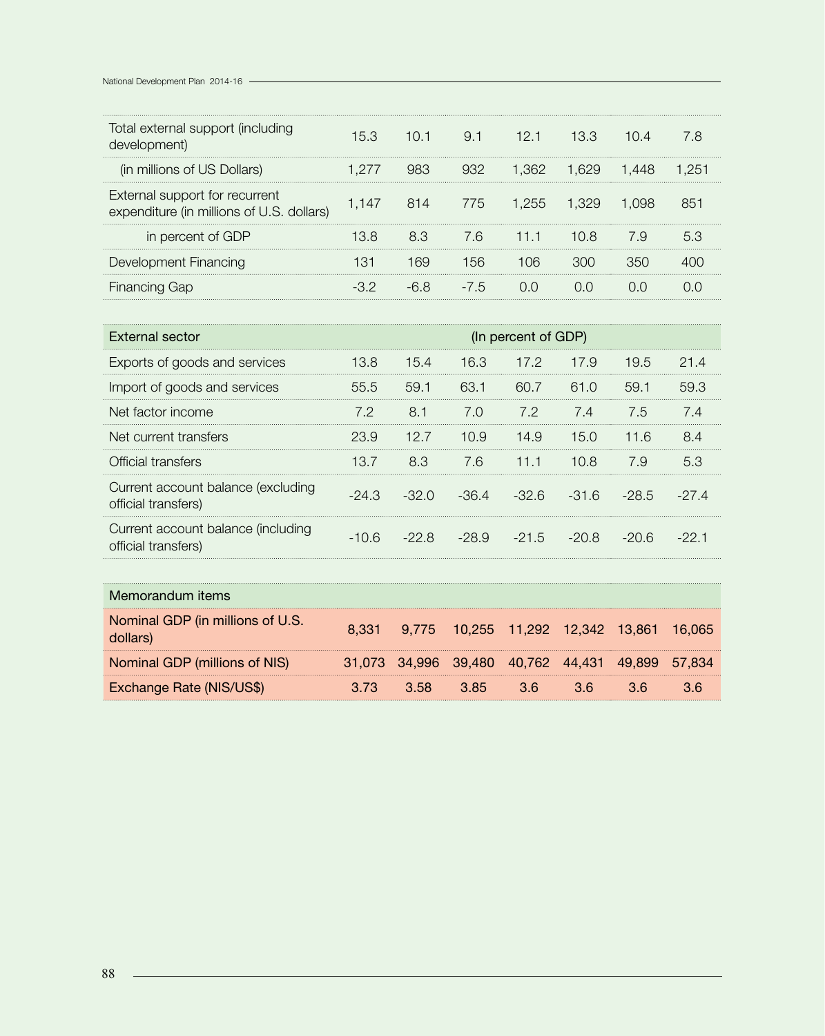| | | | | | | | |
|---|---|---|---|---|---|---|---|
| Total external support (including development) | 15.3 | 10.1 | 9.1 | 12.1 | 13.3 | 10.4 | 7.8 |
| (in millions of US Dollars) | 1,277 | 983 | 932 | 1,362 | 1,629 | 1,448 | 1,251 |
| External support for recurrent expenditure (in millions of U.S. dollars) | 1,147 | 814 | 775 | 1,255 | 1,329 | 1,098 | 851 |
| in percent of GDP | 13.8 | 8.3 | 7.6 | 11.1 | 10.8 | 7.9 | 5.3 |
| Development Financing | 131 | 169 | 156 | 106 | 300 | 350 | 400 |
| Financing Gap | -3.2 | -6.8 | -7.5 | 0.0 | 0.0 | 0.0 | 0.0 |

| External sector | (In percent of GDP) | | | | | | |
|---|---|---|---|---|---|---|---|
| Exports of goods and services | 13.8 | 15.4 | 16.3 | 17.2 | 17.9 | 19.5 | 21.4 |
| Import of goods and services | 55.5 | 59.1 | 63.1 | 60.7 | 61.0 | 59.1 | 59.3 |
| Net factor income | 7.2 | 8.1 | 7.0 | 7.2 | 7.4 | 7.5 | 7.4 |
| Net current transfers | 23.9 | 12.7 | 10.9 | 14.9 | 15.0 | 11.6 | 8.4 |
| Official transfers | 13.7 | 8.3 | 7.6 | 11.1 | 10.8 | 7.9 | 5.3 |
| Current account balance (excluding official transfers) | -24.3 | -32.0 | -36.4 | -32.6 | -31.6 | -28.5 | -27.4 |
| Current account balance (including official transfers) | -10.6 | -22.8 | -28.9 | -21.5 | -20.8 | -20.6 | -22.1 |

| Memorandum items | | | | | | | |
|---|---|---|---|---|---|---|---|
| Nominal GDP (in millions of U.S. dollars) | 8,331 | 9,775 | 10,255 | 11,292 | 12,342 | 13,861 | 16,065 |
| Nominal GDP (millions of NIS) | 31,073 | 34,996 | 39,480 | 40,762 | 44,431 | 49,899 | 57,834 |
| Exchange Rate (NIS/US$) | 3.73 | 3.58 | 3.85 | 3.6 | 3.6 | 3.6 | 3.6 |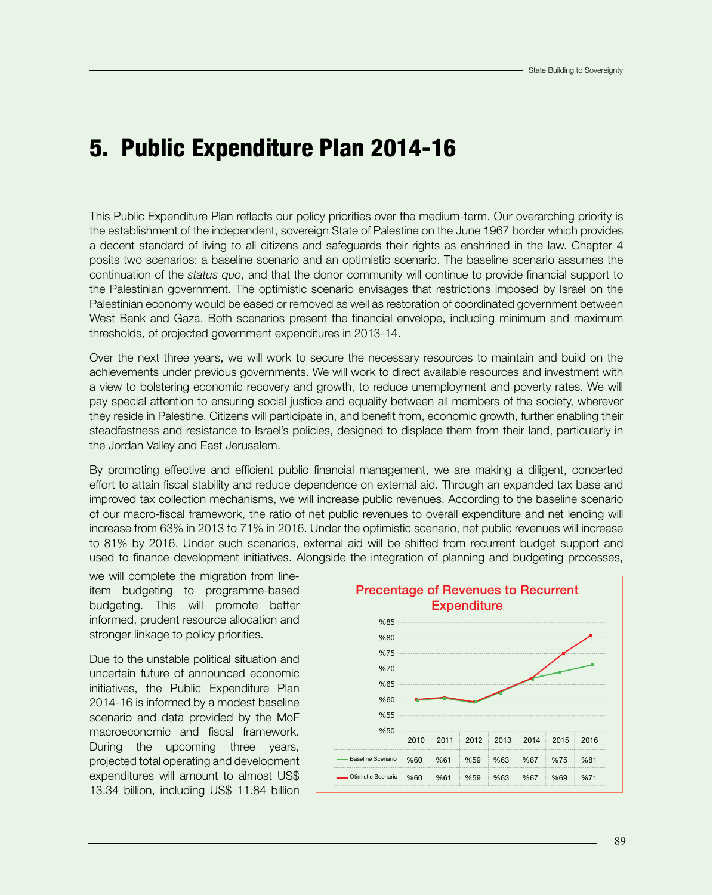# 5. Public Expenditure Plan 2014-16

This Public Expenditure Plan reflects our policy priorities over the medium-term. Our overarching priority is the establishment of the independent, sovereign State of Palestine on the June 1967 border which provides a decent standard of living to all citizens and safeguards their rights as enshrined in the law. Chapter 4 posits two scenarios: a baseline scenario and an optimistic scenario. The baseline scenario assumes the continuation of the *status quo*, and that the donor community will continue to provide financial support to the Palestinian government. The optimistic scenario envisages that restrictions imposed by Israel on the Palestinian economy would be eased or removed as well as restoration of coordinated government between West Bank and Gaza. Both scenarios present the financial envelope, including minimum and maximum thresholds, of projected government expenditures in 2013-14.

Over the next three years, we will work to secure the necessary resources to maintain and build on the achievements under previous governments. We will work to direct available resources and investment with a view to bolstering economic recovery and growth, to reduce unemployment and poverty rates. We will pay special attention to ensuring social justice and equality between all members of the society, wherever they reside in Palestine. Citizens will participate in, and benefit from, economic growth, further enabling their steadfastness and resistance to Israel's policies, designed to displace them from their land, particularly in the Jordan Valley and East Jerusalem.

By promoting effective and efficient public financial management, we are making a diligent, concerted effort to attain fiscal stability and reduce dependence on external aid. Through an expanded tax base and improved tax collection mechanisms, we will increase public revenues. According to the baseline scenario of our macro-fiscal framework, the ratio of net public revenues to overall expenditure and net lending will increase from 63% in 2013 to 71% in 2016. Under the optimistic scenario, net public revenues will increase to 81% by 2016. Under such scenarios, external aid will be shifted from recurrent budget support and used to finance development initiatives. Alongside the integration of planning and budgeting processes, we will complete the migration from line-item budgeting to programme-based budgeting. This will promote better informed, prudent resource allocation and stronger linkage to policy priorities.

**Precentage of Revenues to Recurrent Expenditure**

| | 2010 | 2011 | 2012 | 2013 | 2014 | 2015 | 2016 |
|---|---|---|---|---|---|---|---|
| Baseline Scenario | %60 | %61 | %59 | %63 | %67 | %75 | %81 |
| Otimistic Scenario | %60 | %61 | %59 | %63 | %67 | %69 | %71 |

Due to the unstable political situation and uncertain future of announced economic initiatives, the Public Expenditure Plan 2014-16 is informed by a modest baseline scenario and data provided by the MoF macroeconomic and fiscal framework. During the upcoming three years, projected total operating and development expenditures will amount to almost US$ 13.34 billion, including US$ 11.84 billion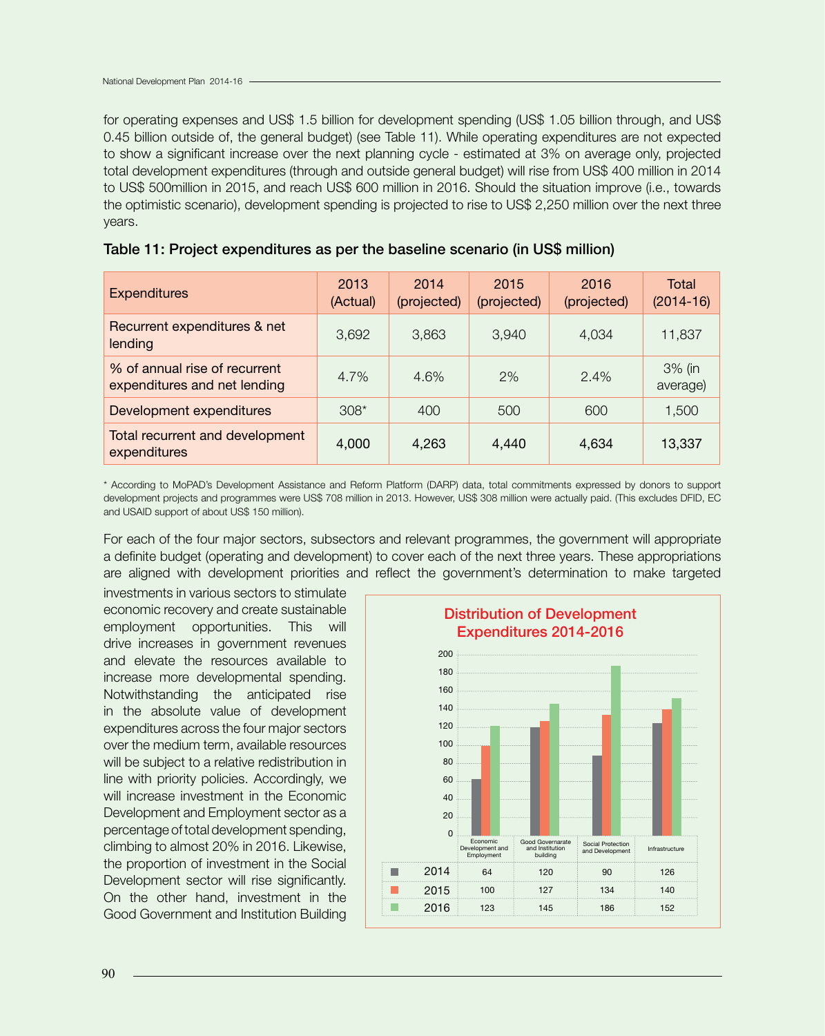for operating expenses and US$ 1.5 billion for development spending (US$ 1.05 billion through, and US$ 0.45 billion outside of, the general budget) (see Table 11). While operating expenditures are not expected to show a significant increase over the next planning cycle - estimated at 3% on average only, projected total development expenditures (through and outside general budget) will rise from US$ 400 million in 2014 to US$ 500million in 2015, and reach US$ 600 million in 2016. Should the situation improve (i.e., towards the optimistic scenario), development spending is projected to rise to US$ 2,250 million over the next three years.

**Table 11: Project expenditures as per the baseline scenario (in US$ million)**

| Expenditures | 2013 (Actual) | 2014 (projected) | 2015 (projected) | 2016 (projected) | Total (2014-16) |
|---|---|---|---|---|---|
| Recurrent expenditures & net lending | 3,692 | 3,863 | 3,940 | 4,034 | 11,837 |
| % of annual rise of recurrent expenditures and net lending | 4.7% | 4.6% | 2% | 2.4% | 3% (in average) |
| Development expenditures | 308* | 400 | 500 | 600 | 1,500 |
| Total recurrent and development expenditures | **4,000** | **4,263** | **4,440** | **4,634** | **13,337** |

\* According to MoPAD's Development Assistance and Reform Platform (DARP) data, total commitments expressed by donors to support development projects and programmes were US$ 708 million in 2013. However, US$ 308 million were actually paid. (This excludes DFID, EC and USAID support of about US$ 150 million).

For each of the four major sectors, subsectors and relevant programmes, the government will appropriate a definite budget (operating and development) to cover each of the next three years. These appropriations are aligned with development priorities and reflect the government's determination to make targeted investments in various sectors to stimulate economic recovery and create sustainable employment opportunities. This will drive increases in government revenues and elevate the resources available to increase more developmental spending. Notwithstanding the anticipated rise in the absolute value of development expenditures across the four major sectors over the medium term, available resources will be subject to a relative redistribution in line with priority policies. Accordingly, we will increase investment in the Economic Development and Employment sector as a percentage of total development spending, climbing to almost 20% in 2016. Likewise, the proportion of investment in the Social Development sector will rise significantly. On the other hand, investment in the Good Government and Institution Building

**Distribution of Development Expenditures 2014-2016**

| | Economic Development and Employment | Good Governarate and Institution building | Social Protection and Development | Infrastructure |
|---|---|---|---|---|
| 2014 | 64 | 120 | 90 | 126 |
| 2015 | 100 | 127 | 134 | 140 |
| 2016 | 123 | 145 | 186 | 152 |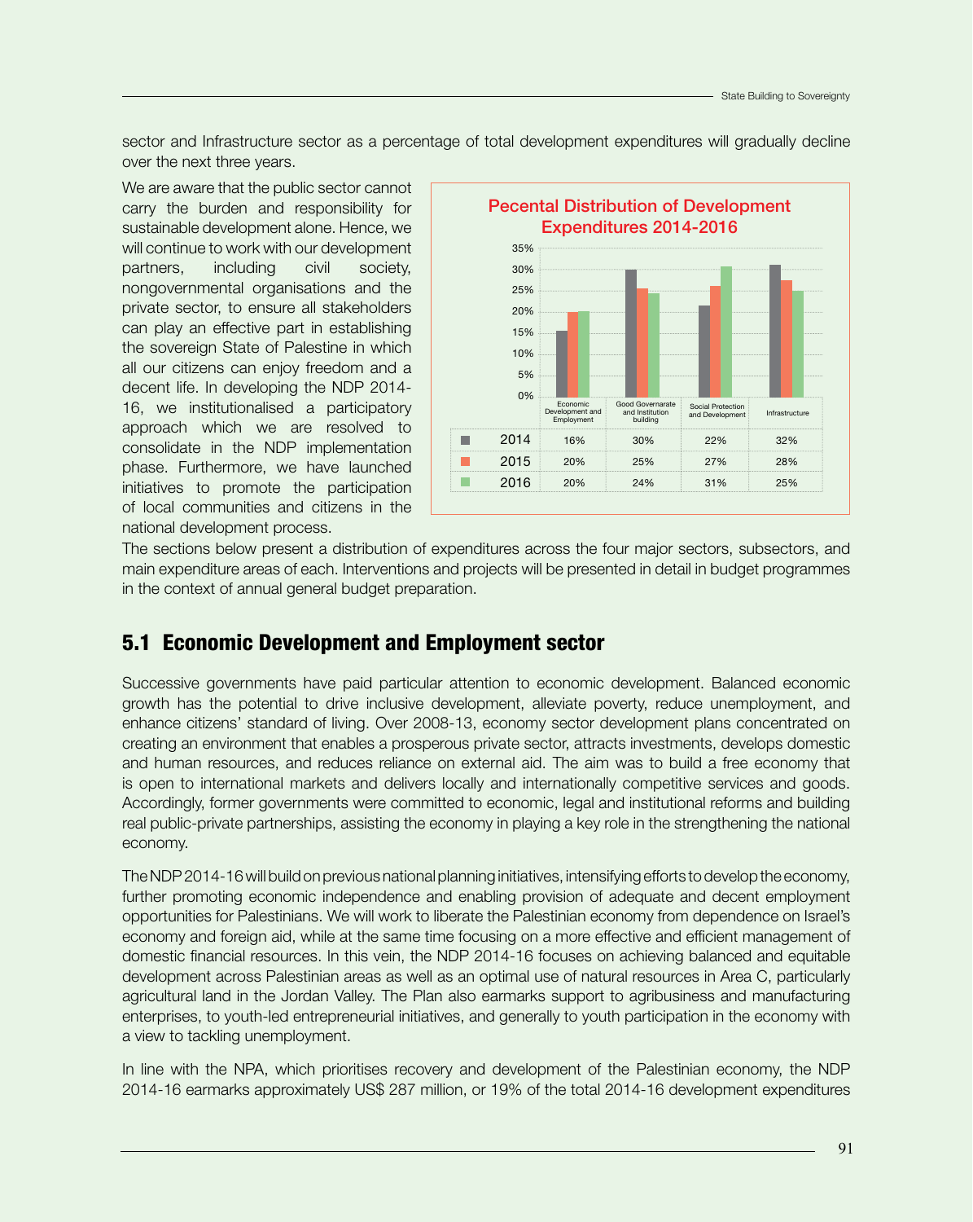sector and Infrastructure sector as a percentage of total development expenditures will gradually decline over the next three years.

We are aware that the public sector cannot carry the burden and responsibility for sustainable development alone. Hence, we will continue to work with our development partners, including civil society, nongovernmental organisations and the private sector, to ensure all stakeholders can play an effective part in establishing the sovereign State of Palestine in which all our citizens can enjoy freedom and a decent life. In developing the NDP 2014-16, we institutionalised a participatory approach which we are resolved to consolidate in the NDP implementation phase. Furthermore, we have launched initiatives to promote the participation of local communities and citizens in the national development process.

**Pecental Distribution of Development Expenditures 2014-2016**

| | Economic Development and Employment | Good Governarate and Institution building | Social Protection and Development | Infrastructure |
|---|---|---|---|---|
| 2014 | 16% | 30% | 22% | 32% |
| 2015 | 20% | 25% | 27% | 28% |
| 2016 | 20% | 24% | 31% | 25% |

The sections below present a distribution of expenditures across the four major sectors, subsectors, and main expenditure areas of each. Interventions and projects will be presented in detail in budget programmes in the context of annual general budget preparation.

## 5.1 Economic Development and Employment sector

Successive governments have paid particular attention to economic development. Balanced economic growth has the potential to drive inclusive development, alleviate poverty, reduce unemployment, and enhance citizens' standard of living. Over 2008-13, economy sector development plans concentrated on creating an environment that enables a prosperous private sector, attracts investments, develops domestic and human resources, and reduces reliance on external aid. The aim was to build a free economy that is open to international markets and delivers locally and internationally competitive services and goods. Accordingly, former governments were committed to economic, legal and institutional reforms and building real public-private partnerships, assisting the economy in playing a key role in the strengthening the national economy.

The NDP 2014-16 will build on previous national planning initiatives, intensifying efforts to develop the economy, further promoting economic independence and enabling provision of adequate and decent employment opportunities for Palestinians. We will work to liberate the Palestinian economy from dependence on Israel's economy and foreign aid, while at the same time focusing on a more effective and efficient management of domestic financial resources. In this vein, the NDP 2014-16 focuses on achieving balanced and equitable development across Palestinian areas as well as an optimal use of natural resources in Area C, particularly agricultural land in the Jordan Valley. The Plan also earmarks support to agribusiness and manufacturing enterprises, to youth-led entrepreneurial initiatives, and generally to youth participation in the economy with a view to tackling unemployment.

In line with the NPA, which prioritises recovery and development of the Palestinian economy, the NDP 2014-16 earmarks approximately US$ 287 million, or 19% of the total 2014-16 development expenditures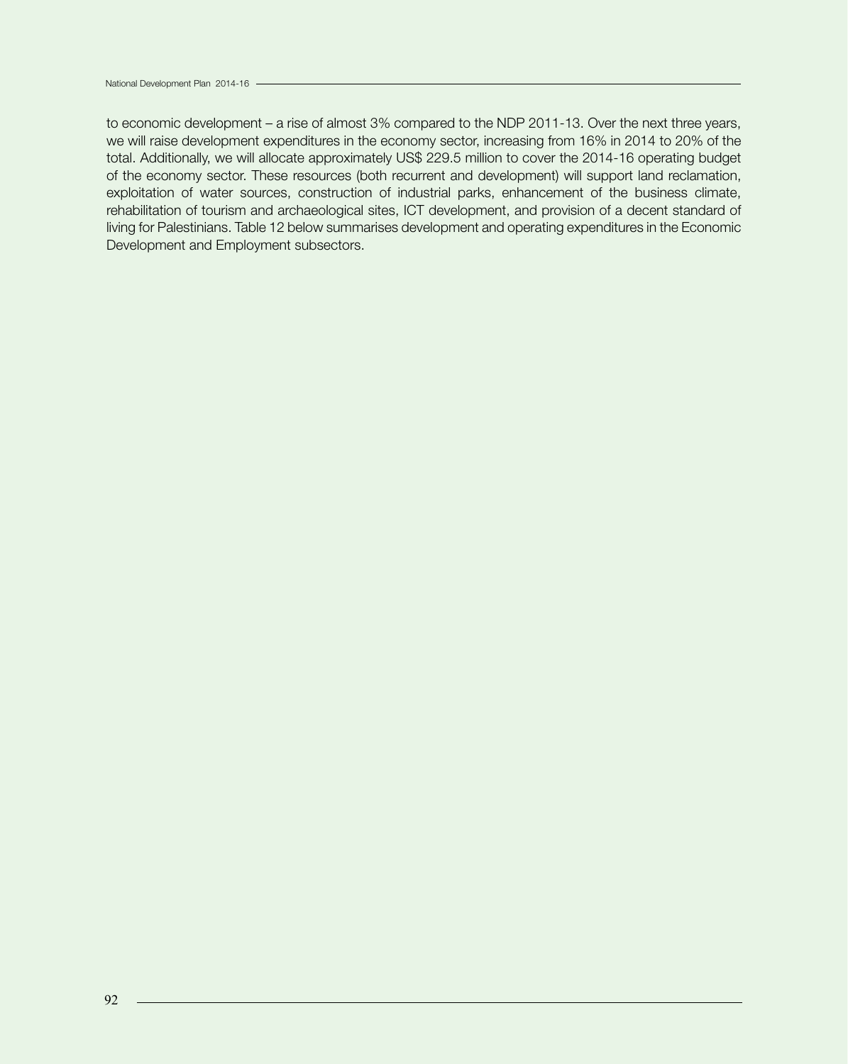to economic development – a rise of almost 3% compared to the NDP 2011-13. Over the next three years, we will raise development expenditures in the economy sector, increasing from 16% in 2014 to 20% of the total. Additionally, we will allocate approximately US$ 229.5 million to cover the 2014-16 operating budget of the economy sector. These resources (both recurrent and development) will support land reclamation, exploitation of water sources, construction of industrial parks, enhancement of the business climate, rehabilitation of tourism and archaeological sites, ICT development, and provision of a decent standard of living for Palestinians. Table 12 below summarises development and operating expenditures in the Economic Development and Employment subsectors.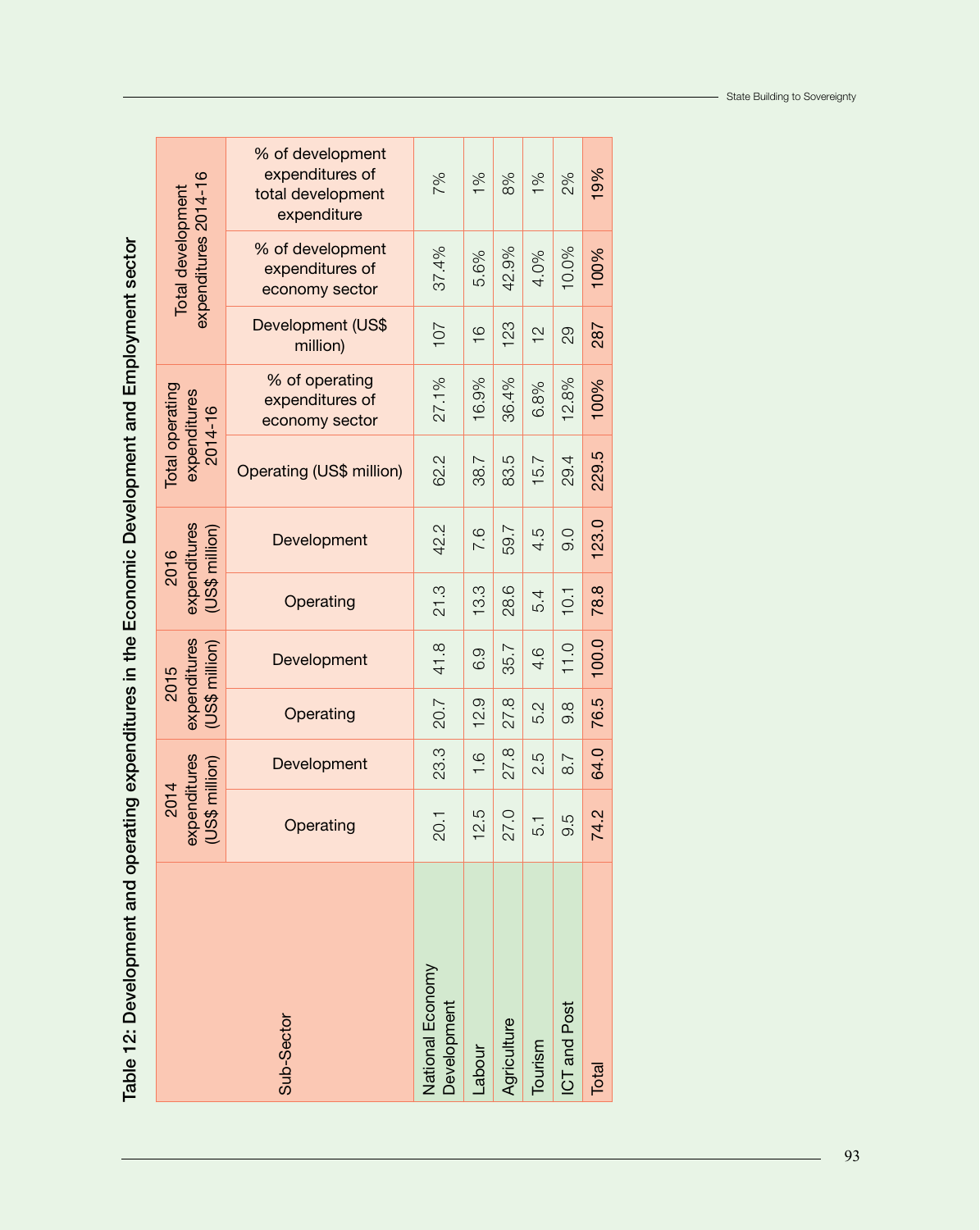Table 12: Development and operating expenditures in the Economic Development and Employment sector

| Sub-Sector | 2014 expenditures (US$ million) | | 2015 expenditures (US$ million) | | 2016 expenditures (US$ million) | | Total operating expenditures 2014-16 | | Total development expenditures 2014-16 | | |
|---|---|---|---|---|---|---|---|---|---|---|---|
| | Operating | Development | Operating | Development | Operating | Development | Operating (US$ million) | % of operating expenditures of economy sector | Development (US$ million) | % of development expenditures of economy sector | % of development expenditures of total development expenditure |
| National Economy Development | 20.1 | 23.3 | 20.7 | 41.8 | 21.3 | 42.2 | 62.2 | 27.1% | 107 | 37.4% | 7% |
| Labour | 12.5 | 1.6 | 12.9 | 6.9 | 13.3 | 7.6 | 38.7 | 16.9% | 16 | 5.6% | 1% |
| Agriculture | 27.0 | 27.8 | 27.8 | 35.7 | 28.6 | 59.7 | 83.5 | 36.4% | 123 | 42.9% | 8% |
| Tourism | 5.1 | 2.5 | 5.2 | 4.6 | 5.4 | 4.5 | 15.7 | 6.8% | 12 | 4.0% | 1% |
| ICT and Post | 9.5 | 8.7 | 9.8 | 11.0 | 10.1 | 9.0 | 29.4 | 12.8% | 29 | 10.0% | 2% |
| Total | 74.2 | 64.0 | 76.5 | 100.0 | 78.8 | 123.0 | 229.5 | 100% | 287 | 100% | 19% |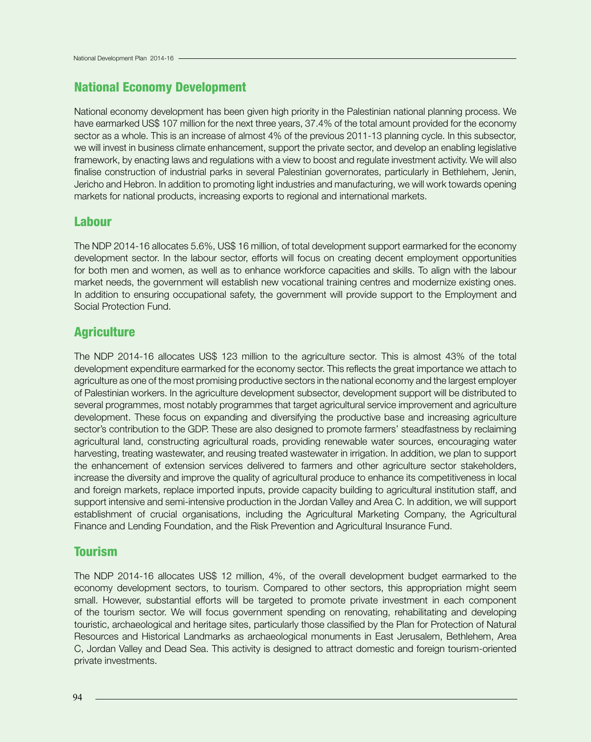## National Economy Development

National economy development has been given high priority in the Palestinian national planning process. We have earmarked US$ 107 million for the next three years, 37.4% of the total amount provided for the economy sector as a whole. This is an increase of almost 4% of the previous 2011-13 planning cycle. In this subsector, we will invest in business climate enhancement, support the private sector, and develop an enabling legislative framework, by enacting laws and regulations with a view to boost and regulate investment activity. We will also finalise construction of industrial parks in several Palestinian governorates, particularly in Bethlehem, Jenin, Jericho and Hebron. In addition to promoting light industries and manufacturing, we will work towards opening markets for national products, increasing exports to regional and international markets.

## Labour

The NDP 2014-16 allocates 5.6%, US$ 16 million, of total development support earmarked for the economy development sector. In the labour sector, efforts will focus on creating decent employment opportunities for both men and women, as well as to enhance workforce capacities and skills. To align with the labour market needs, the government will establish new vocational training centres and modernize existing ones. In addition to ensuring occupational safety, the government will provide support to the Employment and Social Protection Fund.

## Agriculture

The NDP 2014-16 allocates US$ 123 million to the agriculture sector. This is almost 43% of the total development expenditure earmarked for the economy sector. This reflects the great importance we attach to agriculture as one of the most promising productive sectors in the national economy and the largest employer of Palestinian workers. In the agriculture development subsector, development support will be distributed to several programmes, most notably programmes that target agricultural service improvement and agriculture development. These focus on expanding and diversifying the productive base and increasing agriculture sector's contribution to the GDP. These are also designed to promote farmers' steadfastness by reclaiming agricultural land, constructing agricultural roads, providing renewable water sources, encouraging water harvesting, treating wastewater, and reusing treated wastewater in irrigation. In addition, we plan to support the enhancement of extension services delivered to farmers and other agriculture sector stakeholders, increase the diversity and improve the quality of agricultural produce to enhance its competitiveness in local and foreign markets, replace imported inputs, provide capacity building to agricultural institution staff, and support intensive and semi-intensive production in the Jordan Valley and Area C. In addition, we will support establishment of crucial organisations, including the Agricultural Marketing Company, the Agricultural Finance and Lending Foundation, and the Risk Prevention and Agricultural Insurance Fund.

## Tourism

The NDP 2014-16 allocates US$ 12 million, 4%, of the overall development budget earmarked to the economy development sectors, to tourism. Compared to other sectors, this appropriation might seem small. However, substantial efforts will be targeted to promote private investment in each component of the tourism sector. We will focus government spending on renovating, rehabilitating and developing touristic, archaeological and heritage sites, particularly those classified by the Plan for Protection of Natural Resources and Historical Landmarks as archaeological monuments in East Jerusalem, Bethlehem, Area C, Jordan Valley and Dead Sea. This activity is designed to attract domestic and foreign tourism-oriented private investments.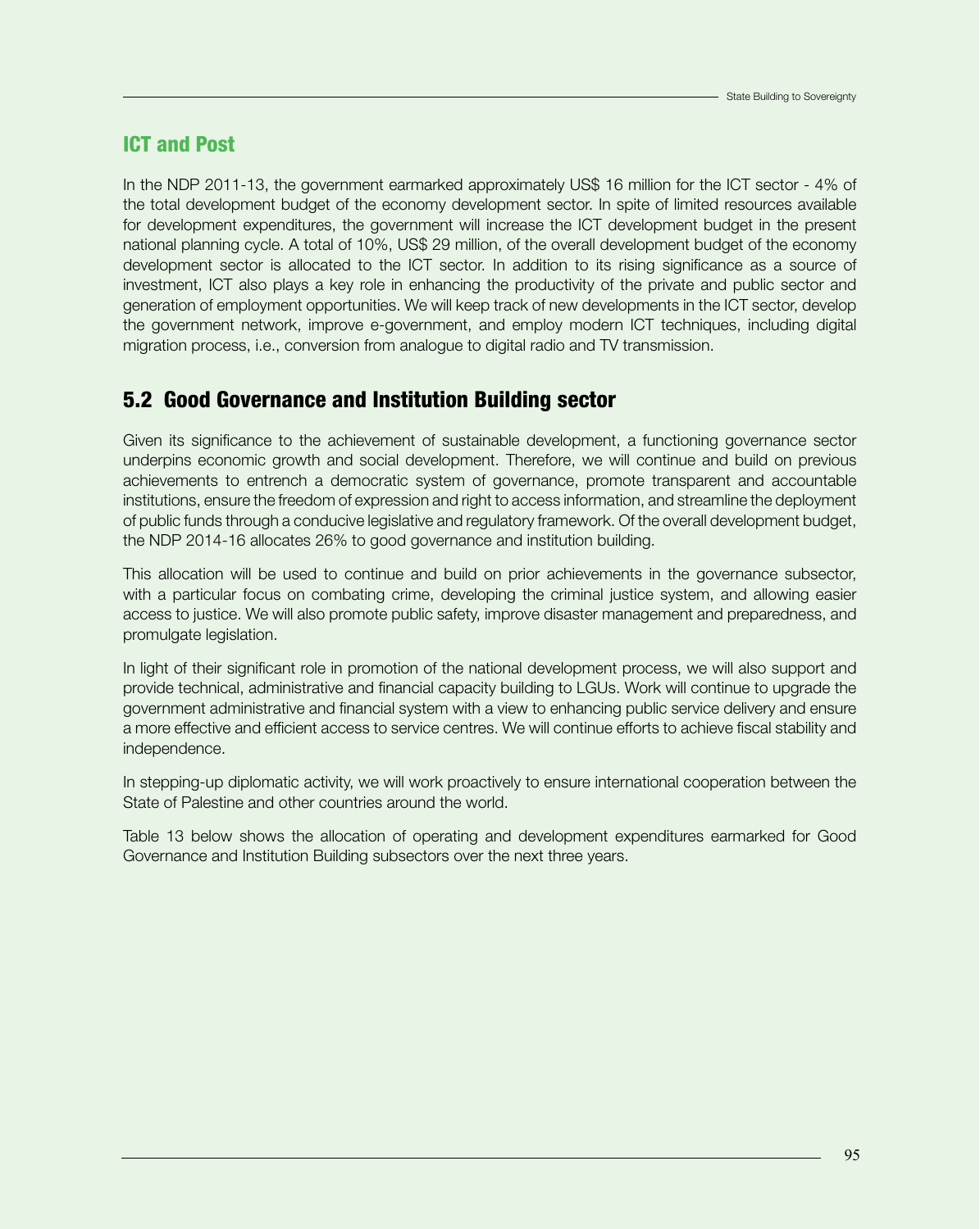### ICT and Post

In the NDP 2011-13, the government earmarked approximately US$ 16 million for the ICT sector - 4% of the total development budget of the economy development sector. In spite of limited resources available for development expenditures, the government will increase the ICT development budget in the present national planning cycle. A total of 10%, US$ 29 million, of the overall development budget of the economy development sector is allocated to the ICT sector. In addition to its rising significance as a source of investment, ICT also plays a key role in enhancing the productivity of the private and public sector and generation of employment opportunities. We will keep track of new developments in the ICT sector, develop the government network, improve e-government, and employ modern ICT techniques, including digital migration process, i.e., conversion from analogue to digital radio and TV transmission.

## 5.2 Good Governance and Institution Building sector

Given its significance to the achievement of sustainable development, a functioning governance sector underpins economic growth and social development. Therefore, we will continue and build on previous achievements to entrench a democratic system of governance, promote transparent and accountable institutions, ensure the freedom of expression and right to access information, and streamline the deployment of public funds through a conducive legislative and regulatory framework. Of the overall development budget, the NDP 2014-16 allocates 26% to good governance and institution building.

This allocation will be used to continue and build on prior achievements in the governance subsector, with a particular focus on combating crime, developing the criminal justice system, and allowing easier access to justice. We will also promote public safety, improve disaster management and preparedness, and promulgate legislation.

In light of their significant role in promotion of the national development process, we will also support and provide technical, administrative and financial capacity building to LGUs. Work will continue to upgrade the government administrative and financial system with a view to enhancing public service delivery and ensure a more effective and efficient access to service centres. We will continue efforts to achieve fiscal stability and independence.

In stepping-up diplomatic activity, we will work proactively to ensure international cooperation between the State of Palestine and other countries around the world.

Table 13 below shows the allocation of operating and development expenditures earmarked for Good Governance and Institution Building subsectors over the next three years.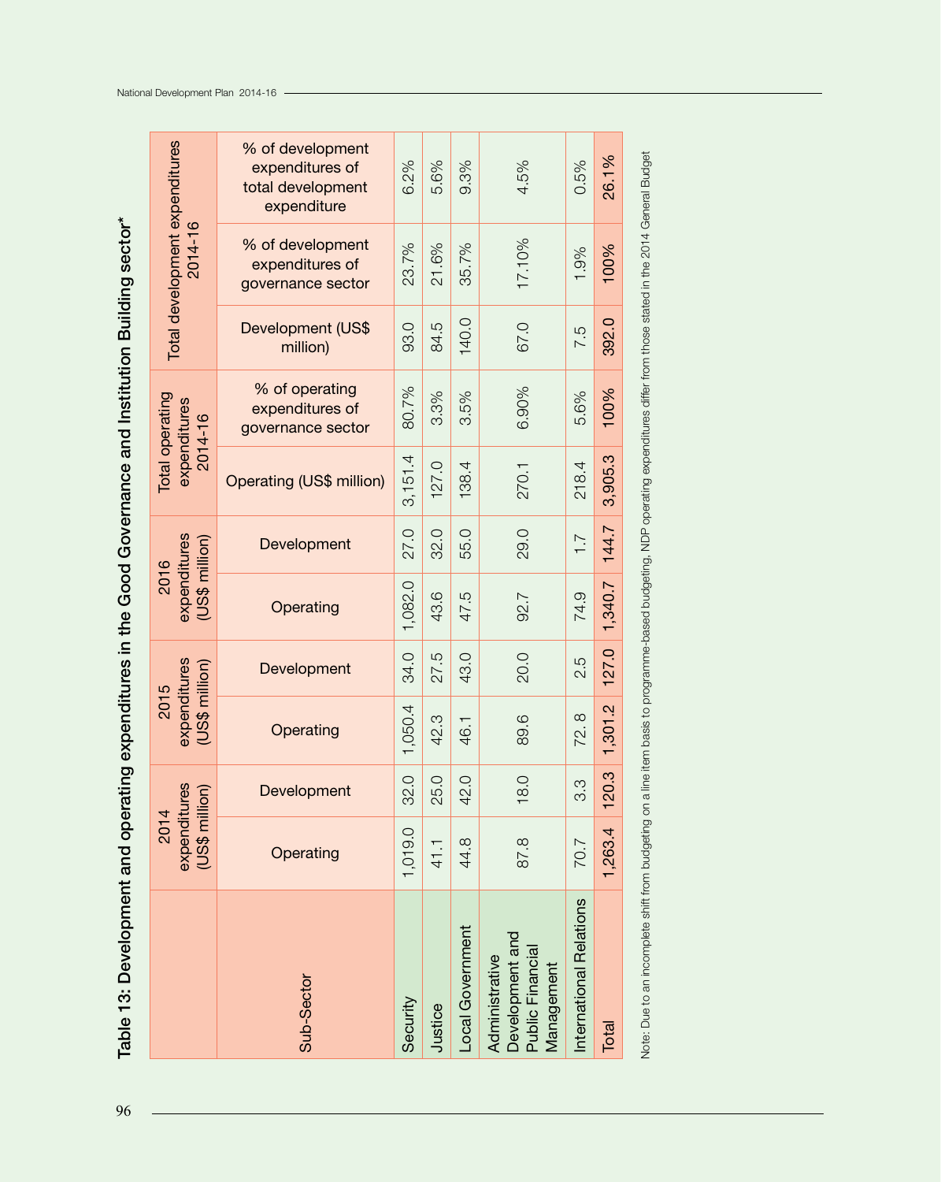## Table 13: Development and operating expenditures in the Good Governance and Institution Building sector*

| Sub-Sector | 2014 expenditures (US$ million) | | 2015 expenditures (US$ million) | | 2016 expenditures (US$ million) | | Total operating expenditures 2014-16 | | Total development expenditures 2014-16 | | |
|---|---|---|---|---|---|---|---|---|---|---|---|
| | Operating | Development | Operating | Development | Operating | Development | Operating (US$ million) | % of operating expenditures of governance sector | Development (US$ million) | % of development expenditures of governance sector | % of development expenditures of total development expenditure |
| Security | 1,019.0 | 32.0 | 1,050.4 | 34.0 | 1,082.0 | 27.0 | 3,151.4 | 80.7% | 93.0 | 23.7% | 6.2% |
| Justice | 41.1 | 25.0 | 42.3 | 27.5 | 43.6 | 32.0 | 127.0 | 3.3% | 84.5 | 21.6% | 5.6% |
| Local Government | 44.8 | 42.0 | 46.1 | 43.0 | 47.5 | 55.0 | 138.4 | 3.5% | 140.0 | 35.7% | 9.3% |
| Administrative Development and Public Financial Management | 87.8 | 18.0 | 89.6 | 20.0 | 92.7 | 29.0 | 270.1 | 6.90% | 67.0 | 17.10% | 4.5% |
| International Relations | 70.7 | 3.3 | 72.8 | 2.5 | 74.9 | 1.7 | 218.4 | 5.6% | 7.5 | 1.9% | 0.5% |
| Total | 1,263.4 | 120.3 | 1,301.2 | 127.0 | 1,340.7 | 144.7 | 3,905.3 | 100% | 392.0 | 100% | 26.1% |

Note: Due to an incomplete shift from budgeting on a line item basis to programme-based budgeting, NDP operating expenditures differ from those stated in the 2014 General Budget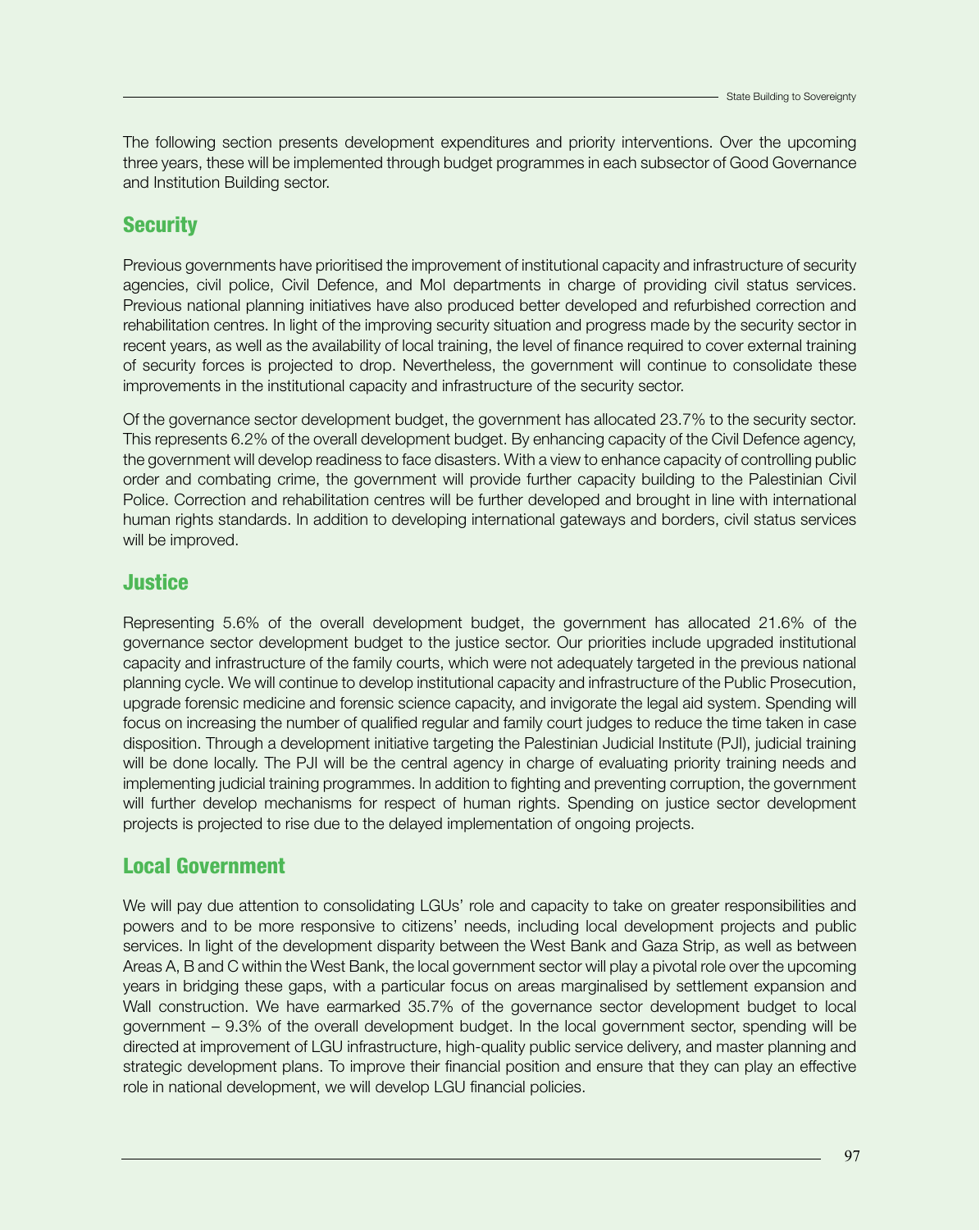The following section presents development expenditures and priority interventions. Over the upcoming three years, these will be implemented through budget programmes in each subsector of Good Governance and Institution Building sector.

## Security

Previous governments have prioritised the improvement of institutional capacity and infrastructure of security agencies, civil police, Civil Defence, and MoI departments in charge of providing civil status services. Previous national planning initiatives have also produced better developed and refurbished correction and rehabilitation centres. In light of the improving security situation and progress made by the security sector in recent years, as well as the availability of local training, the level of finance required to cover external training of security forces is projected to drop. Nevertheless, the government will continue to consolidate these improvements in the institutional capacity and infrastructure of the security sector.

Of the governance sector development budget, the government has allocated 23.7% to the security sector. This represents 6.2% of the overall development budget. By enhancing capacity of the Civil Defence agency, the government will develop readiness to face disasters. With a view to enhance capacity of controlling public order and combating crime, the government will provide further capacity building to the Palestinian Civil Police. Correction and rehabilitation centres will be further developed and brought in line with international human rights standards. In addition to developing international gateways and borders, civil status services will be improved.

## Justice

Representing 5.6% of the overall development budget, the government has allocated 21.6% of the governance sector development budget to the justice sector. Our priorities include upgraded institutional capacity and infrastructure of the family courts, which were not adequately targeted in the previous national planning cycle. We will continue to develop institutional capacity and infrastructure of the Public Prosecution, upgrade forensic medicine and forensic science capacity, and invigorate the legal aid system. Spending will focus on increasing the number of qualified regular and family court judges to reduce the time taken in case disposition. Through a development initiative targeting the Palestinian Judicial Institute (PJI), judicial training will be done locally. The PJI will be the central agency in charge of evaluating priority training needs and implementing judicial training programmes. In addition to fighting and preventing corruption, the government will further develop mechanisms for respect of human rights. Spending on justice sector development projects is projected to rise due to the delayed implementation of ongoing projects.

## Local Government

We will pay due attention to consolidating LGUs' role and capacity to take on greater responsibilities and powers and to be more responsive to citizens' needs, including local development projects and public services. In light of the development disparity between the West Bank and Gaza Strip, as well as between Areas A, B and C within the West Bank, the local government sector will play a pivotal role over the upcoming years in bridging these gaps, with a particular focus on areas marginalised by settlement expansion and Wall construction. We have earmarked 35.7% of the governance sector development budget to local government – 9.3% of the overall development budget. In the local government sector, spending will be directed at improvement of LGU infrastructure, high-quality public service delivery, and master planning and strategic development plans. To improve their financial position and ensure that they can play an effective role in national development, we will develop LGU financial policies.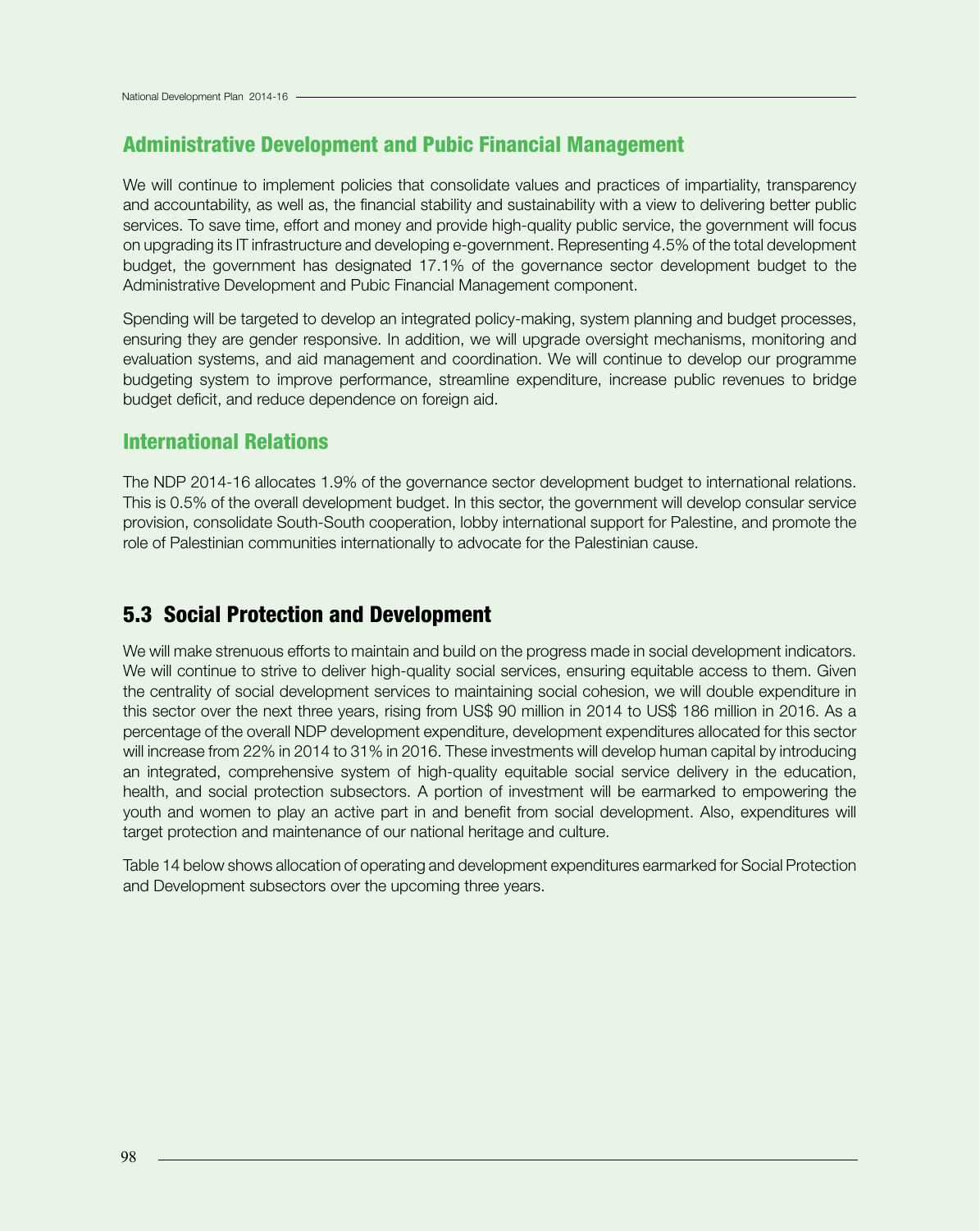## Administrative Development and Pubic Financial Management

We will continue to implement policies that consolidate values and practices of impartiality, transparency and accountability, as well as, the financial stability and sustainability with a view to delivering better public services. To save time, effort and money and provide high-quality public service, the government will focus on upgrading its IT infrastructure and developing e-government. Representing 4.5% of the total development budget, the government has designated 17.1% of the governance sector development budget to the Administrative Development and Pubic Financial Management component.

Spending will be targeted to develop an integrated policy-making, system planning and budget processes, ensuring they are gender responsive. In addition, we will upgrade oversight mechanisms, monitoring and evaluation systems, and aid management and coordination. We will continue to develop our programme budgeting system to improve performance, streamline expenditure, increase public revenues to bridge budget deficit, and reduce dependence on foreign aid.

## International Relations

The NDP 2014-16 allocates 1.9% of the governance sector development budget to international relations. This is 0.5% of the overall development budget. In this sector, the government will develop consular service provision, consolidate South-South cooperation, lobby international support for Palestine, and promote the role of Palestinian communities internationally to advocate for the Palestinian cause.

# 5.3 Social Protection and Development

We will make strenuous efforts to maintain and build on the progress made in social development indicators. We will continue to strive to deliver high-quality social services, ensuring equitable access to them. Given the centrality of social development services to maintaining social cohesion, we will double expenditure in this sector over the next three years, rising from US$ 90 million in 2014 to US$ 186 million in 2016. As a percentage of the overall NDP development expenditure, development expenditures allocated for this sector will increase from 22% in 2014 to 31% in 2016. These investments will develop human capital by introducing an integrated, comprehensive system of high-quality equitable social service delivery in the education, health, and social protection subsectors. A portion of investment will be earmarked to empowering the youth and women to play an active part in and benefit from social development. Also, expenditures will target protection and maintenance of our national heritage and culture.

Table 14 below shows allocation of operating and development expenditures earmarked for Social Protection and Development subsectors over the upcoming three years.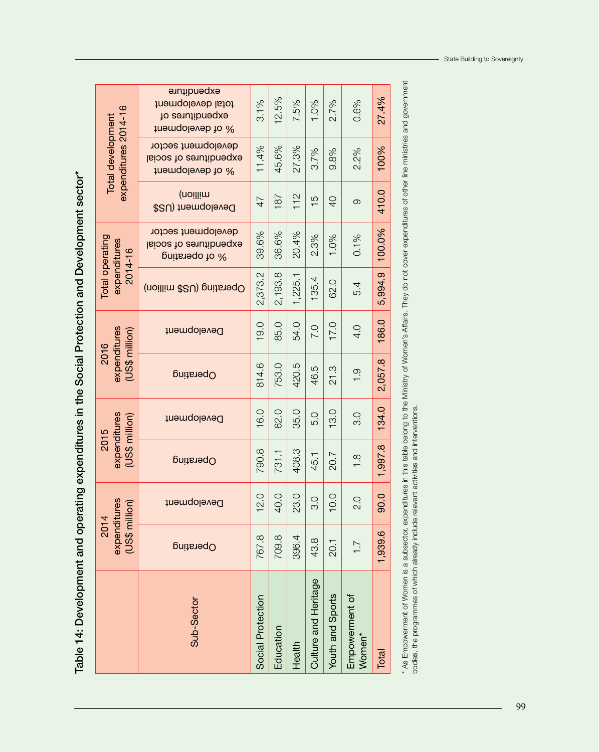Table 14: Development and operating expenditures in the Social Protection and Development sector*

| Sub-Sector | 2014 expenditures (US$ million) | | 2015 expenditures (US$ million) | | 2016 expenditures (US$ million) | | Total operating expenditures 2014-16 | | Total development expenditures 2014-16 | | |
|---|---|---|---|---|---|---|---|---|---|---|---|
| | Operating | Development | Operating | Development | Operating | Development | Operating (US$ million) | % of operating expenditures of social development sector | Development (US$ million) | % of development expenditures of social development sector | % of development expenditures of total development expenditure |
| Social Protection | 767.8 | 12.0 | 790.8 | 16.0 | 814.6 | 19.0 | 2,373.2 | 39.6% | 47 | 11.4% | 3.1% |
| Education | 709.8 | 40.0 | 731.1 | 62.0 | 753.0 | 85.0 | 2,193.8 | 36.6% | 187 | 45.6% | 12.5% |
| Health | 396.4 | 23.0 | 408.3 | 35.0 | 420.5 | 54.0 | 1,225.1 | 20.4% | 112 | 27.3% | 7.5% |
| Culture and Heritage | 43.8 | 3.0 | 45.1 | 5.0 | 46.5 | 7.0 | 135.4 | 2.3% | 15 | 3.7% | 1.0% |
| Youth and Sports | 20.1 | 10.0 | 20.7 | 13.0 | 21.3 | 17.0 | 62.0 | 1.0% | 40 | 9.8% | 2.7% |
| Empowerment of Women* | 1.7 | 2.0 | 1.8 | 3.0 | 1.9 | 4.0 | 5.4 | 0.1% | 9 | 2.2% | 0.6% |
| Total | 1,939.6 | 90.0 | 1,997.8 | 134.0 | 2,057.8 | 186.0 | 5,994.9 | 100.0% | 410.0 | 100% | 27.4% |

* As Empowerment of Women is a subsector, expenditures in this table belong to the Ministry of Women's Affairs. They do not cover expenditures of other line ministries and government bodies, the programmes of which already include relevant activities and interventions.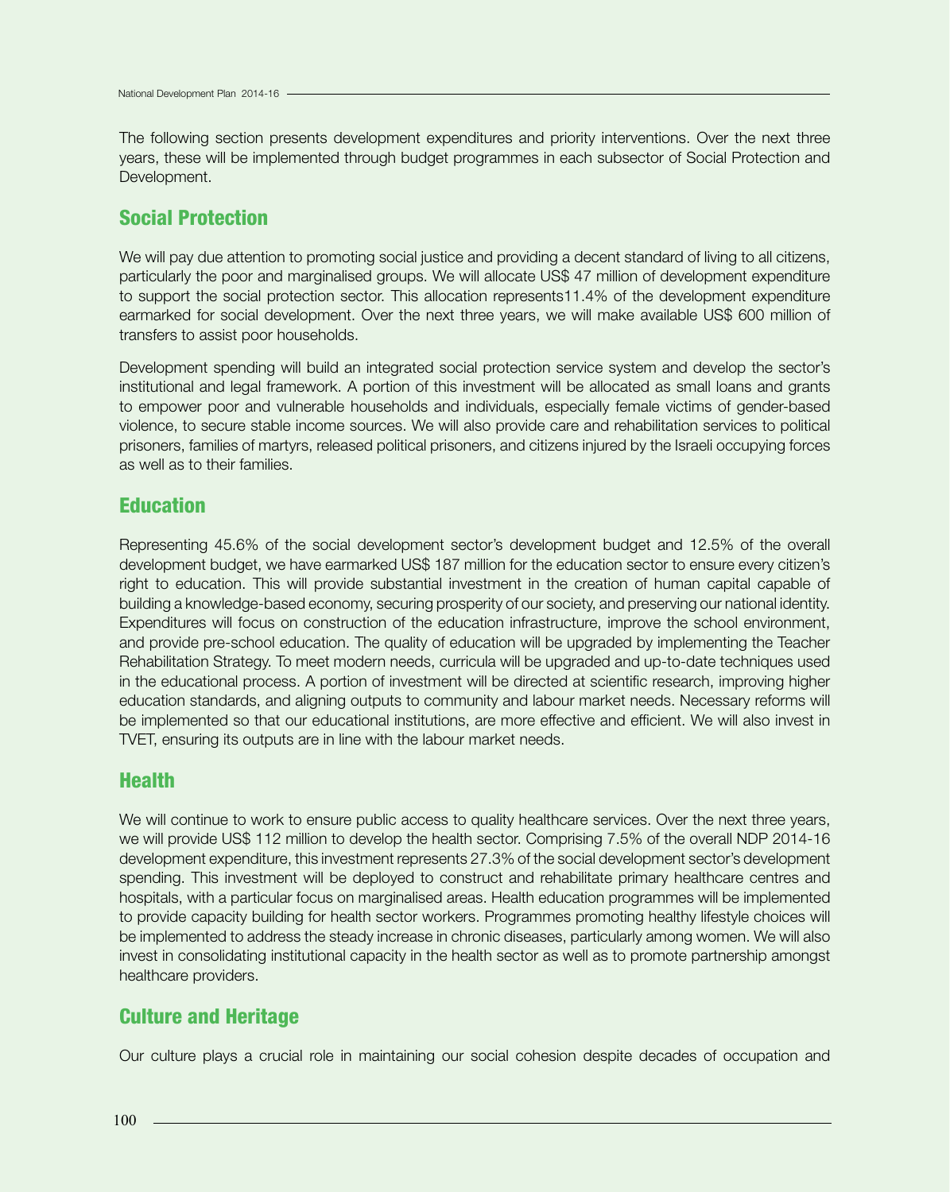The following section presents development expenditures and priority interventions. Over the next three years, these will be implemented through budget programmes in each subsector of Social Protection and Development.

## Social Protection

We will pay due attention to promoting social justice and providing a decent standard of living to all citizens, particularly the poor and marginalised groups. We will allocate US$ 47 million of development expenditure to support the social protection sector. This allocation represents11.4% of the development expenditure earmarked for social development. Over the next three years, we will make available US$ 600 million of transfers to assist poor households.

Development spending will build an integrated social protection service system and develop the sector's institutional and legal framework. A portion of this investment will be allocated as small loans and grants to empower poor and vulnerable households and individuals, especially female victims of gender-based violence, to secure stable income sources. We will also provide care and rehabilitation services to political prisoners, families of martyrs, released political prisoners, and citizens injured by the Israeli occupying forces as well as to their families.

## Education

Representing 45.6% of the social development sector's development budget and 12.5% of the overall development budget, we have earmarked US$ 187 million for the education sector to ensure every citizen's right to education. This will provide substantial investment in the creation of human capital capable of building a knowledge-based economy, securing prosperity of our society, and preserving our national identity. Expenditures will focus on construction of the education infrastructure, improve the school environment, and provide pre-school education. The quality of education will be upgraded by implementing the Teacher Rehabilitation Strategy. To meet modern needs, curricula will be upgraded and up-to-date techniques used in the educational process. A portion of investment will be directed at scientific research, improving higher education standards, and aligning outputs to community and labour market needs. Necessary reforms will be implemented so that our educational institutions, are more effective and efficient. We will also invest in TVET, ensuring its outputs are in line with the labour market needs.

## Health

We will continue to work to ensure public access to quality healthcare services. Over the next three years, we will provide US$ 112 million to develop the health sector. Comprising 7.5% of the overall NDP 2014-16 development expenditure, this investment represents 27.3% of the social development sector's development spending. This investment will be deployed to construct and rehabilitate primary healthcare centres and hospitals, with a particular focus on marginalised areas. Health education programmes will be implemented to provide capacity building for health sector workers. Programmes promoting healthy lifestyle choices will be implemented to address the steady increase in chronic diseases, particularly among women. We will also invest in consolidating institutional capacity in the health sector as well as to promote partnership amongst healthcare providers.

## Culture and Heritage

Our culture plays a crucial role in maintaining our social cohesion despite decades of occupation and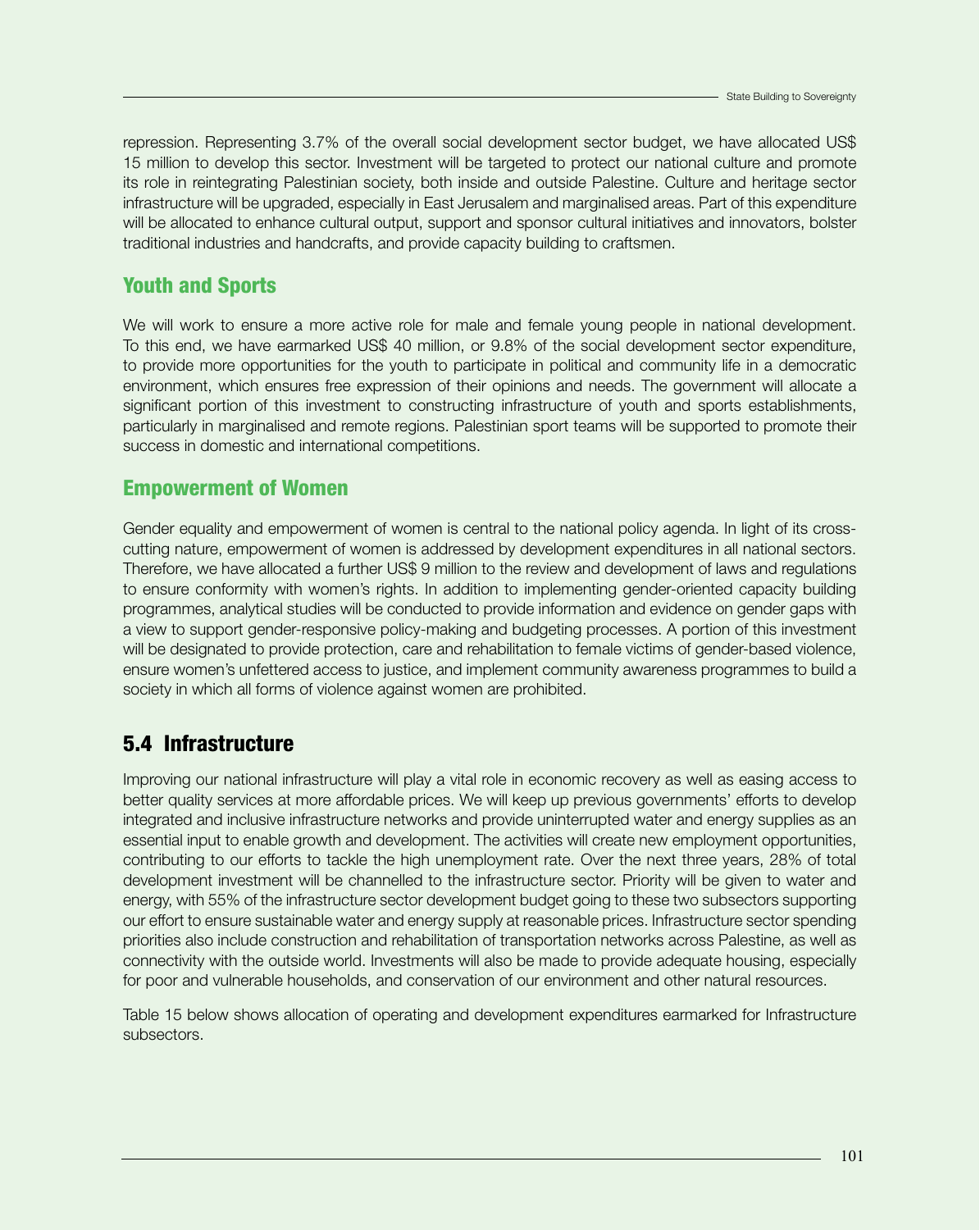repression. Representing 3.7% of the overall social development sector budget, we have allocated US$ 15 million to develop this sector. Investment will be targeted to protect our national culture and promote its role in reintegrating Palestinian society, both inside and outside Palestine. Culture and heritage sector infrastructure will be upgraded, especially in East Jerusalem and marginalised areas. Part of this expenditure will be allocated to enhance cultural output, support and sponsor cultural initiatives and innovators, bolster traditional industries and handcrafts, and provide capacity building to craftsmen.

### Youth and Sports

We will work to ensure a more active role for male and female young people in national development. To this end, we have earmarked US$ 40 million, or 9.8% of the social development sector expenditure, to provide more opportunities for the youth to participate in political and community life in a democratic environment, which ensures free expression of their opinions and needs. The government will allocate a significant portion of this investment to constructing infrastructure of youth and sports establishments, particularly in marginalised and remote regions. Palestinian sport teams will be supported to promote their success in domestic and international competitions.

### Empowerment of Women

Gender equality and empowerment of women is central to the national policy agenda. In light of its cross-cutting nature, empowerment of women is addressed by development expenditures in all national sectors. Therefore, we have allocated a further US$ 9 million to the review and development of laws and regulations to ensure conformity with women's rights. In addition to implementing gender-oriented capacity building programmes, analytical studies will be conducted to provide information and evidence on gender gaps with a view to support gender-responsive policy-making and budgeting processes. A portion of this investment will be designated to provide protection, care and rehabilitation to female victims of gender-based violence, ensure women's unfettered access to justice, and implement community awareness programmes to build a society in which all forms of violence against women are prohibited.

## 5.4 Infrastructure

Improving our national infrastructure will play a vital role in economic recovery as well as easing access to better quality services at more affordable prices. We will keep up previous governments' efforts to develop integrated and inclusive infrastructure networks and provide uninterrupted water and energy supplies as an essential input to enable growth and development. The activities will create new employment opportunities, contributing to our efforts to tackle the high unemployment rate. Over the next three years, 28% of total development investment will be channelled to the infrastructure sector. Priority will be given to water and energy, with 55% of the infrastructure sector development budget going to these two subsectors supporting our effort to ensure sustainable water and energy supply at reasonable prices. Infrastructure sector spending priorities also include construction and rehabilitation of transportation networks across Palestine, as well as connectivity with the outside world. Investments will also be made to provide adequate housing, especially for poor and vulnerable households, and conservation of our environment and other natural resources.

Table 15 below shows allocation of operating and development expenditures earmarked for Infrastructure subsectors.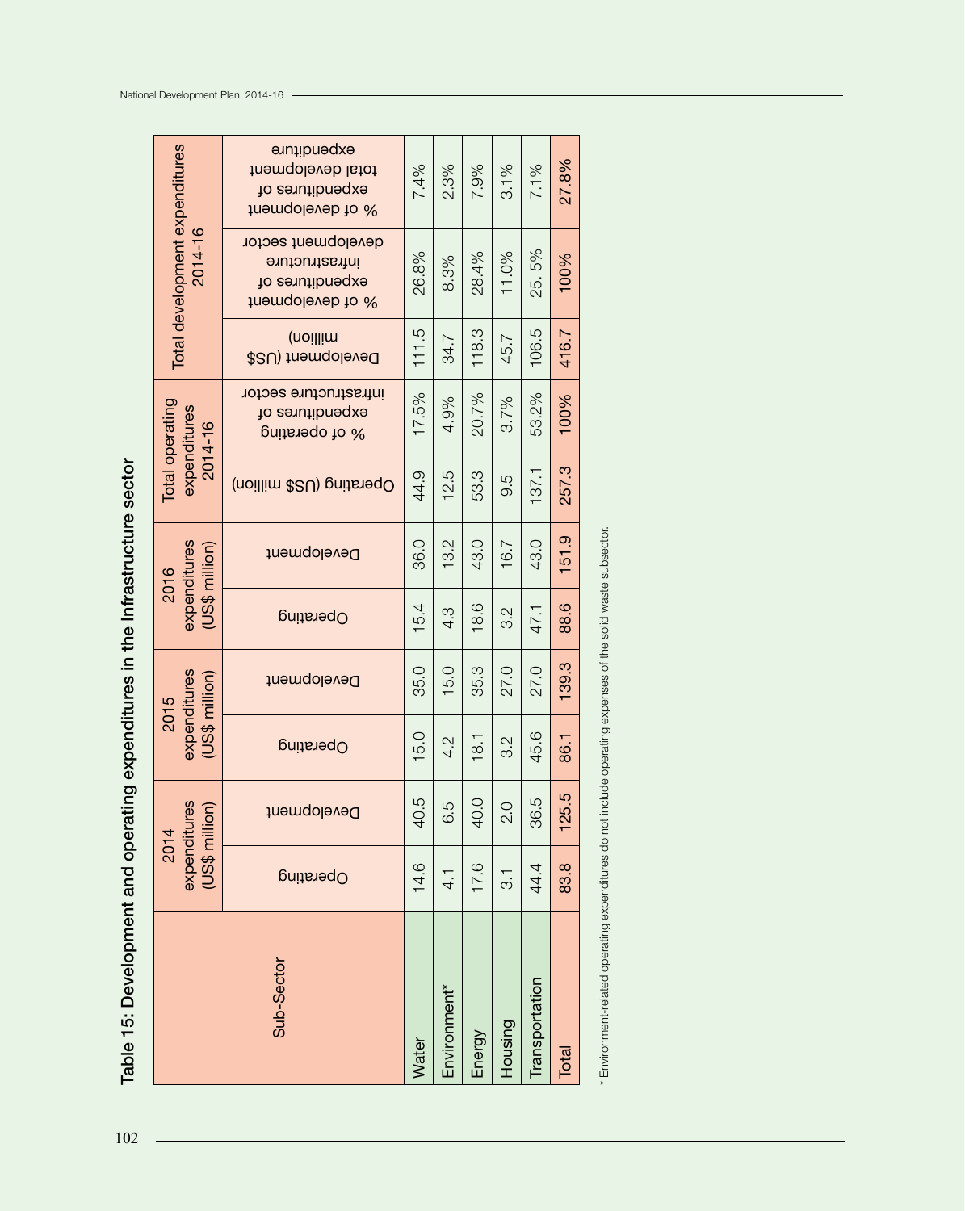## Table 15: Development and operating expenditures in the Infrastructure sector

| Sub-Sector | 2014 expenditures (US$ million) | | 2015 expenditures (US$ million) | | 2016 expenditures (US$ million) | | Total operating expenditures 2014-16 | | Total development expenditures 2014-16 | | |
|---|---|---|---|---|---|---|---|---|---|---|---|
| | Operating | Development | Operating | Development | Operating | Development | Operating (US$ million) | % of operating expenditures of infrastructure sector | Development (US$ million) | % of development expenditures of infrastructure development sector | % of development expenditures of total development expenditure |
| Water | 14.6 | 40.5 | 15.0 | 35.0 | 15.4 | 36.0 | 44.9 | 17.5% | 111.5 | 26.8% | 7.4% |
| Environment* | 4.1 | 6.5 | 4.2 | 15.0 | 4.3 | 13.2 | 12.5 | 4.9% | 34.7 | 8.3% | 2.3% |
| Energy | 17.6 | 40.0 | 18.1 | 35.3 | 18.6 | 43.0 | 53.3 | 20.7% | 118.3 | 28.4% | 7.9% |
| Housing | 3.1 | 2.0 | 3.2 | 27.0 | 3.2 | 16.7 | 9.5 | 3.7% | 45.7 | 11.0% | 3.1% |
| Transportation | 44.4 | 36.5 | 45.6 | 27.0 | 47.1 | 43.0 | 137.1 | 53.2% | 106.5 | 25. 5% | 7.1% |
| Total | 83.8 | 125.5 | 86.1 | 139.3 | 88.6 | 151.9 | 257.3 | 100% | 416.7 | 100% | 27.8% |

\* Environment-related operating expenditures do not include operating expenses of the solid waste subsector.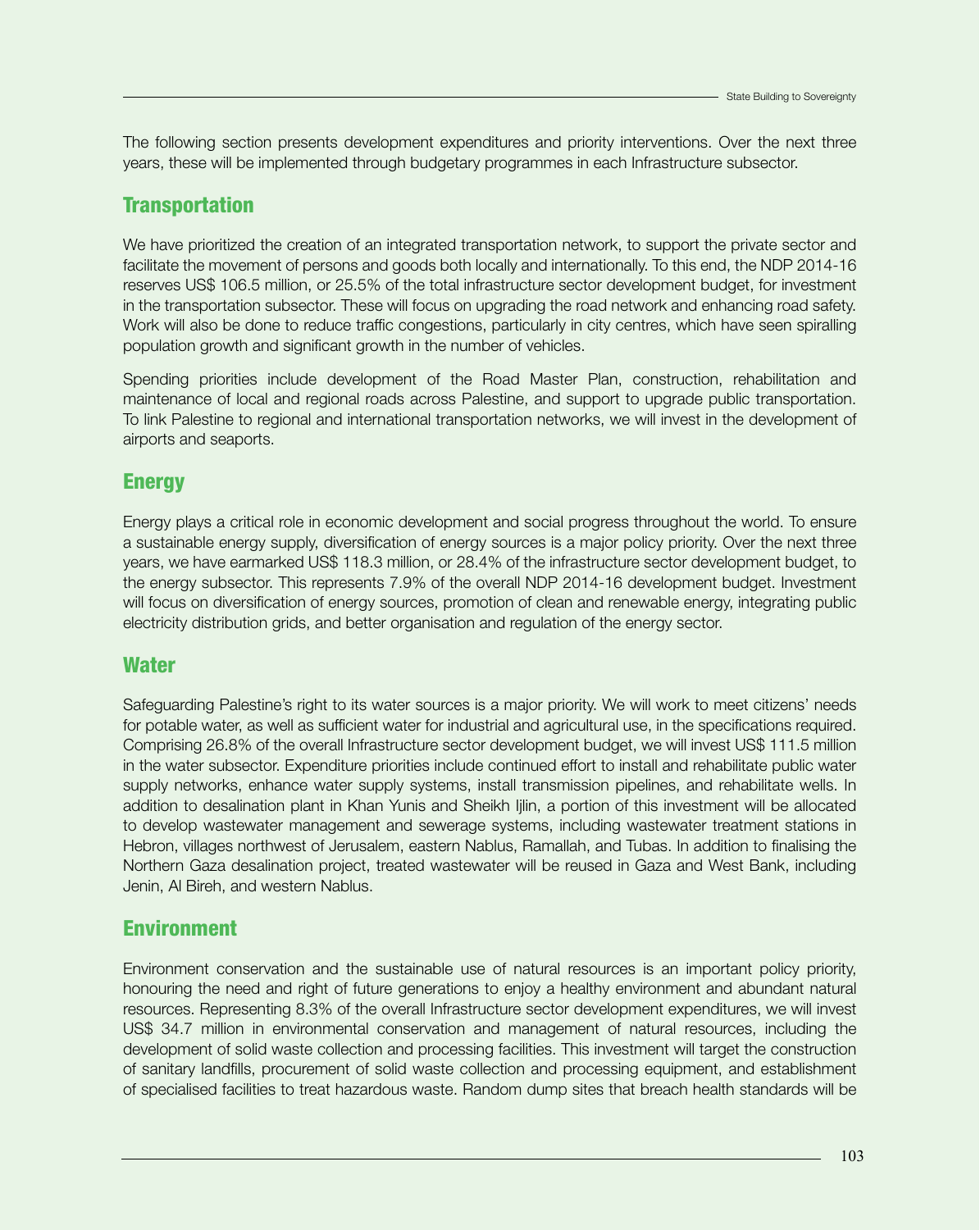The following section presents development expenditures and priority interventions. Over the next three years, these will be implemented through budgetary programmes in each Infrastructure subsector.

## Transportation

We have prioritized the creation of an integrated transportation network, to support the private sector and facilitate the movement of persons and goods both locally and internationally. To this end, the NDP 2014-16 reserves US$ 106.5 million, or 25.5% of the total infrastructure sector development budget, for investment in the transportation subsector. These will focus on upgrading the road network and enhancing road safety. Work will also be done to reduce traffic congestions, particularly in city centres, which have seen spiralling population growth and significant growth in the number of vehicles.

Spending priorities include development of the Road Master Plan, construction, rehabilitation and maintenance of local and regional roads across Palestine, and support to upgrade public transportation. To link Palestine to regional and international transportation networks, we will invest in the development of airports and seaports.

## Energy

Energy plays a critical role in economic development and social progress throughout the world. To ensure a sustainable energy supply, diversification of energy sources is a major policy priority. Over the next three years, we have earmarked US$ 118.3 million, or 28.4% of the infrastructure sector development budget, to the energy subsector. This represents 7.9% of the overall NDP 2014-16 development budget. Investment will focus on diversification of energy sources, promotion of clean and renewable energy, integrating public electricity distribution grids, and better organisation and regulation of the energy sector.

## Water

Safeguarding Palestine's right to its water sources is a major priority. We will work to meet citizens' needs for potable water, as well as sufficient water for industrial and agricultural use, in the specifications required. Comprising 26.8% of the overall Infrastructure sector development budget, we will invest US$ 111.5 million in the water subsector. Expenditure priorities include continued effort to install and rehabilitate public water supply networks, enhance water supply systems, install transmission pipelines, and rehabilitate wells. In addition to desalination plant in Khan Yunis and Sheikh Ijlin, a portion of this investment will be allocated to develop wastewater management and sewerage systems, including wastewater treatment stations in Hebron, villages northwest of Jerusalem, eastern Nablus, Ramallah, and Tubas. In addition to finalising the Northern Gaza desalination project, treated wastewater will be reused in Gaza and West Bank, including Jenin, Al Bireh, and western Nablus.

## Environment

Environment conservation and the sustainable use of natural resources is an important policy priority, honouring the need and right of future generations to enjoy a healthy environment and abundant natural resources. Representing 8.3% of the overall Infrastructure sector development expenditures, we will invest US$ 34.7 million in environmental conservation and management of natural resources, including the development of solid waste collection and processing facilities. This investment will target the construction of sanitary landfills, procurement of solid waste collection and processing equipment, and establishment of specialised facilities to treat hazardous waste. Random dump sites that breach health standards will be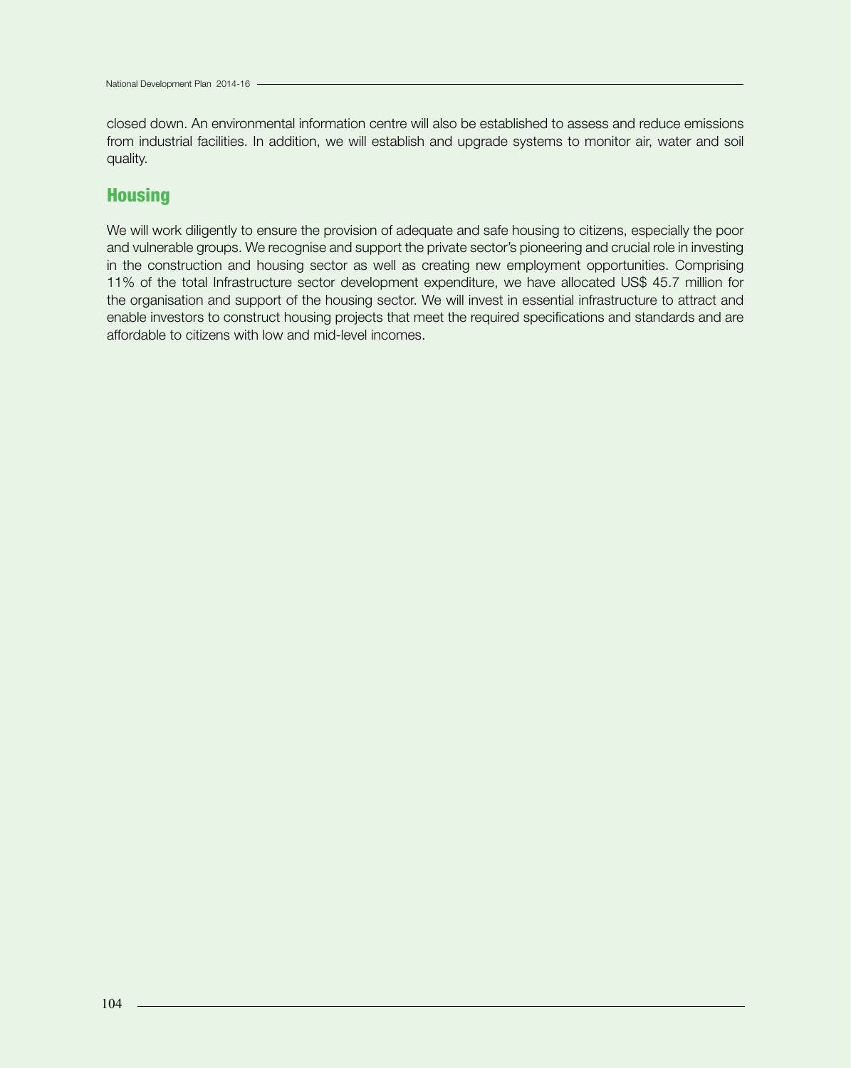closed down. An environmental information centre will also be established to assess and reduce emissions from industrial facilities. In addition, we will establish and upgrade systems to monitor air, water and soil quality.

## Housing

We will work diligently to ensure the provision of adequate and safe housing to citizens, especially the poor and vulnerable groups. We recognise and support the private sector's pioneering and crucial role in investing in the construction and housing sector as well as creating new employment opportunities. Comprising 11% of the total Infrastructure sector development expenditure, we have allocated US$ 45.7 million for the organisation and support of the housing sector. We will invest in essential infrastructure to attract and enable investors to construct housing projects that meet the required specifications and standards and are affordable to citizens with low and mid-level incomes.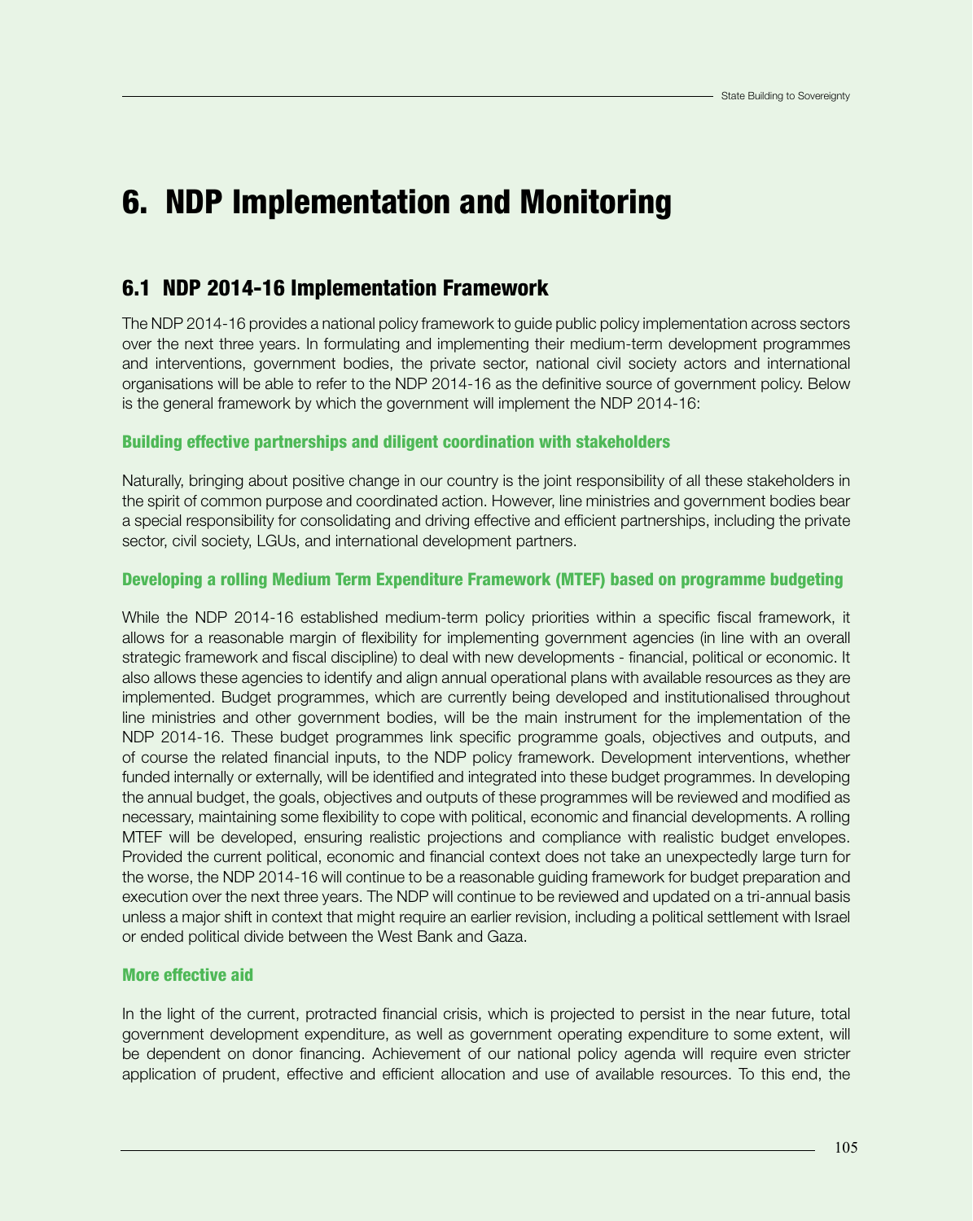# 6. NDP Implementation and Monitoring

## 6.1 NDP 2014-16 Implementation Framework

The NDP 2014-16 provides a national policy framework to guide public policy implementation across sectors over the next three years. In formulating and implementing their medium-term development programmes and interventions, government bodies, the private sector, national civil society actors and international organisations will be able to refer to the NDP 2014-16 as the definitive source of government policy. Below is the general framework by which the government will implement the NDP 2014-16:

### Building effective partnerships and diligent coordination with stakeholders

Naturally, bringing about positive change in our country is the joint responsibility of all these stakeholders in the spirit of common purpose and coordinated action. However, line ministries and government bodies bear a special responsibility for consolidating and driving effective and efficient partnerships, including the private sector, civil society, LGUs, and international development partners.

### Developing a rolling Medium Term Expenditure Framework (MTEF) based on programme budgeting

While the NDP 2014-16 established medium-term policy priorities within a specific fiscal framework, it allows for a reasonable margin of flexibility for implementing government agencies (in line with an overall strategic framework and fiscal discipline) to deal with new developments - financial, political or economic. It also allows these agencies to identify and align annual operational plans with available resources as they are implemented. Budget programmes, which are currently being developed and institutionalised throughout line ministries and other government bodies, will be the main instrument for the implementation of the NDP 2014-16. These budget programmes link specific programme goals, objectives and outputs, and of course the related financial inputs, to the NDP policy framework. Development interventions, whether funded internally or externally, will be identified and integrated into these budget programmes. In developing the annual budget, the goals, objectives and outputs of these programmes will be reviewed and modified as necessary, maintaining some flexibility to cope with political, economic and financial developments. A rolling MTEF will be developed, ensuring realistic projections and compliance with realistic budget envelopes. Provided the current political, economic and financial context does not take an unexpectedly large turn for the worse, the NDP 2014-16 will continue to be a reasonable guiding framework for budget preparation and execution over the next three years. The NDP will continue to be reviewed and updated on a tri-annual basis unless a major shift in context that might require an earlier revision, including a political settlement with Israel or ended political divide between the West Bank and Gaza.

### More effective aid

In the light of the current, protracted financial crisis, which is projected to persist in the near future, total government development expenditure, as well as government operating expenditure to some extent, will be dependent on donor financing. Achievement of our national policy agenda will require even stricter application of prudent, effective and efficient allocation and use of available resources. To this end, the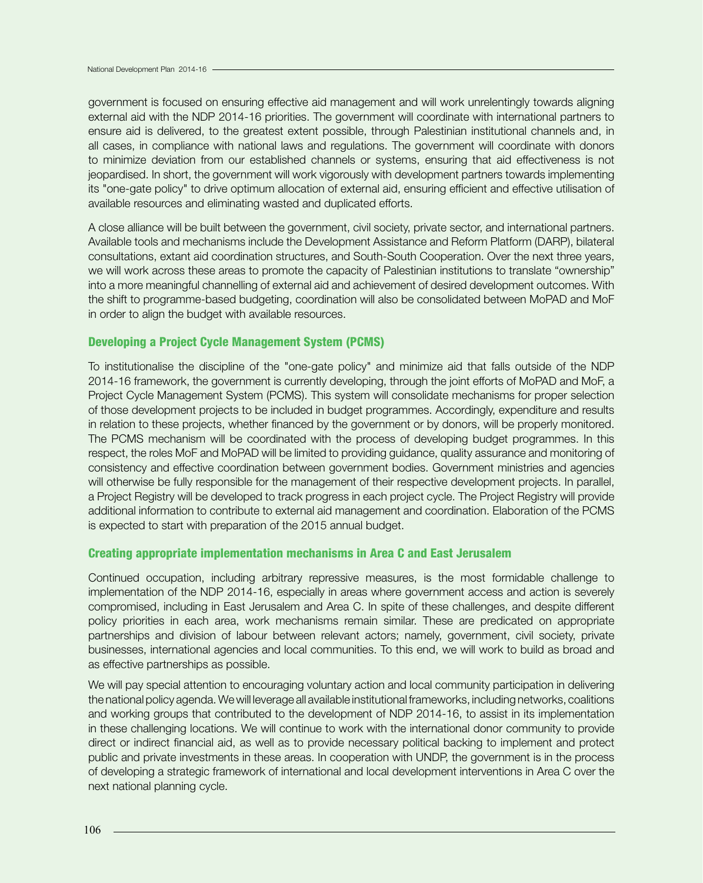government is focused on ensuring effective aid management and will work unrelentingly towards aligning external aid with the NDP 2014-16 priorities. The government will coordinate with international partners to ensure aid is delivered, to the greatest extent possible, through Palestinian institutional channels and, in all cases, in compliance with national laws and regulations. The government will coordinate with donors to minimize deviation from our established channels or systems, ensuring that aid effectiveness is not jeopardised. In short, the government will work vigorously with development partners towards implementing its "one-gate policy" to drive optimum allocation of external aid, ensuring efficient and effective utilisation of available resources and eliminating wasted and duplicated efforts.

A close alliance will be built between the government, civil society, private sector, and international partners. Available tools and mechanisms include the Development Assistance and Reform Platform (DARP), bilateral consultations, extant aid coordination structures, and South-South Cooperation. Over the next three years, we will work across these areas to promote the capacity of Palestinian institutions to translate "ownership" into a more meaningful channelling of external aid and achievement of desired development outcomes. With the shift to programme-based budgeting, coordination will also be consolidated between MoPAD and MoF in order to align the budget with available resources.

### Developing a Project Cycle Management System (PCMS)

To institutionalise the discipline of the "one-gate policy" and minimize aid that falls outside of the NDP 2014-16 framework, the government is currently developing, through the joint efforts of MoPAD and MoF, a Project Cycle Management System (PCMS). This system will consolidate mechanisms for proper selection of those development projects to be included in budget programmes. Accordingly, expenditure and results in relation to these projects, whether financed by the government or by donors, will be properly monitored. The PCMS mechanism will be coordinated with the process of developing budget programmes. In this respect, the roles MoF and MoPAD will be limited to providing guidance, quality assurance and monitoring of consistency and effective coordination between government bodies. Government ministries and agencies will otherwise be fully responsible for the management of their respective development projects. In parallel, a Project Registry will be developed to track progress in each project cycle. The Project Registry will provide additional information to contribute to external aid management and coordination. Elaboration of the PCMS is expected to start with preparation of the 2015 annual budget.

### Creating appropriate implementation mechanisms in Area C and East Jerusalem

Continued occupation, including arbitrary repressive measures, is the most formidable challenge to implementation of the NDP 2014-16, especially in areas where government access and action is severely compromised, including in East Jerusalem and Area C. In spite of these challenges, and despite different policy priorities in each area, work mechanisms remain similar. These are predicated on appropriate partnerships and division of labour between relevant actors; namely, government, civil society, private businesses, international agencies and local communities. To this end, we will work to build as broad and as effective partnerships as possible.

We will pay special attention to encouraging voluntary action and local community participation in delivering the national policy agenda. We will leverage all available institutional frameworks, including networks, coalitions and working groups that contributed to the development of NDP 2014-16, to assist in its implementation in these challenging locations. We will continue to work with the international donor community to provide direct or indirect financial aid, as well as to provide necessary political backing to implement and protect public and private investments in these areas. In cooperation with UNDP, the government is in the process of developing a strategic framework of international and local development interventions in Area C over the next national planning cycle.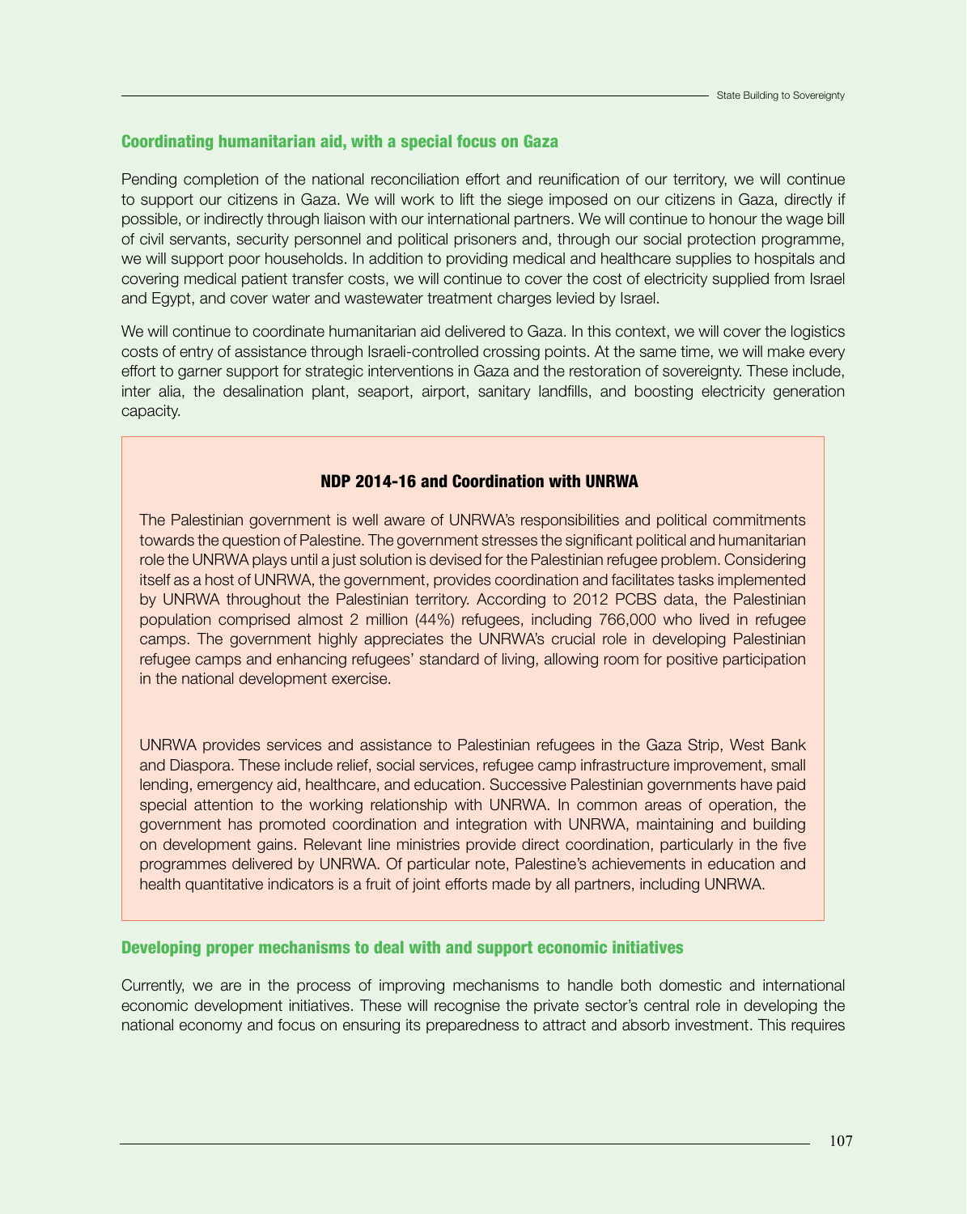### Coordinating humanitarian aid, with a special focus on Gaza

Pending completion of the national reconciliation effort and reunification of our territory, we will continue to support our citizens in Gaza. We will work to lift the siege imposed on our citizens in Gaza, directly if possible, or indirectly through liaison with our international partners. We will continue to honour the wage bill of civil servants, security personnel and political prisoners and, through our social protection programme, we will support poor households. In addition to providing medical and healthcare supplies to hospitals and covering medical patient transfer costs, we will continue to cover the cost of electricity supplied from Israel and Egypt, and cover water and wastewater treatment charges levied by Israel.

We will continue to coordinate humanitarian aid delivered to Gaza. In this context, we will cover the logistics costs of entry of assistance through Israeli-controlled crossing points. At the same time, we will make every effort to garner support for strategic interventions in Gaza and the restoration of sovereignty. These include, inter alia, the desalination plant, seaport, airport, sanitary landfills, and boosting electricity generation capacity.

> **NDP 2014-16 and Coordination with UNRWA**
>
> The Palestinian government is well aware of UNRWA's responsibilities and political commitments towards the question of Palestine. The government stresses the significant political and humanitarian role the UNRWA plays until a just solution is devised for the Palestinian refugee problem. Considering itself as a host of UNRWA, the government, provides coordination and facilitates tasks implemented by UNRWA throughout the Palestinian territory. According to 2012 PCBS data, the Palestinian population comprised almost 2 million (44%) refugees, including 766,000 who lived in refugee camps. The government highly appreciates the UNRWA's crucial role in developing Palestinian refugee camps and enhancing refugees' standard of living, allowing room for positive participation in the national development exercise.
>
> UNRWA provides services and assistance to Palestinian refugees in the Gaza Strip, West Bank and Diaspora. These include relief, social services, refugee camp infrastructure improvement, small lending, emergency aid, healthcare, and education. Successive Palestinian governments have paid special attention to the working relationship with UNRWA. In common areas of operation, the government has promoted coordination and integration with UNRWA, maintaining and building on development gains. Relevant line ministries provide direct coordination, particularly in the five programmes delivered by UNRWA. Of particular note, Palestine's achievements in education and health quantitative indicators is a fruit of joint efforts made by all partners, including UNRWA.

### Developing proper mechanisms to deal with and support economic initiatives

Currently, we are in the process of improving mechanisms to handle both domestic and international economic development initiatives. These will recognise the private sector's central role in developing the national economy and focus on ensuring its preparedness to attract and absorb investment. This requires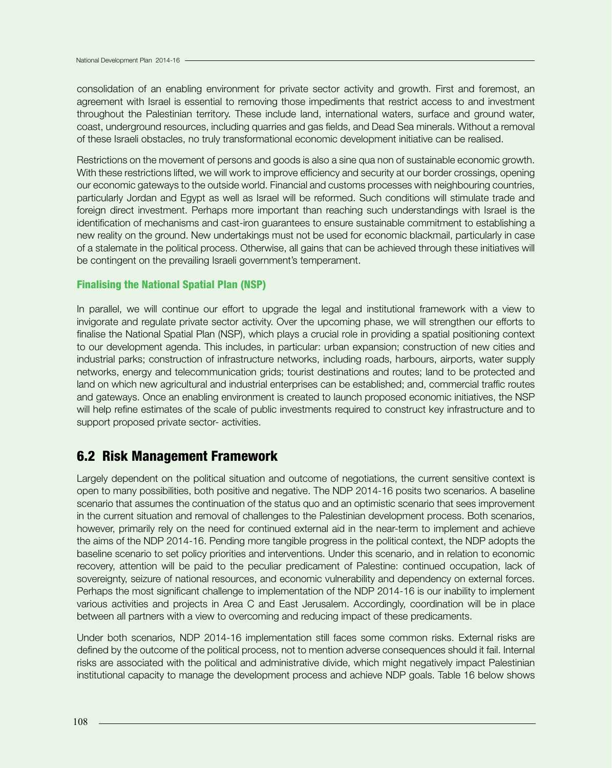consolidation of an enabling environment for private sector activity and growth. First and foremost, an agreement with Israel is essential to removing those impediments that restrict access to and investment throughout the Palestinian territory. These include land, international waters, surface and ground water, coast, underground resources, including quarries and gas fields, and Dead Sea minerals. Without a removal of these Israeli obstacles, no truly transformational economic development initiative can be realised.

Restrictions on the movement of persons and goods is also a sine qua non of sustainable economic growth. With these restrictions lifted, we will work to improve efficiency and security at our border crossings, opening our economic gateways to the outside world. Financial and customs processes with neighbouring countries, particularly Jordan and Egypt as well as Israel will be reformed. Such conditions will stimulate trade and foreign direct investment. Perhaps more important than reaching such understandings with Israel is the identification of mechanisms and cast-iron guarantees to ensure sustainable commitment to establishing a new reality on the ground. New undertakings must not be used for economic blackmail, particularly in case of a stalemate in the political process. Otherwise, all gains that can be achieved through these initiatives will be contingent on the prevailing Israeli government's temperament.

### Finalising the National Spatial Plan (NSP)

In parallel, we will continue our effort to upgrade the legal and institutional framework with a view to invigorate and regulate private sector activity. Over the upcoming phase, we will strengthen our efforts to finalise the National Spatial Plan (NSP), which plays a crucial role in providing a spatial positioning context to our development agenda. This includes, in particular: urban expansion; construction of new cities and industrial parks; construction of infrastructure networks, including roads, harbours, airports, water supply networks, energy and telecommunication grids; tourist destinations and routes; land to be protected and land on which new agricultural and industrial enterprises can be established; and, commercial traffic routes and gateways. Once an enabling environment is created to launch proposed economic initiatives, the NSP will help refine estimates of the scale of public investments required to construct key infrastructure and to support proposed private sector- activities.

## 6.2 Risk Management Framework

Largely dependent on the political situation and outcome of negotiations, the current sensitive context is open to many possibilities, both positive and negative. The NDP 2014-16 posits two scenarios. A baseline scenario that assumes the continuation of the status quo and an optimistic scenario that sees improvement in the current situation and removal of challenges to the Palestinian development process. Both scenarios, however, primarily rely on the need for continued external aid in the near-term to implement and achieve the aims of the NDP 2014-16. Pending more tangible progress in the political context, the NDP adopts the baseline scenario to set policy priorities and interventions. Under this scenario, and in relation to economic recovery, attention will be paid to the peculiar predicament of Palestine: continued occupation, lack of sovereignty, seizure of national resources, and economic vulnerability and dependency on external forces. Perhaps the most significant challenge to implementation of the NDP 2014-16 is our inability to implement various activities and projects in Area C and East Jerusalem. Accordingly, coordination will be in place between all partners with a view to overcoming and reducing impact of these predicaments.

Under both scenarios, NDP 2014-16 implementation still faces some common risks. External risks are defined by the outcome of the political process, not to mention adverse consequences should it fail. Internal risks are associated with the political and administrative divide, which might negatively impact Palestinian institutional capacity to manage the development process and achieve NDP goals. Table 16 below shows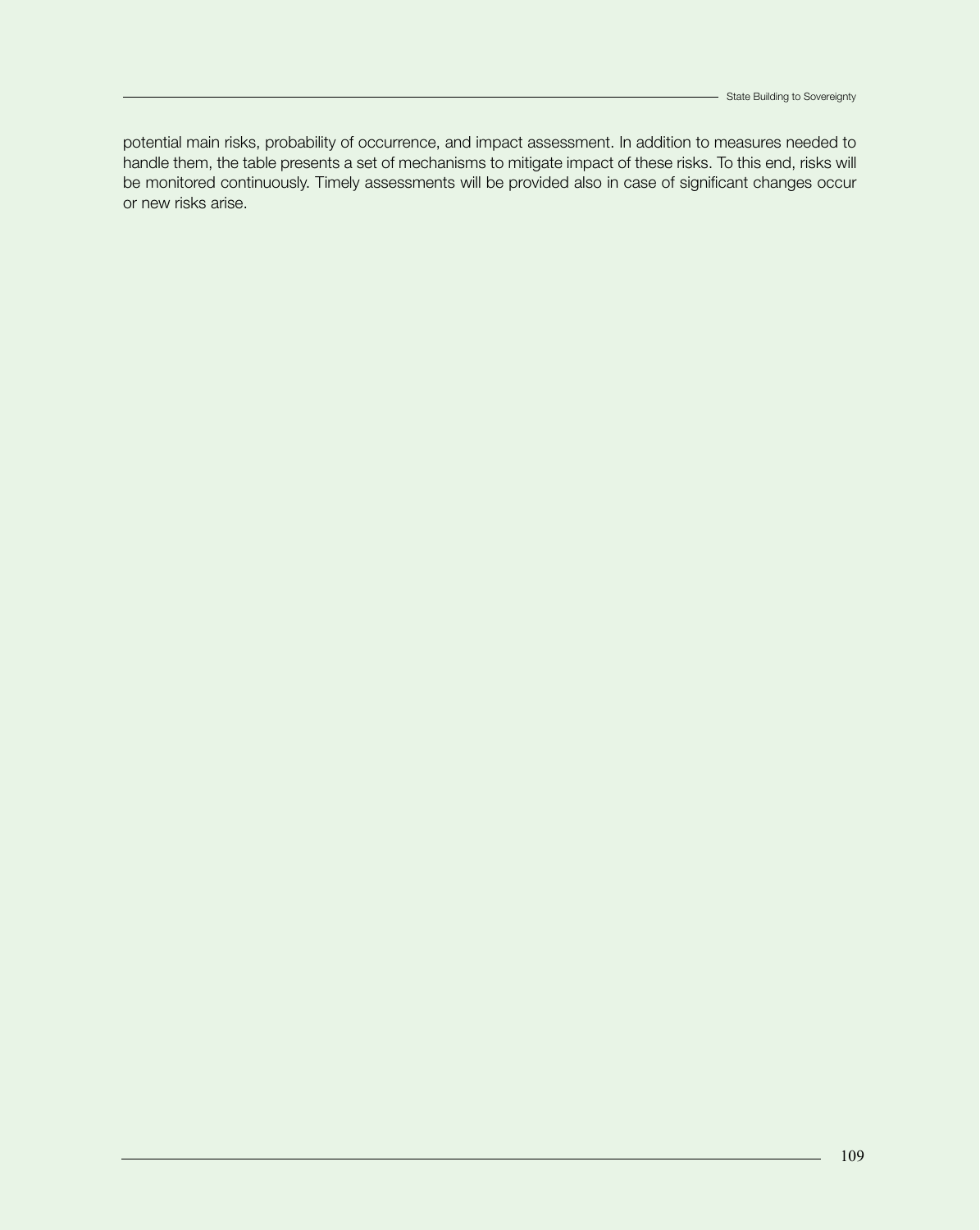potential main risks, probability of occurrence, and impact assessment. In addition to measures needed to handle them, the table presents a set of mechanisms to mitigate impact of these risks. To this end, risks will be monitored continuously. Timely assessments will be provided also in case of significant changes occur or new risks arise.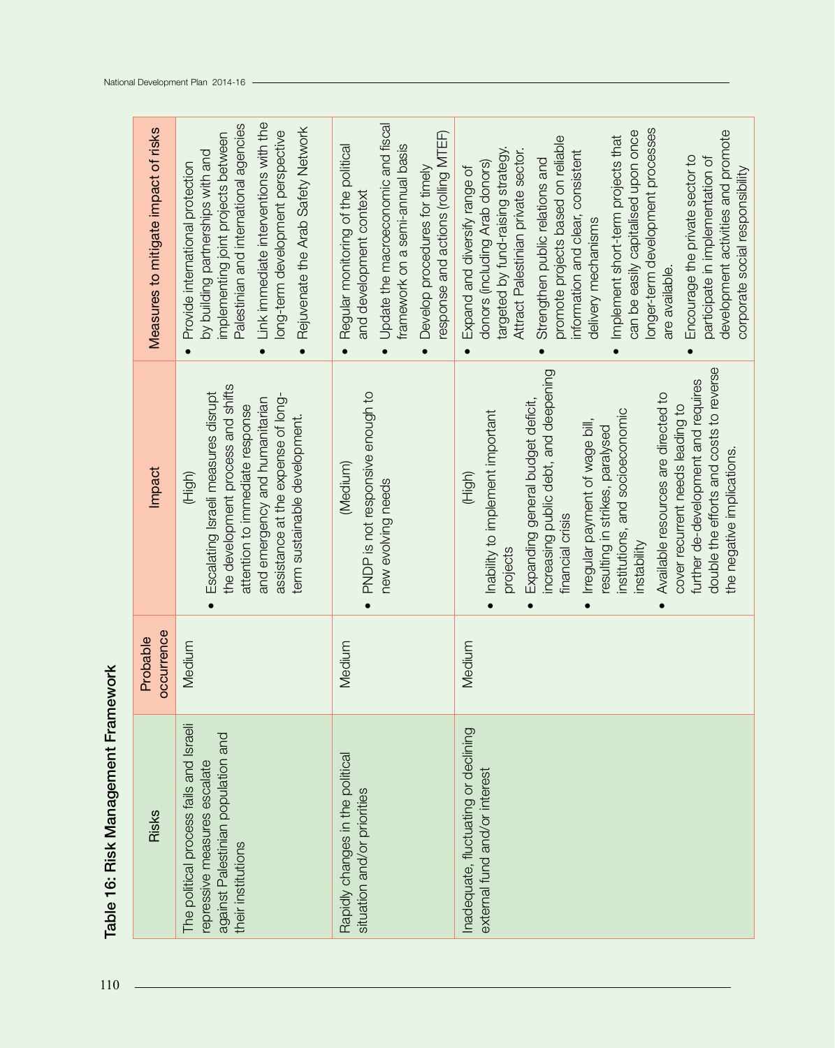## Table 16: Risk Management Framework

| Risks | Probable occurrence | Impact | Measures to mitigate impact of risks |
|---|---|---|---|
| The political process fails and Israeli repressive measures escalate against Palestinian population and their institutions | Medium | (High)<br>• Escalating Israeli measures disrupt the development process and shifts attention to immediate response and emergency and humanitarian assistance at the expense of long-term sustainable development. | • Provide international protection by building partnerships with and implementing joint projects between Palestinian and international agencies<br>• Link immediate interventions with the long-term development perspective<br>• Rejuvenate the Arab Safety Network |
| Rapidly changes in the political situation and/or priorities | Medium | (Medium)<br>• PNDP is not responsive enough to new evolving needs | • Regular monitoring of the political and development context<br>• Update the macroeconomic and fiscal framework on a semi-annual basis<br>• Develop procedures for timely response and actions (rolling MTEF) |
| Inadequate, fluctuating or declining external fund and/or interest | Medium | (High)<br>• Inability to implement important projects<br>• Expanding general budget deficit, increasing public debt, and deepening financial crisis<br>• Irregular payment of wage bill, resulting in strikes, paralysed institutions, and socioeconomic instability<br>• Available resources are directed to cover recurrent needs leading to further de-development and requires double the efforts and costs to reverse the negative implications. | • Expand and diversify range of donors (including Arab donors) targeted by fund-raising strategy. Attract Palestinian private sector.<br>• Strengthen public relations and promote projects based on reliable information and clear, consistent delivery mechanisms<br>• Implement short-term projects that can be easily capitalised upon once longer-term development processes are available.<br>• Encourage the private sector to participate in implementation of development activities and promote corporate social responsibility |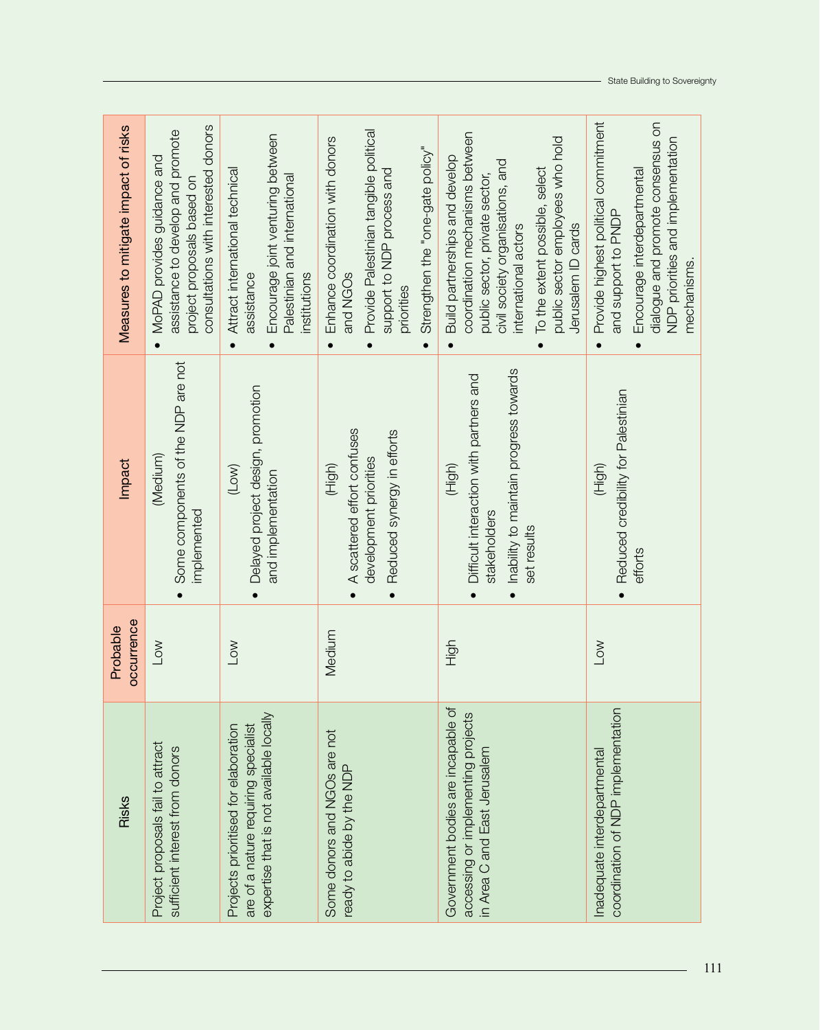| Risks | Probable occurrence | Impact | Measures to mitigate impact of risks |
|---|---|---|---|
| Project proposals fail to attract sufficient interest from donors | Low | (Medium)<br>• Some components of the NDP are not implemented | • MoPAD provides guidance and assistance to develop and promote project proposals based on consultations with interested donors |
| Projects prioritised for elaboration are of a nature requiring specialist expertise that is not available locally | Low | (Low)<br>• Delayed project design, promotion and implementation | • Attract international technical assistance<br>• Encourage joint venturing between Palestinian and international institutions |
| Some donors and NGOs are not ready to abide by the NDP | Medium | (High)<br>• A scattered effort confuses development priorities<br>• Reduced synergy in efforts | • Enhance coordination with donors and NGOs<br>• Provide Palestinian tangible political support to NDP process and priorities<br>• Strengthen the "one-gate policy" |
| Government bodies are incapable of accessing or implementing projects in Area C and East Jerusalem | High | (High)<br>• Difficult interaction with partners and stakeholders<br>• Inability to maintain progress towards set results | • Build partnerships and develop coordination mechanisms between public sector, private sector, civil society organisations, and international actors<br>• To the extent possible, select public sector employees who hold Jerusalem ID cards |
| Inadequate interdepartmental coordination of NDP implementation | Low | (High)<br>• Reduced credibility for Palestinian efforts | • Provide highest political commitment and support to PNDP<br>• Encourage interdepartmental dialogue and promote consensus on NDP priorities and implementation mechanisms. |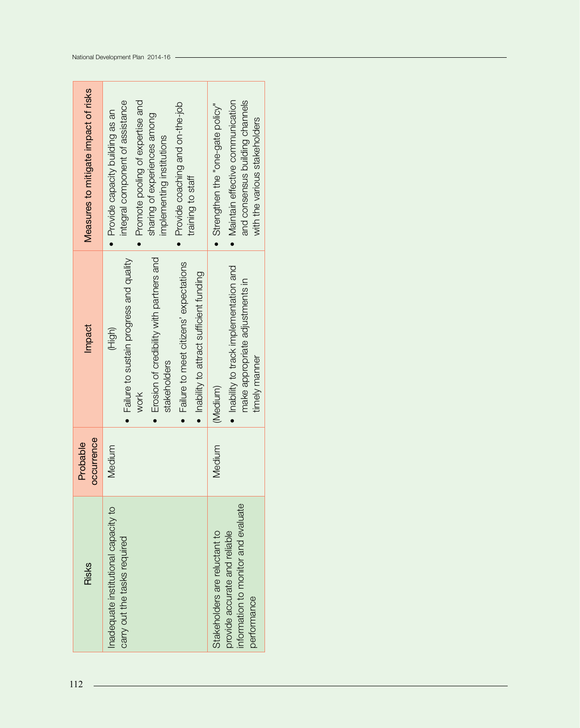| Risks | Probable occurrence | Impact | Measures to mitigate impact of risks |
| --- | --- | --- | --- |
| Inadequate institutional capacity to carry out the tasks required | Medium | (High)<br>• Failure to sustain progress and quality work<br>• Erosion of credibility with partners and stakeholders<br>• Failure to meet citizens' expectations<br>• Inability to attract sufficient funding | • Provide capacity building as an integral component of assistance<br>• Promote pooling of expertise and sharing of experiences among implementing institutions<br>• Provide coaching and on-the-job training to staff |
| Stakeholders are reluctant to provide accurate and reliable information to monitor and evaluate performance | Medium | (Medium)<br>• Inability to track implementation and make appropriate adjustments in timely manner | • Strengthen the "one-gate policy"<br>• Maintain effective communication and consensus building channels with the various stakeholders |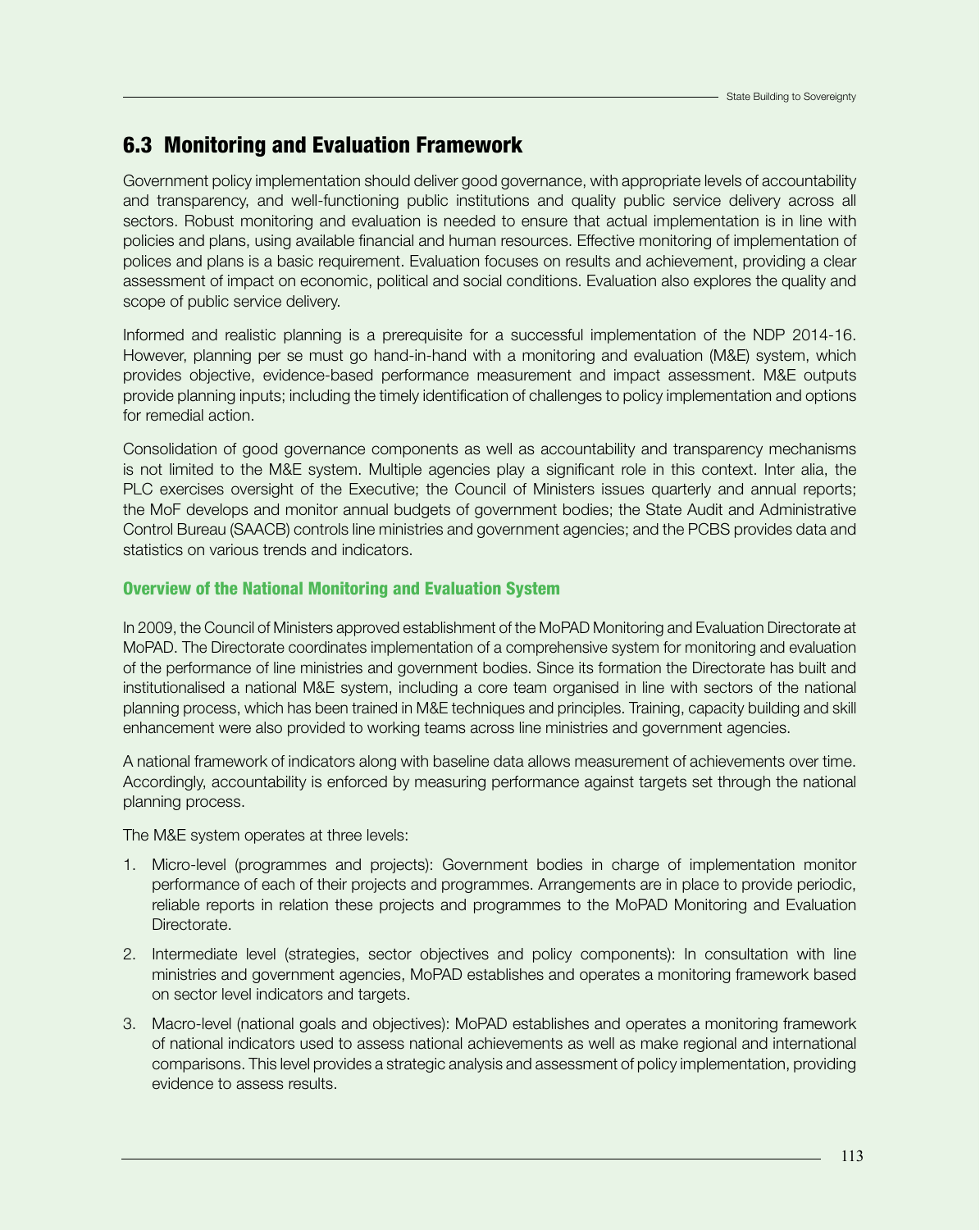## 6.3 Monitoring and Evaluation Framework

Government policy implementation should deliver good governance, with appropriate levels of accountability and transparency, and well-functioning public institutions and quality public service delivery across all sectors. Robust monitoring and evaluation is needed to ensure that actual implementation is in line with policies and plans, using available financial and human resources. Effective monitoring of implementation of polices and plans is a basic requirement. Evaluation focuses on results and achievement, providing a clear assessment of impact on economic, political and social conditions. Evaluation also explores the quality and scope of public service delivery.

Informed and realistic planning is a prerequisite for a successful implementation of the NDP 2014-16. However, planning per se must go hand-in-hand with a monitoring and evaluation (M&E) system, which provides objective, evidence-based performance measurement and impact assessment. M&E outputs provide planning inputs; including the timely identification of challenges to policy implementation and options for remedial action.

Consolidation of good governance components as well as accountability and transparency mechanisms is not limited to the M&E system. Multiple agencies play a significant role in this context. Inter alia, the PLC exercises oversight of the Executive; the Council of Ministers issues quarterly and annual reports; the MoF develops and monitor annual budgets of government bodies; the State Audit and Administrative Control Bureau (SAACB) controls line ministries and government agencies; and the PCBS provides data and statistics on various trends and indicators.

### Overview of the National Monitoring and Evaluation System

In 2009, the Council of Ministers approved establishment of the MoPAD Monitoring and Evaluation Directorate at MoPAD. The Directorate coordinates implementation of a comprehensive system for monitoring and evaluation of the performance of line ministries and government bodies. Since its formation the Directorate has built and institutionalised a national M&E system, including a core team organised in line with sectors of the national planning process, which has been trained in M&E techniques and principles. Training, capacity building and skill enhancement were also provided to working teams across line ministries and government agencies.

A national framework of indicators along with baseline data allows measurement of achievements over time. Accordingly, accountability is enforced by measuring performance against targets set through the national planning process.

The M&E system operates at three levels:

1. Micro-level (programmes and projects): Government bodies in charge of implementation monitor performance of each of their projects and programmes. Arrangements are in place to provide periodic, reliable reports in relation these projects and programmes to the MoPAD Monitoring and Evaluation Directorate.
2. Intermediate level (strategies, sector objectives and policy components): In consultation with line ministries and government agencies, MoPAD establishes and operates a monitoring framework based on sector level indicators and targets.
3. Macro-level (national goals and objectives): MoPAD establishes and operates a monitoring framework of national indicators used to assess national achievements as well as make regional and international comparisons. This level provides a strategic analysis and assessment of policy implementation, providing evidence to assess results.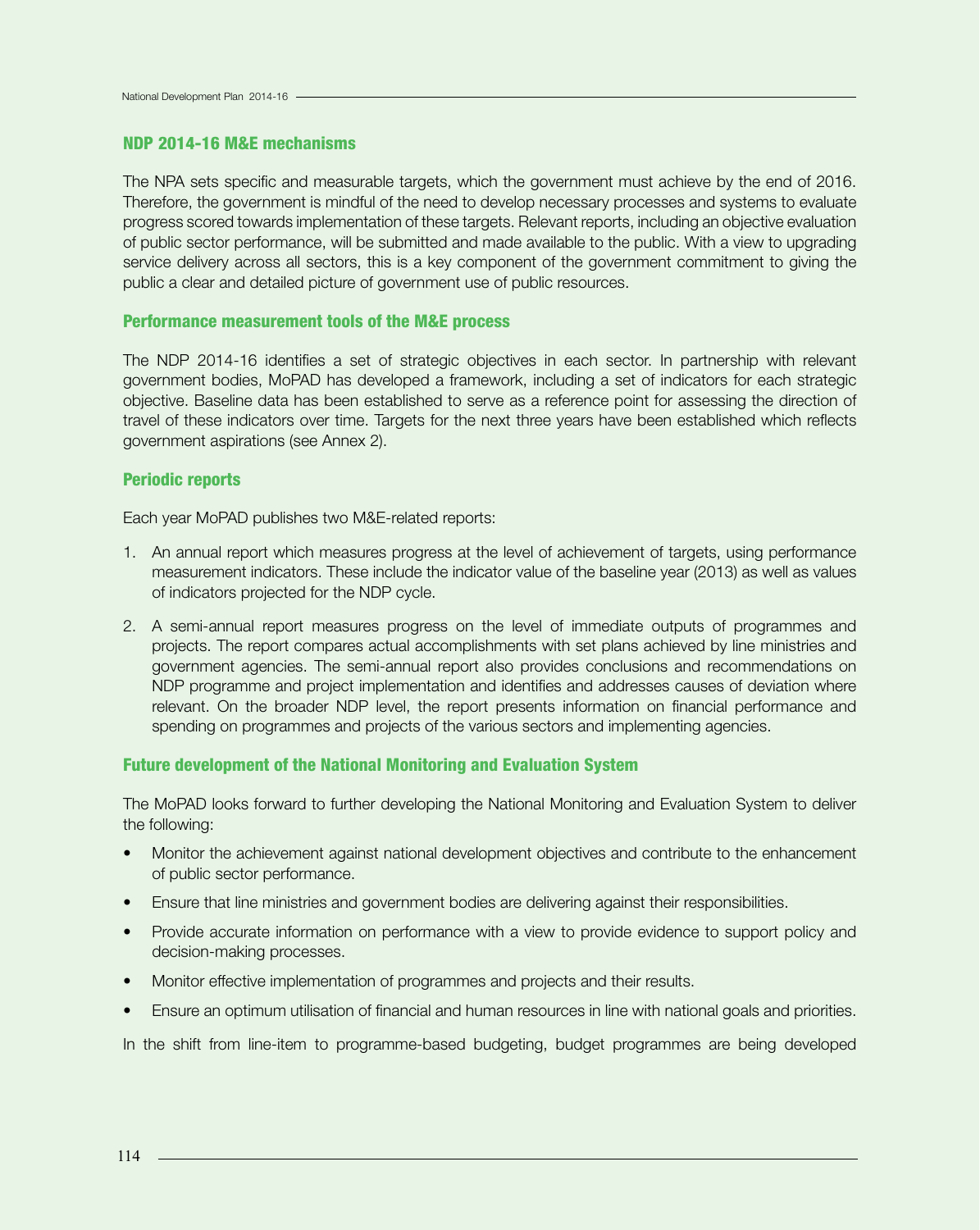## NDP 2014-16 M&E mechanisms

The NPA sets specific and measurable targets, which the government must achieve by the end of 2016. Therefore, the government is mindful of the need to develop necessary processes and systems to evaluate progress scored towards implementation of these targets. Relevant reports, including an objective evaluation of public sector performance, will be submitted and made available to the public. With a view to upgrading service delivery across all sectors, this is a key component of the government commitment to giving the public a clear and detailed picture of government use of public resources.

## Performance measurement tools of the M&E process

The NDP 2014-16 identifies a set of strategic objectives in each sector. In partnership with relevant government bodies, MoPAD has developed a framework, including a set of indicators for each strategic objective. Baseline data has been established to serve as a reference point for assessing the direction of travel of these indicators over time. Targets for the next three years have been established which reflects government aspirations (see Annex 2).

## Periodic reports

Each year MoPAD publishes two M&E-related reports:

1. An annual report which measures progress at the level of achievement of targets, using performance measurement indicators. These include the indicator value of the baseline year (2013) as well as values of indicators projected for the NDP cycle.
2. A semi-annual report measures progress on the level of immediate outputs of programmes and projects. The report compares actual accomplishments with set plans achieved by line ministries and government agencies. The semi-annual report also provides conclusions and recommendations on NDP programme and project implementation and identifies and addresses causes of deviation where relevant. On the broader NDP level, the report presents information on financial performance and spending on programmes and projects of the various sectors and implementing agencies.

## Future development of the National Monitoring and Evaluation System

The MoPAD looks forward to further developing the National Monitoring and Evaluation System to deliver the following:

- Monitor the achievement against national development objectives and contribute to the enhancement of public sector performance.
- Ensure that line ministries and government bodies are delivering against their responsibilities.
- Provide accurate information on performance with a view to provide evidence to support policy and decision-making processes.
- Monitor effective implementation of programmes and projects and their results.
- Ensure an optimum utilisation of financial and human resources in line with national goals and priorities.

In the shift from line-item to programme-based budgeting, budget programmes are being developed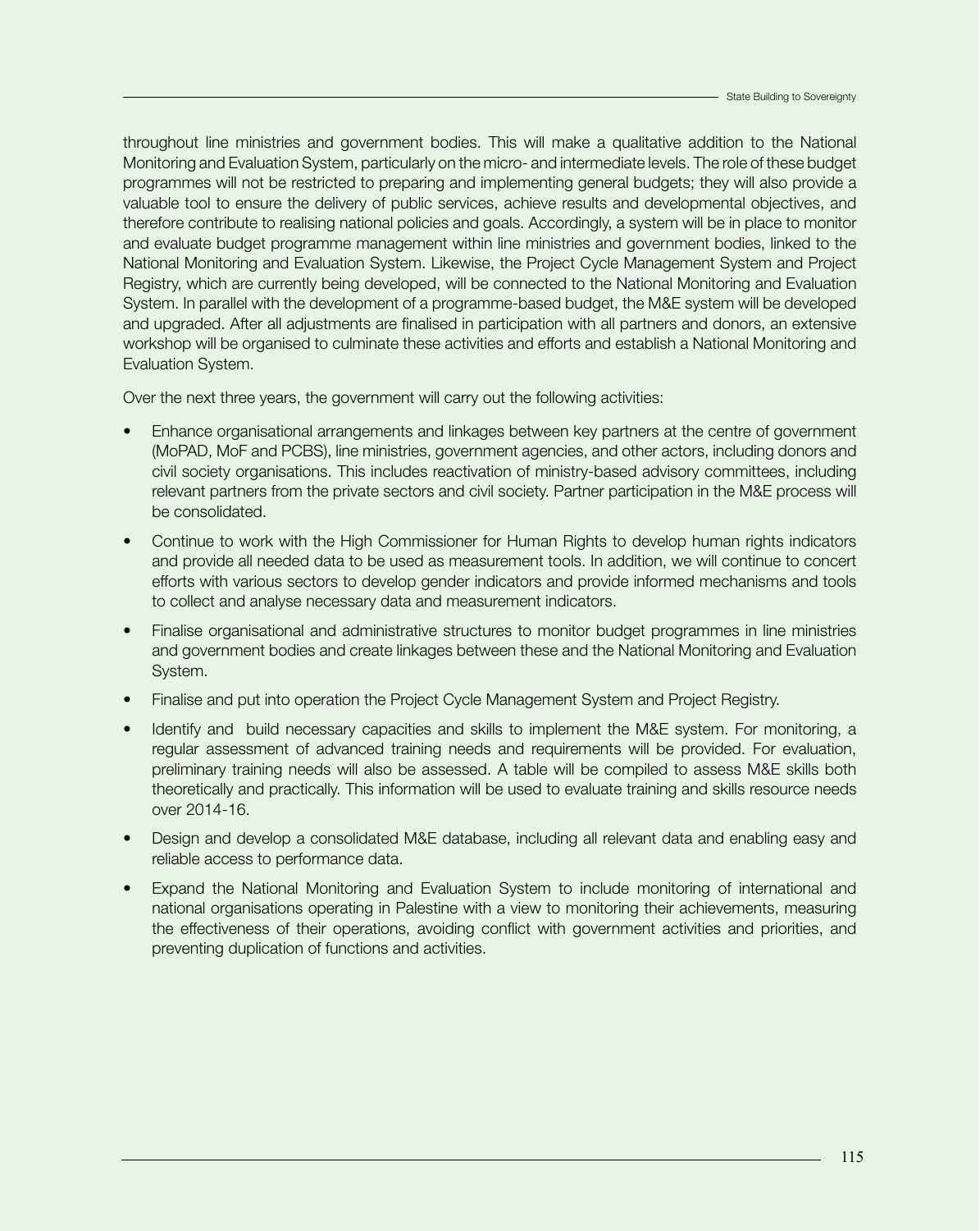throughout line ministries and government bodies. This will make a qualitative addition to the National Monitoring and Evaluation System, particularly on the micro- and intermediate levels. The role of these budget programmes will not be restricted to preparing and implementing general budgets; they will also provide a valuable tool to ensure the delivery of public services, achieve results and developmental objectives, and therefore contribute to realising national policies and goals. Accordingly, a system will be in place to monitor and evaluate budget programme management within line ministries and government bodies, linked to the National Monitoring and Evaluation System. Likewise, the Project Cycle Management System and Project Registry, which are currently being developed, will be connected to the National Monitoring and Evaluation System. In parallel with the development of a programme-based budget, the M&E system will be developed and upgraded. After all adjustments are finalised in participation with all partners and donors, an extensive workshop will be organised to culminate these activities and efforts and establish a National Monitoring and Evaluation System.

Over the next three years, the government will carry out the following activities:

- Enhance organisational arrangements and linkages between key partners at the centre of government (MoPAD, MoF and PCBS), line ministries, government agencies, and other actors, including donors and civil society organisations. This includes reactivation of ministry-based advisory committees, including relevant partners from the private sectors and civil society. Partner participation in the M&E process will be consolidated.
- Continue to work with the High Commissioner for Human Rights to develop human rights indicators and provide all needed data to be used as measurement tools. In addition, we will continue to concert efforts with various sectors to develop gender indicators and provide informed mechanisms and tools to collect and analyse necessary data and measurement indicators.
- Finalise organisational and administrative structures to monitor budget programmes in line ministries and government bodies and create linkages between these and the National Monitoring and Evaluation System.
- Finalise and put into operation the Project Cycle Management System and Project Registry.
- Identify and build necessary capacities and skills to implement the M&E system. For monitoring, a regular assessment of advanced training needs and requirements will be provided. For evaluation, preliminary training needs will also be assessed. A table will be compiled to assess M&E skills both theoretically and practically. This information will be used to evaluate training and skills resource needs over 2014-16.
- Design and develop a consolidated M&E database, including all relevant data and enabling easy and reliable access to performance data.
- Expand the National Monitoring and Evaluation System to include monitoring of international and national organisations operating in Palestine with a view to monitoring their achievements, measuring the effectiveness of their operations, avoiding conflict with government activities and priorities, and preventing duplication of functions and activities.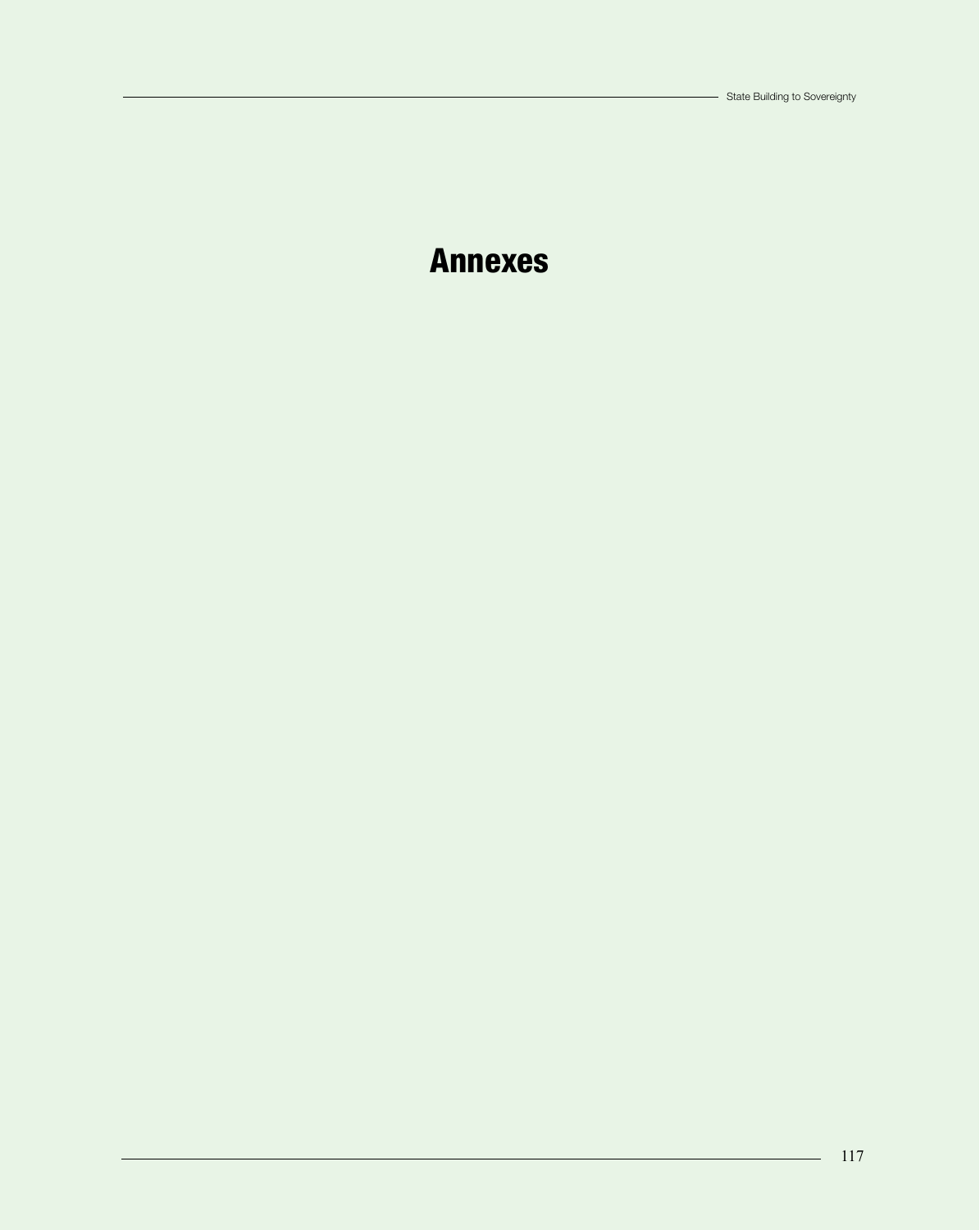# Annexes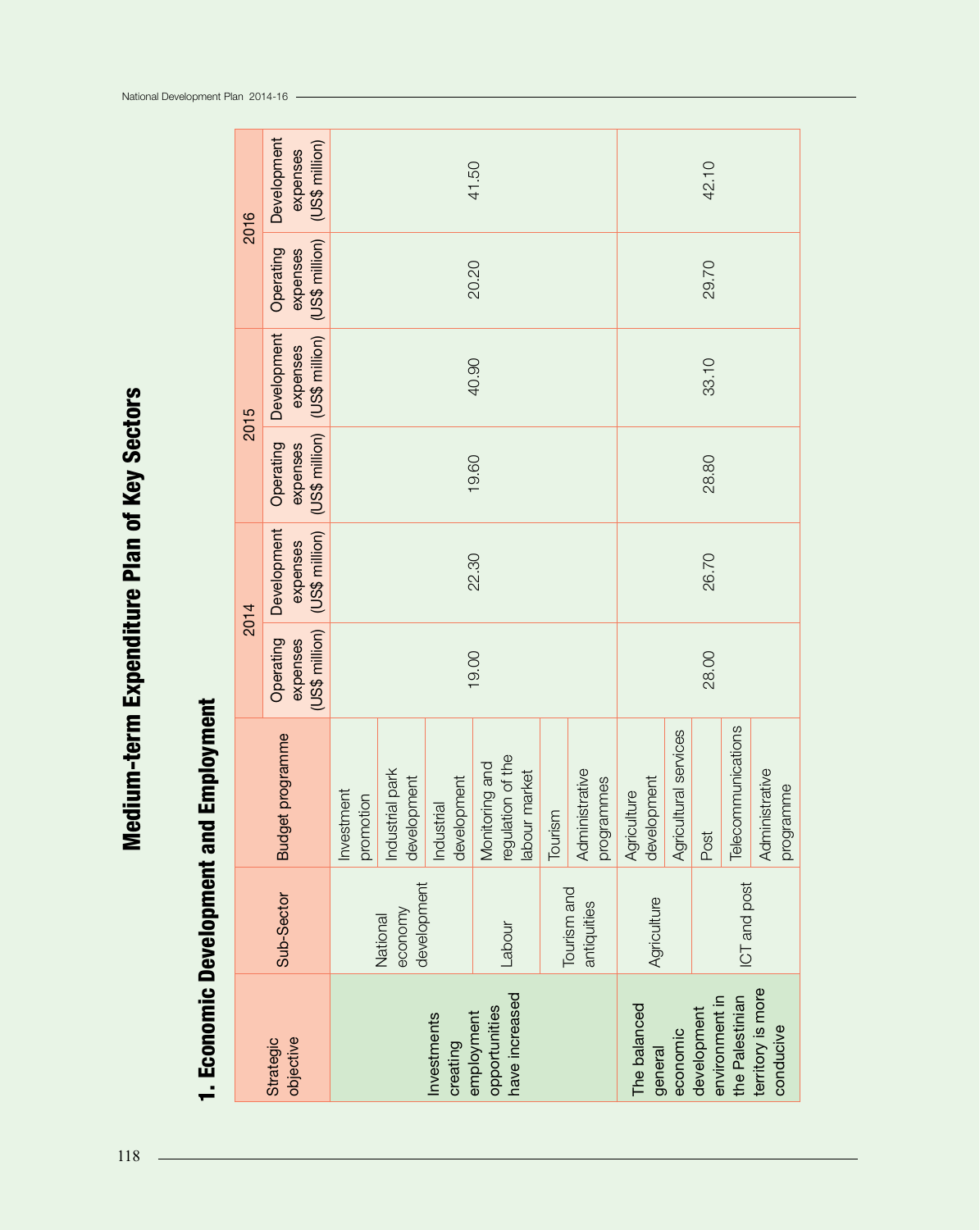# Medium-term Expenditure Plan of Key Sectors

## 1. Economic Development and Employment

| Strategic objective | Sub-Sector | Budget programme | 2014 | | 2015 | | 2016 | |
|---|---|---|---|---|---|---|---|---|
| | | | Operating expenses (US$ million) | Development expenses (US$ million) | Operating expenses (US$ million) | Development expenses (US$ million) | Operating expenses (US$ million) | Development expenses (US$ million) |
| Investments creating employment opportunities have increased | National economy development | Investment promotion | 19.00 | 22.30 | 19.60 | 40.90 | 20.20 | 41.50 |
| | | Industrial park development | | | | | | |
| | | Industrial development | | | | | | |
| | Labour | Monitoring and regulation of the labour market | | | | | | |
| | Tourism and antiquities | Tourism | | | | | | |
| | | Administrative programmes | | | | | | |
| The balanced general economic development environment in the Palestinian territory is more conducive | Agriculture | Agriculture development | 28.00 | 26.70 | 28.80 | 33.10 | 29.70 | 42.10 |
| | | Agricultural services | | | | | | |
| | ICT and post | Post | | | | | | |
| | | Telecommunications | | | | | | |
| | | Administrative programme | | | | | | |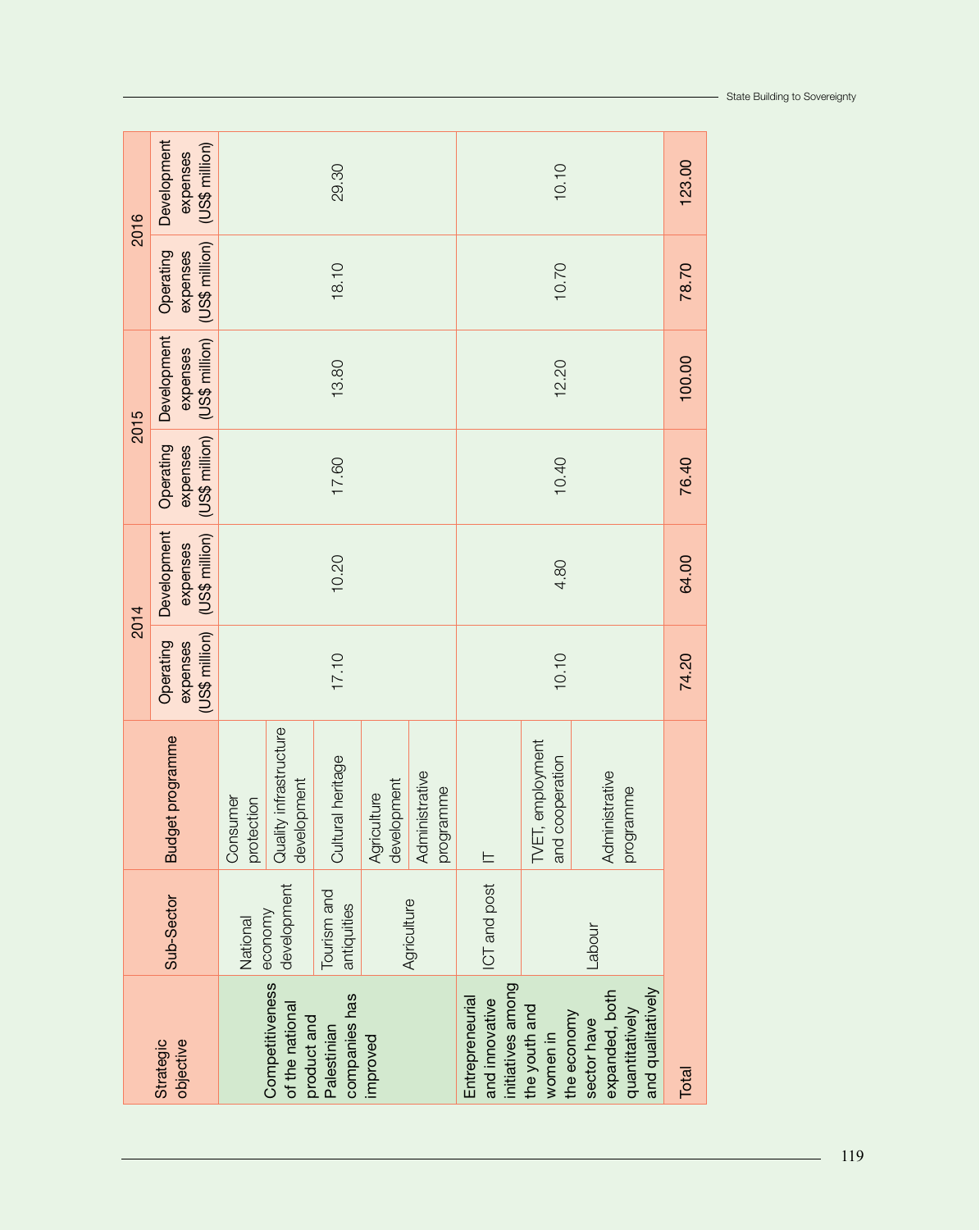| Strategic objective | Sub-Sector | Budget programme | 2014 | | 2015 | | 2016 | |
|---|---|---|---|---|---|---|---|---|
| | | | Operating expenses (US$ million) | Development expenses (US$ million) | Operating expenses (US$ million) | Development expenses (US$ million) | Operating expenses (US$ million) | Development expenses (US$ million) |
| Competitiveness of the national product and Palestinian companies has improved | National economy development | Consumer protection | 17.10 | 10.20 | 17.60 | 13.80 | 18.10 | 29.30 |
| | | Quality infrastructure development | | | | | | |
| | Tourism and antiquities | Cultural heritage | | | | | | |
| | Agriculture | Agriculture development | | | | | | |
| | | Administrative programme | | | | | | |
| Entrepreneurial and innovative initiatives among the youth and women in the economy sector have expanded, both quantitatively and qualitatively | ICT and post | IT | 10.10 | 4.80 | 10.40 | 12.20 | 10.70 | 10.10 |
| | Labour | TVET, employment and cooperation | | | | | | |
| | | Administrative programme | | | | | | |
| Total | | | 74.20 | 64.00 | 76.40 | 100.00 | 78.70 | 123.00 |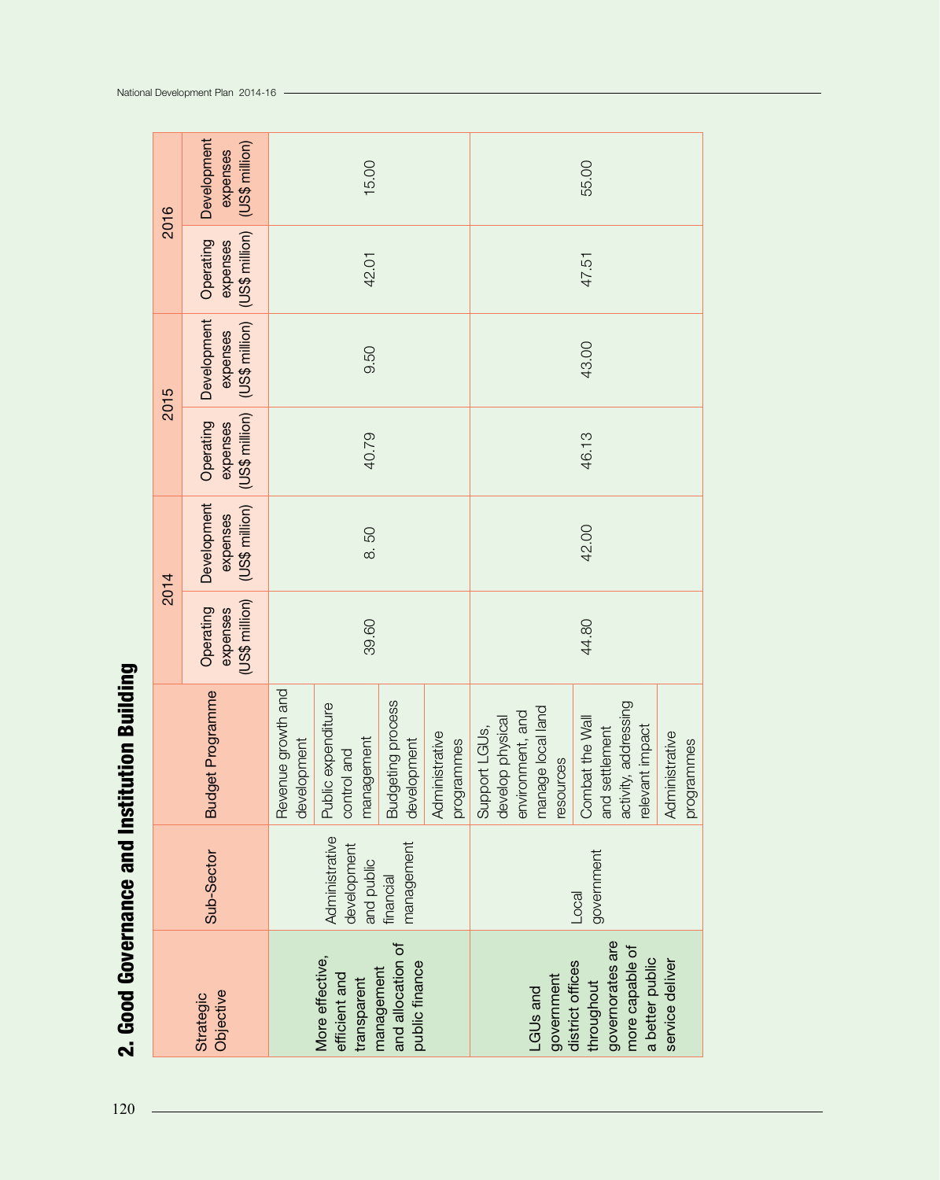## 2. Good Governance and Institution Building

| Strategic Objective | Sub-Sector | Budget Programme | 2014 | | 2015 | | 2016 | |
|---|---|---|---|---|---|---|---|---|
| | | | Operating expenses (US$ million) | Development expenses (US$ million) | Operating expenses (US$ million) | Development expenses (US$ million) | Operating expenses (US$ million) | Development expenses (US$ million) |
| More effective, efficient and transparent management and allocation of public finance | Administrative development and public financial management | Revenue growth and development<br>Public expenditure control and management<br>Budgeting process development<br>Administrative programmes | 39.60 | 8. 50 | 40.79 | 9.50 | 42.01 | 15.00 |
| LGUs and government district offices throughout governorates are more capable of a better public service deliver | Local government | Support LGUs, develop physical environment, and manage local land resources<br>Combat the Wall and settlement activity, addressing relevant impact<br>Administrative programmes | 44.80 | 42.00 | 46.13 | 43.00 | 47.51 | 55.00 |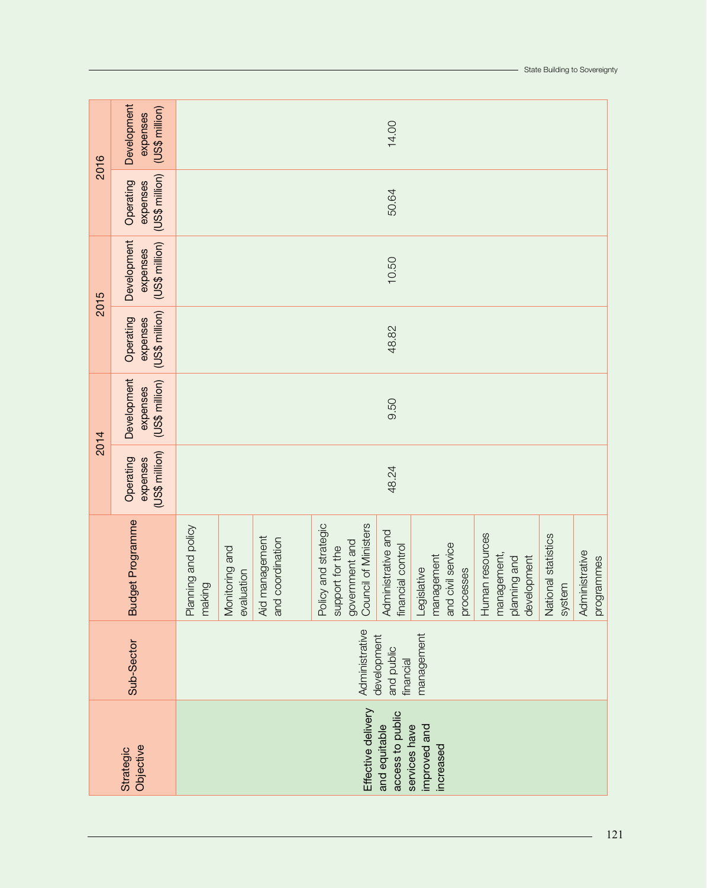| Strategic Objective | Sub-Sector | Budget Programme | 2014 | | 2015 | | 2016 | |
|---|---|---|---|---|---|---|---|---|
| | | | Operating expenses (US$ million) | Development expenses (US$ million) | Operating expenses (US$ million) | Development expenses (US$ million) | Operating expenses (US$ million) | Development expenses (US$ million) |
| Effective delivery and equitable access to public services have improved and increased | Administrative development and public financial management | Planning and policy making | 48.24 | 9.50 | 48.82 | 10.50 | 50.64 | 14.00 |
| | | Monitoring and evaluation | | | | | | |
| | | Aid management and coordination | | | | | | |
| | | Policy and strategic support for the government and Council of Ministers | | | | | | |
| | | Administrative and financial control | | | | | | |
| | | Legislative management and civil service processes | | | | | | |
| | | Human resources management, planning and development | | | | | | |
| | | National statistics system | | | | | | |
| | | Administrative programmes | | | | | | |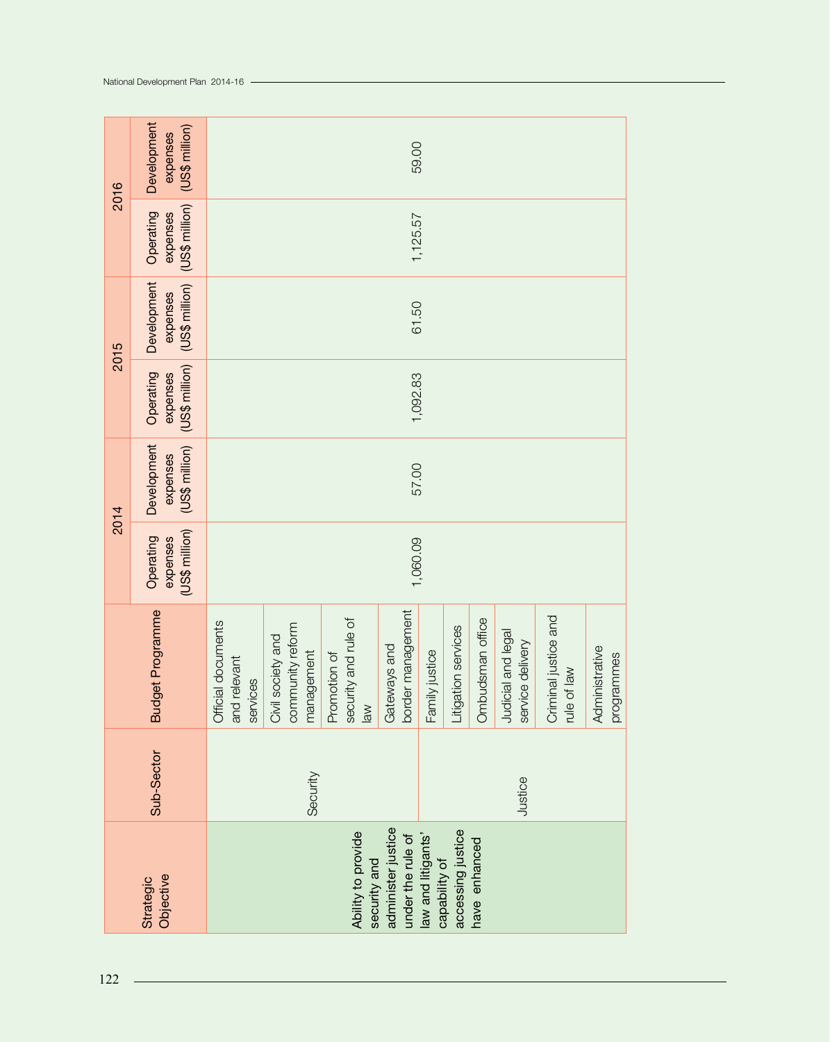| Strategic Objective | Sub-Sector | Budget Programme | 2014 | | 2015 | | 2016 | |
|---|---|---|---|---|---|---|---|---|
| | | | Operating expenses (US$ million) | Development expenses (US$ million) | Operating expenses (US$ million) | Development expenses (US$ million) | Operating expenses (US$ million) | Development expenses (US$ million) |
| Ability to provide security and administer justice under the rule of law and litigants' capability of accessing justice have enhanced | Security | Official documents and relevant services | 1,060.09 | 57.00 | 1,092.83 | 61.50 | 1,125.57 | 59.00 |
| | | Civil society and community reform management | | | | | | |
| | | Promotion of security and rule of law | | | | | | |
| | | Gateways and border management | | | | | | |
| | Justice | Family justice | | | | | | |
| | | Litigation services | | | | | | |
| | | Ombudsman office | | | | | | |
| | | Judicial and legal service delivery | | | | | | |
| | | Criminal justice and rule of law | | | | | | |
| | | Administrative programmes | | | | | | |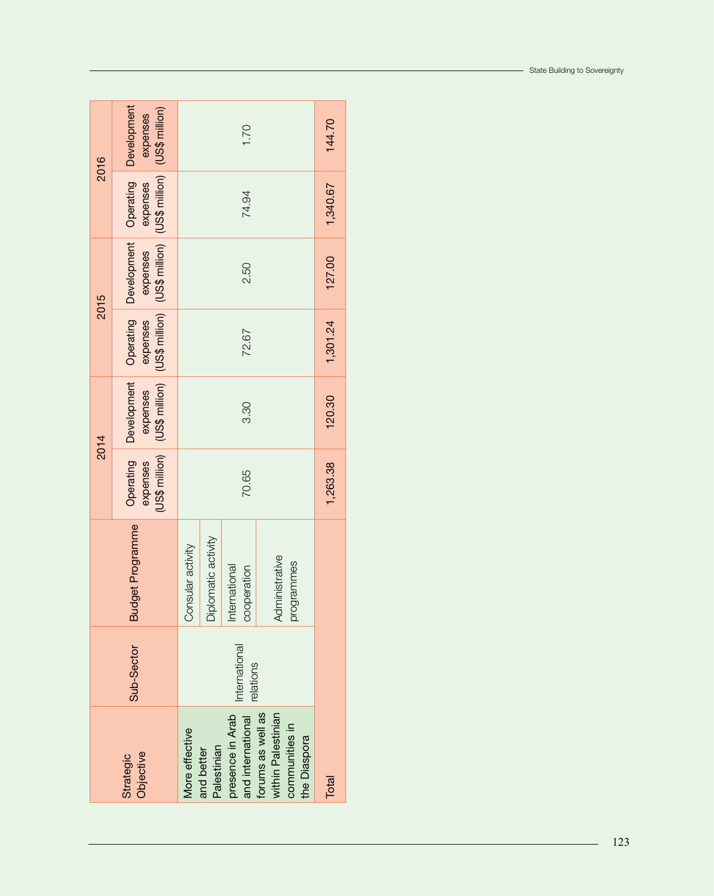| Strategic Objective | Sub-Sector | Budget Programme | 2014 | | 2015 | | 2016 | |
|---|---|---|---|---|---|---|---|---|
| | | | Operating expenses (US$ million) | Development expenses (US$ million) | Operating expenses (US$ million) | Development expenses (US$ million) | Operating expenses (US$ million) | Development expenses (US$ million) |
| More effective and better Palestinian presence in Arab and international forums as well as within Palestinian communities in the Diaspora | International relations | Consular activity<br>Diplomatic activity<br>International cooperation<br>Administrative programmes | 70.65 | 3.30 | 72.67 | 2.50 | 74.94 | 1.70 |
| Total | | | 1,263.38 | 120.30 | 1,301.24 | 127.00 | 1,340.67 | 144.70 |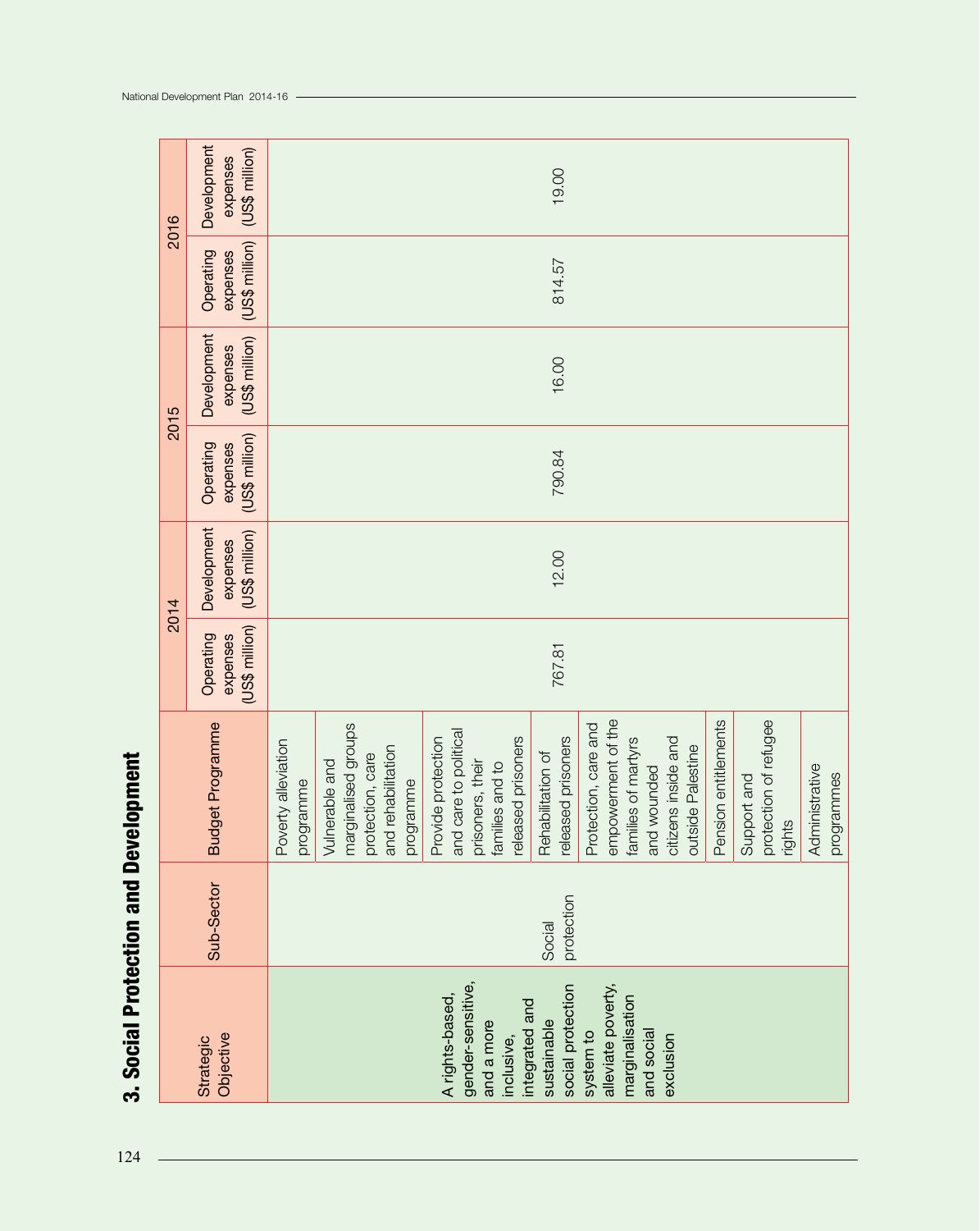## 3. Social Protection and Development

| Strategic Objective | Sub-Sector | Budget Programme | 2014 | | 2015 | | 2016 | |
|---|---|---|---|---|---|---|---|---|
| | | | Operating expenses (US$ million) | Development expenses (US$ million) | Operating expenses (US$ million) | Development expenses (US$ million) | Operating expenses (US$ million) | Development expenses (US$ million) |
| A rights-based, gender-sensitive, and a more inclusive, integrated and sustainable social protection system to alleviate poverty, marginalisation and social exclusion | Social protection | Poverty alleviation programme | 767.81 | 12.00 | 790.84 | 16.00 | 814.57 | 19.00 |
| | | Vulnerable and marginalised groups protection, care and rehabilitation programme | | | | | | |
| | | Provide protection and care to political prisoners, their families and to released prisoners | | | | | | |
| | | Rehabilitation of released prisoners | | | | | | |
| | | Protection, care and empowerment of the families of martyrs and wounded citizens inside and outside Palestine | | | | | | |
| | | Pension entitlements | | | | | | |
| | | Support and protection of refugee rights | | | | | | |
| | | Administrative programmes | | | | | | |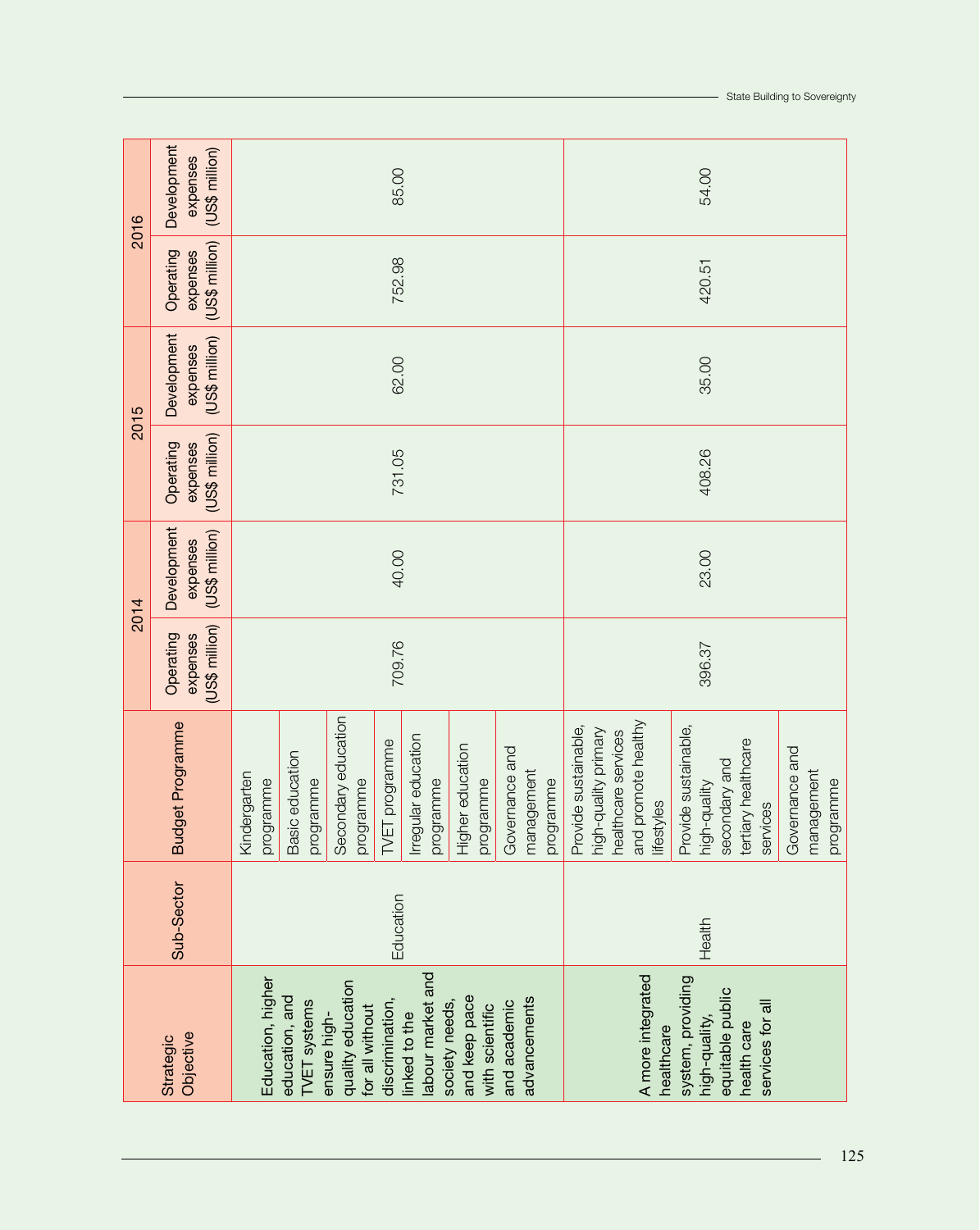| Strategic Objective | Sub-Sector | Budget Programme | 2014 | | 2015 | | 2016 | |
|---|---|---|---|---|---|---|---|---|
| | | | Operating expenses (US$ million) | Development expenses (US$ million) | Operating expenses (US$ million) | Development expenses (US$ million) | Operating expenses (US$ million) | Development expenses (US$ million) |
| Education, higher education, and TVET systems ensure high-quality education for all without discrimination, linked to the labour market and society needs, and keep pace with scientific and academic advancements | Education | Kindergarten programme<br>Basic education programme<br>Secondary education programme<br>TVET programme<br>Irregular education programme<br>Higher education programme<br>Governance and management programme | 709.76 | 40.00 | 731.05 | 62.00 | 752.98 | 85.00 |
| A more integrated healthcare system, providing high-quality, equitable public health care services for all | Health | Provide sustainable, high-quality primary healthcare services and promote healthy lifestyles<br>Provide sustainable, high-quality secondary and tertiary healthcare services<br>Governance and management programme | 396.37 | 23.00 | 408.26 | 35.00 | 420.51 | 54.00 |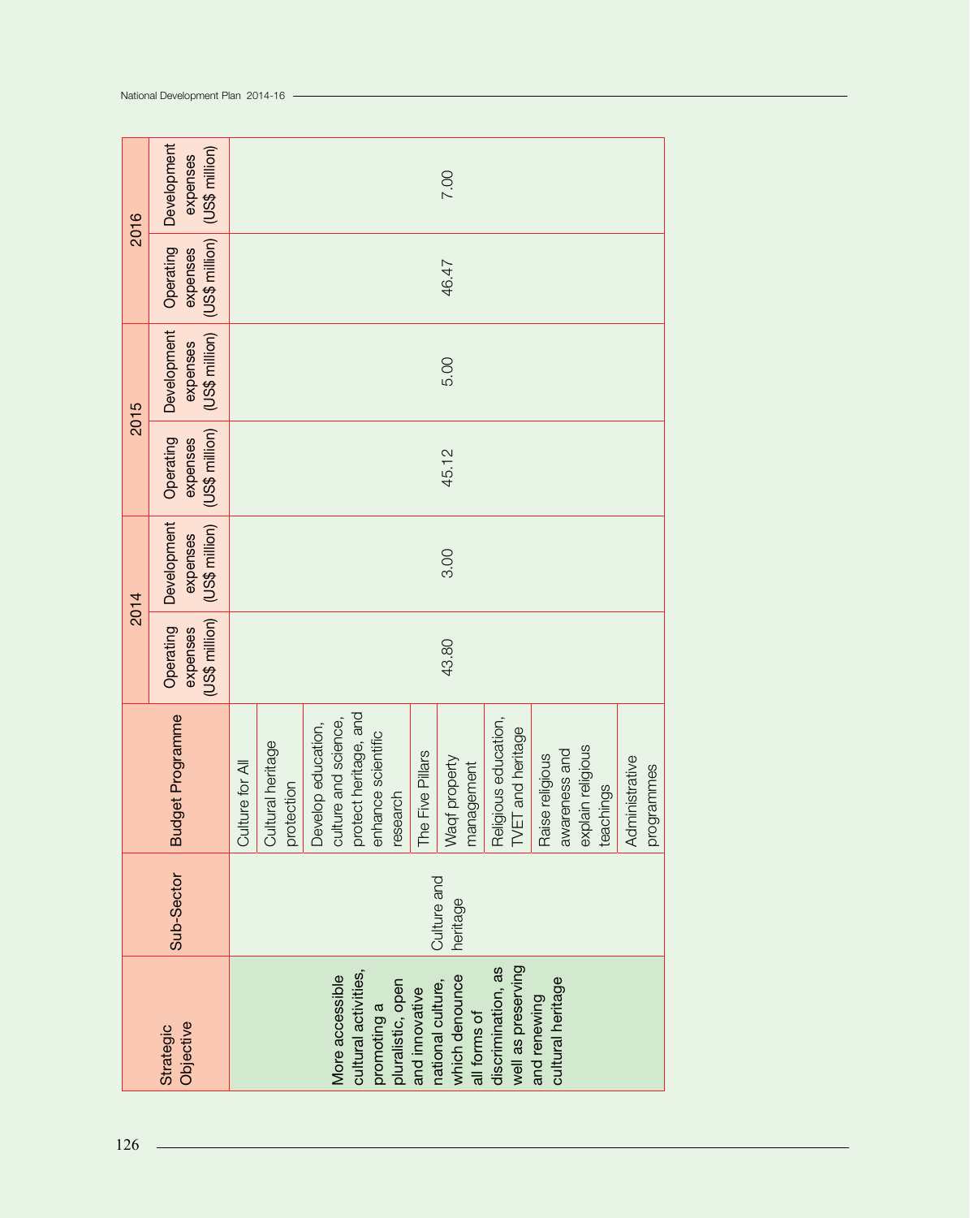| Strategic Objective | Sub-Sector | Budget Programme | 2014 | | 2015 | | 2016 | |
|---|---|---|---|---|---|---|---|---|
| | | | Operating expenses (US$ million) | Development expenses (US$ million) | Operating expenses (US$ million) | Development expenses (US$ million) | Operating expenses (US$ million) | Development expenses (US$ million) |
| More accessible cultural activities, promoting a pluralistic, open and innovative national culture, which denounce all forms of discrimination, as well as preserving and renewing cultural heritage | Culture and heritage | Culture for All | 43.80 | 3.00 | 45.12 | 5.00 | 46.47 | 7.00 |
| | | Cultural heritage protection | | | | | | |
| | | Develop education, culture and science, protect heritage, and enhance scientific research | | | | | | |
| | | The Five Pillars | | | | | | |
| | | Waqf property management | | | | | | |
| | | Religious education, TVET and heritage | | | | | | |
| | | Raise religious awareness and explain religious teachings | | | | | | |
| | | Administrative programmes | | | | | | |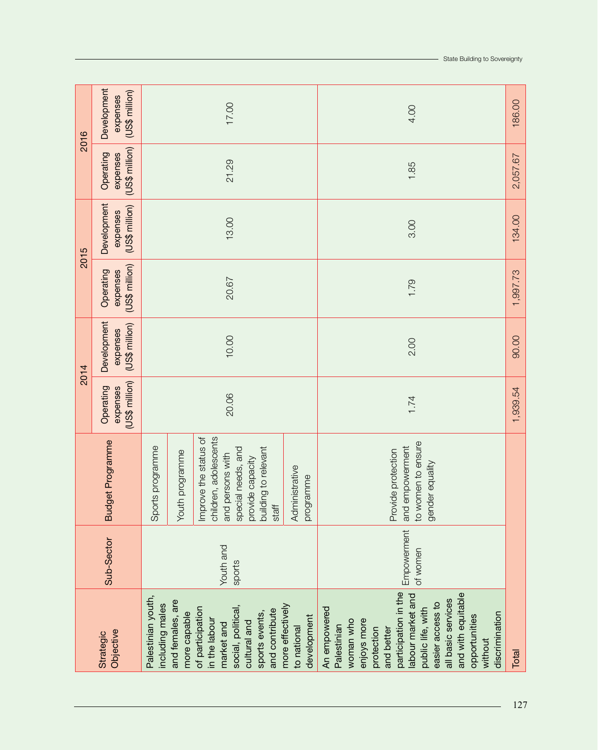| Strategic Objective | Sub-Sector | Budget Programme | 2014 | | 2015 | | 2016 | |
|---|---|---|---|---|---|---|---|---|
| | | | Operating expenses (US$ million) | Development expenses (US$ million) | Operating expenses (US$ million) | Development expenses (US$ million) | Operating expenses (US$ million) | Development expenses (US$ million) |
| Palestinian youth, including males and females, are more capable of participation in the labour market and social, political, cultural and sports events, and contribute more effectively to national development | Youth and sports | Sports programme<br>Youth programme<br>Improve the status of children, adolescents and persons with special needs, and provide capacity building to relevant staff<br>Administrative programme | 20.06 | 10.00 | 20.67 | 13.00 | 21.29 | 17.00 |
| An empowered Palestinian woman who enjoys more protection and better participation in the labour market and public life, with easier access to all basic services and with equitable opportunities without discrimination | Empowerment of women | Provide protection and empowerment to women to ensure gender equality | 1.74 | 2.00 | 1.79 | 3.00 | 1.85 | 4.00 |
| Total | | | 1,939.54 | 90.00 | 1,997.73 | 134.00 | 2,057.67 | 186.00 |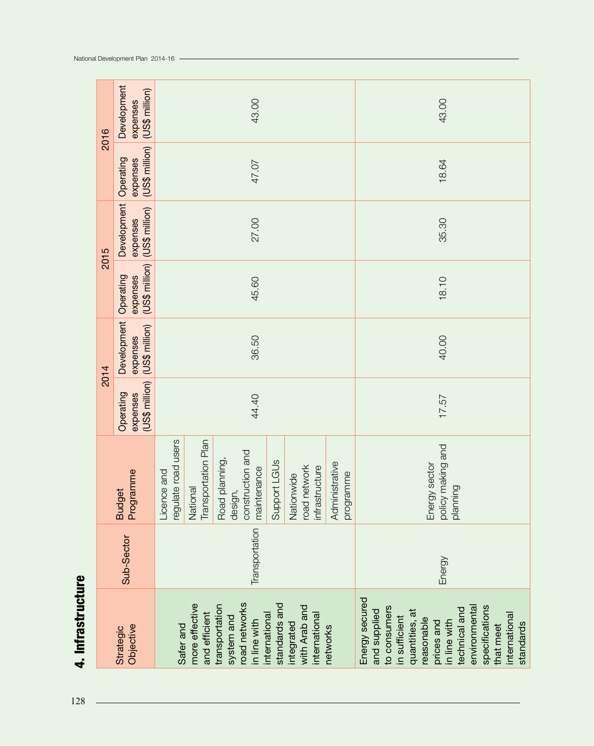## 4. Infrastructure

| Strategic Objective | Sub-Sector | Budget Programme | 2014 | | 2015 | | 2016 | |
|---|---|---|---|---|---|---|---|---|
| | | | Operating expenses (US$ million) | Development expenses (US$ million) | Operating expenses (US$ million) | Development expenses (US$ million) | Operating expenses (US$ million) | Development expenses (US$ million) |
| Safer and more effective and efficient transportation system and road networks in line with international standards and integrated with Arab and international networks | Transportation | Licence and regulate road users<br>National Transportation Plan<br>Road planning, design, construction and maintenance<br>Support LGUs<br>Nationwide road network infrastructure<br>Administrative programme | 44.40 | 36.50 | 45.60 | 27.00 | 47.07 | 43.00 |
| Energy secured and supplied to consumers in sufficient quantities, at reasonable prices and in line with technical and environmental specifications that meet international standards | Energy | Energy sector policy making and planning | 17.57 | 40.00 | 18.10 | 35.30 | 18.64 | 43.00 |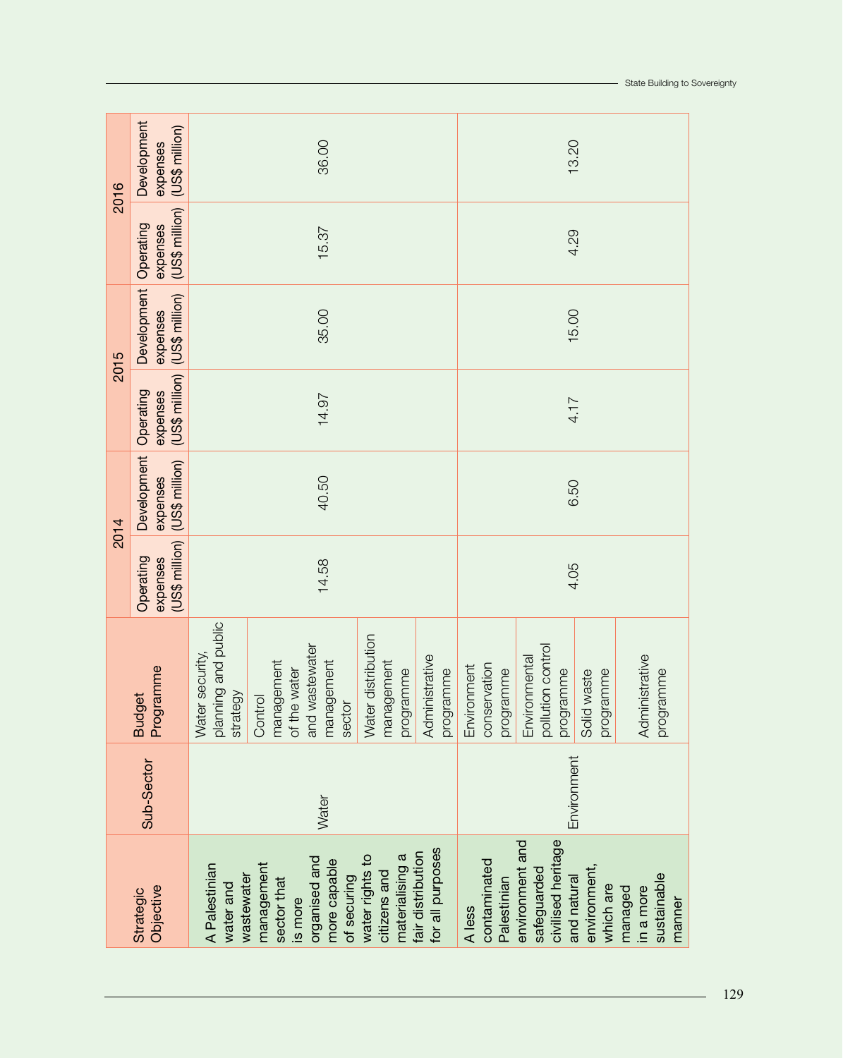| Strategic Objective | Sub-Sector | Budget Programme | 2014 | | 2015 | | 2016 | |
|---|---|---|---|---|---|---|---|---|
| | | | Operating expenses (US$ million) | Development expenses (US$ million) | Operating expenses (US$ million) | Development expenses (US$ million) | Operating expenses (US$ million) | Development expenses (US$ million) |
| A Palestinian water and wastewater management sector that is more organised and more capable of securing water rights to citizens and materialising a fair distribution for all purposes | Water | Water security, planning and public strategy | 14.58 | 40.50 | 14.97 | 35.00 | 15.37 | 36.00 |
| | | Control management of the water and wastewater management sector | | | | | | |
| | | Water distribution management programme | | | | | | |
| | | Administrative programme | | | | | | |
| A less contaminated Palestinian environment and safeguarded civilised heritage and natural environment, which are managed in a more sustainable manner | Environment | Environment conservation programme | 4.05 | 6.50 | 4.17 | 15.00 | 4.29 | 13.20 |
| | | Environmental pollution control programme | | | | | | |
| | | Solid waste programme | | | | | | |
| | | Administrative programme | | | | | | |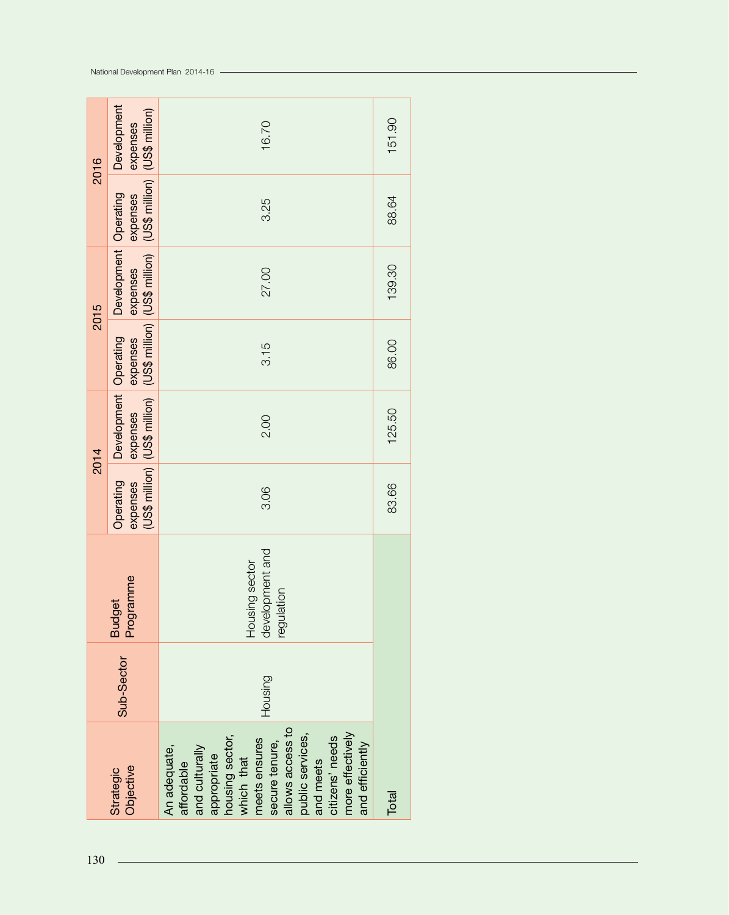| Strategic Objective | Sub-Sector | Budget Programme | 2014 | | 2015 | | 2016 | |
|---|---|---|---|---|---|---|---|---|
| | | | Operating expenses (US$ million) | Development expenses (US$ million) | Operating expenses (US$ million) | Development expenses (US$ million) | Operating expenses (US$ million) | Development expenses (US$ million) |
| An adequate, affordable and culturally appropriate housing sector, which that meets ensures secure tenure, allows access to public services, and meets citizens' needs more effectively and efficiently | Housing | Housing sector development and regulation | 3.06 | 2.00 | 3.15 | 27.00 | 3.25 | 16.70 |
| Total | | | 83.66 | 125.50 | 86.00 | 139.30 | 88.64 | 151.90 |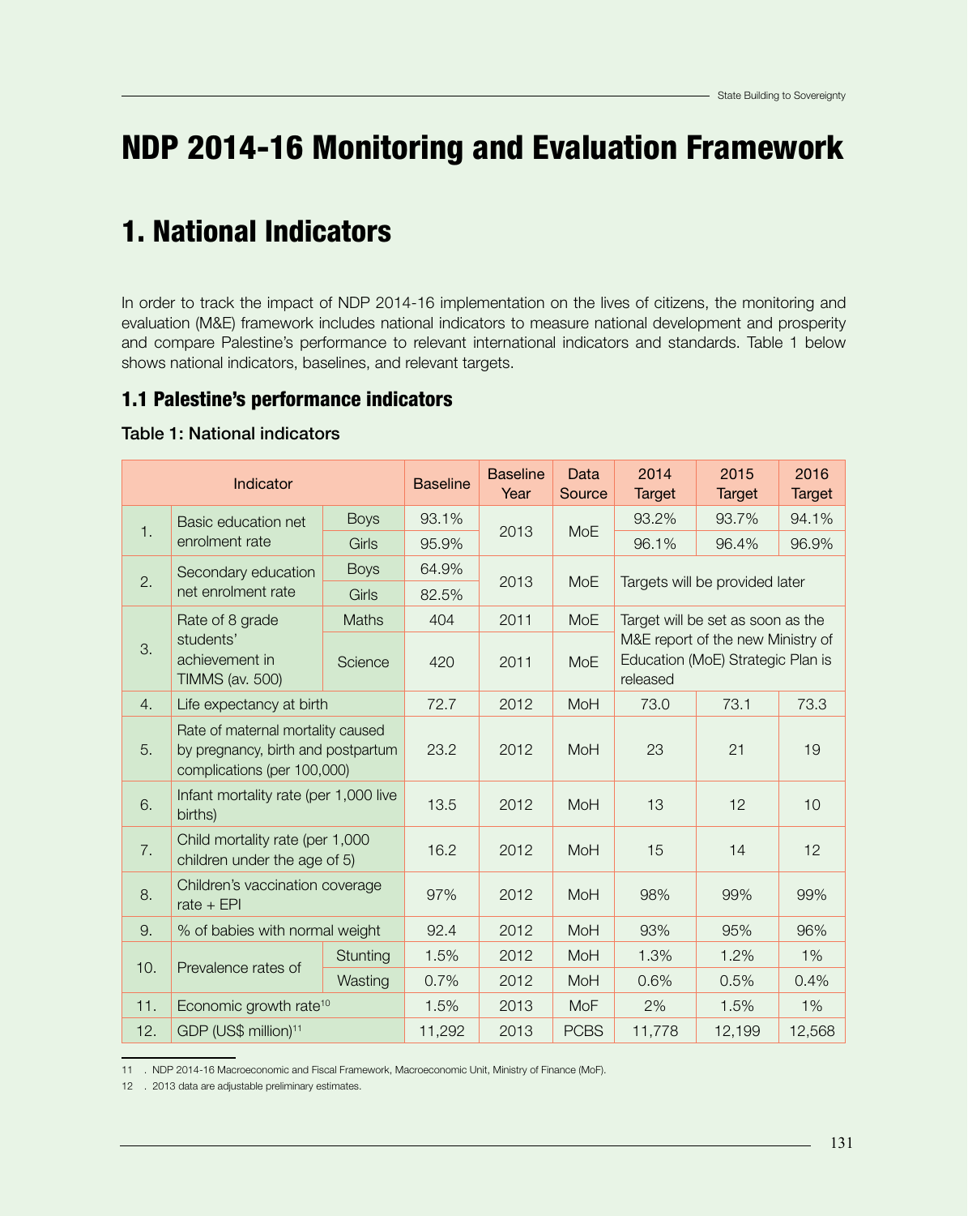# NDP 2014-16 Monitoring and Evaluation Framework

# 1. National Indicators

In order to track the impact of NDP 2014-16 implementation on the lives of citizens, the monitoring and evaluation (M&E) framework includes national indicators to measure national development and prosperity and compare Palestine's performance to relevant international indicators and standards. Table 1 below shows national indicators, baselines, and relevant targets.

## 1.1 Palestine's performance indicators

### Table 1: National indicators

| | Indicator | | Baseline | Baseline Year | Data Source | 2014 Target | 2015 Target | 2016 Target |
|---|---|---|---|---|---|---|---|---|
| 1. | Basic education net enrolment rate | Boys | 93.1% | 2013 | MoE | 93.2% | 93.7% | 94.1% |
| | | Girls | 95.9% | | | 96.1% | 96.4% | 96.9% |
| 2. | Secondary education net enrolment rate | Boys | 64.9% | 2013 | MoE | Targets will be provided later | | |
| | | Girls | 82.5% | | | | | |
| 3. | Rate of 8 grade students' achievement in TIMMS (av. 500) | Maths | 404 | 2011 | MoE | Target will be set as soon as the M&E report of the new Ministry of Education (MoE) Strategic Plan is released | | |
| | | Science | 420 | 2011 | MoE | | | |
| 4. | Life expectancy at birth | | 72.7 | 2012 | MoH | 73.0 | 73.1 | 73.3 |
| 5. | Rate of maternal mortality caused by pregnancy, birth and postpartum complications (per 100,000) | | 23.2 | 2012 | MoH | 23 | 21 | 19 |
| 6. | Infant mortality rate (per 1,000 live births) | | 13.5 | 2012 | MoH | 13 | 12 | 10 |
| 7. | Child mortality rate (per 1,000 children under the age of 5) | | 16.2 | 2012 | MoH | 15 | 14 | 12 |
| 8. | Children's vaccination coverage rate + EPI | | 97% | 2012 | MoH | 98% | 99% | 99% |
| 9. | % of babies with normal weight | | 92.4 | 2012 | MoH | 93% | 95% | 96% |
| 10. | Prevalence rates of | Stunting | 1.5% | 2012 | MoH | 1.3% | 1.2% | 1% |
| | | Wasting | 0.7% | 2012 | MoH | 0.6% | 0.5% | 0.4% |
| 11. | Economic growth rate[10] | | 1.5% | 2013 | MoF | 2% | 1.5% | 1% |
| 12. | GDP (US$ million)[11] | | 11,292 | 2013 | PCBS | 11,778 | 12,199 | 12,568 |

11 . NDP 2014-16 Macroeconomic and Fiscal Framework, Macroeconomic Unit, Ministry of Finance (MoF).

12 . 2013 data are adjustable preliminary estimates.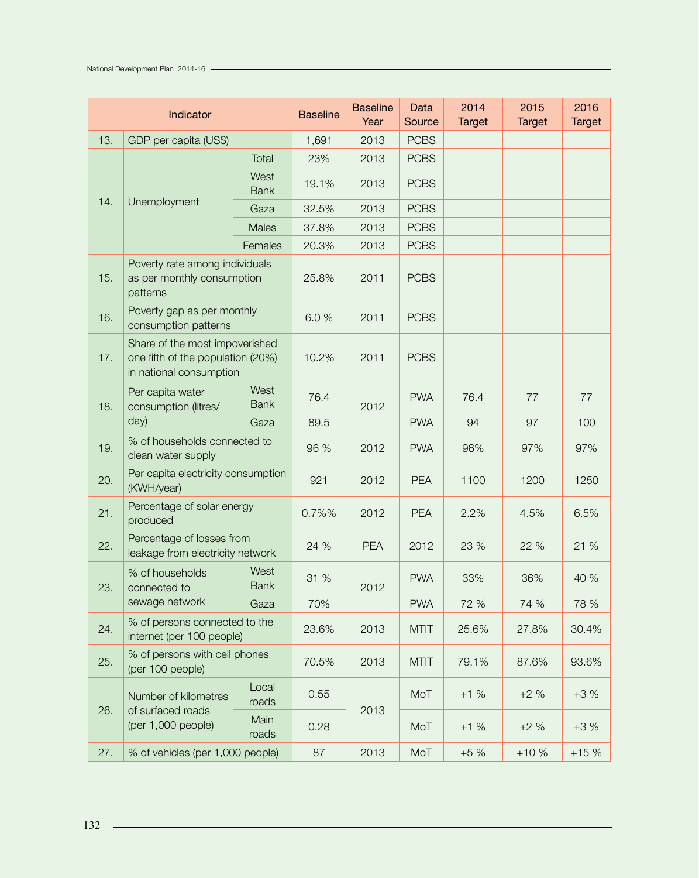| Indicator | | | Baseline | Baseline Year | Data Source | 2014 Target | 2015 Target | 2016 Target |
|---|---|---|---|---|---|---|---|---|
| 13. | GDP per capita (US$) | | 1,691 | 2013 | PCBS | | | |
| 14. | Unemployment | Total | 23% | 2013 | PCBS | | | |
| | | West Bank | 19.1% | 2013 | PCBS | | | |
| | | Gaza | 32.5% | 2013 | PCBS | | | |
| | | Males | 37.8% | 2013 | PCBS | | | |
| | | Females | 20.3% | 2013 | PCBS | | | |
| 15. | Poverty rate among individuals as per monthly consumption patterns | | 25.8% | 2011 | PCBS | | | |
| 16. | Poverty gap as per monthly consumption patterns | | 6.0 % | 2011 | PCBS | | | |
| 17. | Share of the most impoverished one fifth of the population (20%) in national consumption | | 10.2% | 2011 | PCBS | | | |
| 18. | Per capita water consumption (litres/ day) | West Bank | 76.4 | 2012 | PWA | 76.4 | 77 | 77 |
| | | Gaza | 89.5 | | PWA | 94 | 97 | 100 |
| 19. | % of households connected to clean water supply | | 96 % | 2012 | PWA | 96% | 97% | 97% |
| 20. | Per capita electricity consumption (KWH/year) | | 921 | 2012 | PEA | 1100 | 1200 | 1250 |
| 21. | Percentage of solar energy produced | | 0.7%% | 2012 | PEA | 2.2% | 4.5% | 6.5% |
| 22. | Percentage of losses from leakage from electricity network | | 24 % | PEA | 2012 | 23 % | 22 % | 21 % |
| 23. | % of households connected to sewage network | West Bank | 31 % | 2012 | PWA | 33% | 36% | 40 % |
| | | Gaza | 70% | | PWA | 72 % | 74 % | 78 % |
| 24. | % of persons connected to the internet (per 100 people) | | 23.6% | 2013 | MTIT | 25.6% | 27.8% | 30.4% |
| 25. | % of persons with cell phones (per 100 people) | | 70.5% | 2013 | MTIT | 79.1% | 87.6% | 93.6% |
| 26. | Number of kilometres of surfaced roads (per 1,000 people) | Local roads | 0.55 | 2013 | MoT | +1 % | +2 % | +3 % |
| | | Main roads | 0.28 | | MoT | +1 % | +2 % | +3 % |
| 27. | % of vehicles (per 1,000 people) | | 87 | 2013 | MoT | +5 % | +10 % | +15 % |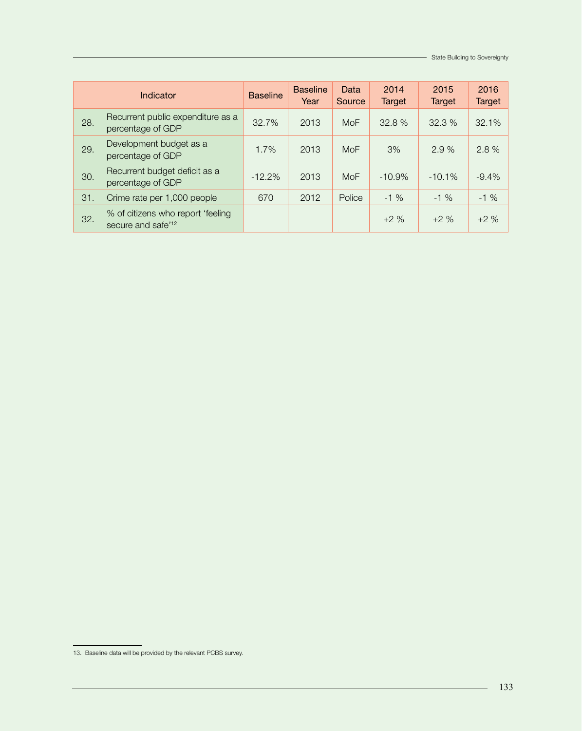| | Indicator | Baseline | Baseline Year | Data Source | 2014 Target | 2015 Target | 2016 Target |
|---|---|---|---|---|---|---|---|
| 28. | Recurrent public expenditure as a percentage of GDP | 32.7% | 2013 | MoF | 32.8 % | 32.3 % | 32.1% |
| 29. | Development budget as a percentage of GDP | 1.7% | 2013 | MoF | 3% | 2.9 % | 2.8 % |
| 30. | Recurrent budget deficit as a percentage of GDP | -12.2% | 2013 | MoF | -10.9% | -10.1% | -9.4% |
| 31. | Crime rate per 1,000 people | 670 | 2012 | Police | -1 % | -1 % | -1 % |
| 32. | % of citizens who report 'feeling secure and safe'[12] | | | | +2 % | +2 % | +2 % |

13. Baseline data will be provided by the relevant PCBS survey.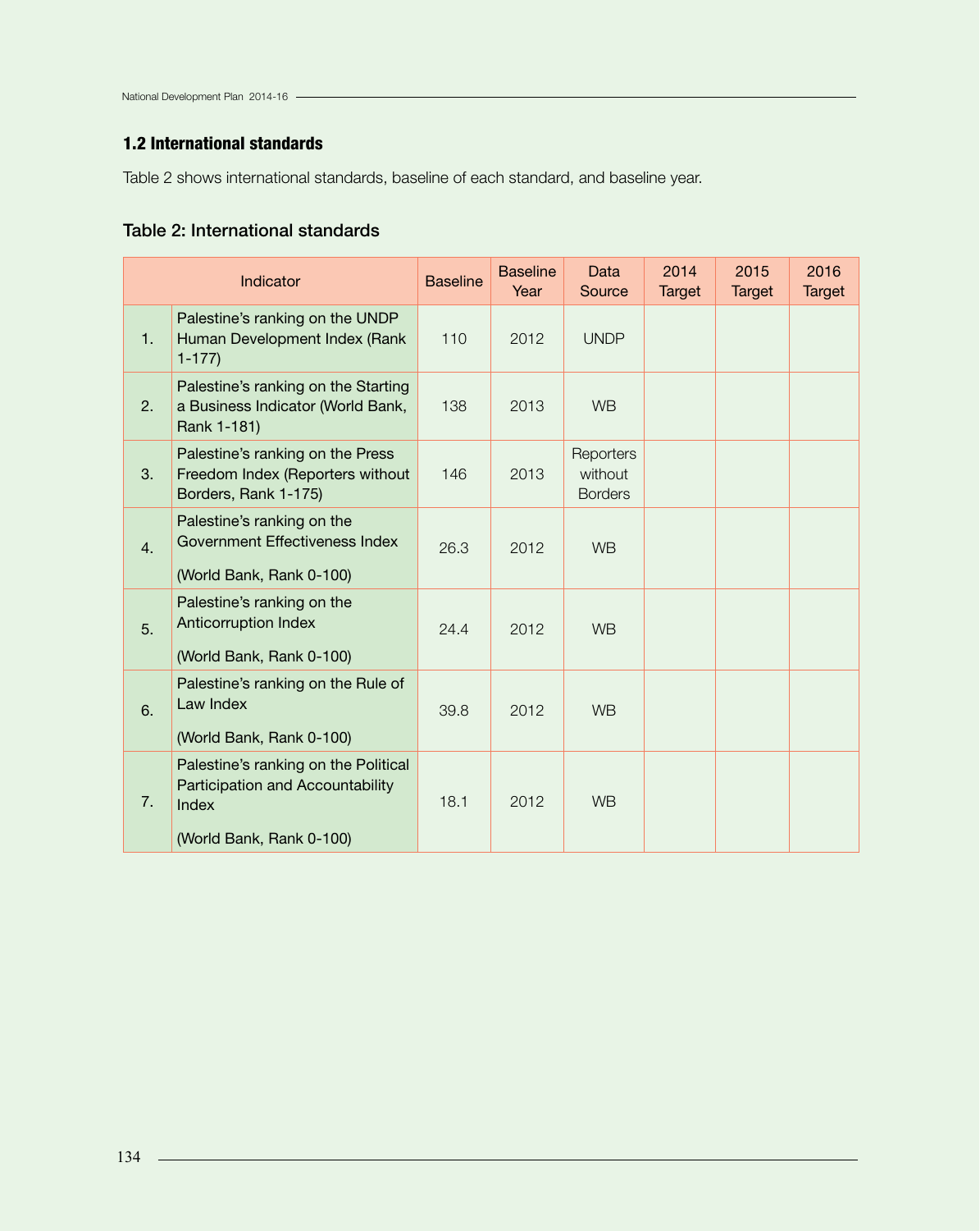## 1.2 International standards

Table 2 shows international standards, baseline of each standard, and baseline year.

**Table 2: International standards**

| | Indicator | Baseline | Baseline Year | Data Source | 2014 Target | 2015 Target | 2016 Target |
|---|---|---|---|---|---|---|---|
| 1. | Palestine's ranking on the UNDP Human Development Index (Rank 1-177) | 110 | 2012 | UNDP | | | |
| 2. | Palestine's ranking on the Starting a Business Indicator (World Bank, Rank 1-181) | 138 | 2013 | WB | | | |
| 3. | Palestine's ranking on the Press Freedom Index (Reporters without Borders, Rank 1-175) | 146 | 2013 | Reporters without Borders | | | |
| 4. | Palestine's ranking on the Government Effectiveness Index<br><br>(World Bank, Rank 0-100) | 26.3 | 2012 | WB | | | |
| 5. | Palestine's ranking on the Anticorruption Index<br><br>(World Bank, Rank 0-100) | 24.4 | 2012 | WB | | | |
| 6. | Palestine's ranking on the Rule of Law Index<br><br>(World Bank, Rank 0-100) | 39.8 | 2012 | WB | | | |
| 7. | Palestine's ranking on the Political Participation and Accountability Index<br><br>(World Bank, Rank 0-100) | 18.1 | 2012 | WB | | | |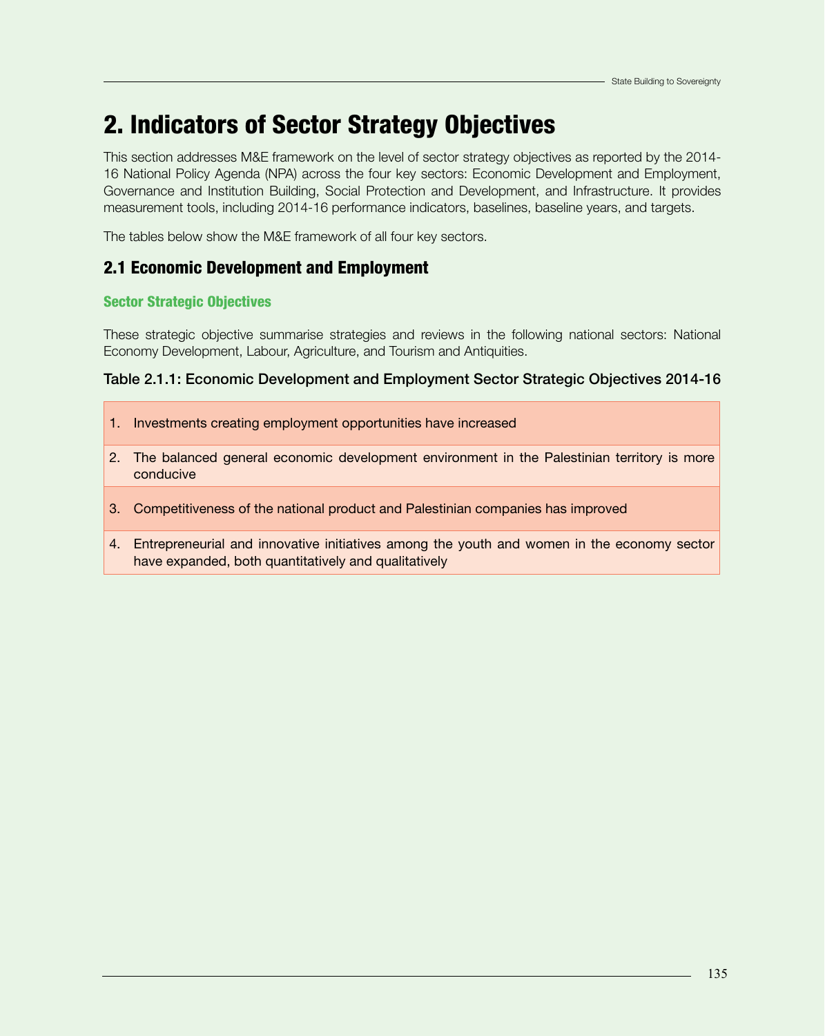# 2. Indicators of Sector Strategy Objectives

This section addresses M&E framework on the level of sector strategy objectives as reported by the 2014-16 National Policy Agenda (NPA) across the four key sectors: Economic Development and Employment, Governance and Institution Building, Social Protection and Development, and Infrastructure. It provides measurement tools, including 2014-16 performance indicators, baselines, baseline years, and targets.

The tables below show the M&E framework of all four key sectors.

## 2.1 Economic Development and Employment

### Sector Strategic Objectives

These strategic objective summarise strategies and reviews in the following national sectors: National Economy Development, Labour, Agriculture, and Tourism and Antiquities.

**Table 2.1.1: Economic Development and Employment Sector Strategic Objectives 2014-16**

| |
|---|
| 1. Investments creating employment opportunities have increased |
| 2. The balanced general economic development environment in the Palestinian territory is more conducive |
| 3. Competitiveness of the national product and Palestinian companies has improved |
| 4. Entrepreneurial and innovative initiatives among the youth and women in the economy sector have expanded, both quantitatively and qualitatively |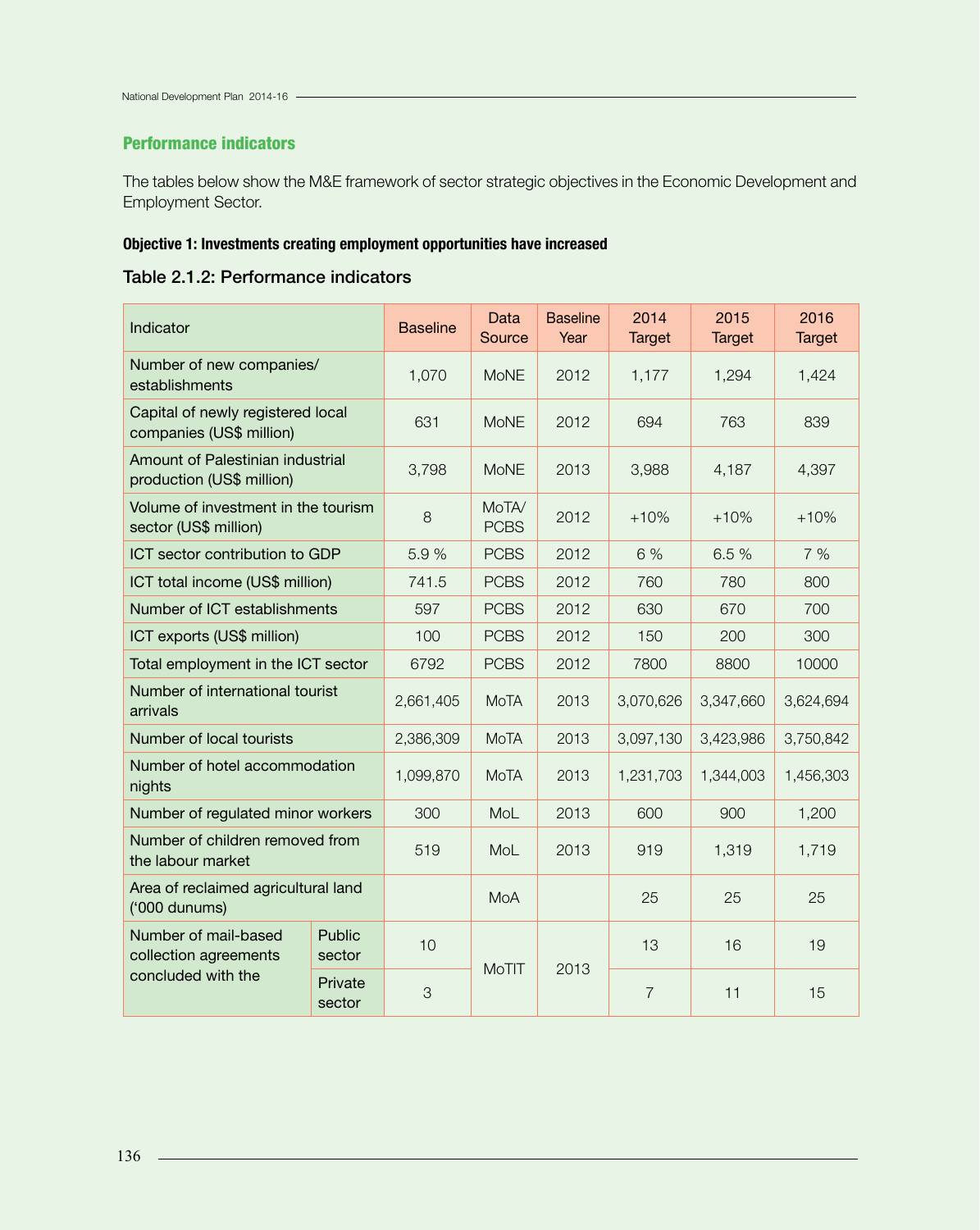## Performance indicators

The tables below show the M&E framework of sector strategic objectives in the Economic Development and Employment Sector.

**Objective 1: Investments creating employment opportunities have increased**

### Table 2.1.2: Performance indicators

| Indicator | | Baseline | Data Source | Baseline Year | 2014 Target | 2015 Target | 2016 Target |
|---|---|---|---|---|---|---|---|
| Number of new companies/ establishments | | 1,070 | MoNE | 2012 | 1,177 | 1,294 | 1,424 |
| Capital of newly registered local companies (US$ million) | | 631 | MoNE | 2012 | 694 | 763 | 839 |
| Amount of Palestinian industrial production (US$ million) | | 3,798 | MoNE | 2013 | 3,988 | 4,187 | 4,397 |
| Volume of investment in the tourism sector (US$ million) | | 8 | MoTA/ PCBS | 2012 | +10% | +10% | +10% |
| ICT sector contribution to GDP | | 5.9 % | PCBS | 2012 | 6 % | 6.5 % | 7 % |
| ICT total income (US$ million) | | 741.5 | PCBS | 2012 | 760 | 780 | 800 |
| Number of ICT establishments | | 597 | PCBS | 2012 | 630 | 670 | 700 |
| ICT exports (US$ million) | | 100 | PCBS | 2012 | 150 | 200 | 300 |
| Total employment in the ICT sector | | 6792 | PCBS | 2012 | 7800 | 8800 | 10000 |
| Number of international tourist arrivals | | 2,661,405 | MoTA | 2013 | 3,070,626 | 3,347,660 | 3,624,694 |
| Number of local tourists | | 2,386,309 | MoTA | 2013 | 3,097,130 | 3,423,986 | 3,750,842 |
| Number of hotel accommodation nights | | 1,099,870 | MoTA | 2013 | 1,231,703 | 1,344,003 | 1,456,303 |
| Number of regulated minor workers | | 300 | MoL | 2013 | 600 | 900 | 1,200 |
| Number of children removed from the labour market | | 519 | MoL | 2013 | 919 | 1,319 | 1,719 |
| Area of reclaimed agricultural land ('000 dunums) | | | MoA | | 25 | 25 | 25 |
| Number of mail-based collection agreements concluded with the | Public sector | 10 | MoTIT | 2013 | 13 | 16 | 19 |
| | Private sector | 3 | | | 7 | 11 | 15 |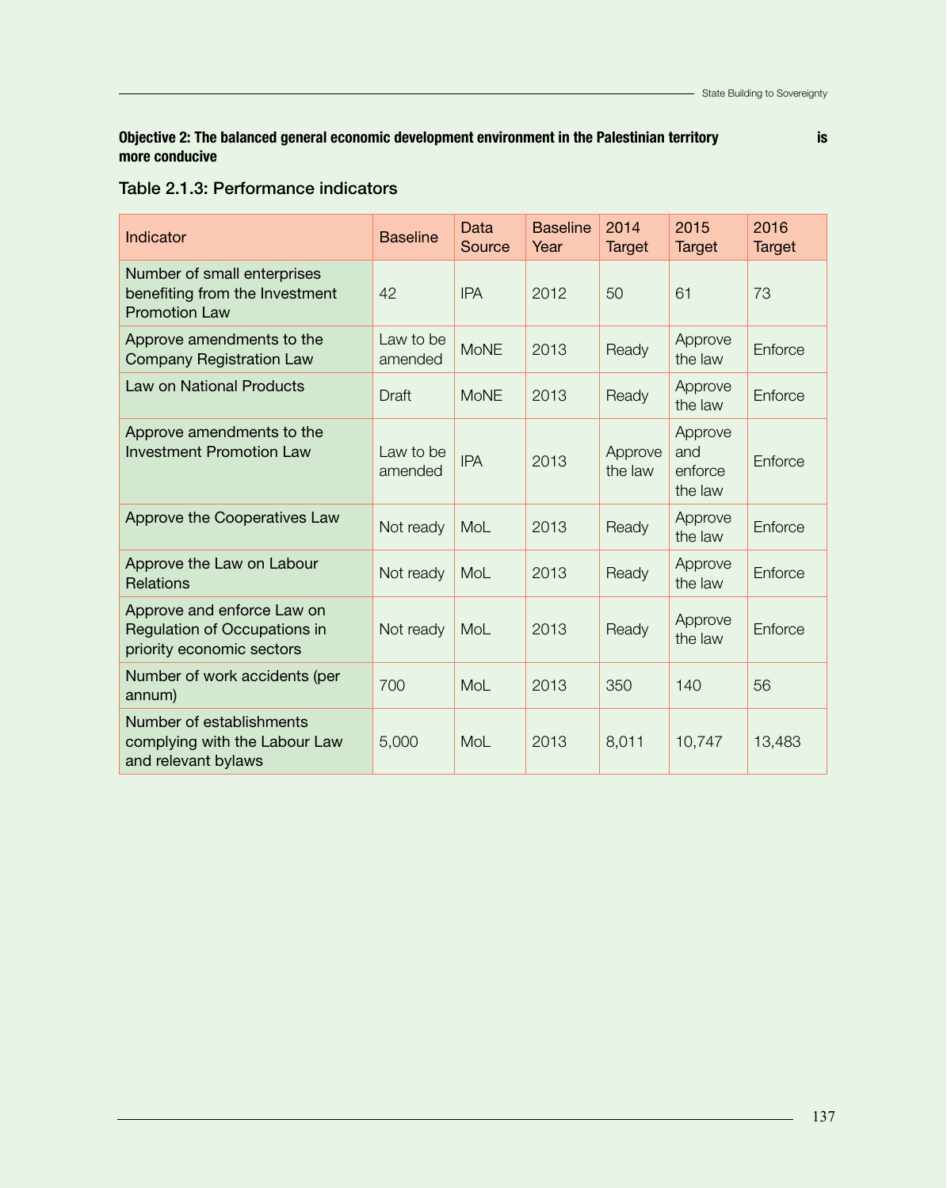**Objective 2: The balanced general economic development environment in the Palestinian territory is more conducive**

### Table 2.1.3: Performance indicators

| Indicator | Baseline | Data Source | Baseline Year | 2014 Target | 2015 Target | 2016 Target |
|---|---|---|---|---|---|---|
| Number of small enterprises benefiting from the Investment Promotion Law | 42 | IPA | 2012 | 50 | 61 | 73 |
| Approve amendments to the Company Registration Law | Law to be amended | MoNE | 2013 | Ready | Approve the law | Enforce |
| Law on National Products | Draft | MoNE | 2013 | Ready | Approve the law | Enforce |
| Approve amendments to the Investment Promotion Law | Law to be amended | IPA | 2013 | Approve the law | Approve and enforce the law | Enforce |
| Approve the Cooperatives Law | Not ready | MoL | 2013 | Ready | Approve the law | Enforce |
| Approve the Law on Labour Relations | Not ready | MoL | 2013 | Ready | Approve the law | Enforce |
| Approve and enforce Law on Regulation of Occupations in priority economic sectors | Not ready | MoL | 2013 | Ready | Approve the law | Enforce |
| Number of work accidents (per annum) | 700 | MoL | 2013 | 350 | 140 | 56 |
| Number of establishments complying with the Labour Law and relevant bylaws | 5,000 | MoL | 2013 | 8,011 | 10,747 | 13,483 |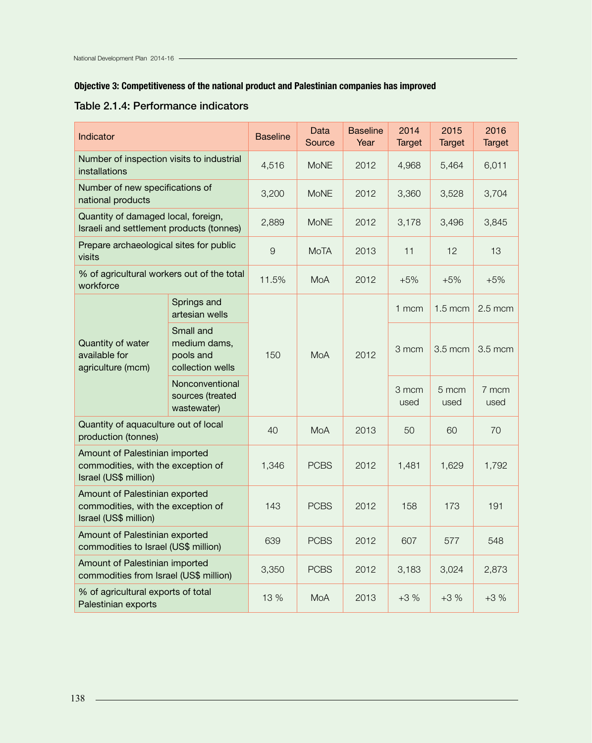**Objective 3: Competitiveness of the national product and Palestinian companies has improved**

### Table 2.1.4: Performance indicators

| Indicator | | Baseline | Data Source | Baseline Year | 2014 Target | 2015 Target | 2016 Target |
|---|---|---|---|---|---|---|---|
| Number of inspection visits to industrial installations | | 4,516 | MoNE | 2012 | 4,968 | 5,464 | 6,011 |
| Number of new specifications of national products | | 3,200 | MoNE | 2012 | 3,360 | 3,528 | 3,704 |
| Quantity of damaged local, foreign, Israeli and settlement products (tonnes) | | 2,889 | MoNE | 2012 | 3,178 | 3,496 | 3,845 |
| Prepare archaeological sites for public visits | | 9 | MoTA | 2013 | 11 | 12 | 13 |
| % of agricultural workers out of the total workforce | | 11.5% | MoA | 2012 | +5% | +5% | +5% |
| Quantity of water available for agriculture (mcm) | Springs and artesian wells | 150 | MoA | 2012 | 1 mcm | 1.5 mcm | 2.5 mcm |
| | Small and medium dams, pools and collection wells | | | | 3 mcm | 3.5 mcm | 3.5 mcm |
| | Nonconventional sources (treated wastewater) | | | | 3 mcm used | 5 mcm used | 7 mcm used |
| Quantity of aquaculture out of local production (tonnes) | | 40 | MoA | 2013 | 50 | 60 | 70 |
| Amount of Palestinian imported commodities, with the exception of Israel (US$ million) | | 1,346 | PCBS | 2012 | 1,481 | 1,629 | 1,792 |
| Amount of Palestinian exported commodities, with the exception of Israel (US$ million) | | 143 | PCBS | 2012 | 158 | 173 | 191 |
| Amount of Palestinian exported commodities to Israel (US$ million) | | 639 | PCBS | 2012 | 607 | 577 | 548 |
| Amount of Palestinian imported commodities from Israel (US$ million) | | 3,350 | PCBS | 2012 | 3,183 | 3,024 | 2,873 |
| % of agricultural exports of total Palestinian exports | | 13 % | MoA | 2013 | +3 % | +3 % | +3 % |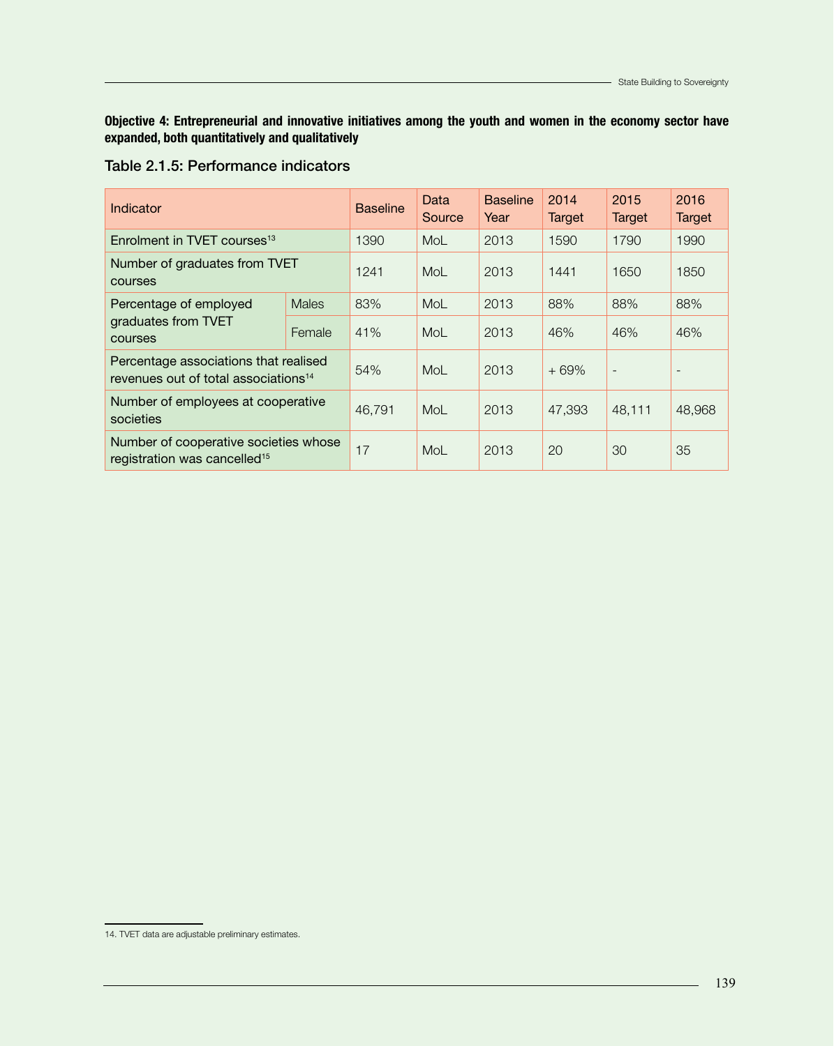**Objective 4: Entrepreneurial and innovative initiatives among the youth and women in the economy sector have expanded, both quantitatively and qualitatively**

## Table 2.1.5: Performance indicators

| Indicator | | Baseline | Data Source | Baseline Year | 2014 Target | 2015 Target | 2016 Target |
|---|---|---|---|---|---|---|---|
| Enrolment in TVET courses[13] | | 1390 | MoL | 2013 | 1590 | 1790 | 1990 |
| Number of graduates from TVET courses | | 1241 | MoL | 2013 | 1441 | 1650 | 1850 |
| Percentage of employed graduates from TVET courses | Males | 83% | MoL | 2013 | 88% | 88% | 88% |
| | Female | 41% | MoL | 2013 | 46% | 46% | 46% |
| Percentage associations that realised revenues out of total associations[14] | | 54% | MoL | 2013 | + 69% | - | - |
| Number of employees at cooperative societies | | 46,791 | MoL | 2013 | 47,393 | 48,111 | 48,968 |
| Number of cooperative societies whose registration was cancelled[15] | | 17 | MoL | 2013 | 20 | 30 | 35 |

14. TVET data are adjustable preliminary estimates.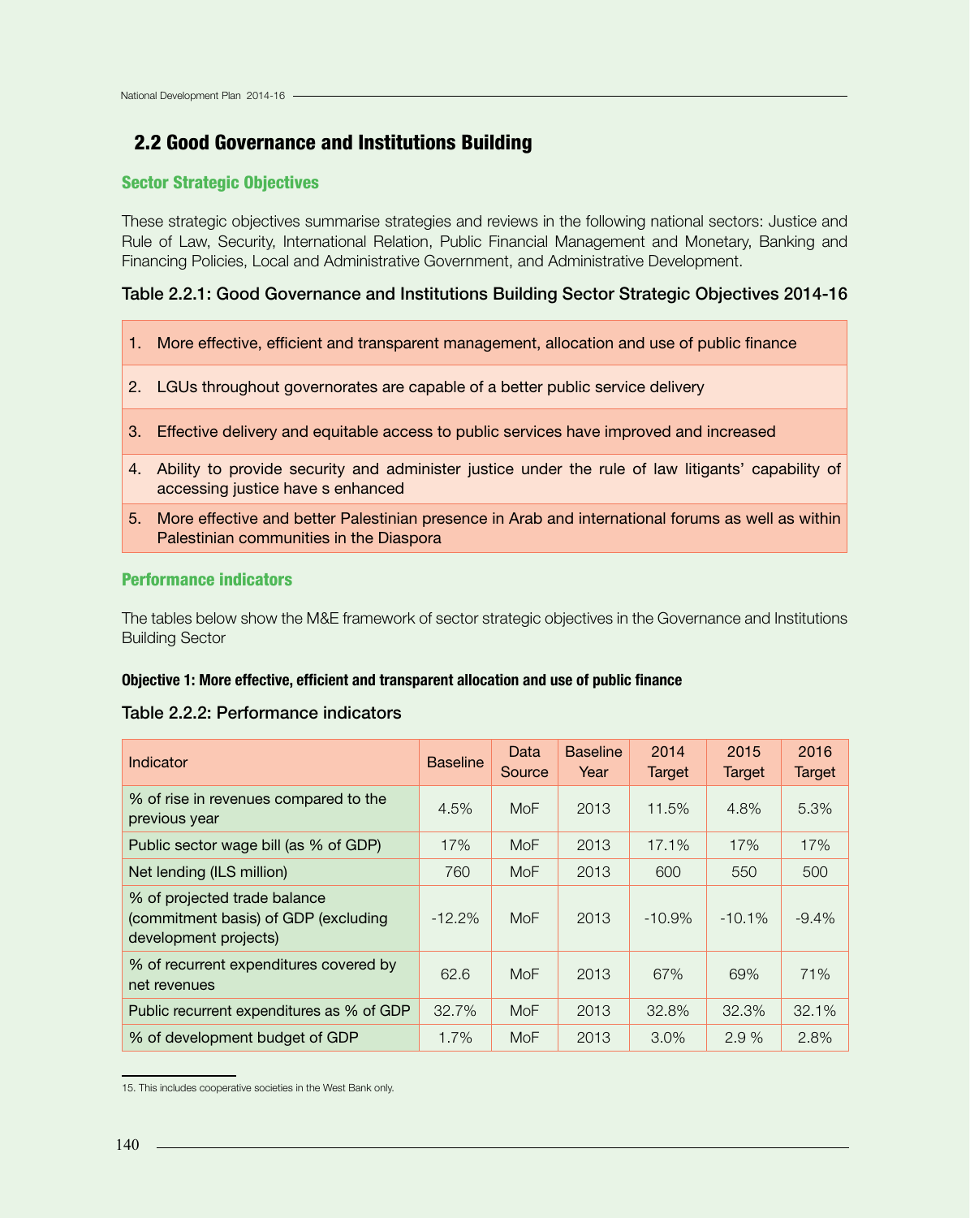## 2.2 Good Governance and Institutions Building

### Sector Strategic Objectives

These strategic objectives summarise strategies and reviews in the following national sectors: Justice and Rule of Law, Security, International Relation, Public Financial Management and Monetary, Banking and Financing Policies, Local and Administrative Government, and Administrative Development.

**Table 2.2.1: Good Governance and Institutions Building Sector Strategic Objectives 2014-16**

1. More effective, efficient and transparent management, allocation and use of public finance
2. LGUs throughout governorates are capable of a better public service delivery
3. Effective delivery and equitable access to public services have improved and increased
4. Ability to provide security and administer justice under the rule of law litigants' capability of accessing justice have s enhanced
5. More effective and better Palestinian presence in Arab and international forums as well as within Palestinian communities in the Diaspora

### Performance indicators

The tables below show the M&E framework of sector strategic objectives in the Governance and Institutions Building Sector

**Objective 1: More effective, efficient and transparent allocation and use of public finance**

**Table 2.2.2: Performance indicators**

| Indicator | Baseline | Data Source | Baseline Year | 2014 Target | 2015 Target | 2016 Target |
|---|---|---|---|---|---|---|
| % of rise in revenues compared to the previous year | 4.5% | MoF | 2013 | 11.5% | 4.8% | 5.3% |
| Public sector wage bill (as % of GDP) | 17% | MoF | 2013 | 17.1% | 17% | 17% |
| Net lending (ILS million) | 760 | MoF | 2013 | 600 | 550 | 500 |
| % of projected trade balance (commitment basis) of GDP (excluding development projects) | -12.2% | MoF | 2013 | -10.9% | -10.1% | -9.4% |
| % of recurrent expenditures covered by net revenues | 62.6 | MoF | 2013 | 67% | 69% | 71% |
| Public recurrent expenditures as % of GDP | 32.7% | MoF | 2013 | 32.8% | 32.3% | 32.1% |
| % of development budget of GDP | 1.7% | MoF | 2013 | 3.0% | 2.9 % | 2.8% |

15. This includes cooperative societies in the West Bank only.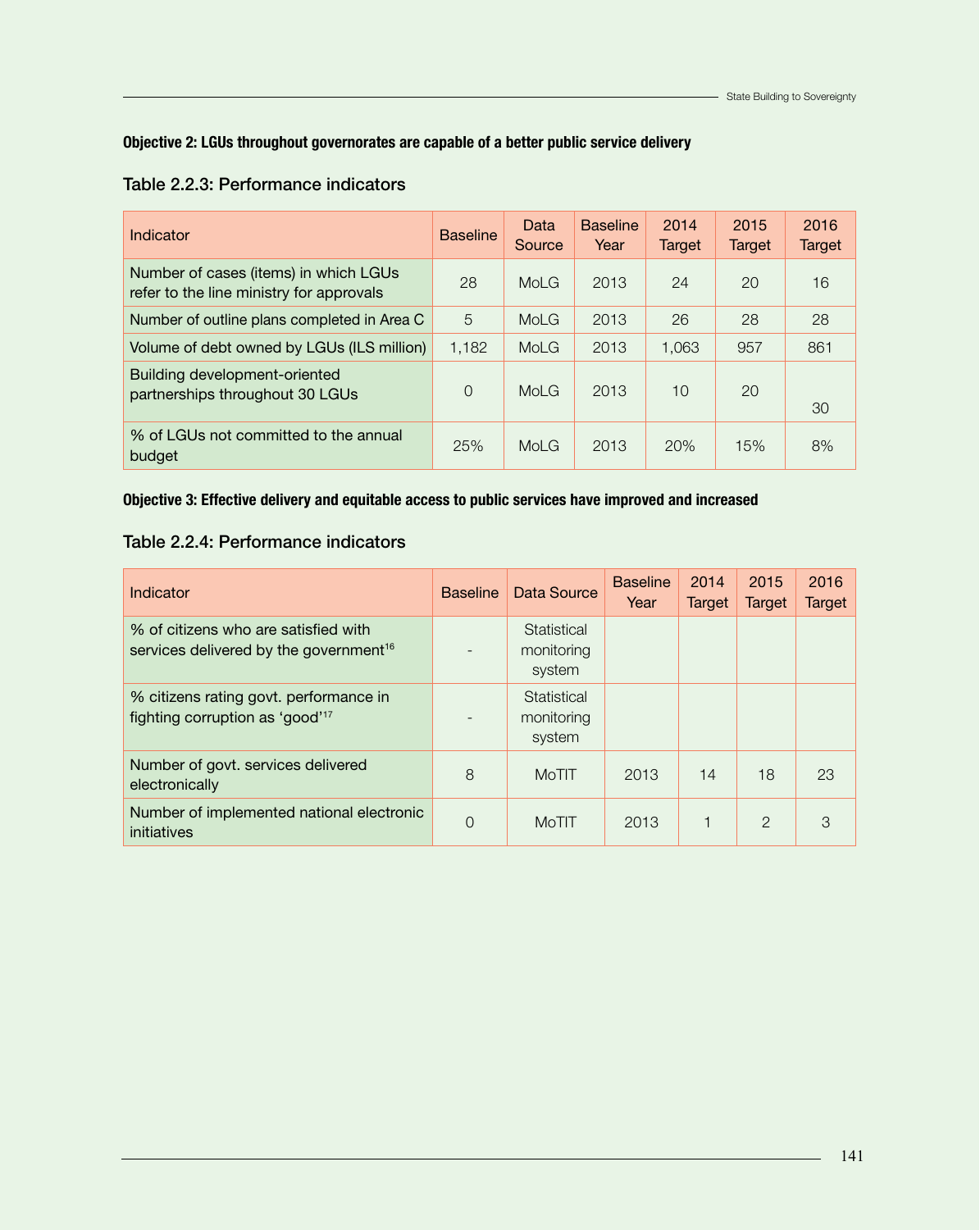**Objective 2: LGUs throughout governorates are capable of a better public service delivery**

### Table 2.2.3: Performance indicators

| Indicator | Baseline | Data Source | Baseline Year | 2014 Target | 2015 Target | 2016 Target |
|---|---|---|---|---|---|---|
| Number of cases (items) in which LGUs refer to the line ministry for approvals | 28 | MoLG | 2013 | 24 | 20 | 16 |
| Number of outline plans completed in Area C | 5 | MoLG | 2013 | 26 | 28 | 28 |
| Volume of debt owned by LGUs (ILS million) | 1,182 | MoLG | 2013 | 1,063 | 957 | 861 |
| Building development-oriented partnerships throughout 30 LGUs | 0 | MoLG | 2013 | 10 | 20 | 30 |
| % of LGUs not committed to the annual budget | 25% | MoLG | 2013 | 20% | 15% | 8% |

**Objective 3: Effective delivery and equitable access to public services have improved and increased**

### Table 2.2.4: Performance indicators

| Indicator | Baseline | Data Source | Baseline Year | 2014 Target | 2015 Target | 2016 Target |
|---|---|---|---|---|---|---|
| % of citizens who are satisfied with services delivered by the government[16] | - | Statistical monitoring system | | | | |
| % citizens rating govt. performance in fighting corruption as 'good'[17] | - | Statistical monitoring system | | | | |
| Number of govt. services delivered electronically | 8 | MoTIT | 2013 | 14 | 18 | 23 |
| Number of implemented national electronic initiatives | 0 | MoTIT | 2013 | 1 | 2 | 3 |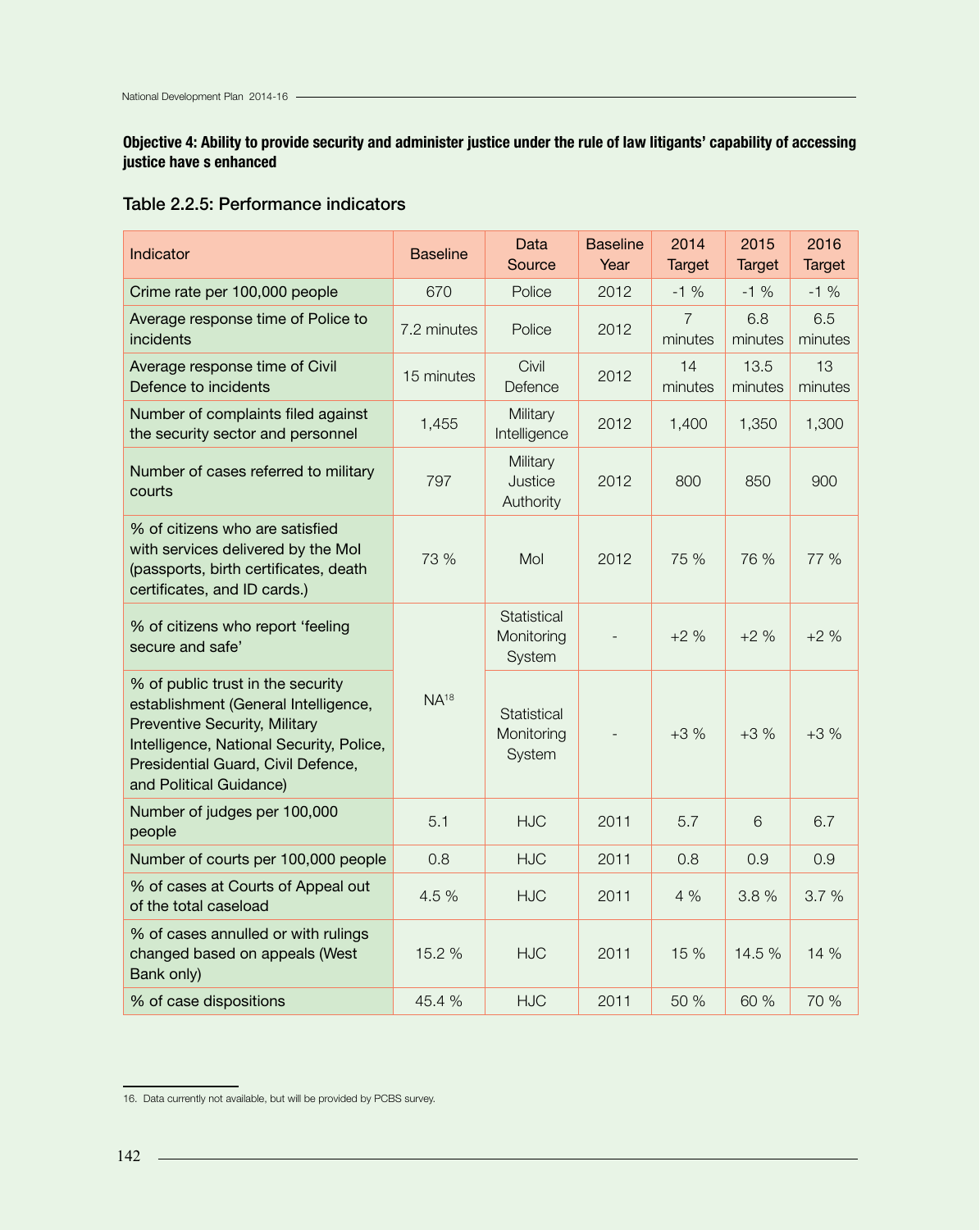**Objective 4: Ability to provide security and administer justice under the rule of law litigants' capability of accessing justice have s enhanced**

### Table 2.2.5: Performance indicators

| Indicator | Baseline | Data Source | Baseline Year | 2014 Target | 2015 Target | 2016 Target |
|---|---|---|---|---|---|---|
| Crime rate per 100,000 people | 670 | Police | 2012 | -1 % | -1 % | -1 % |
| Average response time of Police to incidents | 7.2 minutes | Police | 2012 | 7 minutes | 6.8 minutes | 6.5 minutes |
| Average response time of Civil Defence to incidents | 15 minutes | Civil Defence | 2012 | 14 minutes | 13.5 minutes | 13 minutes |
| Number of complaints filed against the security sector and personnel | 1,455 | Military Intelligence | 2012 | 1,400 | 1,350 | 1,300 |
| Number of cases referred to military courts | 797 | Military Justice Authority | 2012 | 800 | 850 | 900 |
| % of citizens who are satisfied with services delivered by the MoI (passports, birth certificates, death certificates, and ID cards.) | 73 % | MoI | 2012 | 75 % | 76 % | 77 % |
| % of citizens who report 'feeling secure and safe' | NA[18] | Statistical Monitoring System | - | +2 % | +2 % | +2 % |
| % of public trust in the security establishment (General Intelligence, Preventive Security, Military Intelligence, National Security, Police, Presidential Guard, Civil Defence, and Political Guidance) | | Statistical Monitoring System | - | +3 % | +3 % | +3 % |
| Number of judges per 100,000 people | 5.1 | HJC | 2011 | 5.7 | 6 | 6.7 |
| Number of courts per 100,000 people | 0.8 | HJC | 2011 | 0.8 | 0.9 | 0.9 |
| % of cases at Courts of Appeal out of the total caseload | 4.5 % | HJC | 2011 | 4 % | 3.8 % | 3.7 % |
| % of cases annulled or with rulings changed based on appeals (West Bank only) | 15.2 % | HJC | 2011 | 15 % | 14.5 % | 14 % |
| % of case dispositions | 45.4 % | HJC | 2011 | 50 % | 60 % | 70 % |

16. Data currently not available, but will be provided by PCBS survey.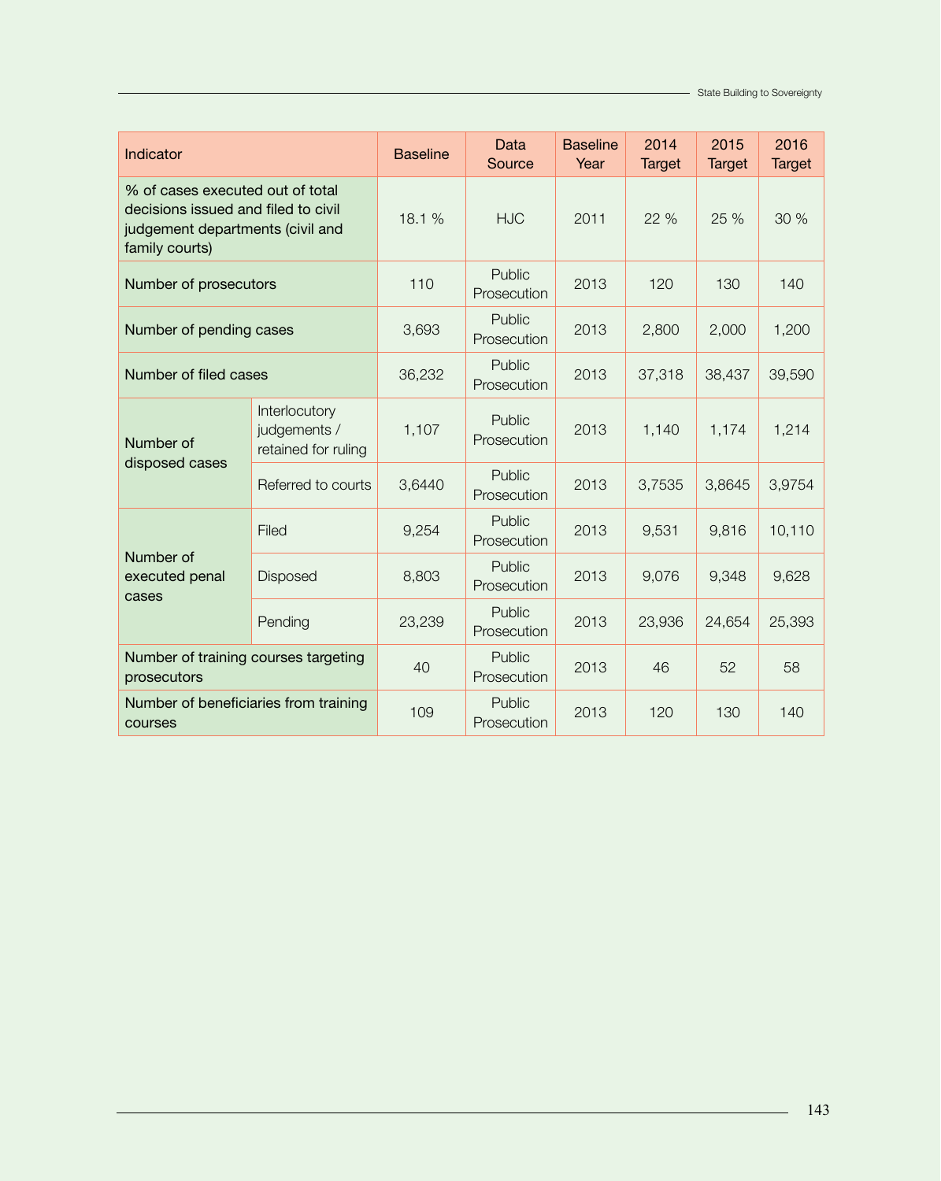| Indicator | | Baseline | Data Source | Baseline Year | 2014 Target | 2015 Target | 2016 Target |
|---|---|---|---|---|---|---|---|
| % of cases executed out of total decisions issued and filed to civil judgement departments (civil and family courts) | | 18.1 % | HJC | 2011 | 22 % | 25 % | 30 % |
| Number of prosecutors | | 110 | Public Prosecution | 2013 | 120 | 130 | 140 |
| Number of pending cases | | 3,693 | Public Prosecution | 2013 | 2,800 | 2,000 | 1,200 |
| Number of filed cases | | 36,232 | Public Prosecution | 2013 | 37,318 | 38,437 | 39,590 |
| Number of disposed cases | Interlocutory judgements / retained for ruling | 1,107 | Public Prosecution | 2013 | 1,140 | 1,174 | 1,214 |
| | Referred to courts | 3,6440 | Public Prosecution | 2013 | 3,7535 | 3,8645 | 3,9754 |
| Number of executed penal cases | Filed | 9,254 | Public Prosecution | 2013 | 9,531 | 9,816 | 10,110 |
| | Disposed | 8,803 | Public Prosecution | 2013 | 9,076 | 9,348 | 9,628 |
| | Pending | 23,239 | Public Prosecution | 2013 | 23,936 | 24,654 | 25,393 |
| Number of training courses targeting prosecutors | | 40 | Public Prosecution | 2013 | 46 | 52 | 58 |
| Number of beneficiaries from training courses | | 109 | Public Prosecution | 2013 | 120 | 130 | 140 |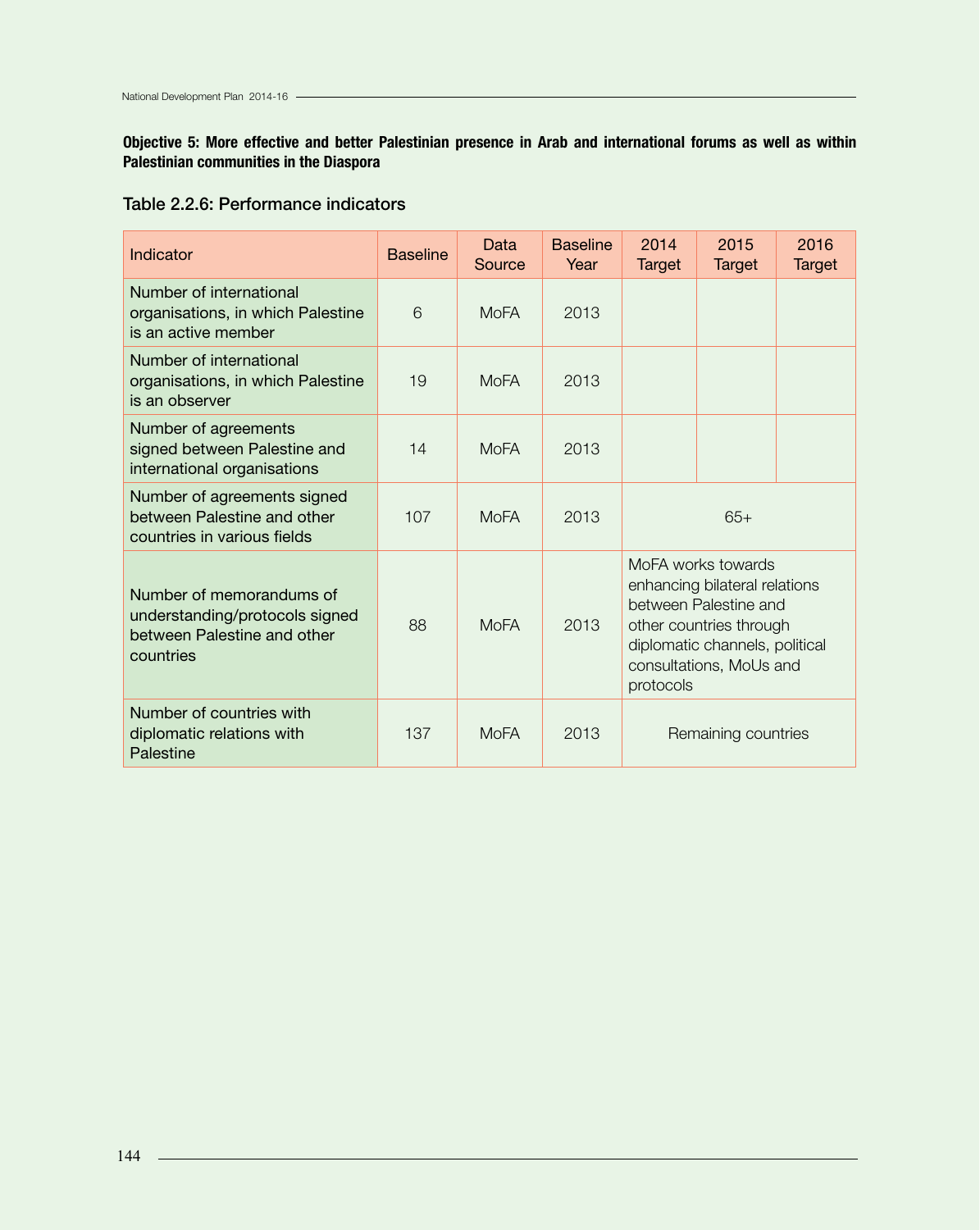**Objective 5: More effective and better Palestinian presence in Arab and international forums as well as within Palestinian communities in the Diaspora**

### Table 2.2.6: Performance indicators

| Indicator | Baseline | Data Source | Baseline Year | 2014 Target | 2015 Target | 2016 Target |
|---|---|---|---|---|---|---|
| Number of international organisations, in which Palestine is an active member | 6 | MoFA | 2013 | | | |
| Number of international organisations, in which Palestine is an observer | 19 | MoFA | 2013 | | | |
| Number of agreements signed between Palestine and international organisations | 14 | MoFA | 2013 | | | |
| Number of agreements signed between Palestine and other countries in various fields | 107 | MoFA | 2013 | 65+ | | |
| Number of memorandums of understanding/protocols signed between Palestine and other countries | 88 | MoFA | 2013 | MoFA works towards enhancing bilateral relations between Palestine and other countries through diplomatic channels, political consultations, MoUs and protocols | | |
| Number of countries with diplomatic relations with Palestine | 137 | MoFA | 2013 | Remaining countries | | |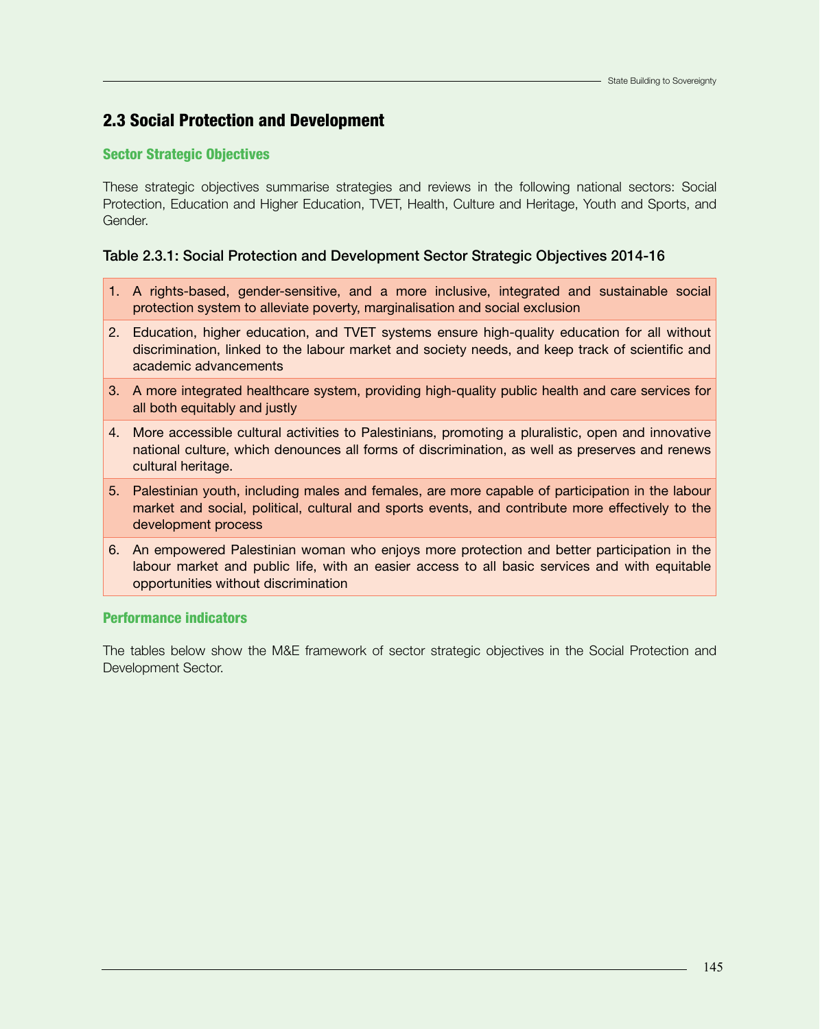## 2.3 Social Protection and Development

### Sector Strategic Objectives

These strategic objectives summarise strategies and reviews in the following national sectors: Social Protection, Education and Higher Education, TVET, Health, Culture and Heritage, Youth and Sports, and Gender.

**Table 2.3.1: Social Protection and Development Sector Strategic Objectives 2014-16**

1. A rights-based, gender-sensitive, and a more inclusive, integrated and sustainable social protection system to alleviate poverty, marginalisation and social exclusion
2. Education, higher education, and TVET systems ensure high-quality education for all without discrimination, linked to the labour market and society needs, and keep track of scientific and academic advancements
3. A more integrated healthcare system, providing high-quality public health and care services for all both equitably and justly
4. More accessible cultural activities to Palestinians, promoting a pluralistic, open and innovative national culture, which denounces all forms of discrimination, as well as preserves and renews cultural heritage.
5. Palestinian youth, including males and females, are more capable of participation in the labour market and social, political, cultural and sports events, and contribute more effectively to the development process
6. An empowered Palestinian woman who enjoys more protection and better participation in the labour market and public life, with an easier access to all basic services and with equitable opportunities without discrimination

### Performance indicators

The tables below show the M&E framework of sector strategic objectives in the Social Protection and Development Sector.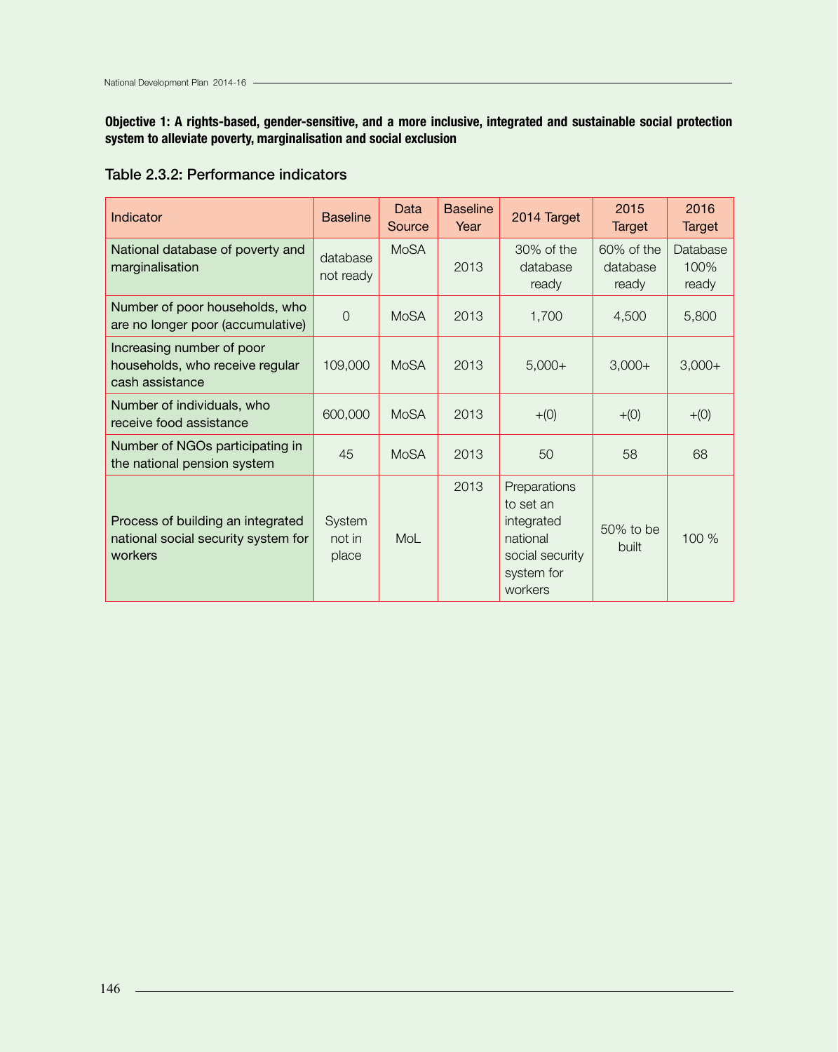**Objective 1: A rights-based, gender-sensitive, and a more inclusive, integrated and sustainable social protection system to alleviate poverty, marginalisation and social exclusion**

### Table 2.3.2: Performance indicators

| Indicator | Baseline | Data Source | Baseline Year | 2014 Target | 2015 Target | 2016 Target |
|---|---|---|---|---|---|---|
| National database of poverty and marginalisation | database not ready | MoSA | 2013 | 30% of the database ready | 60% of the database ready | Database 100% ready |
| Number of poor households, who are no longer poor (accumulative) | 0 | MoSA | 2013 | 1,700 | 4,500 | 5,800 |
| Increasing number of poor households, who receive regular cash assistance | 109,000 | MoSA | 2013 | 5,000+ | 3,000+ | 3,000+ |
| Number of individuals, who receive food assistance | 600,000 | MoSA | 2013 | +(0) | +(0) | +(0) |
| Number of NGOs participating in the national pension system | 45 | MoSA | 2013 | 50 | 58 | 68 |
| Process of building an integrated national social security system for workers | System not in place | MoL | 2013 | Preparations to set an integrated national social security system for workers | 50% to be built | 100 % |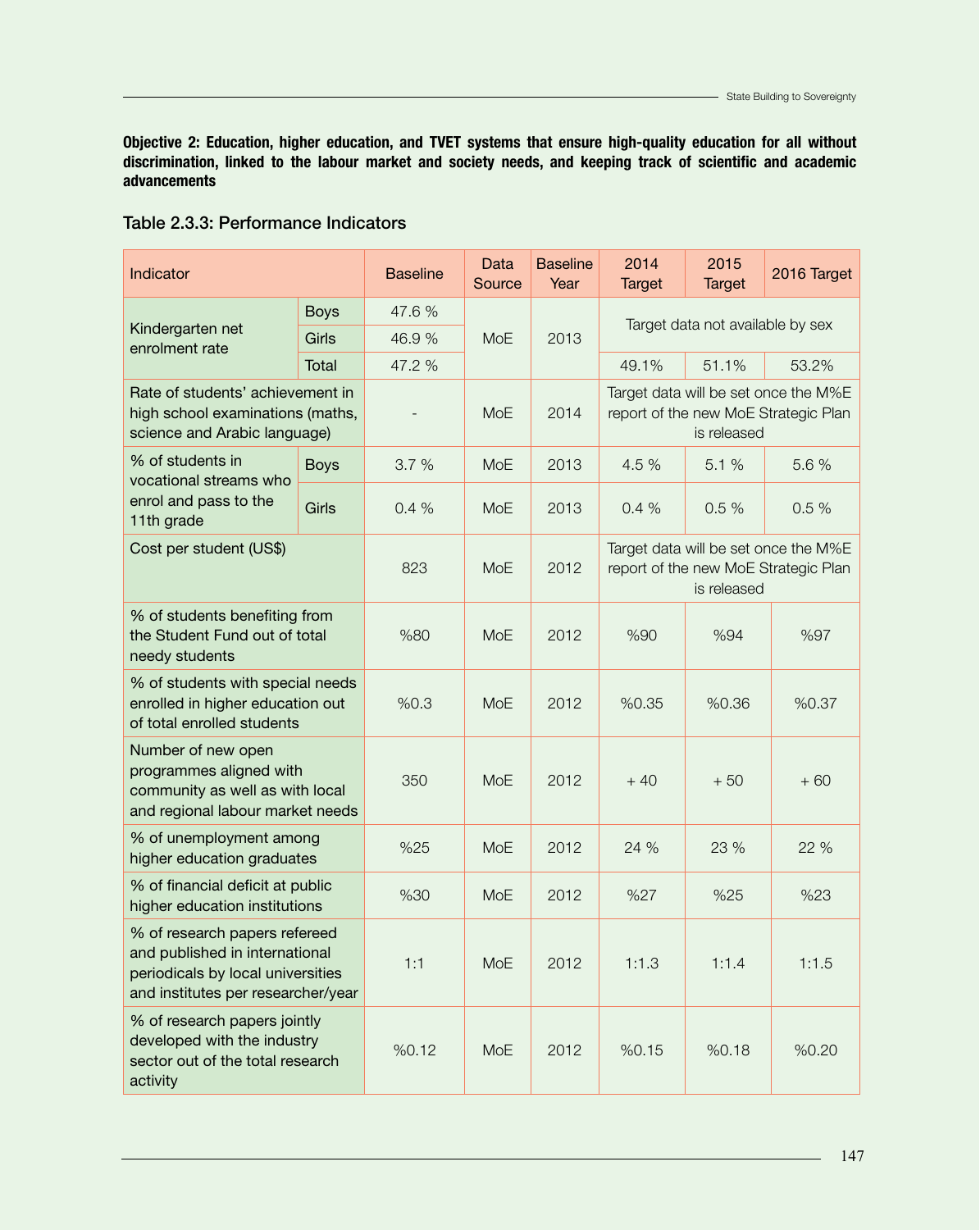**Objective 2: Education, higher education, and TVET systems that ensure high-quality education for all without discrimination, linked to the labour market and society needs, and keeping track of scientific and academic advancements**

### Table 2.3.3: Performance Indicators

| Indicator | | Baseline | Data Source | Baseline Year | 2014 Target | 2015 Target | 2016 Target |
|---|---|---|---|---|---|---|---|
| Kindergarten net enrolment rate | Boys | 47.6 % | MoE | 2013 | Target data not available by sex | | |
| | Girls | 46.9 % | | | | | |
| | Total | 47.2 % | | | 49.1% | 51.1% | 53.2% |
| Rate of students' achievement in high school examinations (maths, science and Arabic language) | | - | MoE | 2014 | Target data will be set once the M%E report of the new MoE Strategic Plan is released | | |
| % of students in vocational streams who enrol and pass to the 11th grade | Boys | 3.7 % | MoE | 2013 | 4.5 % | 5.1 % | 5.6 % |
| | Girls | 0.4 % | MoE | 2013 | 0.4 % | 0.5 % | 0.5 % |
| Cost per student (US$) | | 823 | MoE | 2012 | Target data will be set once the M%E report of the new MoE Strategic Plan is released | | |
| % of students benefiting from the Student Fund out of total needy students | | %80 | MoE | 2012 | %90 | %94 | %97 |
| % of students with special needs enrolled in higher education out of total enrolled students | | %0.3 | MoE | 2012 | %0.35 | %0.36 | %0.37 |
| Number of new open programmes aligned with community as well as with local and regional labour market needs | | 350 | MoE | 2012 | + 40 | + 50 | + 60 |
| % of unemployment among higher education graduates | | %25 | MoE | 2012 | 24 % | 23 % | 22 % |
| % of financial deficit at public higher education institutions | | %30 | MoE | 2012 | %27 | %25 | %23 |
| % of research papers refereed and published in international periodicals by local universities and institutes per researcher/year | | 1:1 | MoE | 2012 | 1:1.3 | 1:1.4 | 1:1.5 |
| % of research papers jointly developed with the industry sector out of the total research activity | | %0.12 | MoE | 2012 | %0.15 | %0.18 | %0.20 |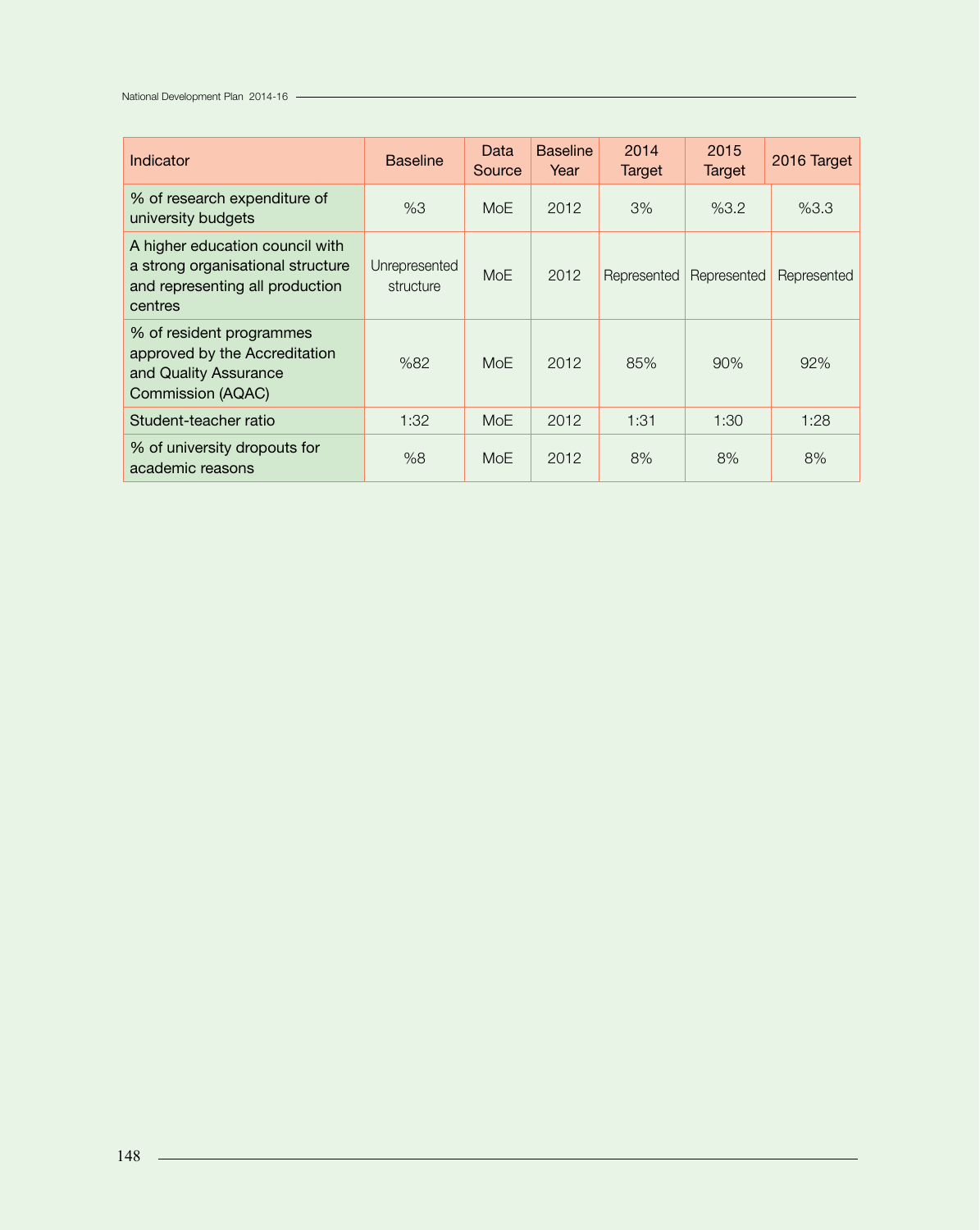| Indicator | Baseline | Data Source | Baseline Year | 2014 Target | 2015 Target | 2016 Target |
|---|---|---|---|---|---|---|
| % of research expenditure of university budgets | %3 | MoE | 2012 | 3% | %3.2 | %3.3 |
| A higher education council with a strong organisational structure and representing all production centres | Unrepresented structure | MoE | 2012 | Represented | Represented | Represented |
| % of resident programmes approved by the Accreditation and Quality Assurance Commission (AQAC) | %82 | MoE | 2012 | 85% | 90% | 92% |
| Student-teacher ratio | 1:32 | MoE | 2012 | 1:31 | 1:30 | 1:28 |
| % of university dropouts for academic reasons | %8 | MoE | 2012 | 8% | 8% | 8% |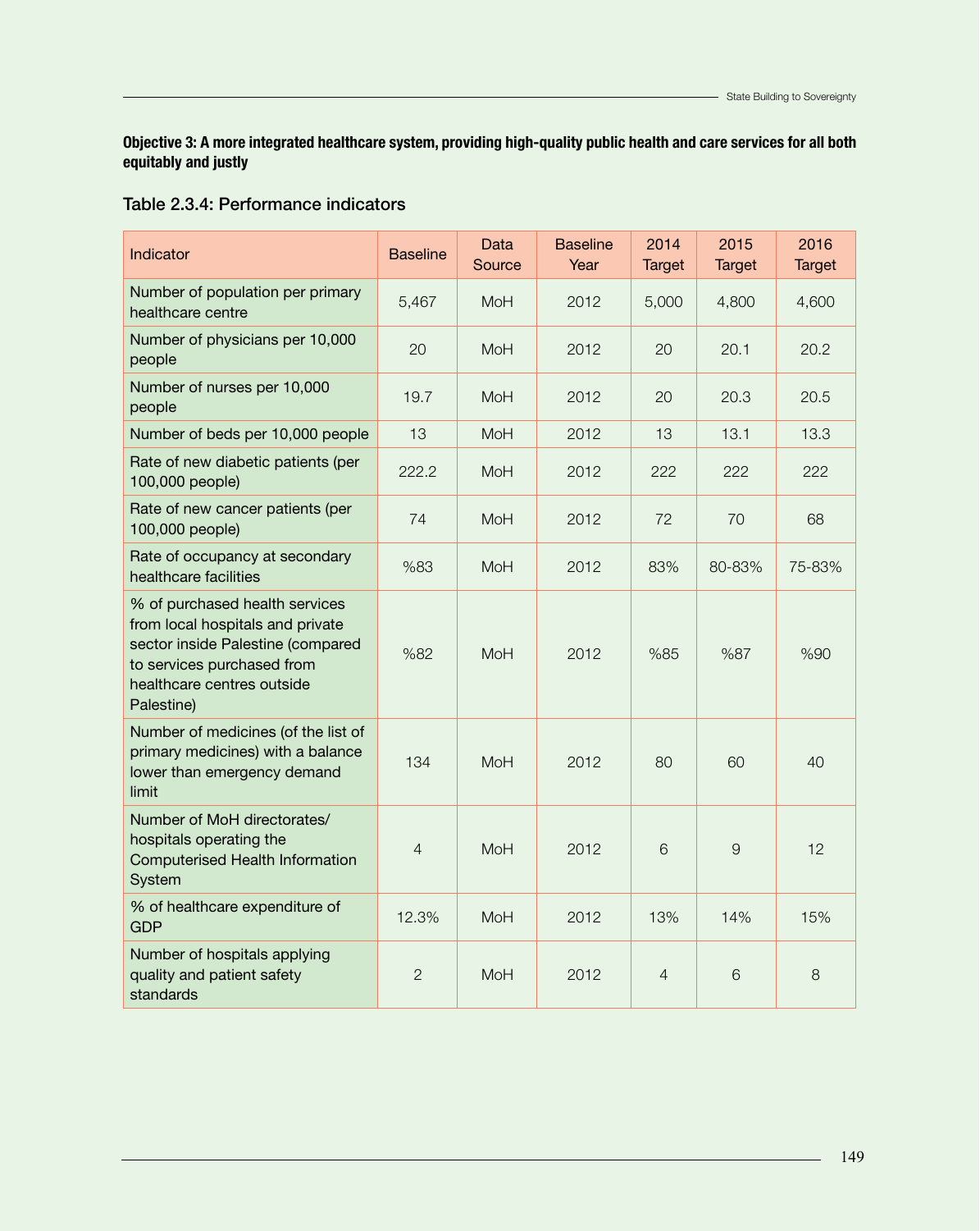**Objective 3: A more integrated healthcare system, providing high-quality public health and care services for all both equitably and justly**

### Table 2.3.4: Performance indicators

| Indicator | Baseline | Data Source | Baseline Year | 2014 Target | 2015 Target | 2016 Target |
|---|---|---|---|---|---|---|
| Number of population per primary healthcare centre | 5,467 | MoH | 2012 | 5,000 | 4,800 | 4,600 |
| Number of physicians per 10,000 people | 20 | MoH | 2012 | 20 | 20.1 | 20.2 |
| Number of nurses per 10,000 people | 19.7 | MoH | 2012 | 20 | 20.3 | 20.5 |
| Number of beds per 10,000 people | 13 | MoH | 2012 | 13 | 13.1 | 13.3 |
| Rate of new diabetic patients (per 100,000 people) | 222.2 | MoH | 2012 | 222 | 222 | 222 |
| Rate of new cancer patients (per 100,000 people) | 74 | MoH | 2012 | 72 | 70 | 68 |
| Rate of occupancy at secondary healthcare facilities | %83 | MoH | 2012 | 83% | 80-83% | 75-83% |
| % of purchased health services from local hospitals and private sector inside Palestine (compared to services purchased from healthcare centres outside Palestine) | %82 | MoH | 2012 | %85 | %87 | %90 |
| Number of medicines (of the list of primary medicines) with a balance lower than emergency demand limit | 134 | MoH | 2012 | 80 | 60 | 40 |
| Number of MoH directorates/ hospitals operating the Computerised Health Information System | 4 | MoH | 2012 | 6 | 9 | 12 |
| % of healthcare expenditure of GDP | 12.3% | MoH | 2012 | 13% | 14% | 15% |
| Number of hospitals applying quality and patient safety standards | 2 | MoH | 2012 | 4 | 6 | 8 |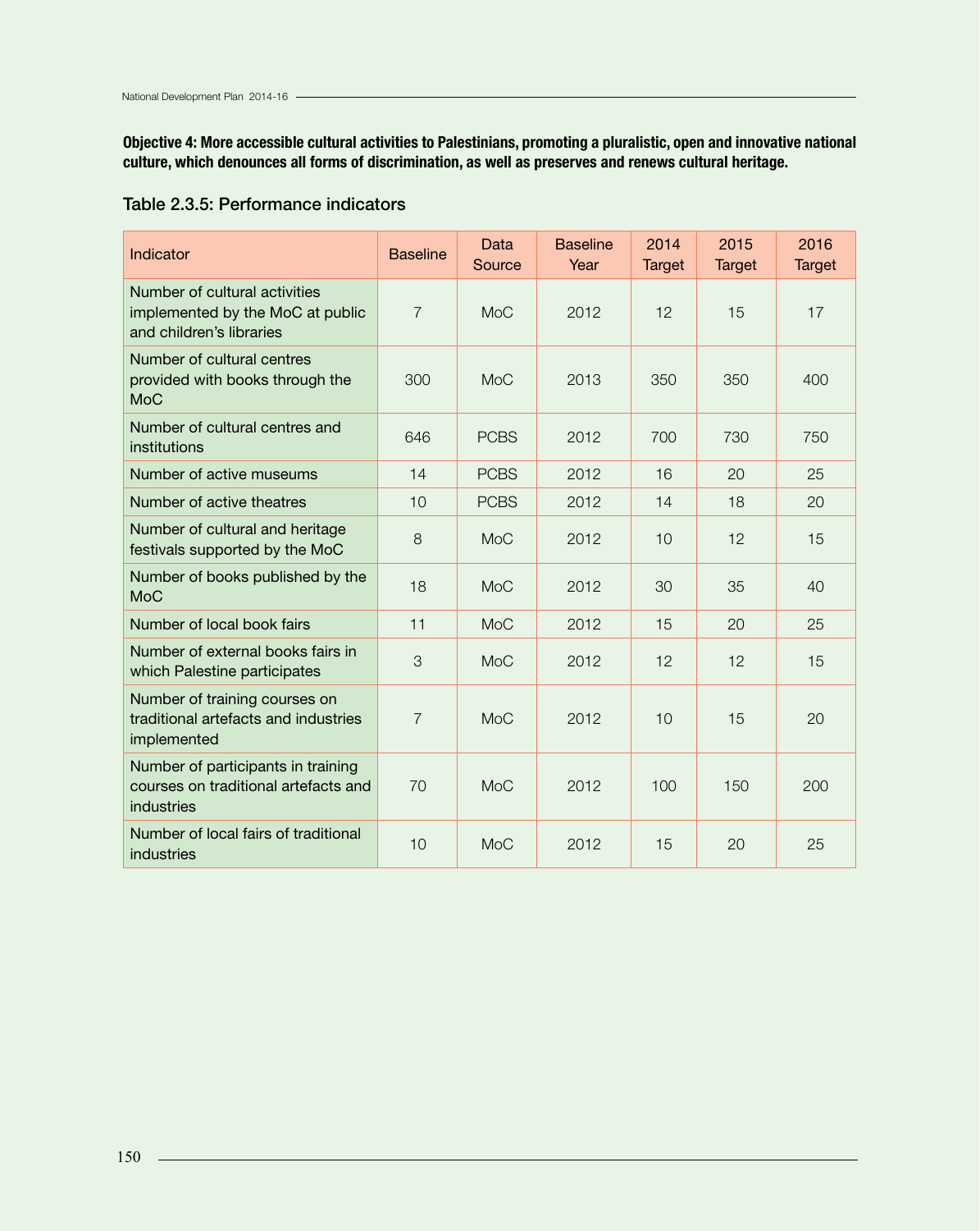**Objective 4: More accessible cultural activities to Palestinians, promoting a pluralistic, open and innovative national culture, which denounces all forms of discrimination, as well as preserves and renews cultural heritage.**

Table 2.3.5: Performance indicators

| Indicator | Baseline | Data Source | Baseline Year | 2014 Target | 2015 Target | 2016 Target |
|---|---|---|---|---|---|---|
| Number of cultural activities implemented by the MoC at public and children's libraries | 7 | MoC | 2012 | 12 | 15 | 17 |
| Number of cultural centres provided with books through the MoC | 300 | MoC | 2013 | 350 | 350 | 400 |
| Number of cultural centres and institutions | 646 | PCBS | 2012 | 700 | 730 | 750 |
| Number of active museums | 14 | PCBS | 2012 | 16 | 20 | 25 |
| Number of active theatres | 10 | PCBS | 2012 | 14 | 18 | 20 |
| Number of cultural and heritage festivals supported by the MoC | 8 | MoC | 2012 | 10 | 12 | 15 |
| Number of books published by the MoC | 18 | MoC | 2012 | 30 | 35 | 40 |
| Number of local book fairs | 11 | MoC | 2012 | 15 | 20 | 25 |
| Number of external books fairs in which Palestine participates | 3 | MoC | 2012 | 12 | 12 | 15 |
| Number of training courses on traditional artefacts and industries implemented | 7 | MoC | 2012 | 10 | 15 | 20 |
| Number of participants in training courses on traditional artefacts and industries | 70 | MoC | 2012 | 100 | 150 | 200 |
| Number of local fairs of traditional industries | 10 | MoC | 2012 | 15 | 20 | 25 |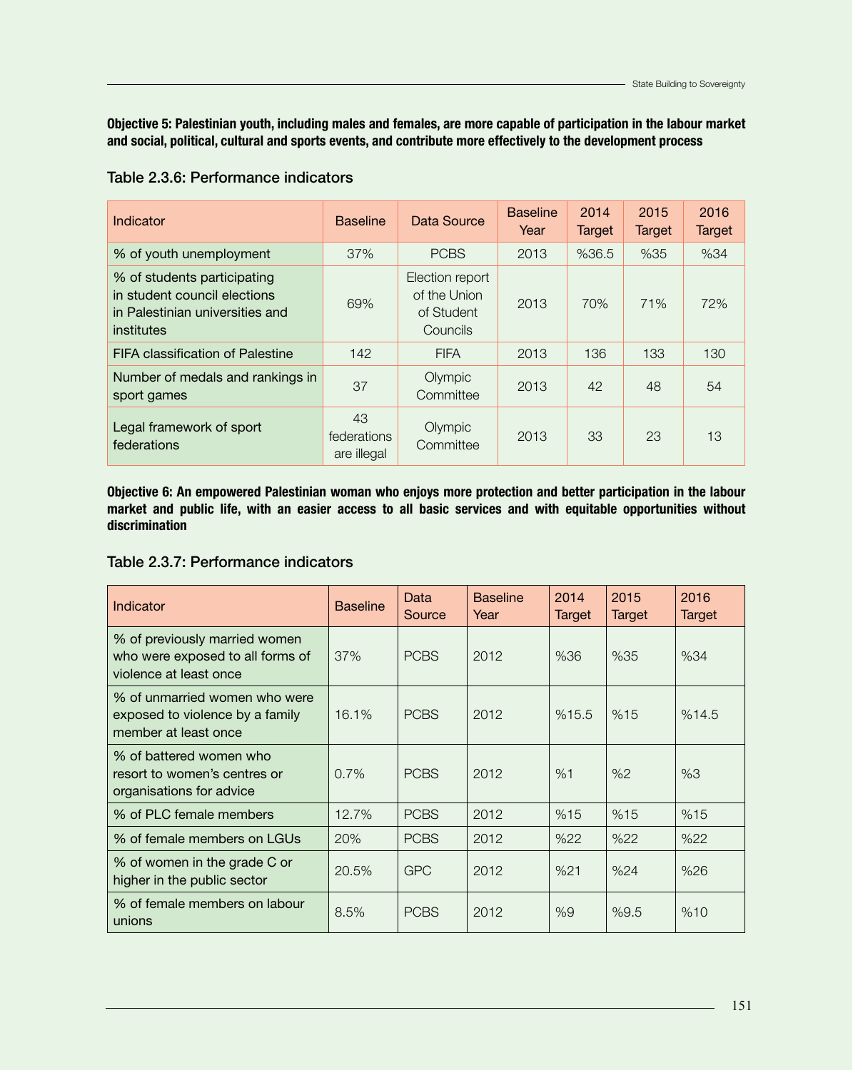**Objective 5: Palestinian youth, including males and females, are more capable of participation in the labour market and social, political, cultural and sports events, and contribute more effectively to the development process**

### Table 2.3.6: Performance indicators

| Indicator | Baseline | Data Source | Baseline Year | 2014 Target | 2015 Target | 2016 Target |
|---|---|---|---|---|---|---|
| % of youth unemployment | 37% | PCBS | 2013 | %36.5 | %35 | %34 |
| % of students participating in student council elections in Palestinian universities and institutes | 69% | Election report of the Union of Student Councils | 2013 | 70% | 71% | 72% |
| FIFA classification of Palestine | 142 | FIFA | 2013 | 136 | 133 | 130 |
| Number of medals and rankings in sport games | 37 | Olympic Committee | 2013 | 42 | 48 | 54 |
| Legal framework of sport federations | 43 federations are illegal | Olympic Committee | 2013 | 33 | 23 | 13 |

**Objective 6: An empowered Palestinian woman who enjoys more protection and better participation in the labour market and public life, with an easier access to all basic services and with equitable opportunities without discrimination**

### Table 2.3.7: Performance indicators

| Indicator | Baseline | Data Source | Baseline Year | 2014 Target | 2015 Target | 2016 Target |
|---|---|---|---|---|---|---|
| % of previously married women who were exposed to all forms of violence at least once | 37% | PCBS | 2012 | %36 | %35 | %34 |
| % of unmarried women who were exposed to violence by a family member at least once | 16.1% | PCBS | 2012 | %15.5 | %15 | %14.5 |
| % of battered women who resort to women's centres or organisations for advice | 0.7% | PCBS | 2012 | %1 | %2 | %3 |
| % of PLC female members | 12.7% | PCBS | 2012 | %15 | %15 | %15 |
| % of female members on LGUs | 20% | PCBS | 2012 | %22 | %22 | %22 |
| % of women in the grade C or higher in the public sector | 20.5% | GPC | 2012 | %21 | %24 | %26 |
| % of female members on labour unions | 8.5% | PCBS | 2012 | %9 | %9.5 | %10 |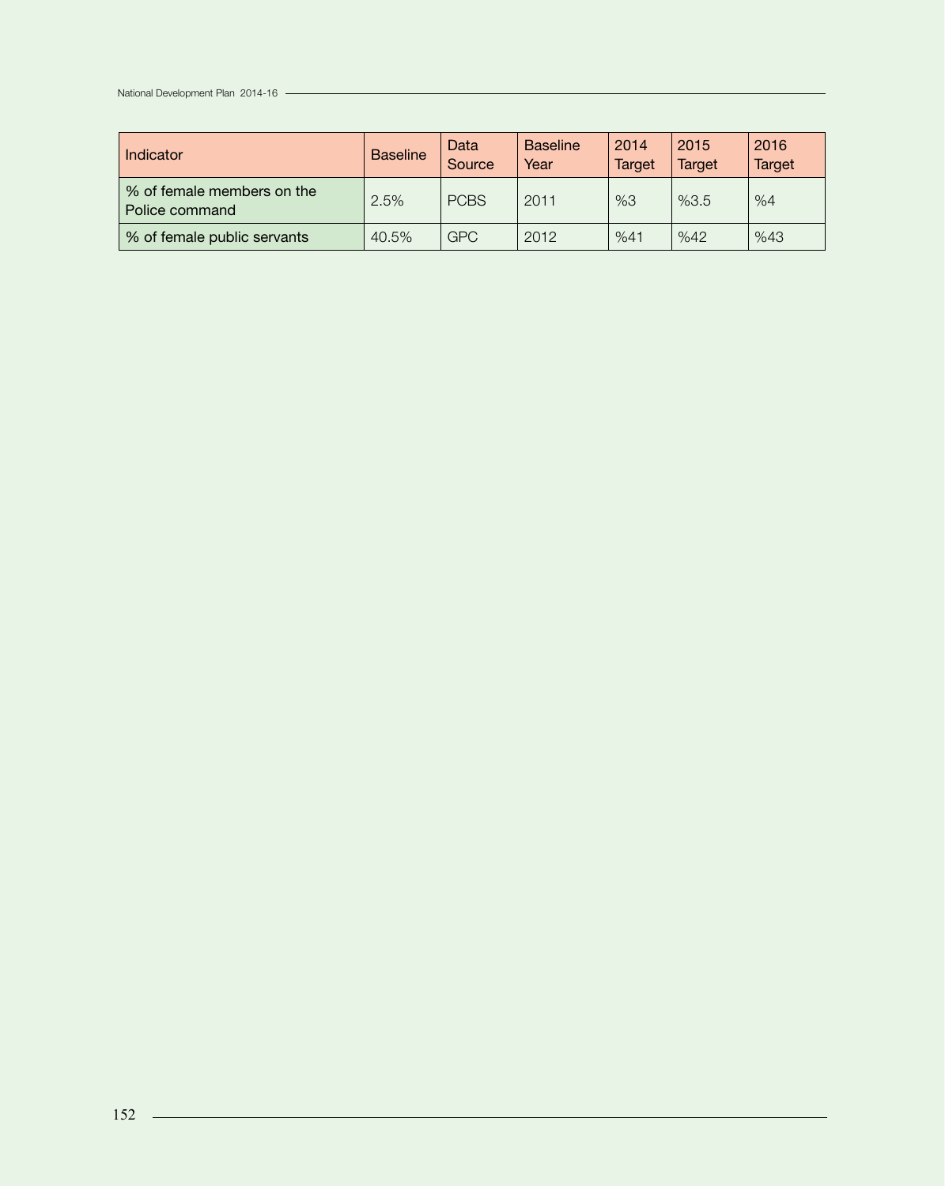| Indicator | Baseline | Data Source | Baseline Year | 2014 Target | 2015 Target | 2016 Target |
|---|---|---|---|---|---|---|
| % of female members on the Police command | 2.5% | PCBS | 2011 | %3 | %3.5 | %4 |
| % of female public servants | 40.5% | GPC | 2012 | %41 | %42 | %43 |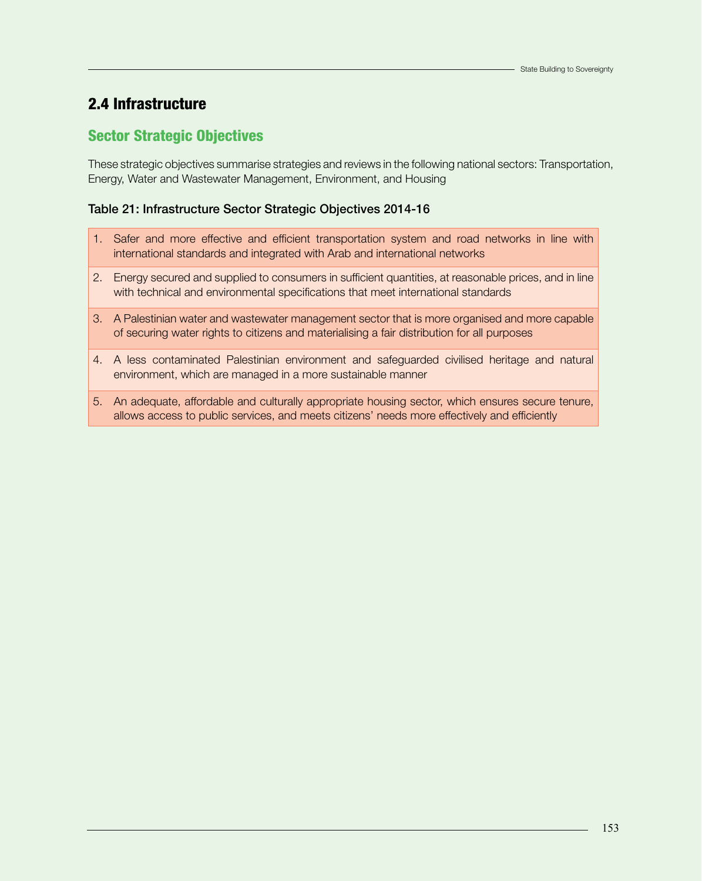## 2.4 Infrastructure

### Sector Strategic Objectives

These strategic objectives summarise strategies and reviews in the following national sectors: Transportation, Energy, Water and Wastewater Management, Environment, and Housing

**Table 21: Infrastructure Sector Strategic Objectives 2014-16**

| | |
|---|---|
| 1. | Safer and more effective and efficient transportation system and road networks in line with international standards and integrated with Arab and international networks |
| 2. | Energy secured and supplied to consumers in sufficient quantities, at reasonable prices, and in line with technical and environmental specifications that meet international standards |
| 3. | A Palestinian water and wastewater management sector that is more organised and more capable of securing water rights to citizens and materialising a fair distribution for all purposes |
| 4. | A less contaminated Palestinian environment and safeguarded civilised heritage and natural environment, which are managed in a more sustainable manner |
| 5. | An adequate, affordable and culturally appropriate housing sector, which ensures secure tenure, allows access to public services, and meets citizens' needs more effectively and efficiently |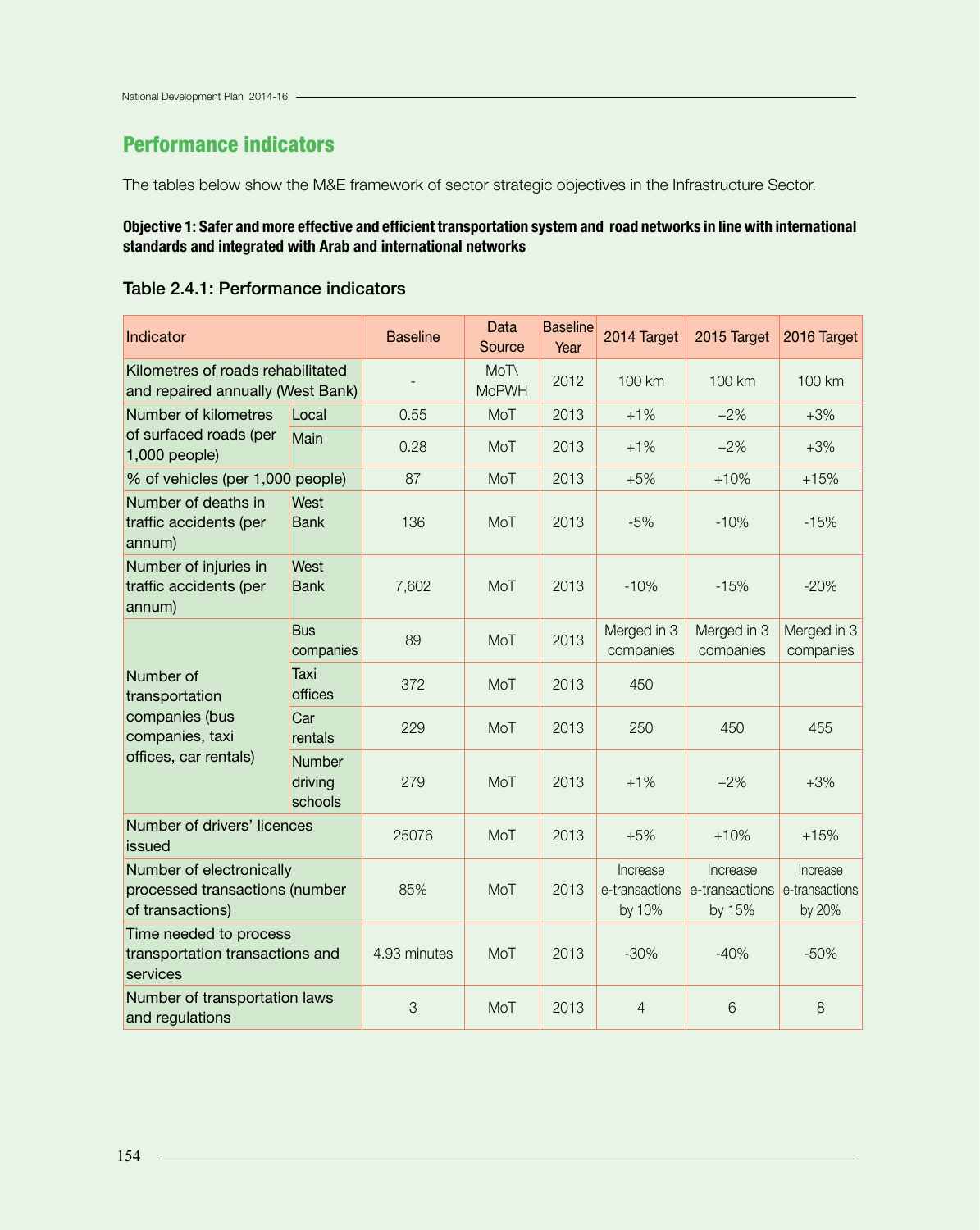## Performance indicators

The tables below show the M&E framework of sector strategic objectives in the Infrastructure Sector.

**Objective 1: Safer and more effective and efficient transportation system and road networks in line with international standards and integrated with Arab and international networks**

### Table 2.4.1: Performance indicators

| Indicator | | Baseline | Data Source | Baseline Year | 2014 Target | 2015 Target | 2016 Target |
|---|---|---|---|---|---|---|---|
| Kilometres of roads rehabilitated and repaired annually (West Bank) | | - | MoT\ MoPWH | 2012 | 100 km | 100 km | 100 km |
| Number of kilometres of surfaced roads (per 1,000 people) | Local | 0.55 | MoT | 2013 | +1% | +2% | +3% |
| | Main | 0.28 | MoT | 2013 | +1% | +2% | +3% |
| % of vehicles (per 1,000 people) | | 87 | MoT | 2013 | +5% | +10% | +15% |
| Number of deaths in traffic accidents (per annum) | West Bank | 136 | MoT | 2013 | -5% | -10% | -15% |
| Number of injuries in traffic accidents (per annum) | West Bank | 7,602 | MoT | 2013 | -10% | -15% | -20% |
| Number of transportation companies (bus companies, taxi offices, car rentals) | Bus companies | 89 | MoT | 2013 | Merged in 3 companies | Merged in 3 companies | Merged in 3 companies |
| | Taxi offices | 372 | MoT | 2013 | 450 | | |
| | Car rentals | 229 | MoT | 2013 | 250 | 450 | 455 |
| | Number driving schools | 279 | MoT | 2013 | +1% | +2% | +3% |
| Number of drivers' licences issued | | 25076 | MoT | 2013 | +5% | +10% | +15% |
| Number of electronically processed transactions (number of transactions) | | 85% | MoT | 2013 | Increase e-transactions by 10% | Increase e-transactions by 15% | Increase e-transactions by 20% |
| Time needed to process transportation transactions and services | | 4.93 minutes | MoT | 2013 | -30% | -40% | -50% |
| Number of transportation laws and regulations | | 3 | MoT | 2013 | 4 | 6 | 8 |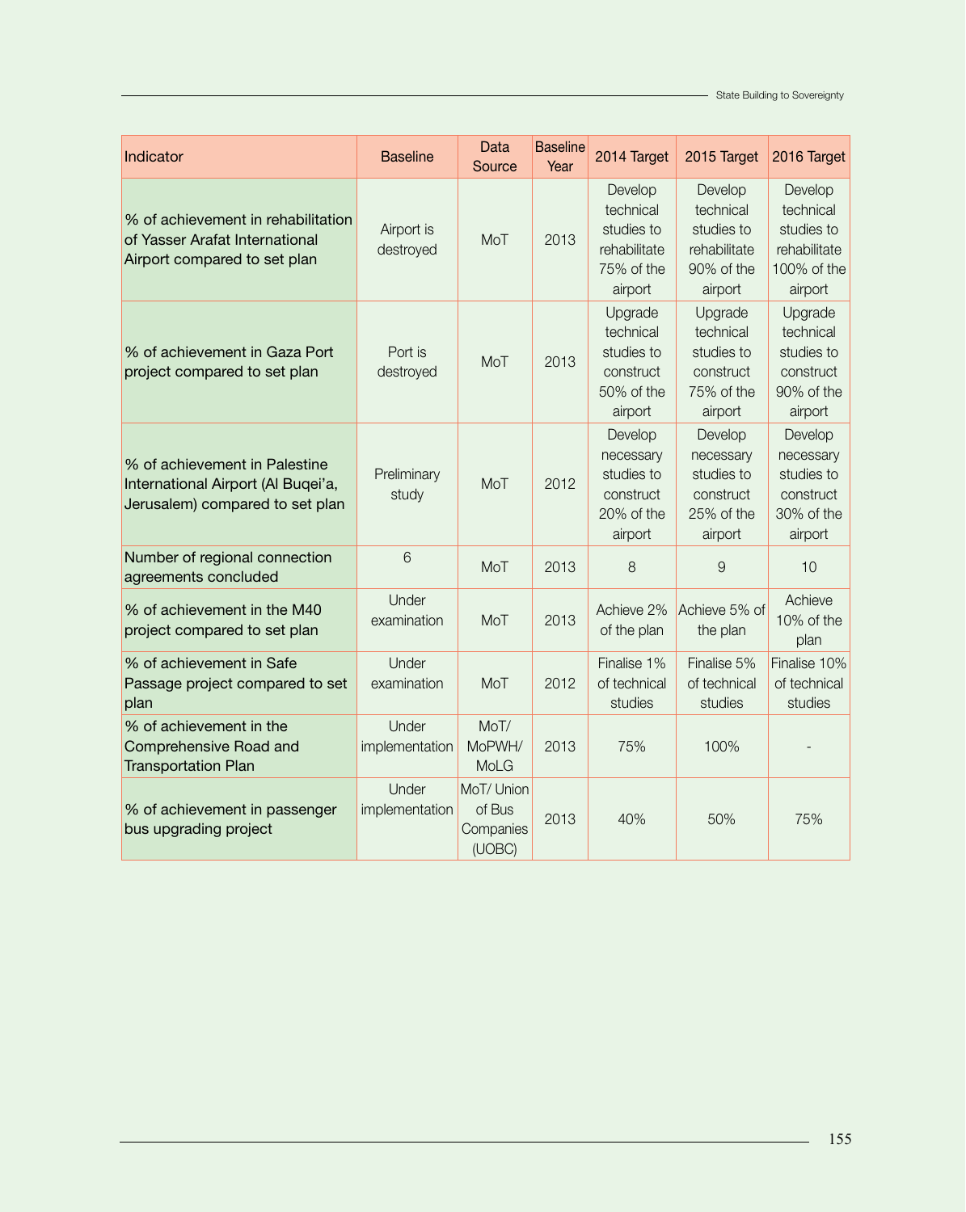| Indicator | Baseline | Data Source | Baseline Year | 2014 Target | 2015 Target | 2016 Target |
|---|---|---|---|---|---|---|
| % of achievement in rehabilitation of Yasser Arafat International Airport compared to set plan | Airport is destroyed | MoT | 2013 | Develop technical studies to rehabilitate 75% of the airport | Develop technical studies to rehabilitate 90% of the airport | Develop technical studies to rehabilitate 100% of the airport |
| % of achievement in Gaza Port project compared to set plan | Port is destroyed | MoT | 2013 | Upgrade technical studies to construct 50% of the airport | Upgrade technical studies to construct 75% of the airport | Upgrade technical studies to construct 90% of the airport |
| % of achievement in Palestine International Airport (Al Buqei'a, Jerusalem) compared to set plan | Preliminary study | MoT | 2012 | Develop necessary studies to construct 20% of the airport | Develop necessary studies to construct 25% of the airport | Develop necessary studies to construct 30% of the airport |
| Number of regional connection agreements concluded | 6 | MoT | 2013 | 8 | 9 | 10 |
| % of achievement in the M40 project compared to set plan | Under examination | MoT | 2013 | Achieve 2% of the plan | Achieve 5% of the plan | Achieve 10% of the plan |
| % of achievement in Safe Passage project compared to set plan | Under examination | MoT | 2012 | Finalise 1% of technical studies | Finalise 5% of technical studies | Finalise 10% of technical studies |
| % of achievement in the Comprehensive Road and Transportation Plan | Under implementation | MoT/ MoPWH/ MoLG | 2013 | 75% | 100% | - |
| % of achievement in passenger bus upgrading project | Under implementation | MoT/ Union of Bus Companies (UOBC) | 2013 | 40% | 50% | 75% |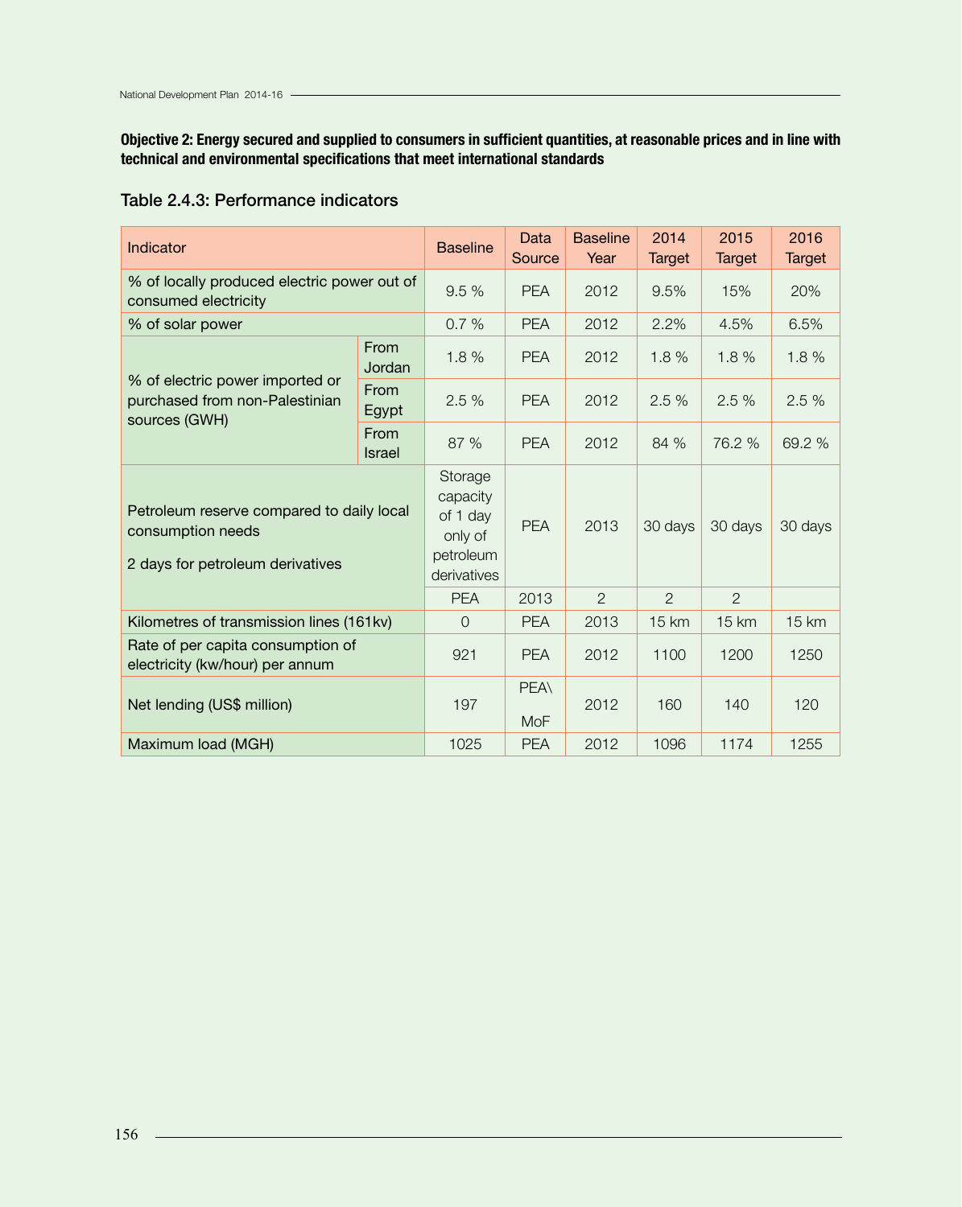**Objective 2: Energy secured and supplied to consumers in sufficient quantities, at reasonable prices and in line with technical and environmental specifications that meet international standards**

### Table 2.4.3: Performance indicators

| Indicator | | Baseline | Data Source | Baseline Year | 2014 Target | 2015 Target | 2016 Target |
|---|---|---|---|---|---|---|---|
| % of locally produced electric power out of consumed electricity | | 9.5 % | PEA | 2012 | 9.5% | 15% | 20% |
| % of solar power | | 0.7 % | PEA | 2012 | 2.2% | 4.5% | 6.5% |
| % of electric power imported or purchased from non-Palestinian sources (GWH) | From Jordan | 1.8 % | PEA | 2012 | 1.8 % | 1.8 % | 1.8 % |
| | From Egypt | 2.5 % | PEA | 2012 | 2.5 % | 2.5 % | 2.5 % |
| | From Israel | 87 % | PEA | 2012 | 84 % | 76.2 % | 69.2 % |
| Petroleum reserve compared to daily local consumption needs | | Storage capacity of 1 day only of petroleum derivatives | PEA | 2013 | 30 days | 30 days | 30 days |
| 2 days for petroleum derivatives | | PEA | 2013 | 2 | 2 | 2 | |
| Kilometres of transmission lines (161kv) | | 0 | PEA | 2013 | 15 km | 15 km | 15 km |
| Rate of per capita consumption of electricity (kw/hour) per annum | | 921 | PEA | 2012 | 1100 | 1200 | 1250 |
| Net lending (US$ million) | | 197 | PEA\ MoF | 2012 | 160 | 140 | 120 |
| Maximum load (MGH) | | 1025 | PEA | 2012 | 1096 | 1174 | 1255 |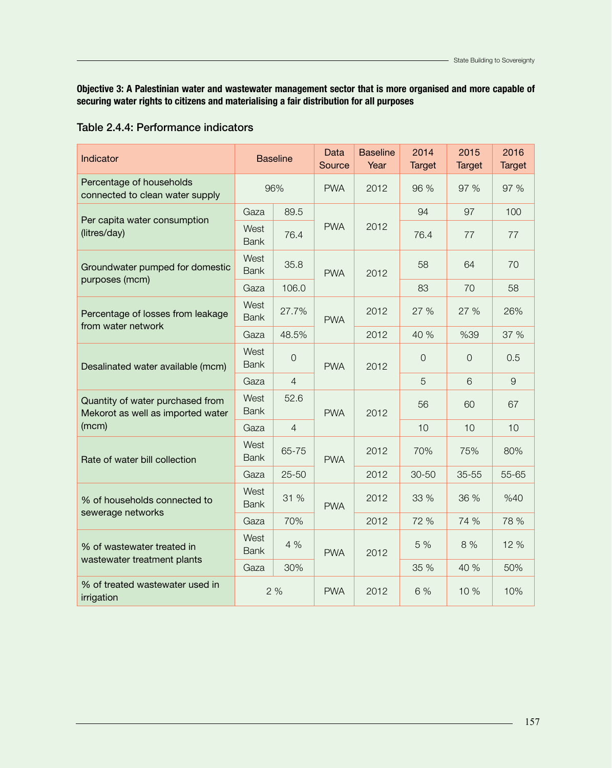**Objective 3: A Palestinian water and wastewater management sector that is more organised and more capable of securing water rights to citizens and materialising a fair distribution for all purposes**

### Table 2.4.4: Performance indicators

| Indicator | Baseline | | Data Source | Baseline Year | 2014 Target | 2015 Target | 2016 Target |
|---|---|---|---|---|---|---|---|
| Percentage of households connected to clean water supply | 96% | | PWA | 2012 | 96 % | 97 % | 97 % |
| Per capita water consumption (litres/day) | Gaza | 89.5 | PWA | 2012 | 94 | 97 | 100 |
| | West Bank | 76.4 | | | 76.4 | 77 | 77 |
| Groundwater pumped for domestic purposes (mcm) | West Bank | 35.8 | PWA | 2012 | 58 | 64 | 70 |
| | Gaza | 106.0 | | | 83 | 70 | 58 |
| Percentage of losses from leakage from water network | West Bank | 27.7% | PWA | 2012 | 27 % | 27 % | 26% |
| | Gaza | 48.5% | | 2012 | 40 % | %39 | 37 % |
| Desalinated water available (mcm) | West Bank | 0 | PWA | 2012 | 0 | 0 | 0.5 |
| | Gaza | 4 | | | 5 | 6 | 9 |
| Quantity of water purchased from Mekorot as well as imported water (mcm) | West Bank | 52.6 | PWA | 2012 | 56 | 60 | 67 |
| | Gaza | 4 | | | 10 | 10 | 10 |
| Rate of water bill collection | West Bank | 65-75 | PWA | 2012 | 70% | 75% | 80% |
| | Gaza | 25-50 | | 2012 | 30-50 | 35-55 | 55-65 |
| % of households connected to sewerage networks | West Bank | 31 % | PWA | 2012 | 33 % | 36 % | %40 |
| | Gaza | 70% | | 2012 | 72 % | 74 % | 78 % |
| % of wastewater treated in wastewater treatment plants | West Bank | 4 % | PWA | 2012 | 5 % | 8 % | 12 % |
| | Gaza | 30% | | | 35 % | 40 % | 50% |
| % of treated wastewater used in irrigation | 2 % | | PWA | 2012 | 6 % | 10 % | 10% |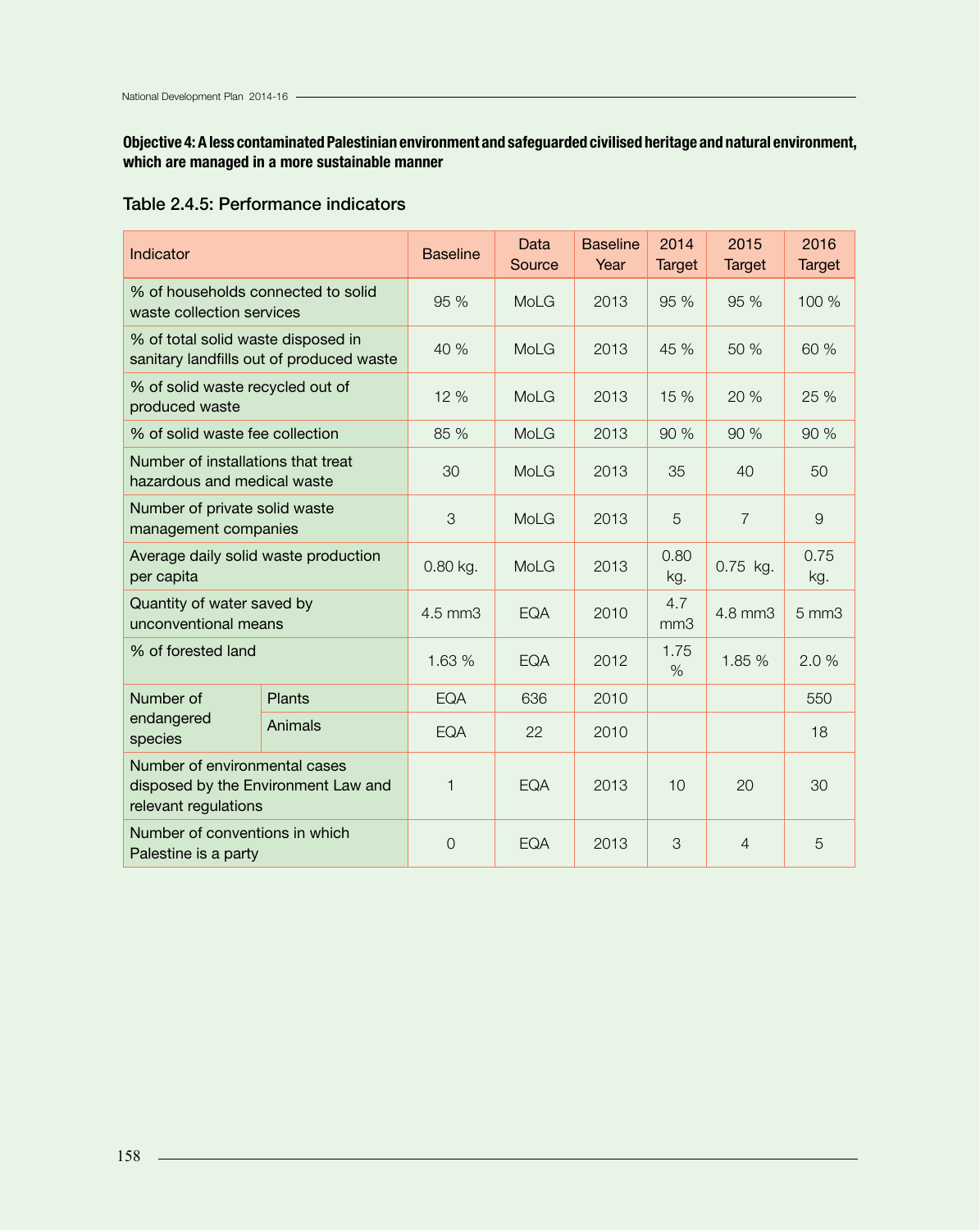**Objective 4: A less contaminated Palestinian environment and safeguarded civilised heritage and natural environment, which are managed in a more sustainable manner**

### Table 2.4.5: Performance indicators

| Indicator | | Baseline | Data Source | Baseline Year | 2014 Target | 2015 Target | 2016 Target |
|---|---|---|---|---|---|---|---|
| % of households connected to solid waste collection services | | 95 % | MoLG | 2013 | 95 % | 95 % | 100 % |
| % of total solid waste disposed in sanitary landfills out of produced waste | | 40 % | MoLG | 2013 | 45 % | 50 % | 60 % |
| % of solid waste recycled out of produced waste | | 12 % | MoLG | 2013 | 15 % | 20 % | 25 % |
| % of solid waste fee collection | | 85 % | MoLG | 2013 | 90 % | 90 % | 90 % |
| Number of installations that treat hazardous and medical waste | | 30 | MoLG | 2013 | 35 | 40 | 50 |
| Number of private solid waste management companies | | 3 | MoLG | 2013 | 5 | 7 | 9 |
| Average daily solid waste production per capita | | 0.80 kg. | MoLG | 2013 | 0.80 kg. | 0.75 kg. | 0.75 kg. |
| Quantity of water saved by unconventional means | | 4.5 mm3 | EQA | 2010 | 4.7 mm3 | 4.8 mm3 | 5 mm3 |
| % of forested land | | 1.63 % | EQA | 2012 | 1.75 % | 1.85 % | 2.0 % |
| Number of endangered species | Plants | EQA | 636 | 2010 | | | 550 |
| | Animals | EQA | 22 | 2010 | | | 18 |
| Number of environmental cases disposed by the Environment Law and relevant regulations | | 1 | EQA | 2013 | 10 | 20 | 30 |
| Number of conventions in which Palestine is a party | | 0 | EQA | 2013 | 3 | 4 | 5 |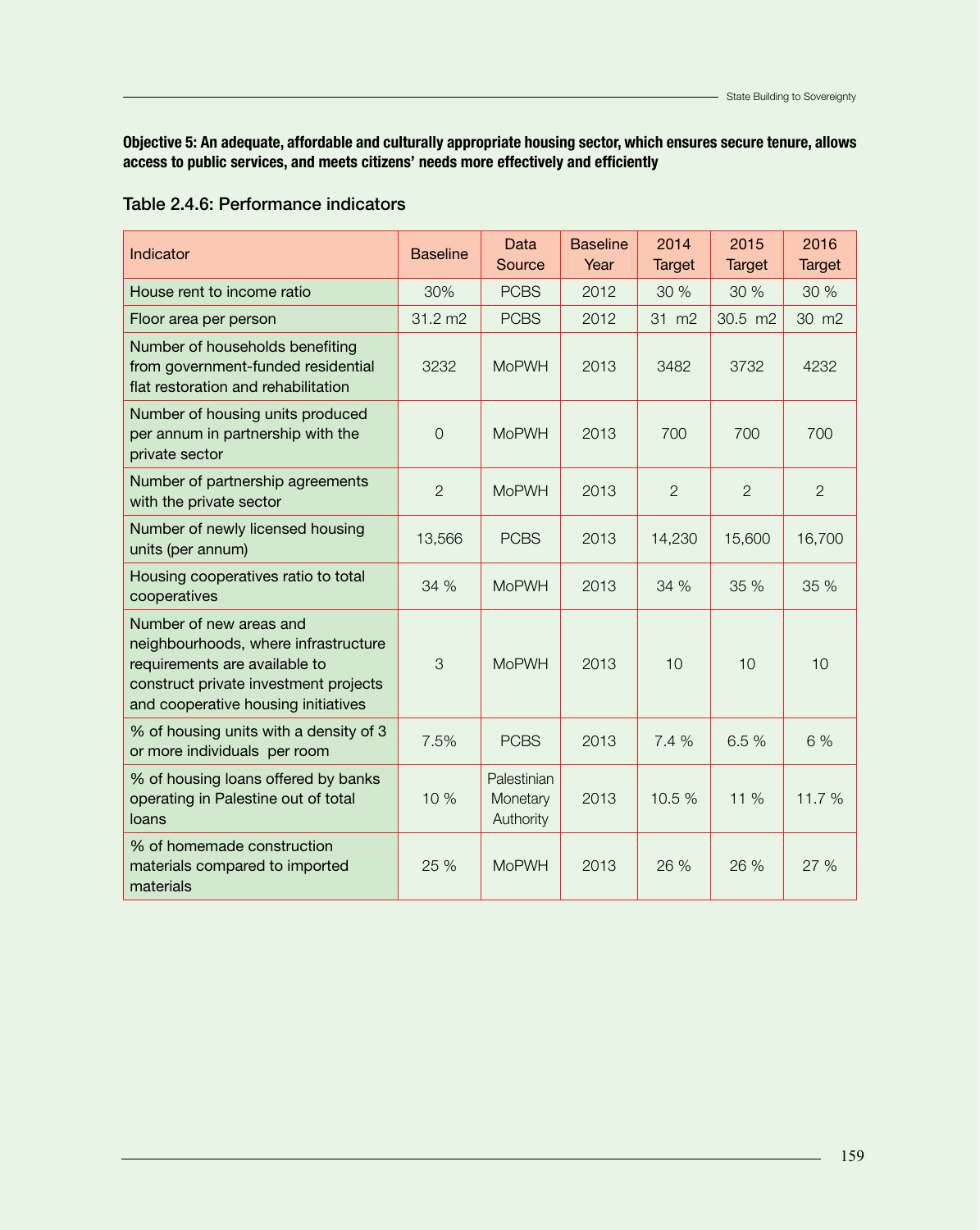**Objective 5: An adequate, affordable and culturally appropriate housing sector, which ensures secure tenure, allows access to public services, and meets citizens' needs more effectively and efficiently**

### Table 2.4.6: Performance indicators

| Indicator | Baseline | Data Source | Baseline Year | 2014 Target | 2015 Target | 2016 Target |
|---|---|---|---|---|---|---|
| House rent to income ratio | 30% | PCBS | 2012 | 30 % | 30 % | 30 % |
| Floor area per person | 31.2 m2 | PCBS | 2012 | 31 m2 | 30.5 m2 | 30 m2 |
| Number of households benefiting from government-funded residential flat restoration and rehabilitation | 3232 | MoPWH | 2013 | 3482 | 3732 | 4232 |
| Number of housing units produced per annum in partnership with the private sector | 0 | MoPWH | 2013 | 700 | 700 | 700 |
| Number of partnership agreements with the private sector | 2 | MoPWH | 2013 | 2 | 2 | 2 |
| Number of newly licensed housing units (per annum) | 13,566 | PCBS | 2013 | 14,230 | 15,600 | 16,700 |
| Housing cooperatives ratio to total cooperatives | 34 % | MoPWH | 2013 | 34 % | 35 % | 35 % |
| Number of new areas and neighbourhoods, where infrastructure requirements are available to construct private investment projects and cooperative housing initiatives | 3 | MoPWH | 2013 | 10 | 10 | 10 |
| % of housing units with a density of 3 or more individuals per room | 7.5% | PCBS | 2013 | 7.4 % | 6.5 % | 6 % |
| % of housing loans offered by banks operating in Palestine out of total loans | 10 % | Palestinian Monetary Authority | 2013 | 10.5 % | 11 % | 11.7 % |
| % of homemade construction materials compared to imported materials | 25 % | MoPWH | 2013 | 26 % | 26 % | 27 % |